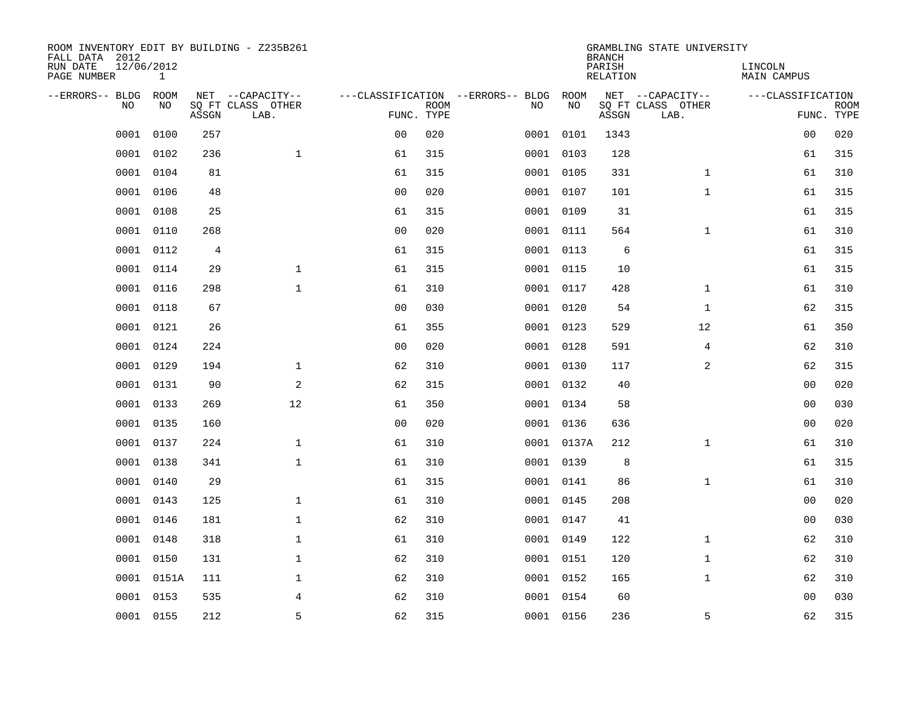ROOM INVENTORY EDIT BY BUILDING - Z235B261
FALL DATA 2012
RUN DATE 12/06/2012
PAGE NUMBER 1

GRAMBLING STATE UNIVERSITY
BRANCH
PARISH LINCOLN
RELATION MAIN CAMPUS

| --ERRORS-- | BLDG NO | ROOM NO | NET SQ FT ASSGN | --CAPACITY-- CLASS LAB. | OTHER | ---CLASSIFICATION FUNC. | ROOM TYPE | --ERRORS-- | BLDG NO | ROOM NO | NET SQ FT ASSGN | --CAPACITY-- CLASS LAB. | OTHER | ---CLASSIFICATION FUNC. | ROOM TYPE |
|---|---|---|---|---|---|---|---|---|---|---|---|---|---|---|---|
| | 0001 | 0100 | 257 | | | 00 | 020 | | 0001 | 0101 | 1343 | | | 00 | 020 |
| | 0001 | 0102 | 236 | | 1 | 61 | 315 | | 0001 | 0103 | 128 | | | 61 | 315 |
| | 0001 | 0104 | 81 | | | 61 | 315 | | 0001 | 0105 | 331 | | 1 | 61 | 310 |
| | 0001 | 0106 | 48 | | | 00 | 020 | | 0001 | 0107 | 101 | | 1 | 61 | 315 |
| | 0001 | 0108 | 25 | | | 61 | 315 | | 0001 | 0109 | 31 | | | 61 | 315 |
| | 0001 | 0110 | 268 | | | 00 | 020 | | 0001 | 0111 | 564 | | 1 | 61 | 310 |
| | 0001 | 0112 | 4 | | | 61 | 315 | | 0001 | 0113 | 6 | | | 61 | 315 |
| | 0001 | 0114 | 29 | | 1 | 61 | 315 | | 0001 | 0115 | 10 | | | 61 | 315 |
| | 0001 | 0116 | 298 | | 1 | 61 | 310 | | 0001 | 0117 | 428 | | 1 | 61 | 310 |
| | 0001 | 0118 | 67 | | | 00 | 030 | | 0001 | 0120 | 54 | | 1 | 62 | 315 |
| | 0001 | 0121 | 26 | | | 61 | 355 | | 0001 | 0123 | 529 | | 12 | 61 | 350 |
| | 0001 | 0124 | 224 | | | 00 | 020 | | 0001 | 0128 | 591 | | 4 | 62 | 310 |
| | 0001 | 0129 | 194 | | 1 | 62 | 310 | | 0001 | 0130 | 117 | | 2 | 62 | 315 |
| | 0001 | 0131 | 90 | | 2 | 62 | 315 | | 0001 | 0132 | 40 | | | 00 | 020 |
| | 0001 | 0133 | 269 | | 12 | 61 | 350 | | 0001 | 0134 | 58 | | | 00 | 030 |
| | 0001 | 0135 | 160 | | | 00 | 020 | | 0001 | 0136 | 636 | | | 00 | 020 |
| | 0001 | 0137 | 224 | | 1 | 61 | 310 | | 0001 | 0137A | 212 | | 1 | 61 | 310 |
| | 0001 | 0138 | 341 | | 1 | 61 | 310 | | 0001 | 0139 | 8 | | | 61 | 315 |
| | 0001 | 0140 | 29 | | | 61 | 315 | | 0001 | 0141 | 86 | | 1 | 61 | 310 |
| | 0001 | 0143 | 125 | | 1 | 61 | 310 | | 0001 | 0145 | 208 | | | 00 | 020 |
| | 0001 | 0146 | 181 | | 1 | 62 | 310 | | 0001 | 0147 | 41 | | | 00 | 030 |
| | 0001 | 0148 | 318 | | 1 | 61 | 310 | | 0001 | 0149 | 122 | | 1 | 62 | 310 |
| | 0001 | 0150 | 131 | | 1 | 62 | 310 | | 0001 | 0151 | 120 | | 1 | 62 | 310 |
| | 0001 | 0151A | 111 | | 1 | 62 | 310 | | 0001 | 0152 | 165 | | 1 | 62 | 310 |
| | 0001 | 0153 | 535 | | 4 | 62 | 310 | | 0001 | 0154 | 60 | | | 00 | 030 |
| | 0001 | 0155 | 212 | | 5 | 62 | 315 | | 0001 | 0156 | 236 | | 5 | 62 | 315 |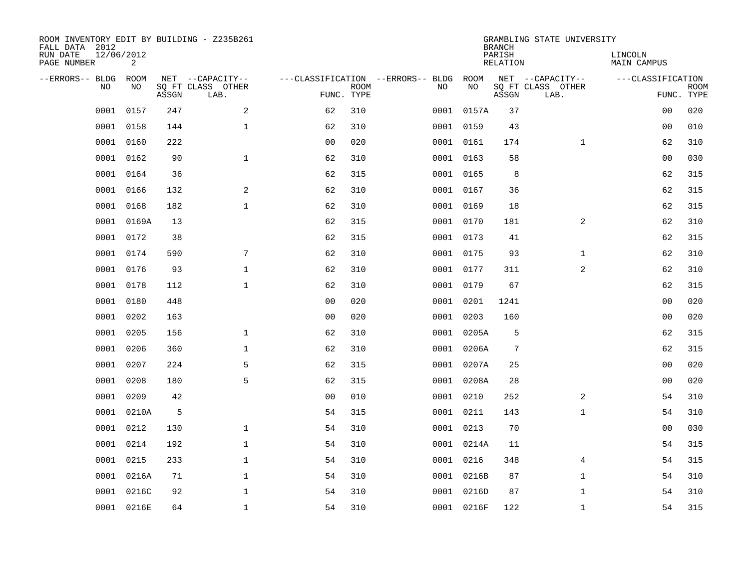ROOM INVENTORY EDIT BY BUILDING - Z235B261
FALL DATA 2012
RUN DATE 12/06/2012
PAGE NUMBER 2

GRAMBLING STATE UNIVERSITY
BRANCH
PARISH LINCOLN
RELATION MAIN CAMPUS

| --ERRORS-- | BLDG NO | ROOM NO | NET SQ FT ASSGN | --CAPACITY-- CLASS LAB. | OTHER | ---CLASSIFICATION FUNC. | ROOM TYPE | --ERRORS-- | BLDG NO | ROOM NO | NET SQ FT ASSGN | --CAPACITY-- CLASS LAB. | OTHER | ---CLASSIFICATION FUNC. | ROOM TYPE |
|---|---|---|---|---|---|---|---|---|---|---|---|---|---|---|---|
| | 0001 | 0157 | 247 | | 2 | 62 | 310 | | 0001 | 0157A | 37 | | | 00 | 020 |
| | 0001 | 0158 | 144 | | 1 | 62 | 310 | | 0001 | 0159 | 43 | | | 00 | 010 |
| | 0001 | 0160 | 222 | | | 00 | 020 | | 0001 | 0161 | 174 | | 1 | 62 | 310 |
| | 0001 | 0162 | 90 | | 1 | 62 | 310 | | 0001 | 0163 | 58 | | | 00 | 030 |
| | 0001 | 0164 | 36 | | | 62 | 315 | | 0001 | 0165 | 8 | | | 62 | 315 |
| | 0001 | 0166 | 132 | | 2 | 62 | 310 | | 0001 | 0167 | 36 | | | 62 | 315 |
| | 0001 | 0168 | 182 | | 1 | 62 | 310 | | 0001 | 0169 | 18 | | | 62 | 315 |
| | 0001 | 0169A | 13 | | | 62 | 315 | | 0001 | 0170 | 181 | | 2 | 62 | 310 |
| | 0001 | 0172 | 38 | | | 62 | 315 | | 0001 | 0173 | 41 | | | 62 | 315 |
| | 0001 | 0174 | 590 | | 7 | 62 | 310 | | 0001 | 0175 | 93 | | 1 | 62 | 310 |
| | 0001 | 0176 | 93 | | 1 | 62 | 310 | | 0001 | 0177 | 311 | | 2 | 62 | 310 |
| | 0001 | 0178 | 112 | | 1 | 62 | 310 | | 0001 | 0179 | 67 | | | 62 | 315 |
| | 0001 | 0180 | 448 | | | 00 | 020 | | 0001 | 0201 | 1241 | | | 00 | 020 |
| | 0001 | 0202 | 163 | | | 00 | 020 | | 0001 | 0203 | 160 | | | 00 | 020 |
| | 0001 | 0205 | 156 | | 1 | 62 | 310 | | 0001 | 0205A | 5 | | | 62 | 315 |
| | 0001 | 0206 | 360 | | 1 | 62 | 310 | | 0001 | 0206A | 7 | | | 62 | 315 |
| | 0001 | 0207 | 224 | | 5 | 62 | 315 | | 0001 | 0207A | 25 | | | 00 | 020 |
| | 0001 | 0208 | 180 | | 5 | 62 | 315 | | 0001 | 0208A | 28 | | | 00 | 020 |
| | 0001 | 0209 | 42 | | | 00 | 010 | | 0001 | 0210 | 252 | | 2 | 54 | 310 |
| | 0001 | 0210A | 5 | | | 54 | 315 | | 0001 | 0211 | 143 | | 1 | 54 | 310 |
| | 0001 | 0212 | 130 | | 1 | 54 | 310 | | 0001 | 0213 | 70 | | | 00 | 030 |
| | 0001 | 0214 | 192 | | 1 | 54 | 310 | | 0001 | 0214A | 11 | | | 54 | 315 |
| | 0001 | 0215 | 233 | | 1 | 54 | 310 | | 0001 | 0216 | 348 | | 4 | 54 | 315 |
| | 0001 | 0216A | 71 | | 1 | 54 | 310 | | 0001 | 0216B | 87 | | 1 | 54 | 310 |
| | 0001 | 0216C | 92 | | 1 | 54 | 310 | | 0001 | 0216D | 87 | | 1 | 54 | 310 |
| | 0001 | 0216E | 64 | | 1 | 54 | 310 | | 0001 | 0216F | 122 | | 1 | 54 | 315 |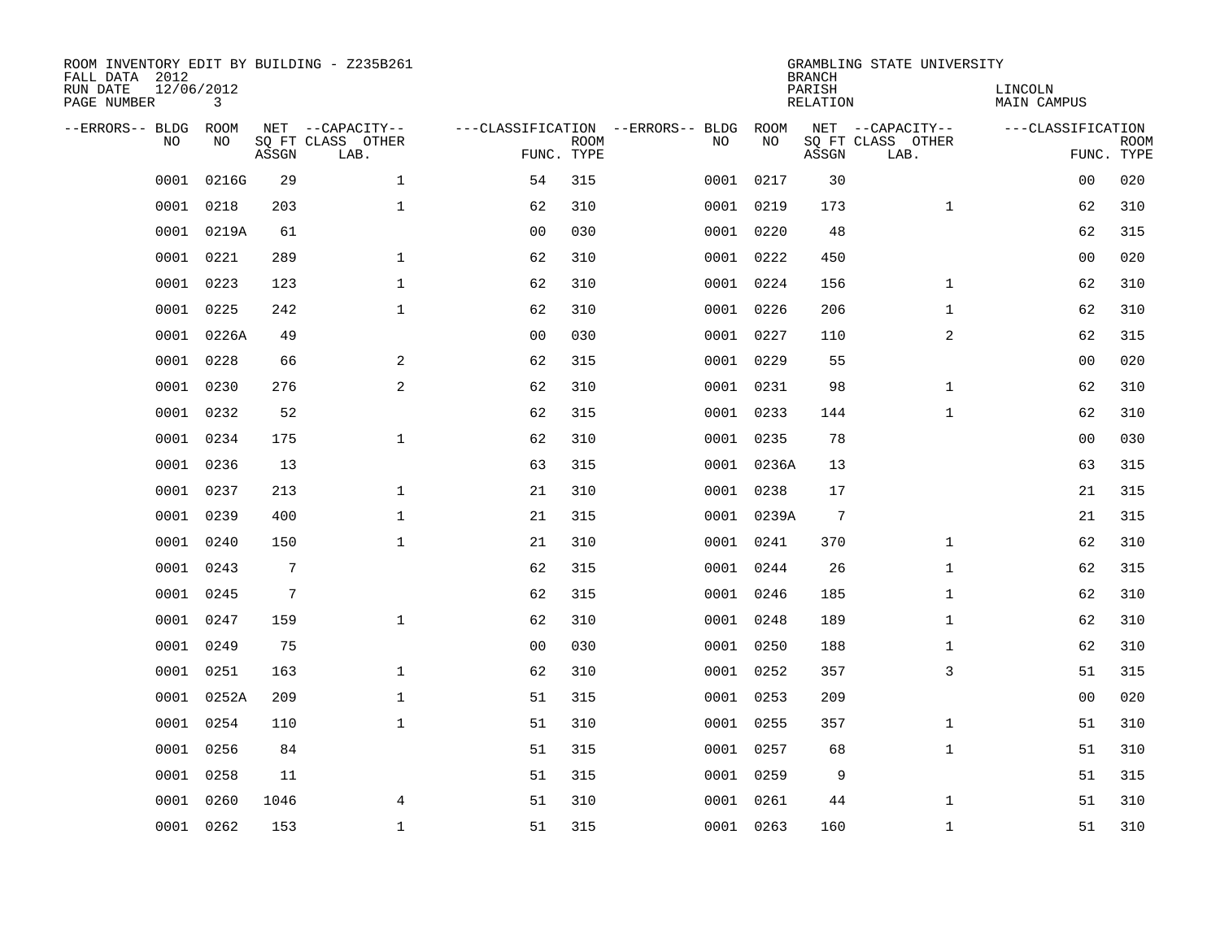ROOM INVENTORY EDIT BY BUILDING - Z235B261
FALL DATA 2012
RUN DATE 12/06/2012
PAGE NUMBER 3

GRAMBLING STATE UNIVERSITY
BRANCH
PARISH LINCOLN
RELATION MAIN CAMPUS

| --ERRORS-- | BLDG NO | ROOM NO | NET SQ FT ASSGN | --CAPACITY-- CLASS LAB. | OTHER | ---CLASSIFICATION FUNC. | ROOM TYPE | --ERRORS-- | BLDG NO | ROOM NO | NET SQ FT ASSGN | --CAPACITY-- CLASS LAB. | OTHER | ---CLASSIFICATION FUNC. | ROOM TYPE |
|---|---|---|---|---|---|---|---|---|---|---|---|---|---|---|---|
| | 0001 | 0216G | 29 | | 1 | 54 | 315 | | 0001 | 0217 | 30 | | | 00 | 020 |
| | 0001 | 0218 | 203 | | 1 | 62 | 310 | | 0001 | 0219 | 173 | | 1 | 62 | 310 |
| | 0001 | 0219A | 61 | | | 00 | 030 | | 0001 | 0220 | 48 | | | 62 | 315 |
| | 0001 | 0221 | 289 | | 1 | 62 | 310 | | 0001 | 0222 | 450 | | | 00 | 020 |
| | 0001 | 0223 | 123 | | 1 | 62 | 310 | | 0001 | 0224 | 156 | | 1 | 62 | 310 |
| | 0001 | 0225 | 242 | | 1 | 62 | 310 | | 0001 | 0226 | 206 | | 1 | 62 | 310 |
| | 0001 | 0226A | 49 | | | 00 | 030 | | 0001 | 0227 | 110 | | 2 | 62 | 315 |
| | 0001 | 0228 | 66 | | 2 | 62 | 315 | | 0001 | 0229 | 55 | | | 00 | 020 |
| | 0001 | 0230 | 276 | | 2 | 62 | 310 | | 0001 | 0231 | 98 | | 1 | 62 | 310 |
| | 0001 | 0232 | 52 | | | 62 | 315 | | 0001 | 0233 | 144 | | 1 | 62 | 310 |
| | 0001 | 0234 | 175 | | 1 | 62 | 310 | | 0001 | 0235 | 78 | | | 00 | 030 |
| | 0001 | 0236 | 13 | | | 63 | 315 | | 0001 | 0236A | 13 | | | 63 | 315 |
| | 0001 | 0237 | 213 | | 1 | 21 | 310 | | 0001 | 0238 | 17 | | | 21 | 315 |
| | 0001 | 0239 | 400 | | 1 | 21 | 315 | | 0001 | 0239A | 7 | | | 21 | 315 |
| | 0001 | 0240 | 150 | | 1 | 21 | 310 | | 0001 | 0241 | 370 | | 1 | 62 | 310 |
| | 0001 | 0243 | 7 | | | 62 | 315 | | 0001 | 0244 | 26 | | 1 | 62 | 315 |
| | 0001 | 0245 | 7 | | | 62 | 315 | | 0001 | 0246 | 185 | | 1 | 62 | 310 |
| | 0001 | 0247 | 159 | | 1 | 62 | 310 | | 0001 | 0248 | 189 | | 1 | 62 | 310 |
| | 0001 | 0249 | 75 | | | 00 | 030 | | 0001 | 0250 | 188 | | 1 | 62 | 310 |
| | 0001 | 0251 | 163 | | 1 | 62 | 310 | | 0001 | 0252 | 357 | | 3 | 51 | 315 |
| | 0001 | 0252A | 209 | | 1 | 51 | 315 | | 0001 | 0253 | 209 | | | 00 | 020 |
| | 0001 | 0254 | 110 | | 1 | 51 | 310 | | 0001 | 0255 | 357 | | 1 | 51 | 310 |
| | 0001 | 0256 | 84 | | | 51 | 315 | | 0001 | 0257 | 68 | | 1 | 51 | 310 |
| | 0001 | 0258 | 11 | | | 51 | 315 | | 0001 | 0259 | 9 | | | 51 | 315 |
| | 0001 | 0260 | 1046 | | 4 | 51 | 310 | | 0001 | 0261 | 44 | | 1 | 51 | 310 |
| | 0001 | 0262 | 153 | | 1 | 51 | 315 | | 0001 | 0263 | 160 | | 1 | 51 | 310 |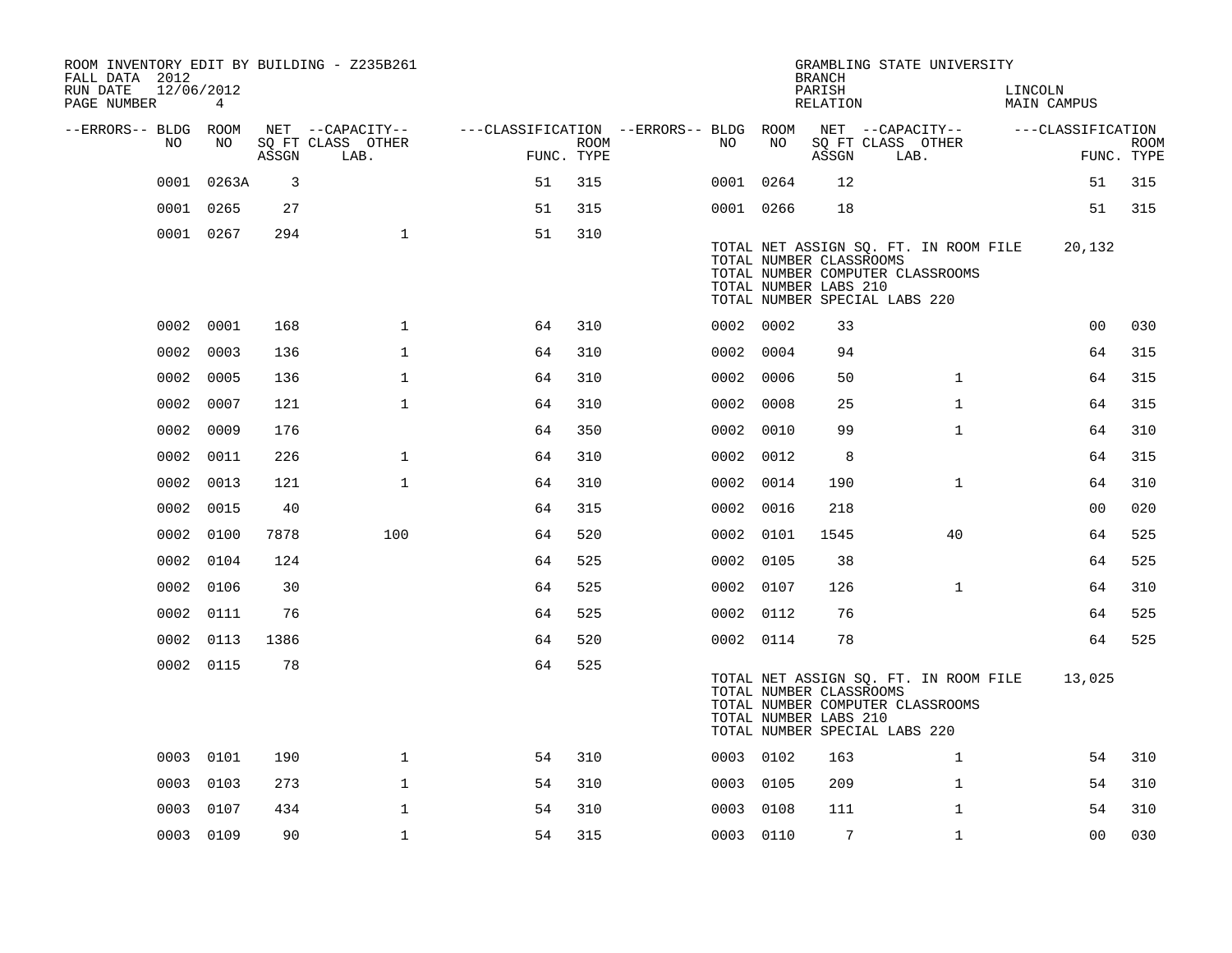ROOM INVENTORY EDIT BY BUILDING - Z235B261
FALL DATA 2012
RUN DATE 12/06/2012
PAGE NUMBER 4

GRAMBLING STATE UNIVERSITY
BRANCH
PARISH LINCOLN
RELATION MAIN CAMPUS

| --ERRORS-- | BLDG NO | ROOM NO | NET SQ FT ASSGN | --CAPACITY-- CLASS LAB. | OTHER | ---CLASSIFICATION FUNC. | ROOM TYPE | --ERRORS-- | BLDG NO | ROOM NO | NET SQ FT ASSGN | --CAPACITY-- CLASS LAB. | OTHER | ---CLASSIFICATION FUNC. | ROOM TYPE |
|---|---|---|---|---|---|---|---|---|---|---|---|---|---|---|---|
| | 0001 | 0263A | 3 | | | 51 | 315 | | 0001 | 0264 | 12 | | | 51 | 315 |
| | 0001 | 0265 | 27 | | | 51 | 315 | | 0001 | 0266 | 18 | | | 51 | 315 |
| | 0001 | 0267 | 294 | | 1 | 51 | 310 | | | | | | | | |

TOTAL NET ASSIGN SQ. FT. IN ROOM FILE 20,132
TOTAL NUMBER CLASSROOMS
TOTAL NUMBER COMPUTER CLASSROOMS
TOTAL NUMBER LABS 210
TOTAL NUMBER SPECIAL LABS 220

| --ERRORS-- | BLDG NO | ROOM NO | NET SQ FT ASSGN | --CAPACITY-- CLASS LAB. | OTHER | ---CLASSIFICATION FUNC. | ROOM TYPE | --ERRORS-- | BLDG NO | ROOM NO | NET SQ FT ASSGN | --CAPACITY-- CLASS LAB. | OTHER | ---CLASSIFICATION FUNC. | ROOM TYPE |
|---|---|---|---|---|---|---|---|---|---|---|---|---|---|---|---|
| | 0002 | 0001 | 168 | | 1 | 64 | 310 | | 0002 | 0002 | 33 | | | 00 | 030 |
| | 0002 | 0003 | 136 | | 1 | 64 | 310 | | 0002 | 0004 | 94 | | | 64 | 315 |
| | 0002 | 0005 | 136 | | 1 | 64 | 310 | | 0002 | 0006 | 50 | | 1 | 64 | 315 |
| | 0002 | 0007 | 121 | | 1 | 64 | 310 | | 0002 | 0008 | 25 | | 1 | 64 | 315 |
| | 0002 | 0009 | 176 | | | 64 | 350 | | 0002 | 0010 | 99 | | 1 | 64 | 310 |
| | 0002 | 0011 | 226 | | 1 | 64 | 310 | | 0002 | 0012 | 8 | | | 64 | 315 |
| | 0002 | 0013 | 121 | | 1 | 64 | 310 | | 0002 | 0014 | 190 | | 1 | 64 | 310 |
| | 0002 | 0015 | 40 | | | 64 | 315 | | 0002 | 0016 | 218 | | | 00 | 020 |
| | 0002 | 0100 | 7878 | | 100 | 64 | 520 | | 0002 | 0101 | 1545 | | 40 | 64 | 525 |
| | 0002 | 0104 | 124 | | | 64 | 525 | | 0002 | 0105 | 38 | | | 64 | 525 |
| | 0002 | 0106 | 30 | | | 64 | 525 | | 0002 | 0107 | 126 | | 1 | 64 | 310 |
| | 0002 | 0111 | 76 | | | 64 | 525 | | 0002 | 0112 | 76 | | | 64 | 525 |
| | 0002 | 0113 | 1386 | | | 64 | 520 | | 0002 | 0114 | 78 | | | 64 | 525 |
| | 0002 | 0115 | 78 | | | 64 | 525 | | | | | | | | |

TOTAL NET ASSIGN SQ. FT. IN ROOM FILE 13,025
TOTAL NUMBER CLASSROOMS
TOTAL NUMBER COMPUTER CLASSROOMS
TOTAL NUMBER LABS 210
TOTAL NUMBER SPECIAL LABS 220

| --ERRORS-- | BLDG NO | ROOM NO | NET SQ FT ASSGN | --CAPACITY-- CLASS LAB. | OTHER | ---CLASSIFICATION FUNC. | ROOM TYPE | --ERRORS-- | BLDG NO | ROOM NO | NET SQ FT ASSGN | --CAPACITY-- CLASS LAB. | OTHER | ---CLASSIFICATION FUNC. | ROOM TYPE |
|---|---|---|---|---|---|---|---|---|---|---|---|---|---|---|---|
| | 0003 | 0101 | 190 | | 1 | 54 | 310 | | 0003 | 0102 | 163 | | 1 | 54 | 310 |
| | 0003 | 0103 | 273 | | 1 | 54 | 310 | | 0003 | 0105 | 209 | | 1 | 54 | 310 |
| | 0003 | 0107 | 434 | | 1 | 54 | 310 | | 0003 | 0108 | 111 | | 1 | 54 | 310 |
| | 0003 | 0109 | 90 | | 1 | 54 | 315 | | 0003 | 0110 | 7 | | 1 | 00 | 030 |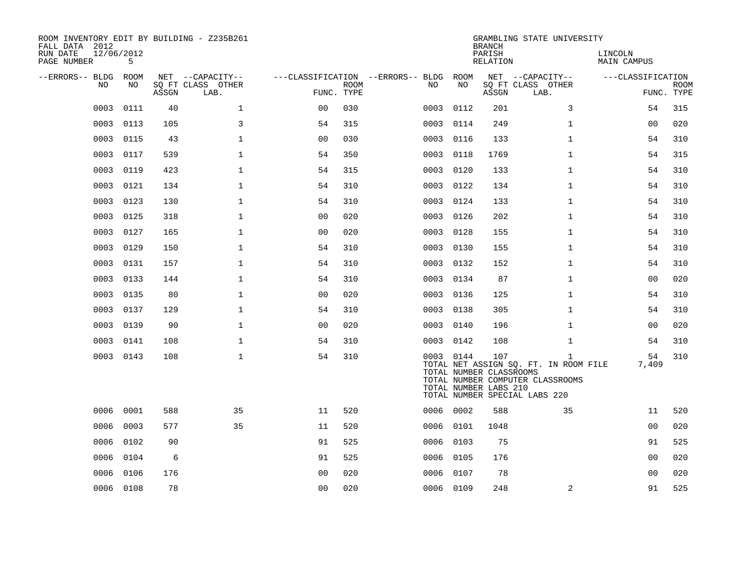ROOM INVENTORY EDIT BY BUILDING - Z235B261
FALL DATA 2012
RUN DATE 12/06/2012

GRAMBLING STATE UNIVERSITY
BRANCH
PARISH LINCOLN
RELATION MAIN CAMPUS

| --ERRORS-- | BLDG NO | ROOM NO | NET SQ FT ASSGN | --CAPACITY-- CLASS LAB. | OTHER | ---CLASSIFICATION FUNC. | ROOM TYPE | --ERRORS-- | BLDG NO | ROOM NO | NET SQ FT ASSGN | --CAPACITY-- CLASS LAB. | OTHER | ---CLASSIFICATION FUNC. | ROOM TYPE |
|---|---|---|---|---|---|---|---|---|---|---|---|---|---|---|---|
| | 0003 | 0111 | 40 | | 1 | 00 | 030 | | 0003 | 0112 | 201 | | 3 | 54 | 315 |
| | 0003 | 0113 | 105 | | 3 | 54 | 315 | | 0003 | 0114 | 249 | | 1 | 00 | 020 |
| | 0003 | 0115 | 43 | | 1 | 00 | 030 | | 0003 | 0116 | 133 | | 1 | 54 | 310 |
| | 0003 | 0117 | 539 | | 1 | 54 | 350 | | 0003 | 0118 | 1769 | | 1 | 54 | 315 |
| | 0003 | 0119 | 423 | | 1 | 54 | 315 | | 0003 | 0120 | 133 | | 1 | 54 | 310 |
| | 0003 | 0121 | 134 | | 1 | 54 | 310 | | 0003 | 0122 | 134 | | 1 | 54 | 310 |
| | 0003 | 0123 | 130 | | 1 | 54 | 310 | | 0003 | 0124 | 133 | | 1 | 54 | 310 |
| | 0003 | 0125 | 318 | | 1 | 00 | 020 | | 0003 | 0126 | 202 | | 1 | 54 | 310 |
| | 0003 | 0127 | 165 | | 1 | 00 | 020 | | 0003 | 0128 | 155 | | 1 | 54 | 310 |
| | 0003 | 0129 | 150 | | 1 | 54 | 310 | | 0003 | 0130 | 155 | | 1 | 54 | 310 |
| | 0003 | 0131 | 157 | | 1 | 54 | 310 | | 0003 | 0132 | 152 | | 1 | 54 | 310 |
| | 0003 | 0133 | 144 | | 1 | 54 | 310 | | 0003 | 0134 | 87 | | 1 | 00 | 020 |
| | 0003 | 0135 | 80 | | 1 | 00 | 020 | | 0003 | 0136 | 125 | | 1 | 54 | 310 |
| | 0003 | 0137 | 129 | | 1 | 54 | 310 | | 0003 | 0138 | 305 | | 1 | 54 | 310 |
| | 0003 | 0139 | 90 | | 1 | 00 | 020 | | 0003 | 0140 | 196 | | 1 | 00 | 020 |
| | 0003 | 0141 | 108 | | 1 | 54 | 310 | | 0003 | 0142 | 108 | | 1 | 54 | 310 |
| | 0003 | 0143 | 108 | | 1 | 54 | 310 | | 0003 | 0144 | 107 | | 1 | 54 | 310 |

TOTAL NET ASSIGN SQ. FT. IN ROOM FILE 7,409
TOTAL NUMBER CLASSROOMS
TOTAL NUMBER COMPUTER CLASSROOMS
TOTAL NUMBER LABS 210
TOTAL NUMBER SPECIAL LABS 220

| --ERRORS-- | BLDG NO | ROOM NO | NET SQ FT ASSGN | --CAPACITY-- CLASS LAB. | OTHER | ---CLASSIFICATION FUNC. | ROOM TYPE | --ERRORS-- | BLDG NO | ROOM NO | NET SQ FT ASSGN | --CAPACITY-- CLASS LAB. | OTHER | ---CLASSIFICATION FUNC. | ROOM TYPE |
|---|---|---|---|---|---|---|---|---|---|---|---|---|---|---|---|
| | 0006 | 0001 | 588 | | 35 | 11 | 520 | | 0006 | 0002 | 588 | | 35 | 11 | 520 |
| | 0006 | 0003 | 577 | | 35 | 11 | 520 | | 0006 | 0101 | 1048 | | | 00 | 020 |
| | 0006 | 0102 | 90 | | | 91 | 525 | | 0006 | 0103 | 75 | | | 91 | 525 |
| | 0006 | 0104 | 6 | | | 91 | 525 | | 0006 | 0105 | 176 | | | 00 | 020 |
| | 0006 | 0106 | 176 | | | 00 | 020 | | 0006 | 0107 | 78 | | | 00 | 020 |
| | 0006 | 0108 | 78 | | | 00 | 020 | | 0006 | 0109 | 248 | | 2 | 91 | 525 |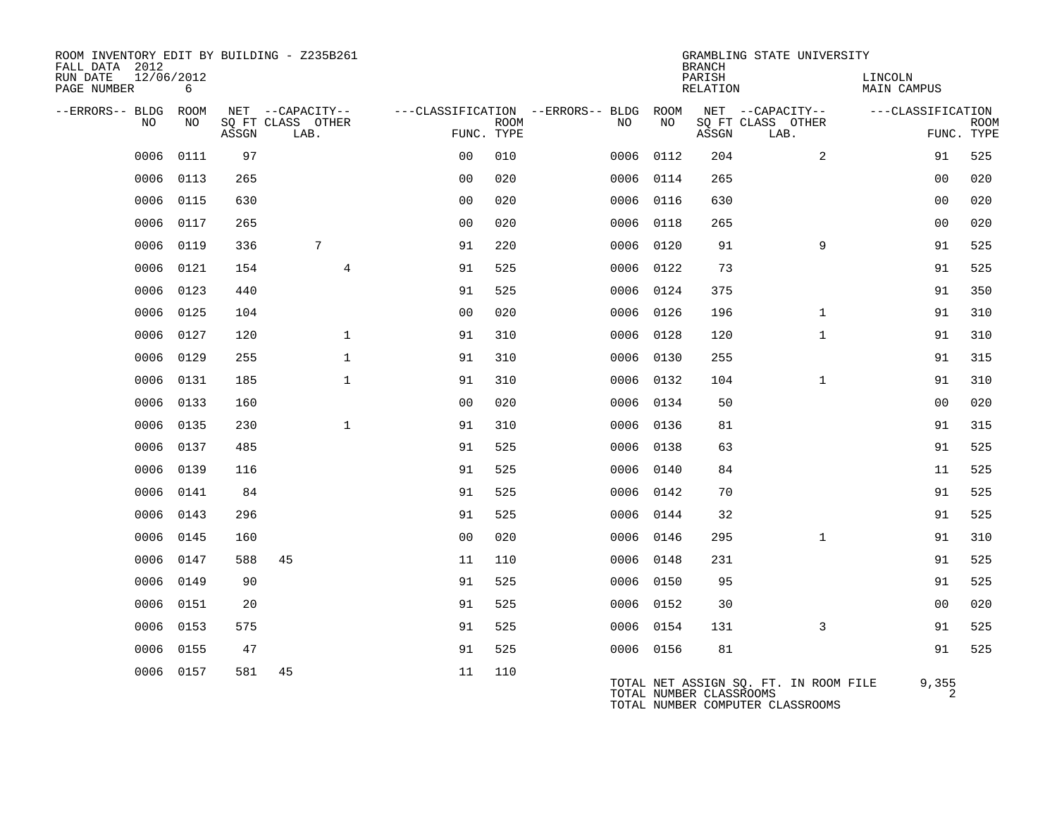ROOM INVENTORY EDIT BY BUILDING - Z235B261
FALL DATA 2012
RUN DATE 12/06/2012
PAGE NUMBER 6

GRAMBLING STATE UNIVERSITY
BRANCH
PARISH LINCOLN
RELATION MAIN CAMPUS

| --ERRORS-- | BLDG NO | ROOM NO | NET SQ FT ASSGN | CAPACITY CLASS | CAPACITY LAB. | CAPACITY OTHER | CLASSIFICATION FUNC. | ROOM TYPE | --ERRORS-- | BLDG NO | ROOM NO | NET SQ FT ASSGN | CAPACITY CLASS | CAPACITY LAB. | CAPACITY OTHER | CLASSIFICATION FUNC. | ROOM TYPE |
|---|---|---|---|---|---|---|---|---|---|---|---|---|---|---|---|---|---|
| | 0006 | 0111 | 97 | | | | 00 | 010 | | 0006 | 0112 | 204 | | | 2 | 91 | 525 |
| | 0006 | 0113 | 265 | | | | 00 | 020 | | 0006 | 0114 | 265 | | | | 00 | 020 |
| | 0006 | 0115 | 630 | | | | 00 | 020 | | 0006 | 0116 | 630 | | | | 00 | 020 |
| | 0006 | 0117 | 265 | | | | 00 | 020 | | 0006 | 0118 | 265 | | | | 00 | 020 |
| | 0006 | 0119 | 336 | | 7 | | 91 | 220 | | 0006 | 0120 | 91 | | | 9 | 91 | 525 |
| | 0006 | 0121 | 154 | | | 4 | 91 | 525 | | 0006 | 0122 | 73 | | | | 91 | 525 |
| | 0006 | 0123 | 440 | | | | 91 | 525 | | 0006 | 0124 | 375 | | | | 91 | 350 |
| | 0006 | 0125 | 104 | | | | 00 | 020 | | 0006 | 0126 | 196 | | | 1 | 91 | 310 |
| | 0006 | 0127 | 120 | | | 1 | 91 | 310 | | 0006 | 0128 | 120 | | | 1 | 91 | 310 |
| | 0006 | 0129 | 255 | | | 1 | 91 | 310 | | 0006 | 0130 | 255 | | | | 91 | 315 |
| | 0006 | 0131 | 185 | | | 1 | 91 | 310 | | 0006 | 0132 | 104 | | | 1 | 91 | 310 |
| | 0006 | 0133 | 160 | | | | 00 | 020 | | 0006 | 0134 | 50 | | | | 00 | 020 |
| | 0006 | 0135 | 230 | | | 1 | 91 | 310 | | 0006 | 0136 | 81 | | | | 91 | 315 |
| | 0006 | 0137 | 485 | | | | 91 | 525 | | 0006 | 0138 | 63 | | | | 91 | 525 |
| | 0006 | 0139 | 116 | | | | 91 | 525 | | 0006 | 0140 | 84 | | | | 11 | 525 |
| | 0006 | 0141 | 84 | | | | 91 | 525 | | 0006 | 0142 | 70 | | | | 91 | 525 |
| | 0006 | 0143 | 296 | | | | 91 | 525 | | 0006 | 0144 | 32 | | | | 91 | 525 |
| | 0006 | 0145 | 160 | | | | 00 | 020 | | 0006 | 0146 | 295 | | | 1 | 91 | 310 |
| | 0006 | 0147 | 588 | 45 | | | 11 | 110 | | 0006 | 0148 | 231 | | | | 91 | 525 |
| | 0006 | 0149 | 90 | | | | 91 | 525 | | 0006 | 0150 | 95 | | | | 91 | 525 |
| | 0006 | 0151 | 20 | | | | 91 | 525 | | 0006 | 0152 | 30 | | | | 00 | 020 |
| | 0006 | 0153 | 575 | | | | 91 | 525 | | 0006 | 0154 | 131 | | | 3 | 91 | 525 |
| | 0006 | 0155 | 47 | | | | 91 | 525 | | 0006 | 0156 | 81 | | | | 91 | 525 |
| | 0006 | 0157 | 581 | 45 | | | 11 | 110 | | | | | | | | | |

TOTAL NET ASSIGN SQ. FT. IN ROOM FILE 9,355
TOTAL NUMBER CLASSROOMS 2
TOTAL NUMBER COMPUTER CLASSROOMS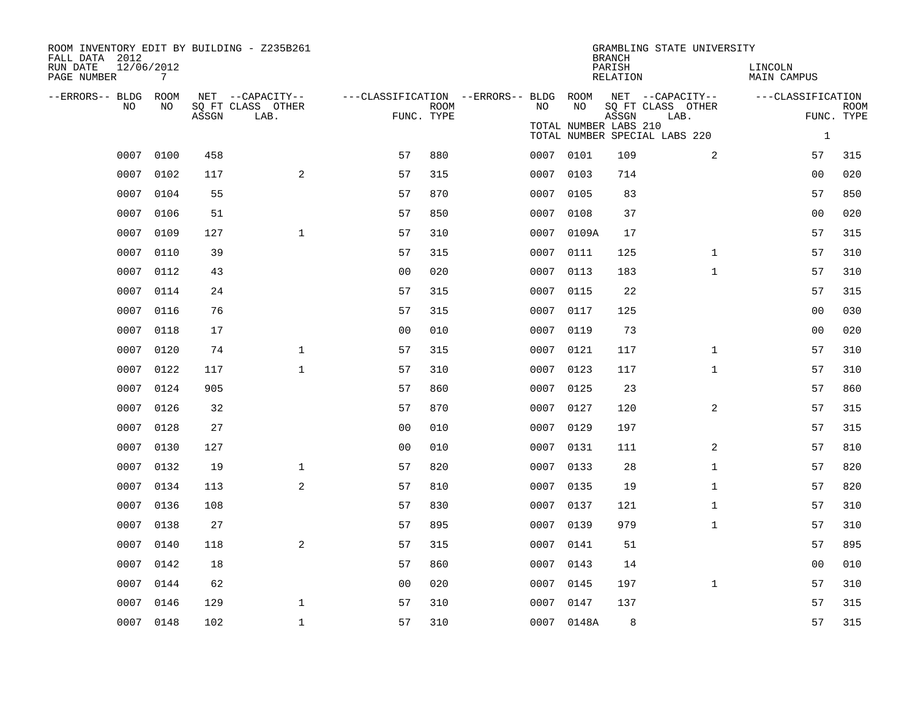ROOM INVENTORY EDIT BY BUILDING - Z235B261
FALL DATA 2012
RUN DATE 12/06/2012
PAGE NUMBER 7

GRAMBLING STATE UNIVERSITY
BRANCH
PARISH LINCOLN
RELATION MAIN CAMPUS

TOTAL NUMBER LABS 210
TOTAL NUMBER SPECIAL LABS 220 1

| --ERRORS-- | BLDG NO | ROOM NO | NET SQ FT ASSGN | CAPACITY CLASS LAB. | CAPACITY OTHER | CLASSIFICATION FUNC. | ROOM TYPE | --ERRORS-- | BLDG NO | ROOM NO | NET SQ FT ASSGN | CAPACITY CLASS LAB. | CAPACITY OTHER | CLASSIFICATION FUNC. | ROOM TYPE |
|---|---|---|---|---|---|---|---|---|---|---|---|---|---|---|---|
| | 0007 | 0100 | 458 | | | 57 | 880 | | 0007 | 0101 | 109 | | 2 | 57 | 315 |
| | 0007 | 0102 | 117 | | 2 | 57 | 315 | | 0007 | 0103 | 714 | | | 00 | 020 |
| | 0007 | 0104 | 55 | | | 57 | 870 | | 0007 | 0105 | 83 | | | 57 | 850 |
| | 0007 | 0106 | 51 | | | 57 | 850 | | 0007 | 0108 | 37 | | | 00 | 020 |
| | 0007 | 0109 | 127 | | 1 | 57 | 310 | | 0007 | 0109A | 17 | | | 57 | 315 |
| | 0007 | 0110 | 39 | | | 57 | 315 | | 0007 | 0111 | 125 | | 1 | 57 | 310 |
| | 0007 | 0112 | 43 | | | 00 | 020 | | 0007 | 0113 | 183 | | 1 | 57 | 310 |
| | 0007 | 0114 | 24 | | | 57 | 315 | | 0007 | 0115 | 22 | | | 57 | 315 |
| | 0007 | 0116 | 76 | | | 57 | 315 | | 0007 | 0117 | 125 | | | 00 | 030 |
| | 0007 | 0118 | 17 | | | 00 | 010 | | 0007 | 0119 | 73 | | | 00 | 020 |
| | 0007 | 0120 | 74 | | 1 | 57 | 315 | | 0007 | 0121 | 117 | | 1 | 57 | 310 |
| | 0007 | 0122 | 117 | | 1 | 57 | 310 | | 0007 | 0123 | 117 | | 1 | 57 | 310 |
| | 0007 | 0124 | 905 | | | 57 | 860 | | 0007 | 0125 | 23 | | | 57 | 860 |
| | 0007 | 0126 | 32 | | | 57 | 870 | | 0007 | 0127 | 120 | | 2 | 57 | 315 |
| | 0007 | 0128 | 27 | | | 00 | 010 | | 0007 | 0129 | 197 | | | 57 | 315 |
| | 0007 | 0130 | 127 | | | 00 | 010 | | 0007 | 0131 | 111 | | 2 | 57 | 810 |
| | 0007 | 0132 | 19 | | 1 | 57 | 820 | | 0007 | 0133 | 28 | | 1 | 57 | 820 |
| | 0007 | 0134 | 113 | | 2 | 57 | 810 | | 0007 | 0135 | 19 | | 1 | 57 | 820 |
| | 0007 | 0136 | 108 | | | 57 | 830 | | 0007 | 0137 | 121 | | 1 | 57 | 310 |
| | 0007 | 0138 | 27 | | | 57 | 895 | | 0007 | 0139 | 979 | | 1 | 57 | 310 |
| | 0007 | 0140 | 118 | | 2 | 57 | 315 | | 0007 | 0141 | 51 | | | 57 | 895 |
| | 0007 | 0142 | 18 | | | 57 | 860 | | 0007 | 0143 | 14 | | | 00 | 010 |
| | 0007 | 0144 | 62 | | | 00 | 020 | | 0007 | 0145 | 197 | | 1 | 57 | 310 |
| | 0007 | 0146 | 129 | | 1 | 57 | 310 | | 0007 | 0147 | 137 | | | 57 | 315 |
| | 0007 | 0148 | 102 | | 1 | 57 | 310 | | 0007 | 0148A | 8 | | | 57 | 315 |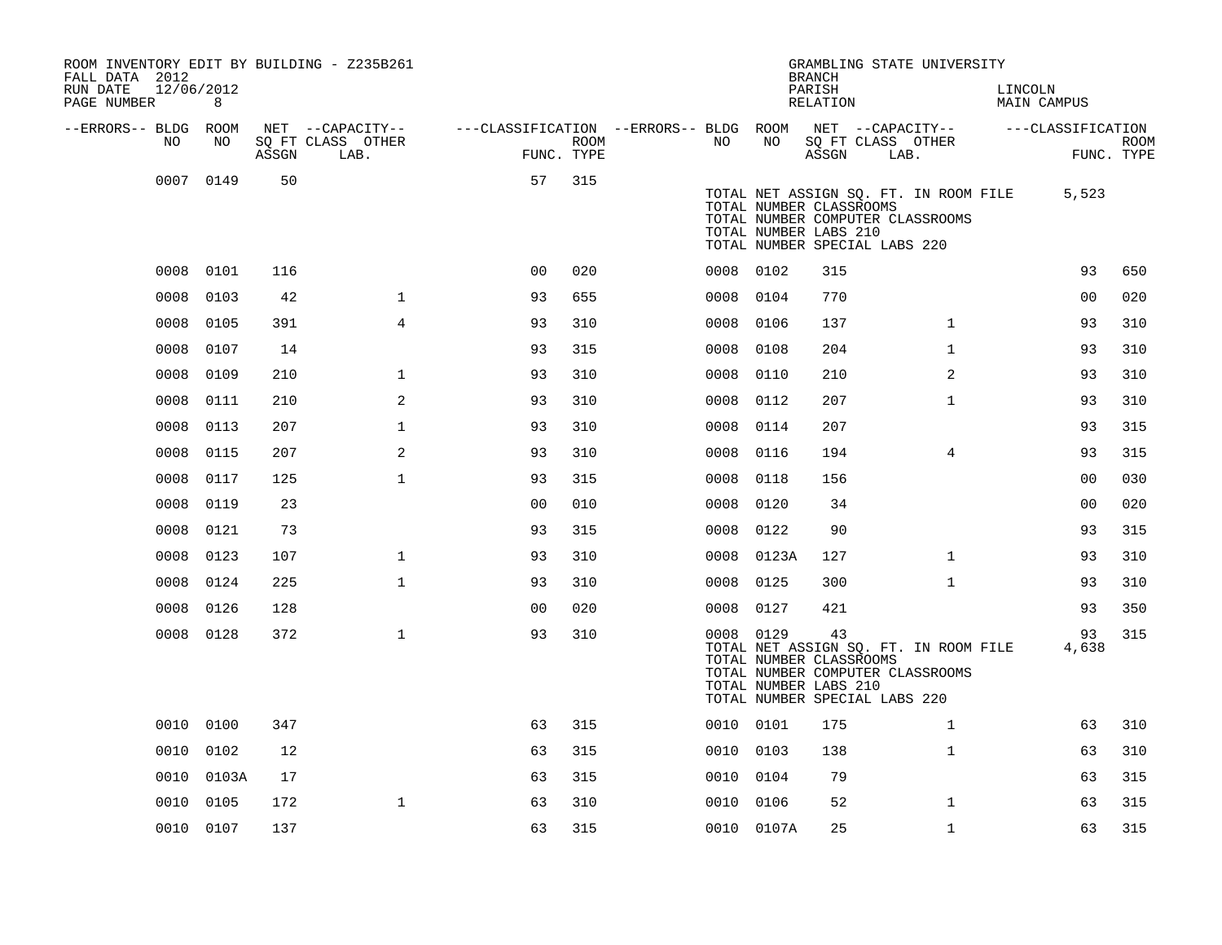ROOM INVENTORY EDIT BY BUILDING - Z235B261

FALL DATA 2012

RUN DATE 12/06/2012

GRAMBLING STATE UNIVERSITY

BRANCH

PARISH LINCOLN

RELATION MAIN CAMPUS

| --ERRORS-- | BLDG NO | ROOM NO | NET SQ FT ASSGN | --CAPACITY-- CLASS | OTHER LAB. | ---CLASSIFICATION FUNC. | ROOM TYPE | --ERRORS-- | BLDG NO | ROOM NO | NET SQ FT ASSGN | --CAPACITY-- CLASS | OTHER LAB. | ---CLASSIFICATION FUNC. | ROOM TYPE |
|---|---|---|---|---|---|---|---|---|---|---|---|---|---|---|---|
| | 0007 | 0149 | 50 | | | 57 | 315 | | | | | | | | |
| | | | | | | | | | TOTAL NET ASSIGN SQ. FT. IN ROOM FILE | | | | | 5,523 | |
| | | | | | | | | | TOTAL NUMBER CLASSROOMS | | | | | | |
| | | | | | | | | | TOTAL NUMBER COMPUTER CLASSROOMS | | | | | | |
| | | | | | | | | | TOTAL NUMBER LABS 210 | | | | | | |
| | | | | | | | | | TOTAL NUMBER SPECIAL LABS 220 | | | | | | |
| | 0008 | 0101 | 116 | | | 00 | 020 | | 0008 | 0102 | 315 | | | 93 | 650 |
| | 0008 | 0103 | 42 | | 1 | 93 | 655 | | 0008 | 0104 | 770 | | | 00 | 020 |
| | 0008 | 0105 | 391 | | 4 | 93 | 310 | | 0008 | 0106 | 137 | | 1 | 93 | 310 |
| | 0008 | 0107 | 14 | | | 93 | 315 | | 0008 | 0108 | 204 | | 1 | 93 | 310 |
| | 0008 | 0109 | 210 | | 1 | 93 | 310 | | 0008 | 0110 | 210 | | 2 | 93 | 310 |
| | 0008 | 0111 | 210 | | 2 | 93 | 310 | | 0008 | 0112 | 207 | | 1 | 93 | 310 |
| | 0008 | 0113 | 207 | | 1 | 93 | 310 | | 0008 | 0114 | 207 | | | 93 | 315 |
| | 0008 | 0115 | 207 | | 2 | 93 | 310 | | 0008 | 0116 | 194 | | 4 | 93 | 315 |
| | 0008 | 0117 | 125 | | 1 | 93 | 315 | | 0008 | 0118 | 156 | | | 00 | 030 |
| | 0008 | 0119 | 23 | | | 00 | 010 | | 0008 | 0120 | 34 | | | 00 | 020 |
| | 0008 | 0121 | 73 | | | 93 | 315 | | 0008 | 0122 | 90 | | | 93 | 315 |
| | 0008 | 0123 | 107 | | 1 | 93 | 310 | | 0008 | 0123A | 127 | | 1 | 93 | 310 |
| | 0008 | 0124 | 225 | | 1 | 93 | 310 | | 0008 | 0125 | 300 | | 1 | 93 | 310 |
| | 0008 | 0126 | 128 | | | 00 | 020 | | 0008 | 0127 | 421 | | | 93 | 350 |
| | 0008 | 0128 | 372 | | 1 | 93 | 310 | | 0008 | 0129 | 43 | | | 93 | 315 |
| | | | | | | | | | TOTAL NET ASSIGN SQ. FT. IN ROOM FILE | | | | | 4,638 | |
| | | | | | | | | | TOTAL NUMBER CLASSROOMS | | | | | | |
| | | | | | | | | | TOTAL NUMBER COMPUTER CLASSROOMS | | | | | | |
| | | | | | | | | | TOTAL NUMBER LABS 210 | | | | | | |
| | | | | | | | | | TOTAL NUMBER SPECIAL LABS 220 | | | | | | |
| | 0010 | 0100 | 347 | | | 63 | 315 | | 0010 | 0101 | 175 | | 1 | 63 | 310 |
| | 0010 | 0102 | 12 | | | 63 | 315 | | 0010 | 0103 | 138 | | 1 | 63 | 310 |
| | 0010 | 0103A | 17 | | | 63 | 315 | | 0010 | 0104 | 79 | | | 63 | 315 |
| | 0010 | 0105 | 172 | | 1 | 63 | 310 | | 0010 | 0106 | 52 | | 1 | 63 | 315 |
| | 0010 | 0107 | 137 | | | 63 | 315 | | 0010 | 0107A | 25 | | 1 | 63 | 315 |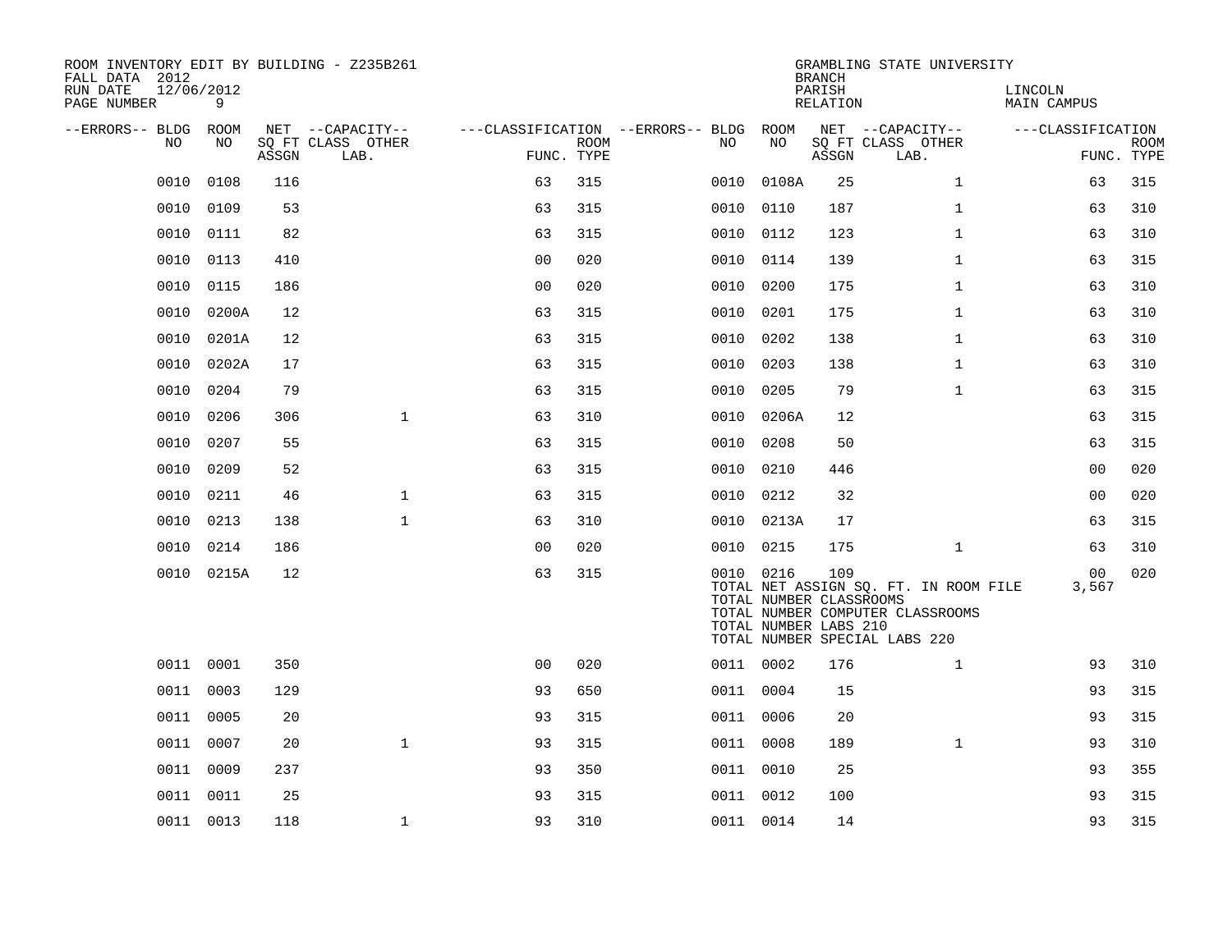ROOM INVENTORY EDIT BY BUILDING - Z235B261
FALL DATA 2012
RUN DATE 12/06/2012
PAGE NUMBER 9

GRAMBLING STATE UNIVERSITY
BRANCH
PARISH LINCOLN
RELATION MAIN CAMPUS

| --ERRORS-- | BLDG NO | ROOM NO | NET SQ FT ASSGN | --CAPACITY-- CLASS LAB. | OTHER | ---CLASSIFICATION FUNC. | ROOM TYPE | --ERRORS-- | BLDG NO | ROOM NO | NET SQ FT ASSGN | --CAPACITY-- CLASS LAB. | OTHER | ---CLASSIFICATION FUNC. | ROOM TYPE |
|---|---|---|---|---|---|---|---|---|---|---|---|---|---|---|---|
| | 0010 | 0108 | 116 | | | 63 | 315 | | 0010 | 0108A | 25 | | 1 | 63 | 315 |
| | 0010 | 0109 | 53 | | | 63 | 315 | | 0010 | 0110 | 187 | | 1 | 63 | 310 |
| | 0010 | 0111 | 82 | | | 63 | 315 | | 0010 | 0112 | 123 | | 1 | 63 | 310 |
| | 0010 | 0113 | 410 | | | 00 | 020 | | 0010 | 0114 | 139 | | 1 | 63 | 315 |
| | 0010 | 0115 | 186 | | | 00 | 020 | | 0010 | 0200 | 175 | | 1 | 63 | 310 |
| | 0010 | 0200A | 12 | | | 63 | 315 | | 0010 | 0201 | 175 | | 1 | 63 | 310 |
| | 0010 | 0201A | 12 | | | 63 | 315 | | 0010 | 0202 | 138 | | 1 | 63 | 310 |
| | 0010 | 0202A | 17 | | | 63 | 315 | | 0010 | 0203 | 138 | | 1 | 63 | 310 |
| | 0010 | 0204 | 79 | | | 63 | 315 | | 0010 | 0205 | 79 | | 1 | 63 | 315 |
| | 0010 | 0206 | 306 | | 1 | 63 | 310 | | 0010 | 0206A | 12 | | | 63 | 315 |
| | 0010 | 0207 | 55 | | | 63 | 315 | | 0010 | 0208 | 50 | | | 63 | 315 |
| | 0010 | 0209 | 52 | | | 63 | 315 | | 0010 | 0210 | 446 | | | 00 | 020 |
| | 0010 | 0211 | 46 | | 1 | 63 | 315 | | 0010 | 0212 | 32 | | | 00 | 020 |
| | 0010 | 0213 | 138 | | 1 | 63 | 310 | | 0010 | 0213A | 17 | | | 63 | 315 |
| | 0010 | 0214 | 186 | | | 00 | 020 | | 0010 | 0215 | 175 | | 1 | 63 | 310 |
| | 0010 | 0215A | 12 | | | 63 | 315 | | 0010 | 0216 | 109 | | | 00 | 020 |
| | | | | | | | | | TOTAL NET ASSIGN SQ. FT. IN ROOM FILE | | | | | 3,567 | |
| | | | | | | | | | TOTAL NUMBER CLASSROOMS | | | | | | |
| | | | | | | | | | TOTAL NUMBER COMPUTER CLASSROOMS | | | | | | |
| | | | | | | | | | TOTAL NUMBER LABS 210 | | | | | | |
| | | | | | | | | | TOTAL NUMBER SPECIAL LABS 220 | | | | | | |
| | 0011 | 0001 | 350 | | | 00 | 020 | | 0011 | 0002 | 176 | | 1 | 93 | 310 |
| | 0011 | 0003 | 129 | | | 93 | 650 | | 0011 | 0004 | 15 | | | 93 | 315 |
| | 0011 | 0005 | 20 | | | 93 | 315 | | 0011 | 0006 | 20 | | | 93 | 315 |
| | 0011 | 0007 | 20 | | 1 | 93 | 315 | | 0011 | 0008 | 189 | | 1 | 93 | 310 |
| | 0011 | 0009 | 237 | | | 93 | 350 | | 0011 | 0010 | 25 | | | 93 | 355 |
| | 0011 | 0011 | 25 | | | 93 | 315 | | 0011 | 0012 | 100 | | | 93 | 315 |
| | 0011 | 0013 | 118 | | 1 | 93 | 310 | | 0011 | 0014 | 14 | | | 93 | 315 |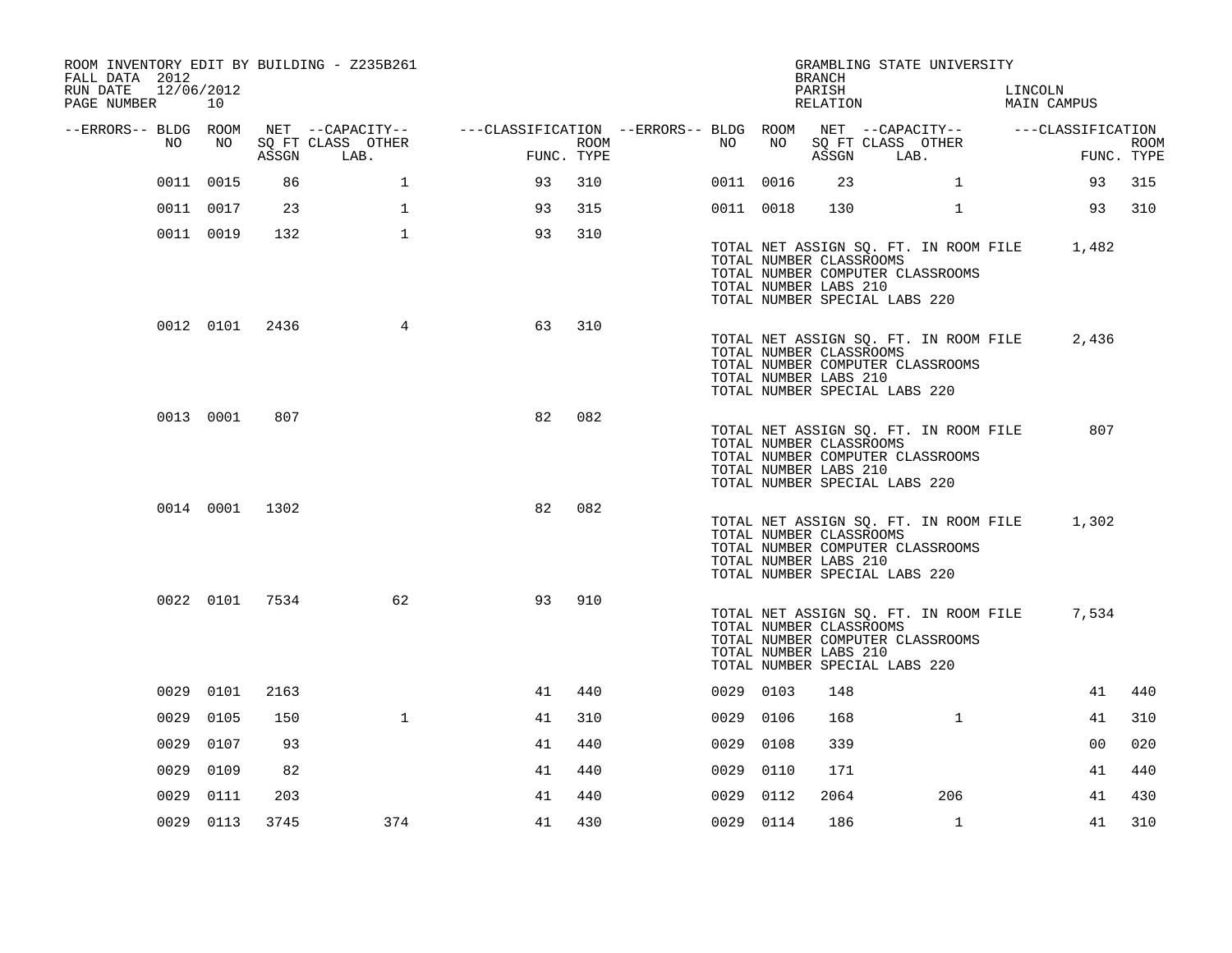ROOM INVENTORY EDIT BY BUILDING - Z235B261
FALL DATA 2012
RUN DATE 12/06/2012
PAGE NUMBER 10

GRAMBLING STATE UNIVERSITY
BRANCH
PARISH LINCOLN
RELATION MAIN CAMPUS

| --ERRORS-- | BLDG NO | ROOM NO | NET SQ FT ASSGN | --CAPACITY-- CLASS LAB. | OTHER | ---CLASSIFICATION FUNC. | ROOM TYPE | --ERRORS-- | BLDG NO | ROOM NO | NET SQ FT ASSGN | --CAPACITY-- CLASS LAB. | OTHER | ---CLASSIFICATION FUNC. | ROOM TYPE |
|---|---|---|---|---|---|---|---|---|---|---|---|---|---|---|---|
| | 0011 | 0015 | 86 | | 1 | 93 | 310 | | 0011 | 0016 | 23 | | 1 | 93 | 315 |
| | 0011 | 0017 | 23 | | 1 | 93 | 315 | | 0011 | 0018 | 130 | | 1 | 93 | 310 |
| | 0011 | 0019 | 132 | | 1 | 93 | 310 | | | | | | | | |

TOTAL NET ASSIGN SQ. FT. IN ROOM FILE 1,482
TOTAL NUMBER CLASSROOMS
TOTAL NUMBER COMPUTER CLASSROOMS
TOTAL NUMBER LABS 210
TOTAL NUMBER SPECIAL LABS 220

| --ERRORS-- | BLDG NO | ROOM NO | NET SQ FT ASSGN | --CAPACITY-- CLASS LAB. | OTHER | FUNC. | ROOM TYPE |
|---|---|---|---|---|---|---|---|
| | 0012 | 0101 | 2436 | | 4 | 63 | 310 |

TOTAL NET ASSIGN SQ. FT. IN ROOM FILE 2,436
TOTAL NUMBER CLASSROOMS
TOTAL NUMBER COMPUTER CLASSROOMS
TOTAL NUMBER LABS 210
TOTAL NUMBER SPECIAL LABS 220

| --ERRORS-- | BLDG NO | ROOM NO | NET SQ FT ASSGN | --CAPACITY-- CLASS LAB. | OTHER | FUNC. | ROOM TYPE |
|---|---|---|---|---|---|---|---|
| | 0013 | 0001 | 807 | | | 82 | 082 |

TOTAL NET ASSIGN SQ. FT. IN ROOM FILE 807
TOTAL NUMBER CLASSROOMS
TOTAL NUMBER COMPUTER CLASSROOMS
TOTAL NUMBER LABS 210
TOTAL NUMBER SPECIAL LABS 220

| --ERRORS-- | BLDG NO | ROOM NO | NET SQ FT ASSGN | --CAPACITY-- CLASS LAB. | OTHER | FUNC. | ROOM TYPE |
|---|---|---|---|---|---|---|---|
| | 0014 | 0001 | 1302 | | | 82 | 082 |

TOTAL NET ASSIGN SQ. FT. IN ROOM FILE 1,302
TOTAL NUMBER CLASSROOMS
TOTAL NUMBER COMPUTER CLASSROOMS
TOTAL NUMBER LABS 210
TOTAL NUMBER SPECIAL LABS 220

| --ERRORS-- | BLDG NO | ROOM NO | NET SQ FT ASSGN | --CAPACITY-- CLASS LAB. | OTHER | FUNC. | ROOM TYPE |
|---|---|---|---|---|---|---|---|
| | 0022 | 0101 | 7534 | | 62 | 93 | 910 |

TOTAL NET ASSIGN SQ. FT. IN ROOM FILE 7,534
TOTAL NUMBER CLASSROOMS
TOTAL NUMBER COMPUTER CLASSROOMS
TOTAL NUMBER LABS 210
TOTAL NUMBER SPECIAL LABS 220

| --ERRORS-- | BLDG NO | ROOM NO | NET SQ FT ASSGN | --CAPACITY-- CLASS LAB. | OTHER | FUNC. | ROOM TYPE | --ERRORS-- | BLDG NO | ROOM NO | NET SQ FT ASSGN | --CAPACITY-- CLASS LAB. | OTHER | FUNC. | ROOM TYPE |
|---|---|---|---|---|---|---|---|---|---|---|---|---|---|---|---|
| | 0029 | 0101 | 2163 | | | 41 | 440 | | 0029 | 0103 | 148 | | | 41 | 440 |
| | 0029 | 0105 | 150 | | 1 | 41 | 310 | | 0029 | 0106 | 168 | | 1 | 41 | 310 |
| | 0029 | 0107 | 93 | | | 41 | 440 | | 0029 | 0108 | 339 | | | 00 | 020 |
| | 0029 | 0109 | 82 | | | 41 | 440 | | 0029 | 0110 | 171 | | | 41 | 440 |
| | 0029 | 0111 | 203 | | | 41 | 440 | | 0029 | 0112 | 2064 | | 206 | 41 | 430 |
| | 0029 | 0113 | 3745 | | 374 | 41 | 430 | | 0029 | 0114 | 186 | | 1 | 41 | 310 |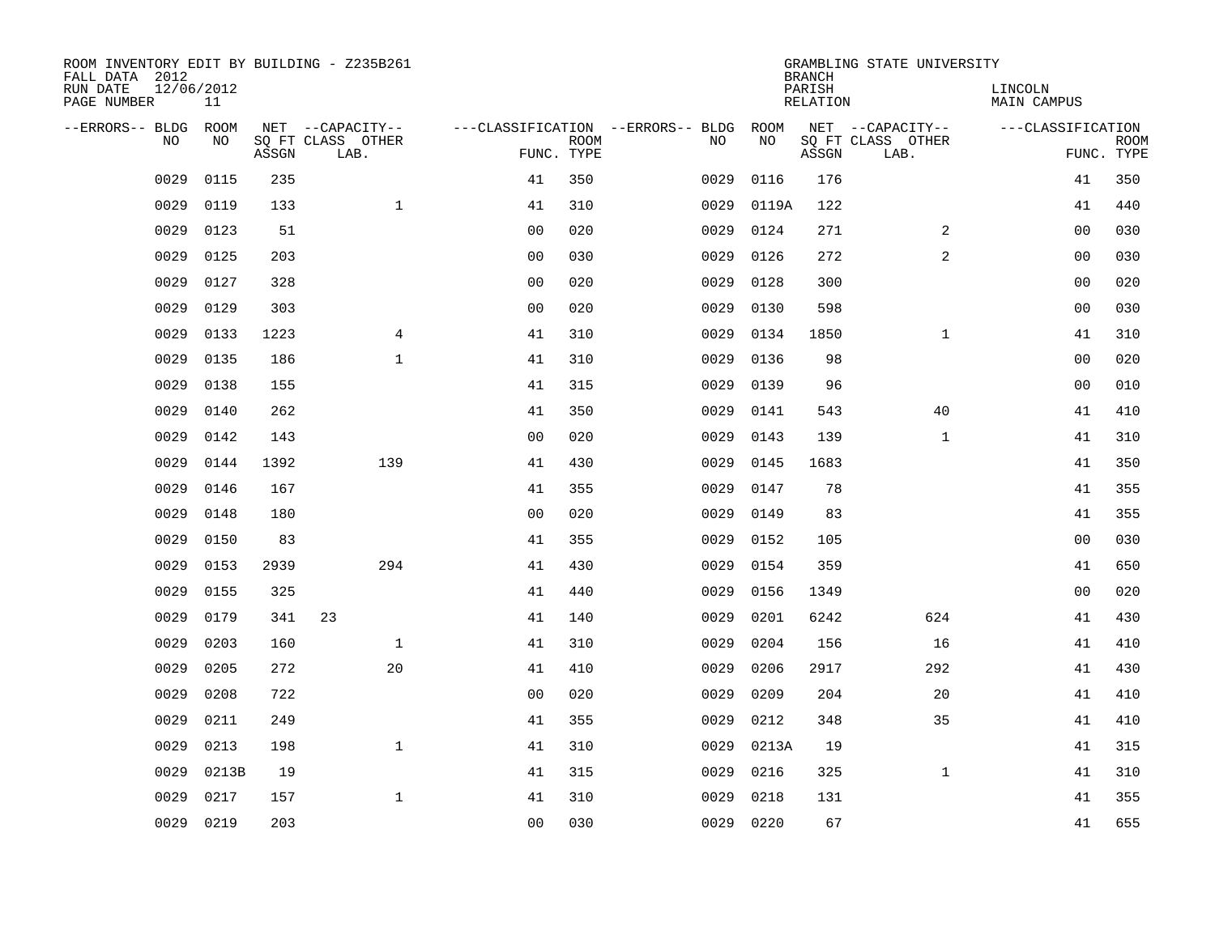ROOM INVENTORY EDIT BY BUILDING - Z235B261
FALL DATA 2012
RUN DATE 12/06/2012
PAGE NUMBER 11

GRAMBLING STATE UNIVERSITY
BRANCH
PARISH LINCOLN
RELATION MAIN CAMPUS

| --ERRORS-- | BLDG NO | ROOM NO | NET SQ FT ASSGN | --CAPACITY-- CLASS LAB. | OTHER | ---CLASSIFICATION FUNC. | ROOM TYPE | --ERRORS-- | BLDG NO | ROOM NO | NET SQ FT ASSGN | --CAPACITY-- CLASS LAB. | OTHER | ---CLASSIFICATION FUNC. | ROOM TYPE |
|---|---|---|---|---|---|---|---|---|---|---|---|---|---|---|---|
| | 0029 | 0115 | 235 | | | 41 | 350 | | 0029 | 0116 | 176 | | | 41 | 350 |
| | 0029 | 0119 | 133 | | 1 | 41 | 310 | | 0029 | 0119A | 122 | | | 41 | 440 |
| | 0029 | 0123 | 51 | | | 00 | 020 | | 0029 | 0124 | 271 | | 2 | 00 | 030 |
| | 0029 | 0125 | 203 | | | 00 | 030 | | 0029 | 0126 | 272 | | 2 | 00 | 030 |
| | 0029 | 0127 | 328 | | | 00 | 020 | | 0029 | 0128 | 300 | | | 00 | 020 |
| | 0029 | 0129 | 303 | | | 00 | 020 | | 0029 | 0130 | 598 | | | 00 | 030 |
| | 0029 | 0133 | 1223 | | 4 | 41 | 310 | | 0029 | 0134 | 1850 | | 1 | 41 | 310 |
| | 0029 | 0135 | 186 | | 1 | 41 | 310 | | 0029 | 0136 | 98 | | | 00 | 020 |
| | 0029 | 0138 | 155 | | | 41 | 315 | | 0029 | 0139 | 96 | | | 00 | 010 |
| | 0029 | 0140 | 262 | | | 41 | 350 | | 0029 | 0141 | 543 | | 40 | 41 | 410 |
| | 0029 | 0142 | 143 | | | 00 | 020 | | 0029 | 0143 | 139 | | 1 | 41 | 310 |
| | 0029 | 0144 | 1392 | | 139 | 41 | 430 | | 0029 | 0145 | 1683 | | | 41 | 350 |
| | 0029 | 0146 | 167 | | | 41 | 355 | | 0029 | 0147 | 78 | | | 41 | 355 |
| | 0029 | 0148 | 180 | | | 00 | 020 | | 0029 | 0149 | 83 | | | 41 | 355 |
| | 0029 | 0150 | 83 | | | 41 | 355 | | 0029 | 0152 | 105 | | | 00 | 030 |
| | 0029 | 0153 | 2939 | | 294 | 41 | 430 | | 0029 | 0154 | 359 | | | 41 | 650 |
| | 0029 | 0155 | 325 | | | 41 | 440 | | 0029 | 0156 | 1349 | | | 00 | 020 |
| | 0029 | 0179 | 341 | 23 | | 41 | 140 | | 0029 | 0201 | 6242 | | 624 | 41 | 430 |
| | 0029 | 0203 | 160 | | 1 | 41 | 310 | | 0029 | 0204 | 156 | | 16 | 41 | 410 |
| | 0029 | 0205 | 272 | | 20 | 41 | 410 | | 0029 | 0206 | 2917 | | 292 | 41 | 430 |
| | 0029 | 0208 | 722 | | | 00 | 020 | | 0029 | 0209 | 204 | | 20 | 41 | 410 |
| | 0029 | 0211 | 249 | | | 41 | 355 | | 0029 | 0212 | 348 | | 35 | 41 | 410 |
| | 0029 | 0213 | 198 | | 1 | 41 | 310 | | 0029 | 0213A | 19 | | | 41 | 315 |
| | 0029 | 0213B | 19 | | | 41 | 315 | | 0029 | 0216 | 325 | | 1 | 41 | 310 |
| | 0029 | 0217 | 157 | | 1 | 41 | 310 | | 0029 | 0218 | 131 | | | 41 | 355 |
| | 0029 | 0219 | 203 | | | 00 | 030 | | 0029 | 0220 | 67 | | | 41 | 655 |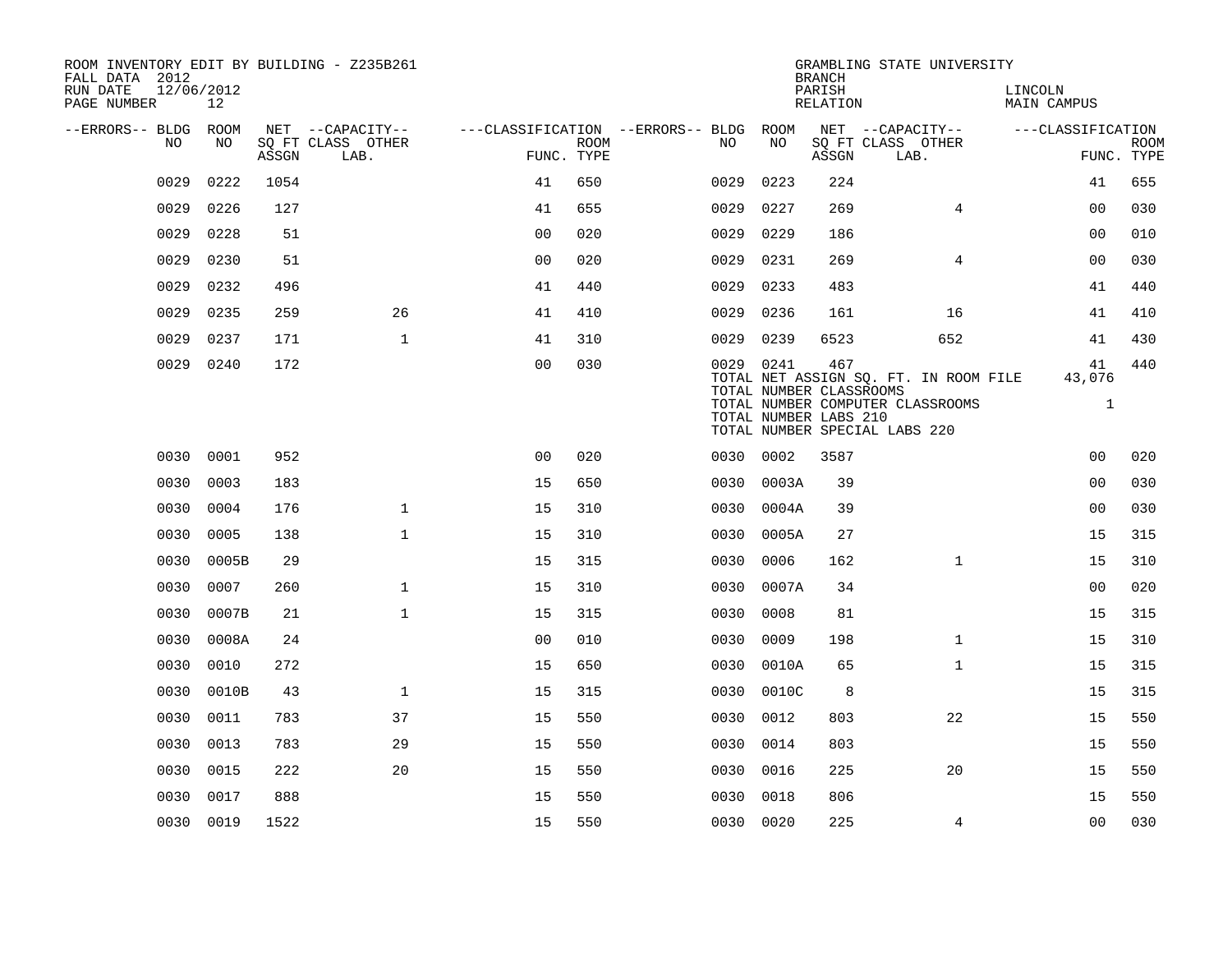ROOM INVENTORY EDIT BY BUILDING - Z235B261
FALL DATA 2012
RUN DATE 12/06/2012

GRAMBLING STATE UNIVERSITY
BRANCH
PARISH LINCOLN
RELATION MAIN CAMPUS

| --ERRORS-- | BLDG NO | ROOM NO | NET SQ FT ASSGN | --CAPACITY-- CLASS LAB. | OTHER | ---CLASSIFICATION FUNC. | ROOM TYPE | --ERRORS-- | BLDG NO | ROOM NO | NET SQ FT ASSGN | --CAPACITY-- CLASS LAB. | OTHER | ---CLASSIFICATION FUNC. | ROOM TYPE |
|---|---|---|---|---|---|---|---|---|---|---|---|---|---|---|---|
| | 0029 | 0222 | 1054 | | | 41 | 650 | | 0029 | 0223 | 224 | | | 41 | 655 |
| | 0029 | 0226 | 127 | | | 41 | 655 | | 0029 | 0227 | 269 | | 4 | 00 | 030 |
| | 0029 | 0228 | 51 | | | 00 | 020 | | 0029 | 0229 | 186 | | | 00 | 010 |
| | 0029 | 0230 | 51 | | | 00 | 020 | | 0029 | 0231 | 269 | | 4 | 00 | 030 |
| | 0029 | 0232 | 496 | | | 41 | 440 | | 0029 | 0233 | 483 | | | 41 | 440 |
| | 0029 | 0235 | 259 | | 26 | 41 | 410 | | 0029 | 0236 | 161 | | 16 | 41 | 410 |
| | 0029 | 0237 | 171 | | 1 | 41 | 310 | | 0029 | 0239 | 6523 | | 652 | 41 | 430 |
| | 0029 | 0240 | 172 | | | 00 | 030 | | 0029 | 0241 | 467 | | | 41 | 440 |

TOTAL NET ASSIGN SQ. FT. IN ROOM FILE 43,076
TOTAL NUMBER CLASSROOMS
TOTAL NUMBER COMPUTER CLASSROOMS 1
TOTAL NUMBER LABS 210
TOTAL NUMBER SPECIAL LABS 220

| --ERRORS-- | BLDG NO | ROOM NO | NET SQ FT ASSGN | --CAPACITY-- CLASS LAB. | OTHER | ---CLASSIFICATION FUNC. | ROOM TYPE | --ERRORS-- | BLDG NO | ROOM NO | NET SQ FT ASSGN | --CAPACITY-- CLASS LAB. | OTHER | ---CLASSIFICATION FUNC. | ROOM TYPE |
|---|---|---|---|---|---|---|---|---|---|---|---|---|---|---|---|
| | 0030 | 0001 | 952 | | | 00 | 020 | | 0030 | 0002 | 3587 | | | 00 | 020 |
| | 0030 | 0003 | 183 | | | 15 | 650 | | 0030 | 0003A | 39 | | | 00 | 030 |
| | 0030 | 0004 | 176 | | 1 | 15 | 310 | | 0030 | 0004A | 39 | | | 00 | 030 |
| | 0030 | 0005 | 138 | | 1 | 15 | 310 | | 0030 | 0005A | 27 | | | 15 | 315 |
| | 0030 | 0005B | 29 | | | 15 | 315 | | 0030 | 0006 | 162 | | 1 | 15 | 310 |
| | 0030 | 0007 | 260 | | 1 | 15 | 310 | | 0030 | 0007A | 34 | | | 00 | 020 |
| | 0030 | 0007B | 21 | | 1 | 15 | 315 | | 0030 | 0008 | 81 | | | 15 | 315 |
| | 0030 | 0008A | 24 | | | 00 | 010 | | 0030 | 0009 | 198 | | 1 | 15 | 310 |
| | 0030 | 0010 | 272 | | | 15 | 650 | | 0030 | 0010A | 65 | | 1 | 15 | 315 |
| | 0030 | 0010B | 43 | | 1 | 15 | 315 | | 0030 | 0010C | 8 | | | 15 | 315 |
| | 0030 | 0011 | 783 | | 37 | 15 | 550 | | 0030 | 0012 | 803 | | 22 | 15 | 550 |
| | 0030 | 0013 | 783 | | 29 | 15 | 550 | | 0030 | 0014 | 803 | | | 15 | 550 |
| | 0030 | 0015 | 222 | | 20 | 15 | 550 | | 0030 | 0016 | 225 | | 20 | 15 | 550 |
| | 0030 | 0017 | 888 | | | 15 | 550 | | 0030 | 0018 | 806 | | | 15 | 550 |
| | 0030 | 0019 | 1522 | | | 15 | 550 | | 0030 | 0020 | 225 | | 4 | 00 | 030 |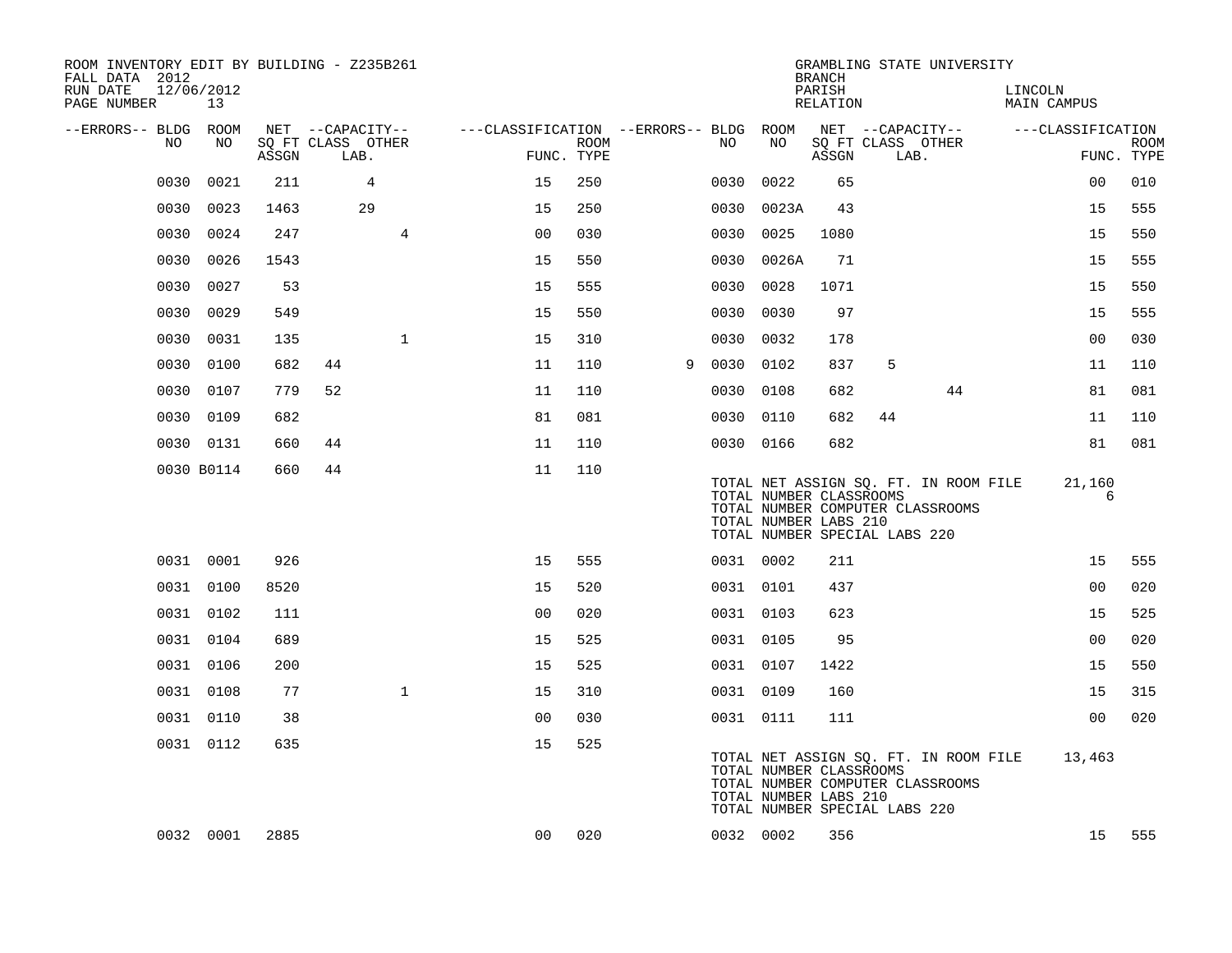ROOM INVENTORY EDIT BY BUILDING - Z235B261
FALL DATA 2012
RUN DATE 12/06/2012
PAGE NUMBER 13

GRAMBLING STATE UNIVERSITY
BRANCH
PARISH LINCOLN
RELATION MAIN CAMPUS

| --ERRORS-- | BLDG NO | ROOM NO | NET SQ FT ASSGN | CAPACITY CLASS | LAB. | OTHER | CLASSIFICATION FUNC. | ROOM TYPE | --ERRORS-- | BLDG NO | ROOM NO | NET SQ FT ASSGN | CAPACITY CLASS | LAB. | OTHER | CLASSIFICATION FUNC. | ROOM TYPE |
|---|---|---|---|---|---|---|---|---|---|---|---|---|---|---|---|---|---|
| | 0030 | 0021 | 211 | | 4 | | 15 | 250 | | 0030 | 0022 | 65 | | | | 00 | 010 |
| | 0030 | 0023 | 1463 | | 29 | | 15 | 250 | | 0030 | 0023A | 43 | | | | 15 | 555 |
| | 0030 | 0024 | 247 | | | 4 | 00 | 030 | | 0030 | 0025 | 1080 | | | | 15 | 550 |
| | 0030 | 0026 | 1543 | | | | 15 | 550 | | 0030 | 0026A | 71 | | | | 15 | 555 |
| | 0030 | 0027 | 53 | | | | 15 | 555 | | 0030 | 0028 | 1071 | | | | 15 | 550 |
| | 0030 | 0029 | 549 | | | | 15 | 550 | | 0030 | 0030 | 97 | | | | 15 | 555 |
| | 0030 | 0031 | 135 | | | 1 | 15 | 310 | | 0030 | 0032 | 178 | | | | 00 | 030 |
| | 0030 | 0100 | 682 | 44 | | | 11 | 110 | 9 | 0030 | 0102 | 837 | 5 | | | 11 | 110 |
| | 0030 | 0107 | 779 | 52 | | | 11 | 110 | | 0030 | 0108 | 682 | | | 44 | 81 | 081 |
| | 0030 | 0109 | 682 | | | | 81 | 081 | | 0030 | 0110 | 682 | 44 | | | 11 | 110 |
| | 0030 | 0131 | 660 | 44 | | | 11 | 110 | | 0030 | 0166 | 682 | | | | 81 | 081 |
| | 0030 | B0114 | 660 | 44 | | | 11 | 110 | | | | | | | | | |

TOTAL NET ASSIGN SQ. FT. IN ROOM FILE 21,160
TOTAL NUMBER CLASSROOMS 6
TOTAL NUMBER COMPUTER CLASSROOMS
TOTAL NUMBER LABS 210
TOTAL NUMBER SPECIAL LABS 220

| --ERRORS-- | BLDG NO | ROOM NO | NET SQ FT ASSGN | CAPACITY CLASS | LAB. | OTHER | CLASSIFICATION FUNC. | ROOM TYPE | --ERRORS-- | BLDG NO | ROOM NO | NET SQ FT ASSGN | CAPACITY CLASS | LAB. | OTHER | CLASSIFICATION FUNC. | ROOM TYPE |
|---|---|---|---|---|---|---|---|---|---|---|---|---|---|---|---|---|---|
| | 0031 | 0001 | 926 | | | | 15 | 555 | | 0031 | 0002 | 211 | | | | 15 | 555 |
| | 0031 | 0100 | 8520 | | | | 15 | 520 | | 0031 | 0101 | 437 | | | | 00 | 020 |
| | 0031 | 0102 | 111 | | | | 00 | 020 | | 0031 | 0103 | 623 | | | | 15 | 525 |
| | 0031 | 0104 | 689 | | | | 15 | 525 | | 0031 | 0105 | 95 | | | | 00 | 020 |
| | 0031 | 0106 | 200 | | | | 15 | 525 | | 0031 | 0107 | 1422 | | | | 15 | 550 |
| | 0031 | 0108 | 77 | | | 1 | 15 | 310 | | 0031 | 0109 | 160 | | | | 15 | 315 |
| | 0031 | 0110 | 38 | | | | 00 | 030 | | 0031 | 0111 | 111 | | | | 00 | 020 |
| | 0031 | 0112 | 635 | | | | 15 | 525 | | | | | | | | | |

TOTAL NET ASSIGN SQ. FT. IN ROOM FILE 13,463
TOTAL NUMBER CLASSROOMS
TOTAL NUMBER COMPUTER CLASSROOMS
TOTAL NUMBER LABS 210
TOTAL NUMBER SPECIAL LABS 220

| --ERRORS-- | BLDG NO | ROOM NO | NET SQ FT ASSGN | CAPACITY CLASS | LAB. | OTHER | CLASSIFICATION FUNC. | ROOM TYPE | --ERRORS-- | BLDG NO | ROOM NO | NET SQ FT ASSGN | CAPACITY CLASS | LAB. | OTHER | CLASSIFICATION FUNC. | ROOM TYPE |
|---|---|---|---|---|---|---|---|---|---|---|---|---|---|---|---|---|---|
| | 0032 | 0001 | 2885 | | | | 00 | 020 | | 0032 | 0002 | 356 | | | | 15 | 555 |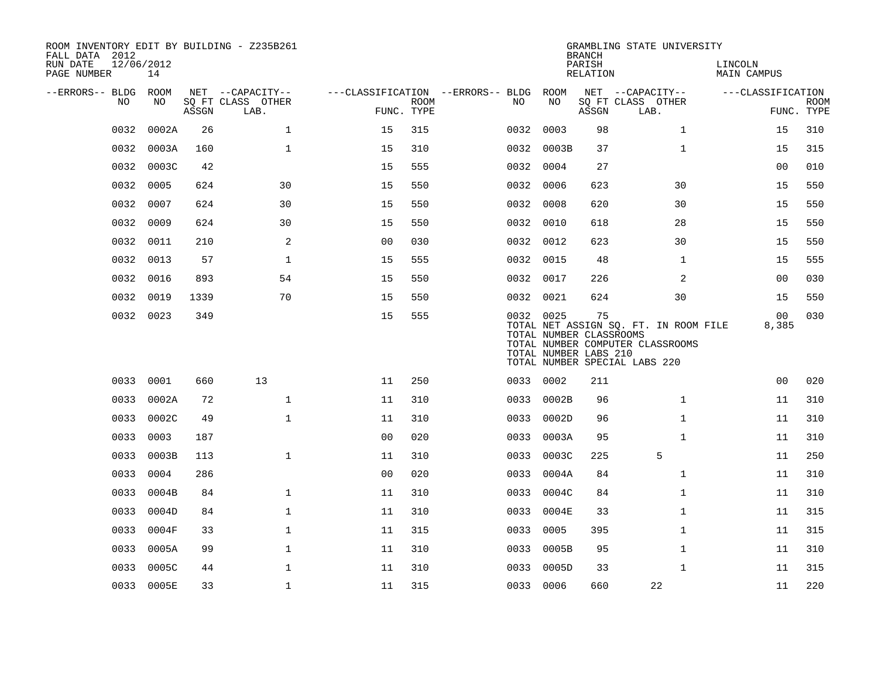ROOM INVENTORY EDIT BY BUILDING - Z235B261
FALL DATA 2012
RUN DATE 12/06/2012
PAGE NUMBER 14

GRAMBLING STATE UNIVERSITY
BRANCH
PARISH LINCOLN
RELATION MAIN CAMPUS

| --ERRORS-- | BLDG NO | ROOM NO | NET SQ FT ASSGN | CAPACITY CLASS | CAPACITY OTHER LAB. | CLASSIFICATION FUNC. | ROOM TYPE | --ERRORS-- | BLDG NO | ROOM NO | NET SQ FT ASSGN | CAPACITY CLASS | CAPACITY OTHER LAB. | CLASSIFICATION FUNC. | ROOM TYPE |
|---|---|---|---|---|---|---|---|---|---|---|---|---|---|---|---|
| | 0032 | 0002A | 26 | | 1 | 15 | 315 | | 0032 | 0003 | 98 | | 1 | 15 | 310 |
| | 0032 | 0003A | 160 | | 1 | 15 | 310 | | 0032 | 0003B | 37 | | 1 | 15 | 315 |
| | 0032 | 0003C | 42 | | | 15 | 555 | | 0032 | 0004 | 27 | | | 00 | 010 |
| | 0032 | 0005 | 624 | | 30 | 15 | 550 | | 0032 | 0006 | 623 | | 30 | 15 | 550 |
| | 0032 | 0007 | 624 | | 30 | 15 | 550 | | 0032 | 0008 | 620 | | 30 | 15 | 550 |
| | 0032 | 0009 | 624 | | 30 | 15 | 550 | | 0032 | 0010 | 618 | | 28 | 15 | 550 |
| | 0032 | 0011 | 210 | | 2 | 00 | 030 | | 0032 | 0012 | 623 | | 30 | 15 | 550 |
| | 0032 | 0013 | 57 | | 1 | 15 | 555 | | 0032 | 0015 | 48 | | 1 | 15 | 555 |
| | 0032 | 0016 | 893 | | 54 | 15 | 550 | | 0032 | 0017 | 226 | | 2 | 00 | 030 |
| | 0032 | 0019 | 1339 | | 70 | 15 | 550 | | 0032 | 0021 | 624 | | 30 | 15 | 550 |
| | 0032 | 0023 | 349 | | | 15 | 555 | | 0032 | 0025 | 75 | | | 00 | 030 |

TOTAL NET ASSIGN SQ. FT. IN ROOM FILE 8,385
TOTAL NUMBER CLASSROOMS
TOTAL NUMBER COMPUTER CLASSROOMS
TOTAL NUMBER LABS 210
TOTAL NUMBER SPECIAL LABS 220

| --ERRORS-- | BLDG NO | ROOM NO | NET SQ FT ASSGN | CAPACITY CLASS | CAPACITY OTHER LAB. | CLASSIFICATION FUNC. | ROOM TYPE | --ERRORS-- | BLDG NO | ROOM NO | NET SQ FT ASSGN | CAPACITY CLASS | CAPACITY OTHER LAB. | CLASSIFICATION FUNC. | ROOM TYPE |
|---|---|---|---|---|---|---|---|---|---|---|---|---|---|---|---|
| | 0033 | 0001 | 660 | 13 | | 11 | 250 | | 0033 | 0002 | 211 | | | 00 | 020 |
| | 0033 | 0002A | 72 | | 1 | 11 | 310 | | 0033 | 0002B | 96 | | 1 | 11 | 310 |
| | 0033 | 0002C | 49 | | 1 | 11 | 310 | | 0033 | 0002D | 96 | | 1 | 11 | 310 |
| | 0033 | 0003 | 187 | | | 00 | 020 | | 0033 | 0003A | 95 | | 1 | 11 | 310 |
| | 0033 | 0003B | 113 | | 1 | 11 | 310 | | 0033 | 0003C | 225 | 5 | | 11 | 250 |
| | 0033 | 0004 | 286 | | | 00 | 020 | | 0033 | 0004A | 84 | | 1 | 11 | 310 |
| | 0033 | 0004B | 84 | | 1 | 11 | 310 | | 0033 | 0004C | 84 | | 1 | 11 | 310 |
| | 0033 | 0004D | 84 | | 1 | 11 | 310 | | 0033 | 0004E | 33 | | 1 | 11 | 315 |
| | 0033 | 0004F | 33 | | 1 | 11 | 315 | | 0033 | 0005 | 395 | | 1 | 11 | 315 |
| | 0033 | 0005A | 99 | | 1 | 11 | 310 | | 0033 | 0005B | 95 | | 1 | 11 | 310 |
| | 0033 | 0005C | 44 | | 1 | 11 | 310 | | 0033 | 0005D | 33 | | 1 | 11 | 315 |
| | 0033 | 0005E | 33 | | 1 | 11 | 315 | | 0033 | 0006 | 660 | 22 | | 11 | 220 |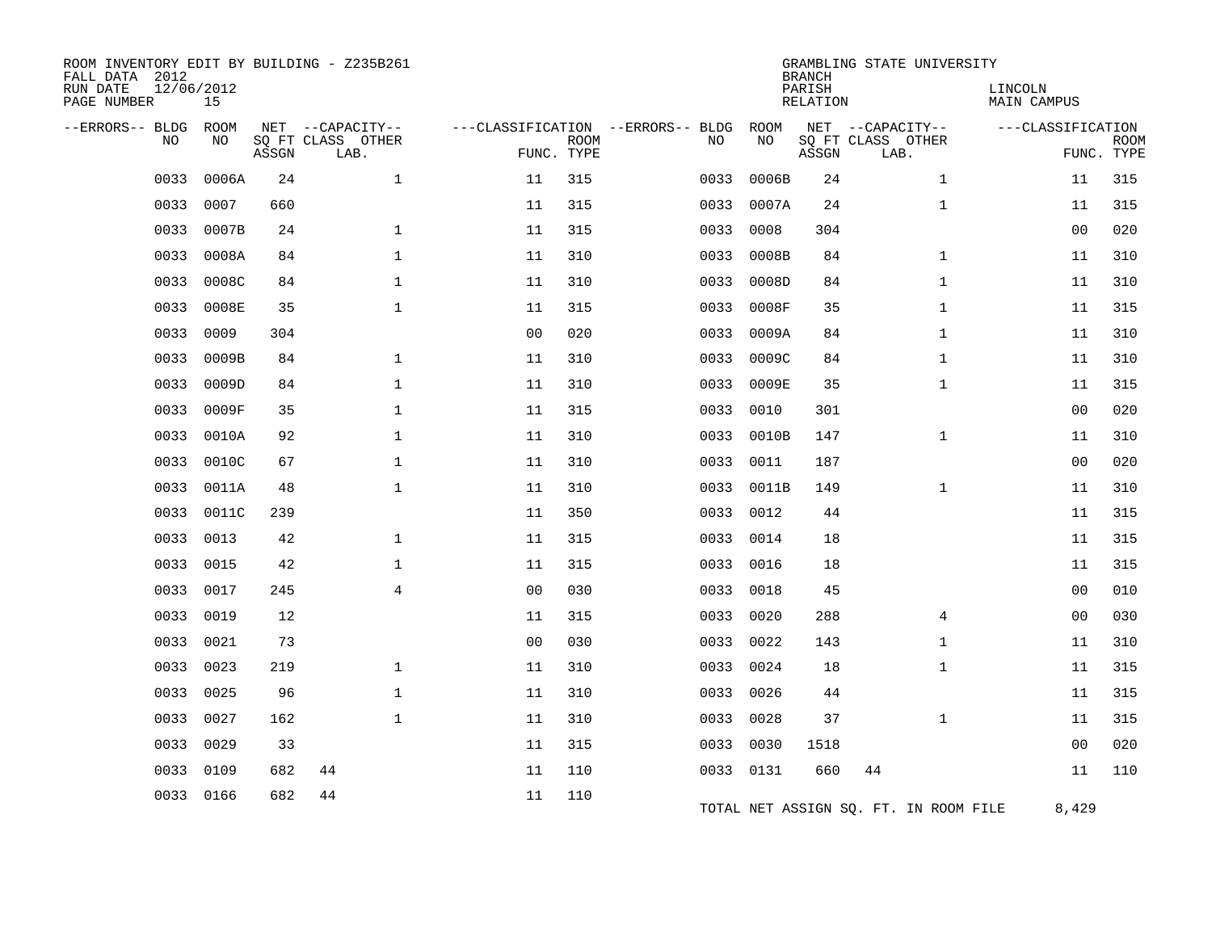ROOM INVENTORY EDIT BY BUILDING - Z235B261
FALL DATA 2012
RUN DATE 12/06/2012
PAGE NUMBER 15

GRAMBLING STATE UNIVERSITY
BRANCH
PARISH LINCOLN
RELATION MAIN CAMPUS

| --ERRORS-- | BLDG NO | ROOM NO | NET SQ FT ASSGN | --CAPACITY-- CLASS | OTHER LAB. | ---CLASSIFICATION FUNC. | ROOM TYPE | --ERRORS-- | BLDG NO | ROOM NO | NET SQ FT ASSGN | --CAPACITY-- CLASS | OTHER LAB. | ---CLASSIFICATION FUNC. | ROOM TYPE |
|---|---|---|---|---|---|---|---|---|---|---|---|---|---|---|---|
| | 0033 | 0006A | 24 | | 1 | 11 | 315 | | 0033 | 0006B | 24 | | 1 | 11 | 315 |
| | 0033 | 0007 | 660 | | | 11 | 315 | | 0033 | 0007A | 24 | | 1 | 11 | 315 |
| | 0033 | 0007B | 24 | | 1 | 11 | 315 | | 0033 | 0008 | 304 | | | 00 | 020 |
| | 0033 | 0008A | 84 | | 1 | 11 | 310 | | 0033 | 0008B | 84 | | 1 | 11 | 310 |
| | 0033 | 0008C | 84 | | 1 | 11 | 310 | | 0033 | 0008D | 84 | | 1 | 11 | 310 |
| | 0033 | 0008E | 35 | | 1 | 11 | 315 | | 0033 | 0008F | 35 | | 1 | 11 | 315 |
| | 0033 | 0009 | 304 | | | 00 | 020 | | 0033 | 0009A | 84 | | 1 | 11 | 310 |
| | 0033 | 0009B | 84 | | 1 | 11 | 310 | | 0033 | 0009C | 84 | | 1 | 11 | 310 |
| | 0033 | 0009D | 84 | | 1 | 11 | 310 | | 0033 | 0009E | 35 | | 1 | 11 | 315 |
| | 0033 | 0009F | 35 | | 1 | 11 | 315 | | 0033 | 0010 | 301 | | | 00 | 020 |
| | 0033 | 0010A | 92 | | 1 | 11 | 310 | | 0033 | 0010B | 147 | | 1 | 11 | 310 |
| | 0033 | 0010C | 67 | | 1 | 11 | 310 | | 0033 | 0011 | 187 | | | 00 | 020 |
| | 0033 | 0011A | 48 | | 1 | 11 | 310 | | 0033 | 0011B | 149 | | 1 | 11 | 310 |
| | 0033 | 0011C | 239 | | | 11 | 350 | | 0033 | 0012 | 44 | | | 11 | 315 |
| | 0033 | 0013 | 42 | | 1 | 11 | 315 | | 0033 | 0014 | 18 | | | 11 | 315 |
| | 0033 | 0015 | 42 | | 1 | 11 | 315 | | 0033 | 0016 | 18 | | | 11 | 315 |
| | 0033 | 0017 | 245 | | 4 | 00 | 030 | | 0033 | 0018 | 45 | | | 00 | 010 |
| | 0033 | 0019 | 12 | | | 11 | 315 | | 0033 | 0020 | 288 | | 4 | 00 | 030 |
| | 0033 | 0021 | 73 | | | 00 | 030 | | 0033 | 0022 | 143 | | 1 | 11 | 310 |
| | 0033 | 0023 | 219 | | 1 | 11 | 310 | | 0033 | 0024 | 18 | | 1 | 11 | 315 |
| | 0033 | 0025 | 96 | | 1 | 11 | 310 | | 0033 | 0026 | 44 | | | 11 | 315 |
| | 0033 | 0027 | 162 | | 1 | 11 | 310 | | 0033 | 0028 | 37 | | 1 | 11 | 315 |
| | 0033 | 0029 | 33 | | | 11 | 315 | | 0033 | 0030 | 1518 | | | 00 | 020 |
| | 0033 | 0109 | 682 | 44 | | 11 | 110 | | 0033 | 0131 | 660 | 44 | | 11 | 110 |
| | 0033 | 0166 | 682 | 44 | | 11 | 110 | | | | | | | | |

TOTAL NET ASSIGN SQ. FT. IN ROOM FILE 8,429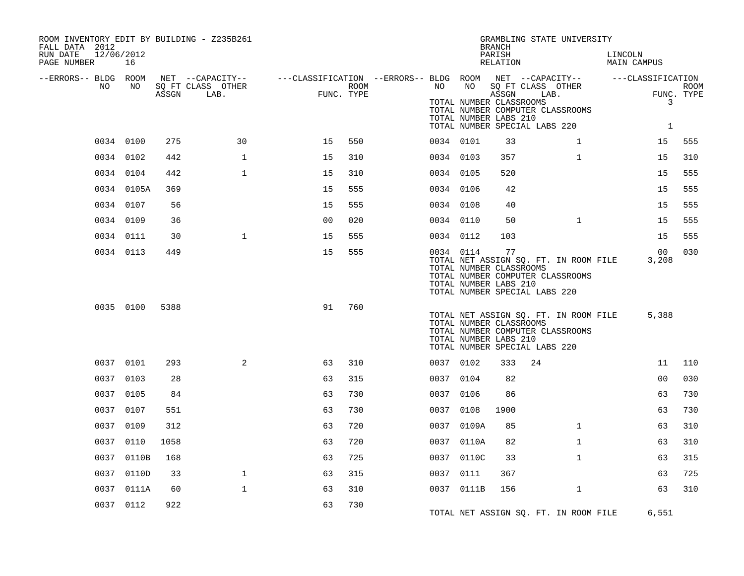ROOM INVENTORY EDIT BY BUILDING - Z235B261
FALL DATA 2012
RUN DATE 12/06/2012

GRAMBLING STATE UNIVERSITY
BRANCH
PARISH LINCOLN
RELATION MAIN CAMPUS

TOTAL NUMBER CLASSROOMS 3
TOTAL NUMBER COMPUTER CLASSROOMS
TOTAL NUMBER LABS 210
TOTAL NUMBER SPECIAL LABS 220 1

| --ERRORS-- | BLDG NO | ROOM NO | NET SQ FT ASSGN | CAPACITY CLASS LAB. | CAPACITY OTHER | FUNC. | ROOM TYPE | --ERRORS-- | BLDG NO | ROOM NO | NET SQ FT ASSGN | CAPACITY CLASS LAB. | CAPACITY OTHER | FUNC. | ROOM TYPE |
|---|---|---|---|---|---|---|---|---|---|---|---|---|---|---|---|
| | 0034 | 0100 | 275 | | 30 | 15 | 550 | | 0034 | 0101 | 33 | | 1 | 15 | 555 |
| | 0034 | 0102 | 442 | | 1 | 15 | 310 | | 0034 | 0103 | 357 | | 1 | 15 | 310 |
| | 0034 | 0104 | 442 | | 1 | 15 | 310 | | 0034 | 0105 | 520 | | | 15 | 555 |
| | 0034 | 0105A | 369 | | | 15 | 555 | | 0034 | 0106 | 42 | | | 15 | 555 |
| | 0034 | 0107 | 56 | | | 15 | 555 | | 0034 | 0108 | 40 | | | 15 | 555 |
| | 0034 | 0109 | 36 | | | 00 | 020 | | 0034 | 0110 | 50 | | 1 | 15 | 555 |
| | 0034 | 0111 | 30 | | 1 | 15 | 555 | | 0034 | 0112 | 103 | | | 15 | 555 |
| | 0034 | 0113 | 449 | | | 15 | 555 | | 0034 | 0114 | 77 | | | 00 | 030 |

TOTAL NET ASSIGN SQ. FT. IN ROOM FILE 3,208
TOTAL NUMBER CLASSROOMS
TOTAL NUMBER COMPUTER CLASSROOMS
TOTAL NUMBER LABS 210
TOTAL NUMBER SPECIAL LABS 220

| --ERRORS-- | BLDG NO | ROOM NO | NET SQ FT ASSGN | CAPACITY CLASS LAB. | CAPACITY OTHER | FUNC. | ROOM TYPE |
|---|---|---|---|---|---|---|---|
| | 0035 | 0100 | 5388 | | | 91 | 760 |

TOTAL NET ASSIGN SQ. FT. IN ROOM FILE 5,388
TOTAL NUMBER CLASSROOMS
TOTAL NUMBER COMPUTER CLASSROOMS
TOTAL NUMBER LABS 210
TOTAL NUMBER SPECIAL LABS 220

| --ERRORS-- | BLDG NO | ROOM NO | NET SQ FT ASSGN | CAPACITY CLASS LAB. | CAPACITY OTHER | FUNC. | ROOM TYPE | --ERRORS-- | BLDG NO | ROOM NO | NET SQ FT ASSGN | CAPACITY CLASS LAB. | CAPACITY OTHER | FUNC. | ROOM TYPE |
|---|---|---|---|---|---|---|---|---|---|---|---|---|---|---|---|
| | 0037 | 0101 | 293 | | 2 | 63 | 310 | | 0037 | 0102 | 333 | 24 | | 11 | 110 |
| | 0037 | 0103 | 28 | | | 63 | 315 | | 0037 | 0104 | 82 | | | 00 | 030 |
| | 0037 | 0105 | 84 | | | 63 | 730 | | 0037 | 0106 | 86 | | | 63 | 730 |
| | 0037 | 0107 | 551 | | | 63 | 730 | | 0037 | 0108 | 1900 | | | 63 | 730 |
| | 0037 | 0109 | 312 | | | 63 | 720 | | 0037 | 0109A | 85 | | 1 | 63 | 310 |
| | 0037 | 0110 | 1058 | | | 63 | 720 | | 0037 | 0110A | 82 | | 1 | 63 | 310 |
| | 0037 | 0110B | 168 | | | 63 | 725 | | 0037 | 0110C | 33 | | 1 | 63 | 315 |
| | 0037 | 0110D | 33 | | 1 | 63 | 315 | | 0037 | 0111 | 367 | | | 63 | 725 |
| | 0037 | 0111A | 60 | | 1 | 63 | 310 | | 0037 | 0111B | 156 | | 1 | 63 | 310 |
| | 0037 | 0112 | 922 | | | 63 | 730 | | | | | | | | |

TOTAL NET ASSIGN SQ. FT. IN ROOM FILE 6,551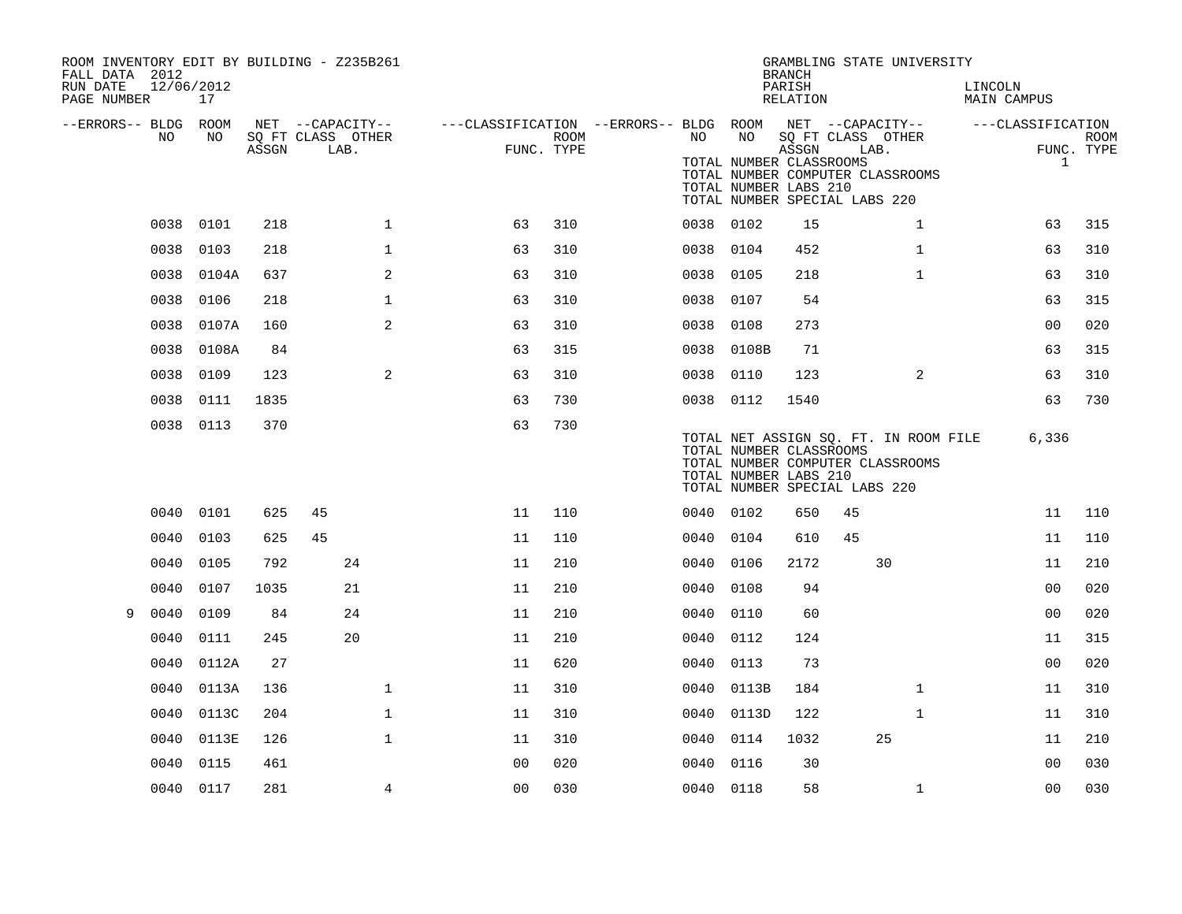ROOM INVENTORY EDIT BY BUILDING - Z235B261
FALL DATA 2012
RUN DATE 12/06/2012
PAGE NUMBER 17

GRAMBLING STATE UNIVERSITY
BRANCH
PARISH LINCOLN
RELATION MAIN CAMPUS

TOTAL NUMBER CLASSROOMS
TOTAL NUMBER COMPUTER CLASSROOMS
TOTAL NUMBER LABS 210
TOTAL NUMBER SPECIAL LABS 220 1

| --ERRORS-- | BLDG NO | ROOM NO | NET SQ FT ASSGN | CAPACITY CLASS | CAPACITY LAB. | CAPACITY OTHER | FUNC. | ROOM TYPE | --ERRORS-- | BLDG NO | ROOM NO | NET SQ FT ASSGN | CAPACITY CLASS | CAPACITY LAB. | CAPACITY OTHER | FUNC. | ROOM TYPE |
|---|---|---|---|---|---|---|---|---|---|---|---|---|---|---|---|---|---|
| | 0038 | 0101 | 218 | | | 1 | 63 | 310 | | 0038 | 0102 | 15 | | | 1 | 63 | 315 |
| | 0038 | 0103 | 218 | | | 1 | 63 | 310 | | 0038 | 0104 | 452 | | | 1 | 63 | 310 |
| | 0038 | 0104A | 637 | | | 2 | 63 | 310 | | 0038 | 0105 | 218 | | | 1 | 63 | 310 |
| | 0038 | 0106 | 218 | | | 1 | 63 | 310 | | 0038 | 0107 | 54 | | | | 63 | 315 |
| | 0038 | 0107A | 160 | | | 2 | 63 | 310 | | 0038 | 0108 | 273 | | | | 00 | 020 |
| | 0038 | 0108A | 84 | | | | 63 | 315 | | 0038 | 0108B | 71 | | | | 63 | 315 |
| | 0038 | 0109 | 123 | | | 2 | 63 | 310 | | 0038 | 0110 | 123 | | | 2 | 63 | 310 |
| | 0038 | 0111 | 1835 | | | | 63 | 730 | | 0038 | 0112 | 1540 | | | | 63 | 730 |
| | 0038 | 0113 | 370 | | | | 63 | 730 | | | | | | | | | |

TOTAL NET ASSIGN SQ. FT. IN ROOM FILE 6,336
TOTAL NUMBER CLASSROOMS
TOTAL NUMBER COMPUTER CLASSROOMS
TOTAL NUMBER LABS 210
TOTAL NUMBER SPECIAL LABS 220

| --ERRORS-- | BLDG NO | ROOM NO | NET SQ FT ASSGN | CAPACITY CLASS | CAPACITY LAB. | CAPACITY OTHER | FUNC. | ROOM TYPE | --ERRORS-- | BLDG NO | ROOM NO | NET SQ FT ASSGN | CAPACITY CLASS | CAPACITY LAB. | CAPACITY OTHER | FUNC. | ROOM TYPE |
|---|---|---|---|---|---|---|---|---|---|---|---|---|---|---|---|---|---|
| | 0040 | 0101 | 625 | 45 | | | 11 | 110 | | 0040 | 0102 | 650 | 45 | | | 11 | 110 |
| | 0040 | 0103 | 625 | 45 | | | 11 | 110 | | 0040 | 0104 | 610 | 45 | | | 11 | 110 |
| | 0040 | 0105 | 792 | | 24 | | 11 | 210 | | 0040 | 0106 | 2172 | | 30 | | 11 | 210 |
| | 0040 | 0107 | 1035 | | 21 | | 11 | 210 | | 0040 | 0108 | 94 | | | | 00 | 020 |
| 9 | 0040 | 0109 | 84 | | 24 | | 11 | 210 | | 0040 | 0110 | 60 | | | | 00 | 020 |
| | 0040 | 0111 | 245 | | 20 | | 11 | 210 | | 0040 | 0112 | 124 | | | | 11 | 315 |
| | 0040 | 0112A | 27 | | | | 11 | 620 | | 0040 | 0113 | 73 | | | | 00 | 020 |
| | 0040 | 0113A | 136 | | | 1 | 11 | 310 | | 0040 | 0113B | 184 | | | 1 | 11 | 310 |
| | 0040 | 0113C | 204 | | | 1 | 11 | 310 | | 0040 | 0113D | 122 | | | 1 | 11 | 310 |
| | 0040 | 0113E | 126 | | | 1 | 11 | 310 | | 0040 | 0114 | 1032 | | 25 | | 11 | 210 |
| | 0040 | 0115 | 461 | | | | 00 | 020 | | 0040 | 0116 | 30 | | | | 00 | 030 |
| | 0040 | 0117 | 281 | | | 4 | 00 | 030 | | 0040 | 0118 | 58 | | | 1 | 00 | 030 |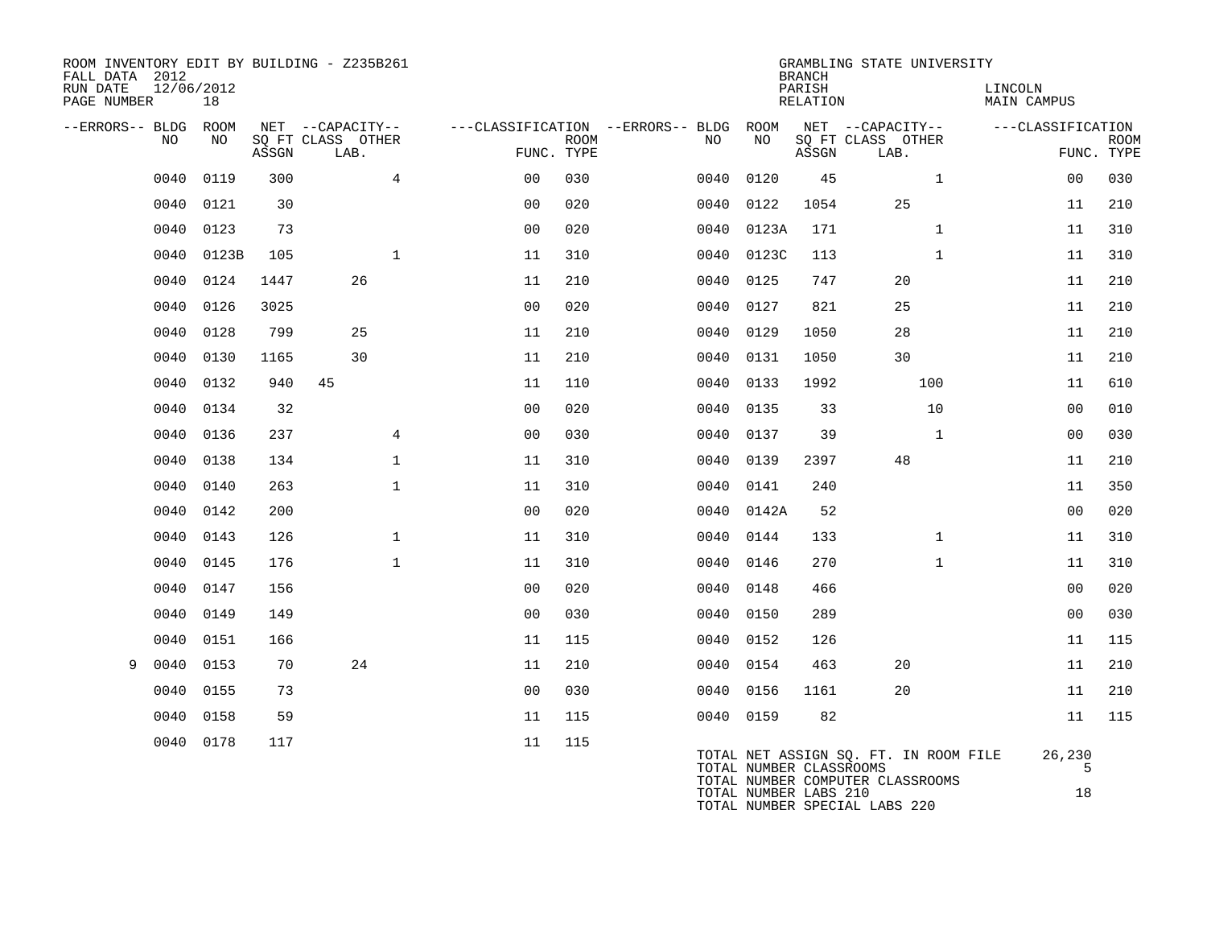ROOM INVENTORY EDIT BY BUILDING - Z235B261
FALL DATA 2012
RUN DATE 12/06/2012
PAGE NUMBER 18

GRAMBLING STATE UNIVERSITY
BRANCH
PARISH LINCOLN
RELATION MAIN CAMPUS

| --ERRORS-- | BLDG NO | ROOM NO | NET SQ FT ASSGN | CAPACITY CLASS | CAPACITY LAB. | CAPACITY OTHER | FUNC. | ROOM TYPE | --ERRORS-- | BLDG NO | ROOM NO | NET SQ FT ASSGN | CAPACITY CLASS | CAPACITY LAB. | CAPACITY OTHER | FUNC. | ROOM TYPE |
|---|---|---|---|---|---|---|---|---|---|---|---|---|---|---|---|---|---|
| | 0040 | 0119 | 300 | | | 4 | 00 | 030 | | 0040 | 0120 | 45 | | | 1 | 00 | 030 |
| | 0040 | 0121 | 30 | | | | 00 | 020 | | 0040 | 0122 | 1054 | | 25 | | 11 | 210 |
| | 0040 | 0123 | 73 | | | | 00 | 020 | | 0040 | 0123A | 171 | | | 1 | 11 | 310 |
| | 0040 | 0123B | 105 | | | 1 | 11 | 310 | | 0040 | 0123C | 113 | | | 1 | 11 | 310 |
| | 0040 | 0124 | 1447 | | 26 | | 11 | 210 | | 0040 | 0125 | 747 | | 20 | | 11 | 210 |
| | 0040 | 0126 | 3025 | | | | 00 | 020 | | 0040 | 0127 | 821 | | 25 | | 11 | 210 |
| | 0040 | 0128 | 799 | | 25 | | 11 | 210 | | 0040 | 0129 | 1050 | | 28 | | 11 | 210 |
| | 0040 | 0130 | 1165 | | 30 | | 11 | 210 | | 0040 | 0131 | 1050 | | 30 | | 11 | 210 |
| | 0040 | 0132 | 940 | 45 | | | 11 | 110 | | 0040 | 0133 | 1992 | | | 100 | 11 | 610 |
| | 0040 | 0134 | 32 | | | | 00 | 020 | | 0040 | 0135 | 33 | | | 10 | 00 | 010 |
| | 0040 | 0136 | 237 | | | 4 | 00 | 030 | | 0040 | 0137 | 39 | | | 1 | 00 | 030 |
| | 0040 | 0138 | 134 | | | 1 | 11 | 310 | | 0040 | 0139 | 2397 | | 48 | | 11 | 210 |
| | 0040 | 0140 | 263 | | | 1 | 11 | 310 | | 0040 | 0141 | 240 | | | | 11 | 350 |
| | 0040 | 0142 | 200 | | | | 00 | 020 | | 0040 | 0142A | 52 | | | | 00 | 020 |
| | 0040 | 0143 | 126 | | | 1 | 11 | 310 | | 0040 | 0144 | 133 | | | 1 | 11 | 310 |
| | 0040 | 0145 | 176 | | | 1 | 11 | 310 | | 0040 | 0146 | 270 | | | 1 | 11 | 310 |
| | 0040 | 0147 | 156 | | | | 00 | 020 | | 0040 | 0148 | 466 | | | | 00 | 020 |
| | 0040 | 0149 | 149 | | | | 00 | 030 | | 0040 | 0150 | 289 | | | | 00 | 030 |
| | 0040 | 0151 | 166 | | | | 11 | 115 | | 0040 | 0152 | 126 | | | | 11 | 115 |
| 9 | 0040 | 0153 | 70 | | 24 | | 11 | 210 | | 0040 | 0154 | 463 | | 20 | | 11 | 210 |
| | 0040 | 0155 | 73 | | | | 00 | 030 | | 0040 | 0156 | 1161 | | 20 | | 11 | 210 |
| | 0040 | 0158 | 59 | | | | 11 | 115 | | 0040 | 0159 | 82 | | | | 11 | 115 |
| | 0040 | 0178 | 117 | | | | 11 | 115 | | | | | | | | | |

| | |
|---|---|
| TOTAL NET ASSIGN SQ. FT. IN ROOM FILE | 26,230 |
| TOTAL NUMBER CLASSROOMS | 5 |
| TOTAL NUMBER COMPUTER CLASSROOMS | |
| TOTAL NUMBER LABS 210 | 18 |
| TOTAL NUMBER SPECIAL LABS 220 | |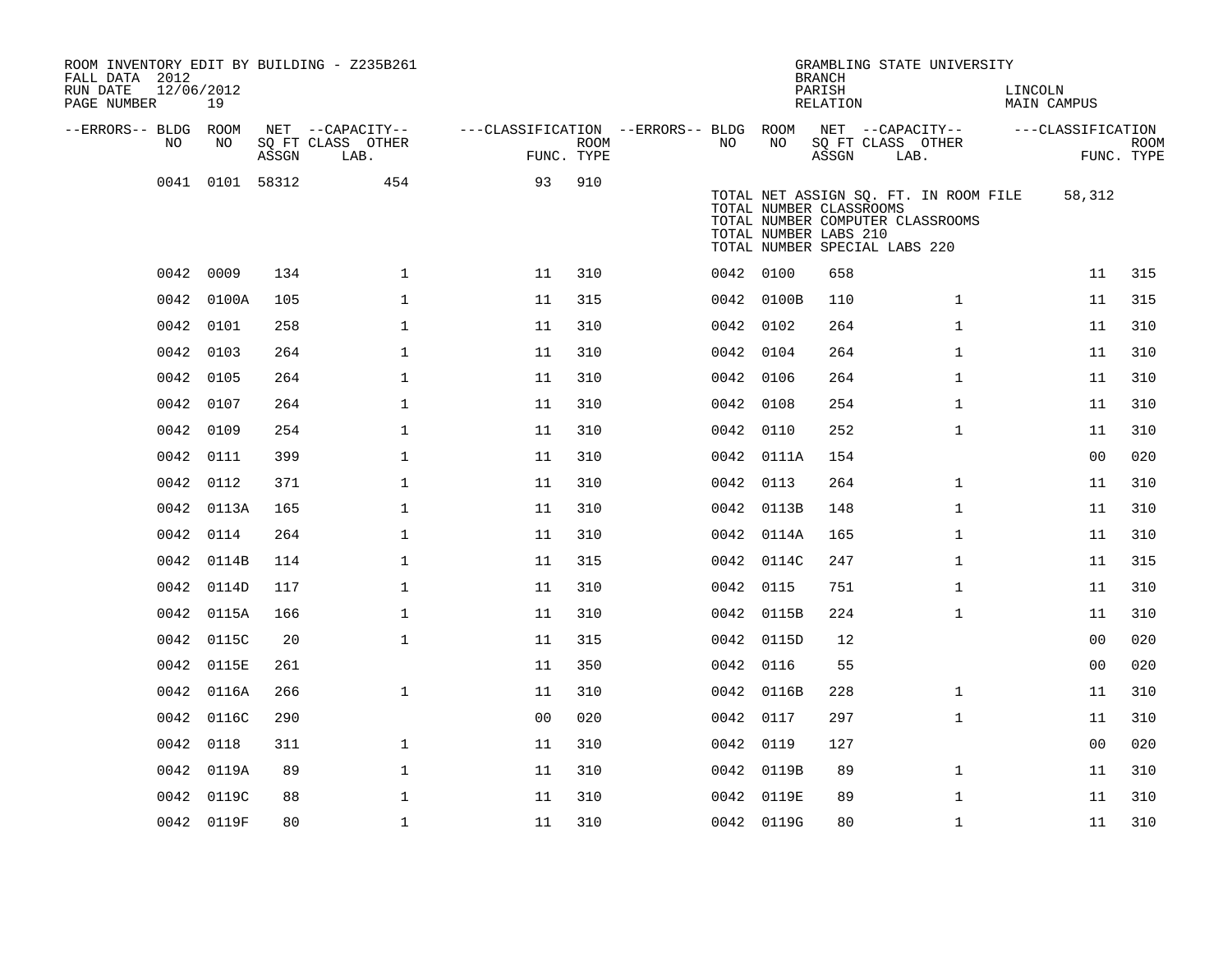ROOM INVENTORY EDIT BY BUILDING - Z235B261
FALL DATA 2012
RUN DATE 12/06/2012
PAGE NUMBER 19

GRAMBLING STATE UNIVERSITY
BRANCH
PARISH LINCOLN
RELATION MAIN CAMPUS

| --ERRORS-- | BLDG NO | ROOM NO | NET SQ FT ASSGN | --CAPACITY-- CLASS LAB. | OTHER | ---CLASSIFICATION FUNC. | ROOM TYPE | --ERRORS-- | BLDG NO | ROOM NO | NET SQ FT ASSGN | --CAPACITY-- CLASS LAB. | OTHER | ---CLASSIFICATION FUNC. | ROOM TYPE |
|---|---|---|---|---|---|---|---|---|---|---|---|---|---|---|---|
| | 0041 | 0101 | 58312 | | 454 | 93 | 910 | | | | | | | | |
| | 0042 | 0009 | 134 | | 1 | 11 | 310 | | 0042 | 0100 | 658 | | | 11 | 315 |
| | 0042 | 0100A | 105 | | 1 | 11 | 315 | | 0042 | 0100B | 110 | | 1 | 11 | 315 |
| | 0042 | 0101 | 258 | | 1 | 11 | 310 | | 0042 | 0102 | 264 | | 1 | 11 | 310 |
| | 0042 | 0103 | 264 | | 1 | 11 | 310 | | 0042 | 0104 | 264 | | 1 | 11 | 310 |
| | 0042 | 0105 | 264 | | 1 | 11 | 310 | | 0042 | 0106 | 264 | | 1 | 11 | 310 |
| | 0042 | 0107 | 264 | | 1 | 11 | 310 | | 0042 | 0108 | 254 | | 1 | 11 | 310 |
| | 0042 | 0109 | 254 | | 1 | 11 | 310 | | 0042 | 0110 | 252 | | 1 | 11 | 310 |
| | 0042 | 0111 | 399 | | 1 | 11 | 310 | | 0042 | 0111A | 154 | | | 00 | 020 |
| | 0042 | 0112 | 371 | | 1 | 11 | 310 | | 0042 | 0113 | 264 | | 1 | 11 | 310 |
| | 0042 | 0113A | 165 | | 1 | 11 | 310 | | 0042 | 0113B | 148 | | 1 | 11 | 310 |
| | 0042 | 0114 | 264 | | 1 | 11 | 310 | | 0042 | 0114A | 165 | | 1 | 11 | 310 |
| | 0042 | 0114B | 114 | | 1 | 11 | 315 | | 0042 | 0114C | 247 | | 1 | 11 | 315 |
| | 0042 | 0114D | 117 | | 1 | 11 | 310 | | 0042 | 0115 | 751 | | 1 | 11 | 310 |
| | 0042 | 0115A | 166 | | 1 | 11 | 310 | | 0042 | 0115B | 224 | | 1 | 11 | 310 |
| | 0042 | 0115C | 20 | | 1 | 11 | 315 | | 0042 | 0115D | 12 | | | 00 | 020 |
| | 0042 | 0115E | 261 | | | 11 | 350 | | 0042 | 0116 | 55 | | | 00 | 020 |
| | 0042 | 0116A | 266 | | 1 | 11 | 310 | | 0042 | 0116B | 228 | | 1 | 11 | 310 |
| | 0042 | 0116C | 290 | | | 00 | 020 | | 0042 | 0117 | 297 | | 1 | 11 | 310 |
| | 0042 | 0118 | 311 | | 1 | 11 | 310 | | 0042 | 0119 | 127 | | | 00 | 020 |
| | 0042 | 0119A | 89 | | 1 | 11 | 310 | | 0042 | 0119B | 89 | | 1 | 11 | 310 |
| | 0042 | 0119C | 88 | | 1 | 11 | 310 | | 0042 | 0119E | 89 | | 1 | 11 | 310 |
| | 0042 | 0119F | 80 | | 1 | 11 | 310 | | 0042 | 0119G | 80 | | 1 | 11 | 310 |

TOTAL NET ASSIGN SQ. FT. IN ROOM FILE 58,312
TOTAL NUMBER CLASSROOMS
TOTAL NUMBER COMPUTER CLASSROOMS
TOTAL NUMBER LABS 210
TOTAL NUMBER SPECIAL LABS 220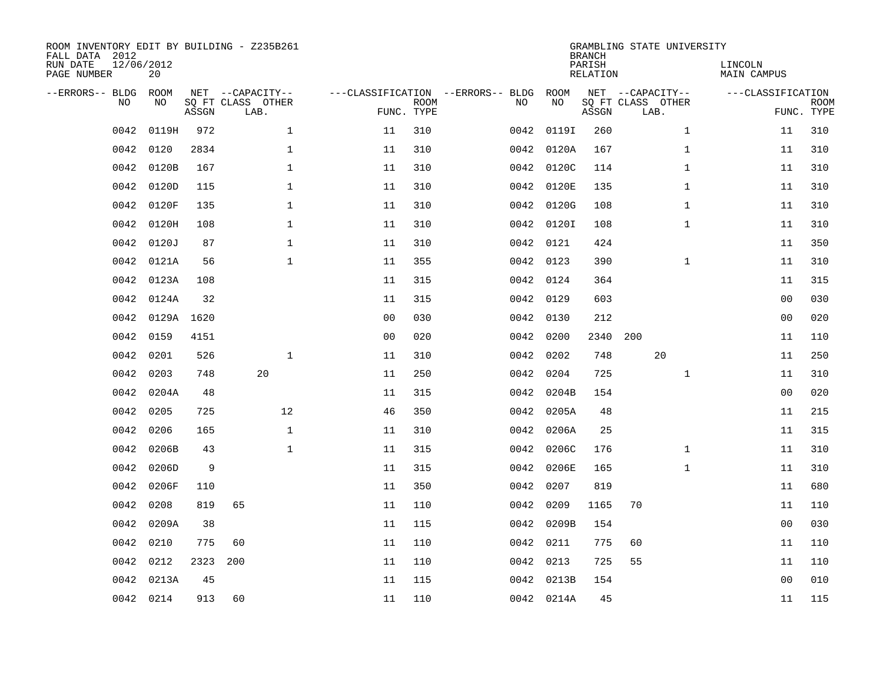ROOM INVENTORY EDIT BY BUILDING - Z235B261
FALL DATA 2012
RUN DATE 12/06/2012
PAGE NUMBER 20

GRAMBLING STATE UNIVERSITY
BRANCH
PARISH LINCOLN
RELATION MAIN CAMPUS

| --ERRORS-- | BLDG NO | ROOM NO | NET SQ FT ASSGN | CAPACITY CLASS | CAPACITY OTHER LAB. | CLASSIFICATION FUNC. | ROOM TYPE | --ERRORS-- | BLDG NO | ROOM NO | NET SQ FT ASSGN | CAPACITY CLASS | CAPACITY OTHER LAB. | CLASSIFICATION FUNC. | ROOM TYPE |
|---|---|---|---|---|---|---|---|---|---|---|---|---|---|---|---|
| | 0042 | 0119H | 972 | | 1 | 11 | 310 | | 0042 | 0119I | 260 | | 1 | 11 | 310 |
| | 0042 | 0120 | 2834 | | 1 | 11 | 310 | | 0042 | 0120A | 167 | | 1 | 11 | 310 |
| | 0042 | 0120B | 167 | | 1 | 11 | 310 | | 0042 | 0120C | 114 | | 1 | 11 | 310 |
| | 0042 | 0120D | 115 | | 1 | 11 | 310 | | 0042 | 0120E | 135 | | 1 | 11 | 310 |
| | 0042 | 0120F | 135 | | 1 | 11 | 310 | | 0042 | 0120G | 108 | | 1 | 11 | 310 |
| | 0042 | 0120H | 108 | | 1 | 11 | 310 | | 0042 | 0120I | 108 | | 1 | 11 | 310 |
| | 0042 | 0120J | 87 | | 1 | 11 | 310 | | 0042 | 0121 | 424 | | | 11 | 350 |
| | 0042 | 0121A | 56 | | 1 | 11 | 355 | | 0042 | 0123 | 390 | | 1 | 11 | 310 |
| | 0042 | 0123A | 108 | | | 11 | 315 | | 0042 | 0124 | 364 | | | 11 | 315 |
| | 0042 | 0124A | 32 | | | 11 | 315 | | 0042 | 0129 | 603 | | | 00 | 030 |
| | 0042 | 0129A | 1620 | | | 00 | 030 | | 0042 | 0130 | 212 | | | 00 | 020 |
| | 0042 | 0159 | 4151 | | | 00 | 020 | | 0042 | 0200 | 2340 | 200 | | 11 | 110 |
| | 0042 | 0201 | 526 | | 1 | 11 | 310 | | 0042 | 0202 | 748 | | 20 | 11 | 250 |
| | 0042 | 0203 | 748 | | 20 | 11 | 250 | | 0042 | 0204 | 725 | | 1 | 11 | 310 |
| | 0042 | 0204A | 48 | | | 11 | 315 | | 0042 | 0204B | 154 | | | 00 | 020 |
| | 0042 | 0205 | 725 | | 12 | 46 | 350 | | 0042 | 0205A | 48 | | | 11 | 215 |
| | 0042 | 0206 | 165 | | 1 | 11 | 310 | | 0042 | 0206A | 25 | | | 11 | 315 |
| | 0042 | 0206B | 43 | | 1 | 11 | 315 | | 0042 | 0206C | 176 | | 1 | 11 | 310 |
| | 0042 | 0206D | 9 | | | 11 | 315 | | 0042 | 0206E | 165 | | 1 | 11 | 310 |
| | 0042 | 0206F | 110 | | | 11 | 350 | | 0042 | 0207 | 819 | | | 11 | 680 |
| | 0042 | 0208 | 819 | 65 | | 11 | 110 | | 0042 | 0209 | 1165 | 70 | | 11 | 110 |
| | 0042 | 0209A | 38 | | | 11 | 115 | | 0042 | 0209B | 154 | | | 00 | 030 |
| | 0042 | 0210 | 775 | 60 | | 11 | 110 | | 0042 | 0211 | 775 | 60 | | 11 | 110 |
| | 0042 | 0212 | 2323 | 200 | | 11 | 110 | | 0042 | 0213 | 725 | 55 | | 11 | 110 |
| | 0042 | 0213A | 45 | | | 11 | 115 | | 0042 | 0213B | 154 | | | 00 | 010 |
| | 0042 | 0214 | 913 | 60 | | 11 | 110 | | 0042 | 0214A | 45 | | | 11 | 115 |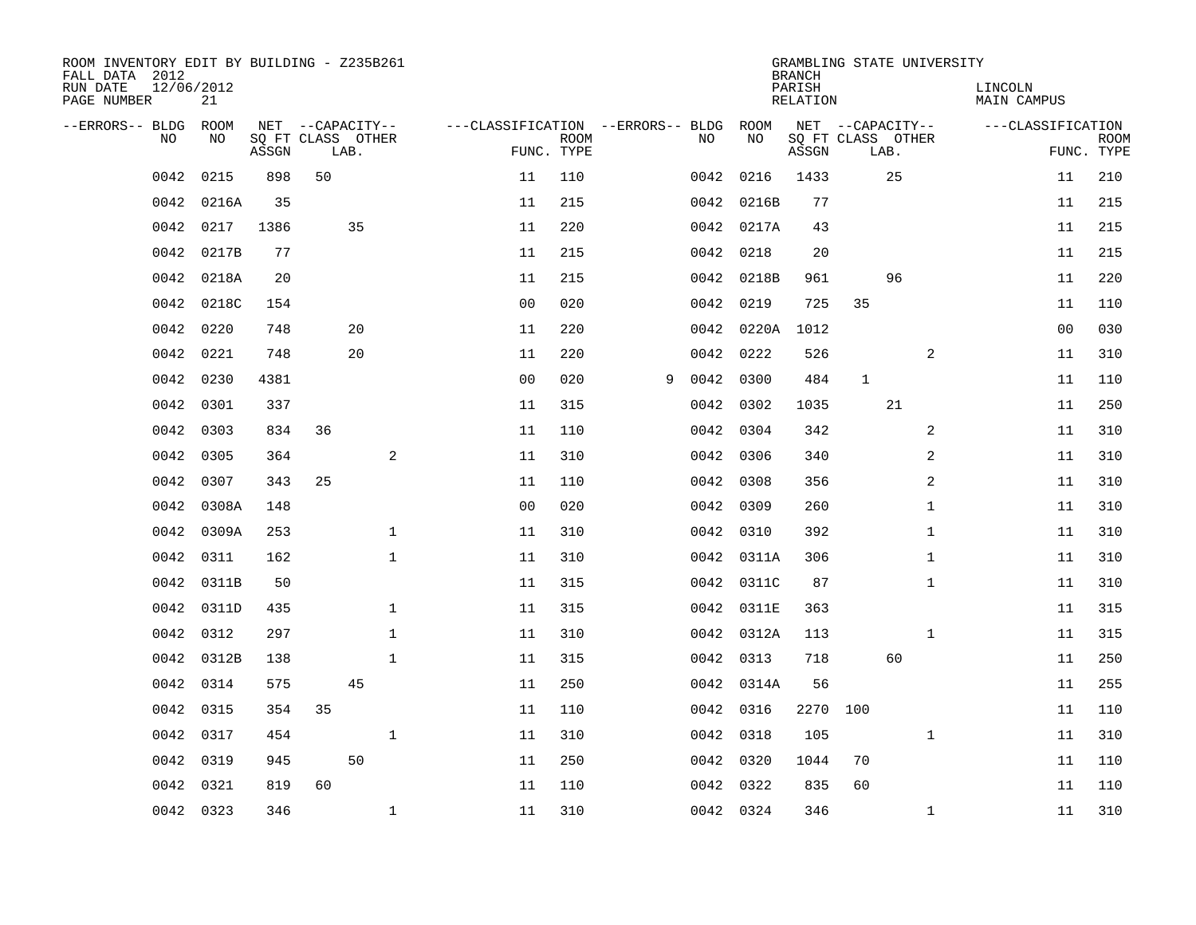ROOM INVENTORY EDIT BY BUILDING - Z235B261
FALL DATA 2012
RUN DATE 12/06/2012
PAGE NUMBER 21

GRAMBLING STATE UNIVERSITY
BRANCH
PARISH LINCOLN
RELATION MAIN CAMPUS

| --ERRORS-- | BLDG NO | ROOM NO | NET SQ FT ASSGN | CAPACITY CLASS | CAPACITY LAB. | CAPACITY OTHER | CLASSIFICATION FUNC. | ROOM TYPE | --ERRORS-- | BLDG NO | ROOM NO | NET SQ FT ASSGN | CAPACITY CLASS | CAPACITY LAB. | CAPACITY OTHER | CLASSIFICATION FUNC. | ROOM TYPE |
|---|---|---|---|---|---|---|---|---|---|---|---|---|---|---|---|---|---|
| | 0042 | 0215 | 898 | 50 | | | 11 | 110 | | 0042 | 0216 | 1433 | | 25 | | 11 | 210 |
| | 0042 | 0216A | 35 | | | | 11 | 215 | | 0042 | 0216B | 77 | | | | 11 | 215 |
| | 0042 | 0217 | 1386 | | 35 | | 11 | 220 | | 0042 | 0217A | 43 | | | | 11 | 215 |
| | 0042 | 0217B | 77 | | | | 11 | 215 | | 0042 | 0218 | 20 | | | | 11 | 215 |
| | 0042 | 0218A | 20 | | | | 11 | 215 | | 0042 | 0218B | 961 | | 96 | | 11 | 220 |
| | 0042 | 0218C | 154 | | | | 00 | 020 | | 0042 | 0219 | 725 | 35 | | | 11 | 110 |
| | 0042 | 0220 | 748 | | 20 | | 11 | 220 | | 0042 | 0220A | 1012 | | | | 00 | 030 |
| | 0042 | 0221 | 748 | | 20 | | 11 | 220 | | 0042 | 0222 | 526 | | | 2 | 11 | 310 |
| | 0042 | 0230 | 4381 | | | | 00 | 020 | 9 | 0042 | 0300 | 484 | 1 | | | 11 | 110 |
| | 0042 | 0301 | 337 | | | | 11 | 315 | | 0042 | 0302 | 1035 | | 21 | | 11 | 250 |
| | 0042 | 0303 | 834 | 36 | | | 11 | 110 | | 0042 | 0304 | 342 | | | 2 | 11 | 310 |
| | 0042 | 0305 | 364 | | | 2 | 11 | 310 | | 0042 | 0306 | 340 | | | 2 | 11 | 310 |
| | 0042 | 0307 | 343 | 25 | | | 11 | 110 | | 0042 | 0308 | 356 | | | 2 | 11 | 310 |
| | 0042 | 0308A | 148 | | | | 00 | 020 | | 0042 | 0309 | 260 | | | 1 | 11 | 310 |
| | 0042 | 0309A | 253 | | | 1 | 11 | 310 | | 0042 | 0310 | 392 | | | 1 | 11 | 310 |
| | 0042 | 0311 | 162 | | | 1 | 11 | 310 | | 0042 | 0311A | 306 | | | 1 | 11 | 310 |
| | 0042 | 0311B | 50 | | | | 11 | 315 | | 0042 | 0311C | 87 | | | 1 | 11 | 310 |
| | 0042 | 0311D | 435 | | | 1 | 11 | 315 | | 0042 | 0311E | 363 | | | | 11 | 315 |
| | 0042 | 0312 | 297 | | | 1 | 11 | 310 | | 0042 | 0312A | 113 | | | 1 | 11 | 315 |
| | 0042 | 0312B | 138 | | | 1 | 11 | 315 | | 0042 | 0313 | 718 | | 60 | | 11 | 250 |
| | 0042 | 0314 | 575 | | 45 | | 11 | 250 | | 0042 | 0314A | 56 | | | | 11 | 255 |
| | 0042 | 0315 | 354 | 35 | | | 11 | 110 | | 0042 | 0316 | 2270 | 100 | | | 11 | 110 |
| | 0042 | 0317 | 454 | | | 1 | 11 | 310 | | 0042 | 0318 | 105 | | | 1 | 11 | 310 |
| | 0042 | 0319 | 945 | | 50 | | 11 | 250 | | 0042 | 0320 | 1044 | 70 | | | 11 | 110 |
| | 0042 | 0321 | 819 | 60 | | | 11 | 110 | | 0042 | 0322 | 835 | 60 | | | 11 | 110 |
| | 0042 | 0323 | 346 | | | 1 | 11 | 310 | | 0042 | 0324 | 346 | | | 1 | 11 | 310 |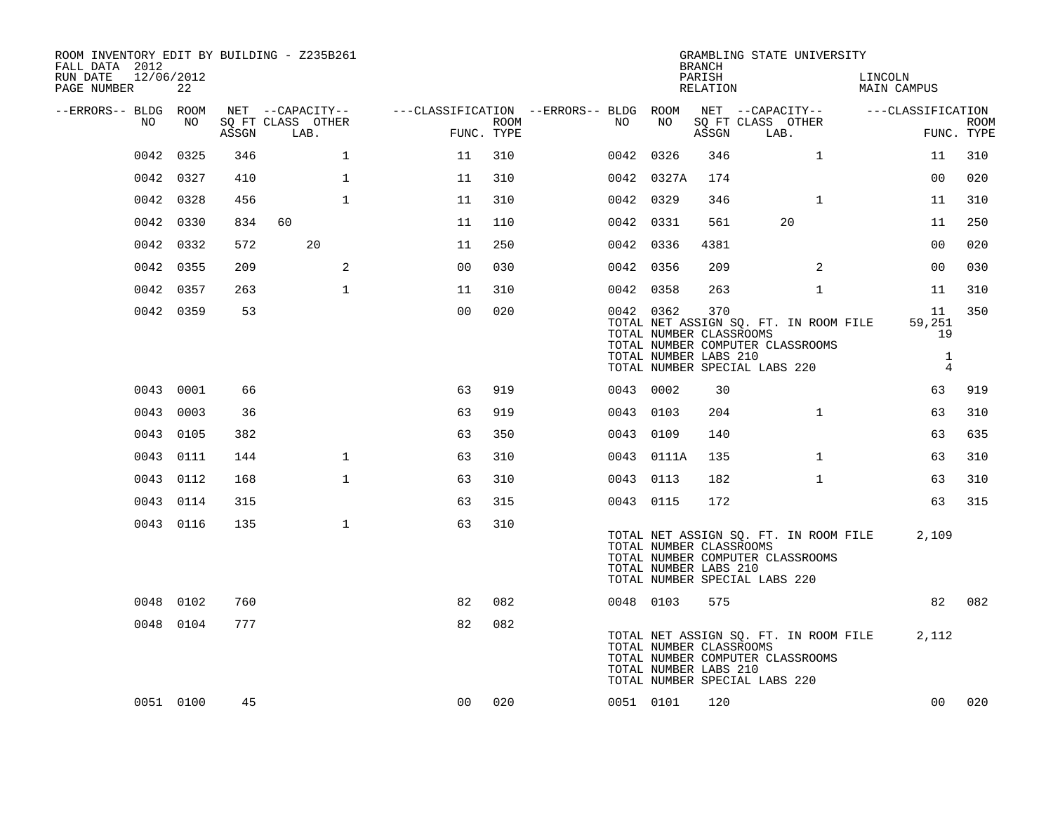ROOM INVENTORY EDIT BY BUILDING - Z235B261
FALL DATA 2012
RUN DATE 12/06/2012

GRAMBLING STATE UNIVERSITY
BRANCH
PARISH LINCOLN
RELATION MAIN CAMPUS

| --ERRORS-- | BLDG NO | ROOM NO | NET SQ FT ASSGN | CAPACITY CLASS | CAPACITY LAB. | CAPACITY OTHER | CLASSIFICATION FUNC. | ROOM TYPE | --ERRORS-- | BLDG NO | ROOM NO | NET SQ FT ASSGN | CAPACITY CLASS | CAPACITY LAB. | CAPACITY OTHER | CLASSIFICATION FUNC. | ROOM TYPE |
|---|---|---|---|---|---|---|---|---|---|---|---|---|---|---|---|---|---|
| | 0042 | 0325 | 346 | | | 1 | 11 | 310 | | 0042 | 0326 | 346 | | | 1 | 11 | 310 |
| | 0042 | 0327 | 410 | | | 1 | 11 | 310 | | 0042 | 0327A | 174 | | | | 00 | 020 |
| | 0042 | 0328 | 456 | | | 1 | 11 | 310 | | 0042 | 0329 | 346 | | | 1 | 11 | 310 |
| | 0042 | 0330 | 834 | 60 | | | 11 | 110 | | 0042 | 0331 | 561 | | 20 | | 11 | 250 |
| | 0042 | 0332 | 572 | | 20 | | 11 | 250 | | 0042 | 0336 | 4381 | | | | 00 | 020 |
| | 0042 | 0355 | 209 | | | 2 | 00 | 030 | | 0042 | 0356 | 209 | | | 2 | 00 | 030 |
| | 0042 | 0357 | 263 | | | 1 | 11 | 310 | | 0042 | 0358 | 263 | | | 1 | 11 | 310 |
| | 0042 | 0359 | 53 | | | | 00 | 020 | | 0042 | 0362 | 370 | | | | 11 | 350 |
| | | | | | | | | | | TOTAL NET ASSIGN SQ. FT. IN ROOM FILE | | | | | | 59,251 | |
| | | | | | | | | | | TOTAL NUMBER CLASSROOMS | | | | | | 19 | |
| | | | | | | | | | | TOTAL NUMBER COMPUTER CLASSROOMS | | | | | | | |
| | | | | | | | | | | TOTAL NUMBER LABS 210 | | | | | | 1 | |
| | | | | | | | | | | TOTAL NUMBER SPECIAL LABS 220 | | | | | | 4 | |
| | 0043 | 0001 | 66 | | | | 63 | 919 | | 0043 | 0002 | 30 | | | | 63 | 919 |
| | 0043 | 0003 | 36 | | | | 63 | 919 | | 0043 | 0103 | 204 | | | 1 | 63 | 310 |
| | 0043 | 0105 | 382 | | | | 63 | 350 | | 0043 | 0109 | 140 | | | | 63 | 635 |
| | 0043 | 0111 | 144 | | | 1 | 63 | 310 | | 0043 | 0111A | 135 | | | 1 | 63 | 310 |
| | 0043 | 0112 | 168 | | | 1 | 63 | 310 | | 0043 | 0113 | 182 | | | 1 | 63 | 310 |
| | 0043 | 0114 | 315 | | | | 63 | 315 | | 0043 | 0115 | 172 | | | | 63 | 315 |
| | 0043 | 0116 | 135 | | | 1 | 63 | 310 | | | | | | | | | |
| | | | | | | | | | | TOTAL NET ASSIGN SQ. FT. IN ROOM FILE | | | | | | 2,109 | |
| | | | | | | | | | | TOTAL NUMBER CLASSROOMS | | | | | | | |
| | | | | | | | | | | TOTAL NUMBER COMPUTER CLASSROOMS | | | | | | | |
| | | | | | | | | | | TOTAL NUMBER LABS 210 | | | | | | | |
| | | | | | | | | | | TOTAL NUMBER SPECIAL LABS 220 | | | | | | | |
| | 0048 | 0102 | 760 | | | | 82 | 082 | | 0048 | 0103 | 575 | | | | 82 | 082 |
| | 0048 | 0104 | 777 | | | | 82 | 082 | | | | | | | | | |
| | | | | | | | | | | TOTAL NET ASSIGN SQ. FT. IN ROOM FILE | | | | | | 2,112 | |
| | | | | | | | | | | TOTAL NUMBER CLASSROOMS | | | | | | | |
| | | | | | | | | | | TOTAL NUMBER COMPUTER CLASSROOMS | | | | | | | |
| | | | | | | | | | | TOTAL NUMBER LABS 210 | | | | | | | |
| | | | | | | | | | | TOTAL NUMBER SPECIAL LABS 220 | | | | | | | |
| | 0051 | 0100 | 45 | | | | 00 | 020 | | 0051 | 0101 | 120 | | | | 00 | 020 |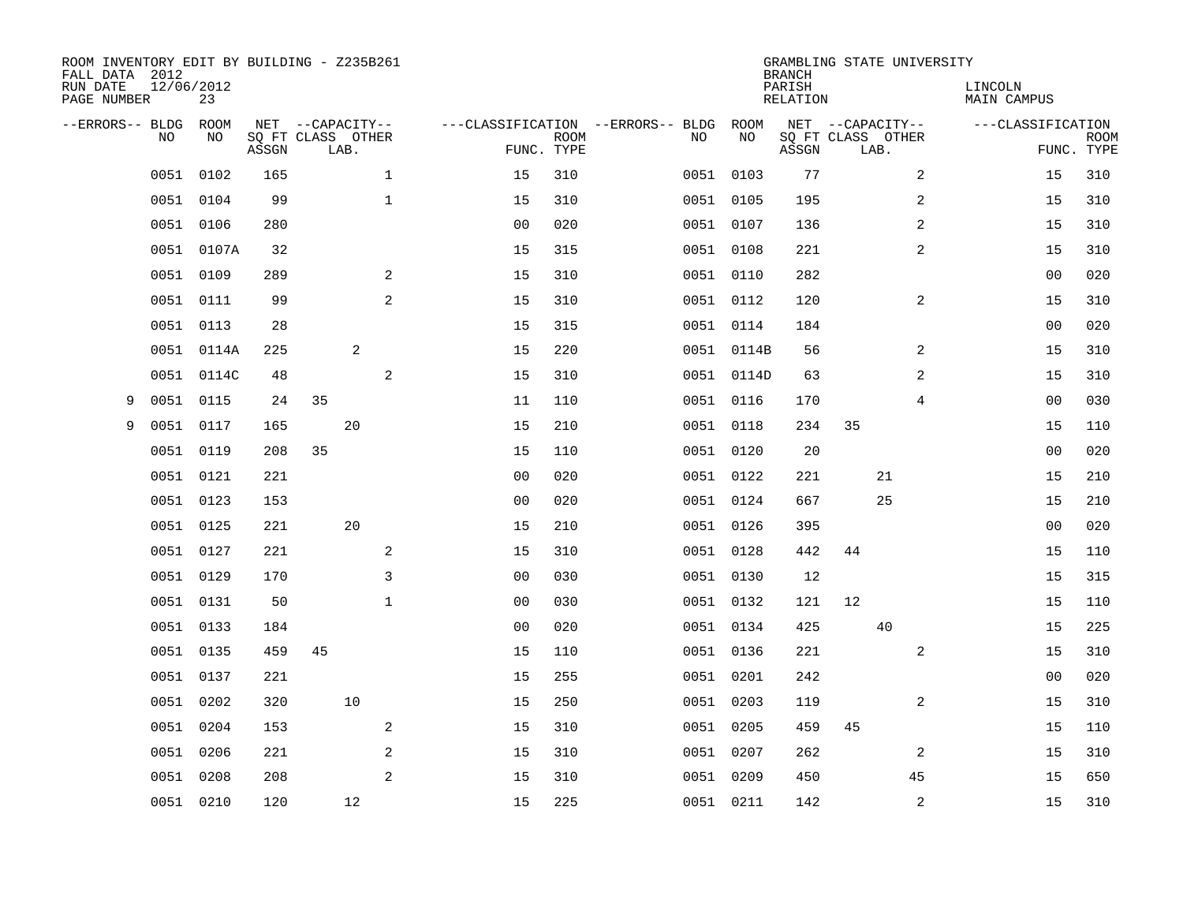ROOM INVENTORY EDIT BY BUILDING - Z235B261
FALL DATA 2012
RUN DATE 12/06/2012
PAGE NUMBER 23

GRAMBLING STATE UNIVERSITY
BRANCH
PARISH LINCOLN
RELATION MAIN CAMPUS

| --ERRORS-- | BLDG NO | ROOM NO | NET SQ FT ASSGN | CAPACITY CLASS | CAPACITY LAB. | CAPACITY OTHER | CLASSIFICATION FUNC. | ROOM TYPE | --ERRORS-- | BLDG NO | ROOM NO | NET SQ FT ASSGN | CAPACITY CLASS | CAPACITY LAB. | CAPACITY OTHER | CLASSIFICATION FUNC. | ROOM TYPE |
|---|---|---|---|---|---|---|---|---|---|---|---|---|---|---|---|---|---|
| | 0051 | 0102 | 165 | | | 1 | 15 | 310 | | 0051 | 0103 | 77 | | | 2 | 15 | 310 |
| | 0051 | 0104 | 99 | | | 1 | 15 | 310 | | 0051 | 0105 | 195 | | | 2 | 15 | 310 |
| | 0051 | 0106 | 280 | | | | 00 | 020 | | 0051 | 0107 | 136 | | | 2 | 15 | 310 |
| | 0051 | 0107A | 32 | | | | 15 | 315 | | 0051 | 0108 | 221 | | | 2 | 15 | 310 |
| | 0051 | 0109 | 289 | | | 2 | 15 | 310 | | 0051 | 0110 | 282 | | | | 00 | 020 |
| | 0051 | 0111 | 99 | | | 2 | 15 | 310 | | 0051 | 0112 | 120 | | | 2 | 15 | 310 |
| | 0051 | 0113 | 28 | | | | 15 | 315 | | 0051 | 0114 | 184 | | | | 00 | 020 |
| | 0051 | 0114A | 225 | | 2 | | 15 | 220 | | 0051 | 0114B | 56 | | | 2 | 15 | 310 |
| | 0051 | 0114C | 48 | | | 2 | 15 | 310 | | 0051 | 0114D | 63 | | | 2 | 15 | 310 |
| 9 | 0051 | 0115 | 24 | 35 | | | 11 | 110 | | 0051 | 0116 | 170 | | | 4 | 00 | 030 |
| 9 | 0051 | 0117 | 165 | | 20 | | 15 | 210 | | 0051 | 0118 | 234 | 35 | | | 15 | 110 |
| | 0051 | 0119 | 208 | 35 | | | 15 | 110 | | 0051 | 0120 | 20 | | | | 00 | 020 |
| | 0051 | 0121 | 221 | | | | 00 | 020 | | 0051 | 0122 | 221 | | 21 | | 15 | 210 |
| | 0051 | 0123 | 153 | | | | 00 | 020 | | 0051 | 0124 | 667 | | 25 | | 15 | 210 |
| | 0051 | 0125 | 221 | | 20 | | 15 | 210 | | 0051 | 0126 | 395 | | | | 00 | 020 |
| | 0051 | 0127 | 221 | | | 2 | 15 | 310 | | 0051 | 0128 | 442 | 44 | | | 15 | 110 |
| | 0051 | 0129 | 170 | | | 3 | 00 | 030 | | 0051 | 0130 | 12 | | | | 15 | 315 |
| | 0051 | 0131 | 50 | | | 1 | 00 | 030 | | 0051 | 0132 | 121 | 12 | | | 15 | 110 |
| | 0051 | 0133 | 184 | | | | 00 | 020 | | 0051 | 0134 | 425 | | 40 | | 15 | 225 |
| | 0051 | 0135 | 459 | 45 | | | 15 | 110 | | 0051 | 0136 | 221 | | | 2 | 15 | 310 |
| | 0051 | 0137 | 221 | | | | 15 | 255 | | 0051 | 0201 | 242 | | | | 00 | 020 |
| | 0051 | 0202 | 320 | | 10 | | 15 | 250 | | 0051 | 0203 | 119 | | | 2 | 15 | 310 |
| | 0051 | 0204 | 153 | | | 2 | 15 | 310 | | 0051 | 0205 | 459 | 45 | | | 15 | 110 |
| | 0051 | 0206 | 221 | | | 2 | 15 | 310 | | 0051 | 0207 | 262 | | | 2 | 15 | 310 |
| | 0051 | 0208 | 208 | | | 2 | 15 | 310 | | 0051 | 0209 | 450 | | | 45 | 15 | 650 |
| | 0051 | 0210 | 120 | | 12 | | 15 | 225 | | 0051 | 0211 | 142 | | | 2 | 15 | 310 |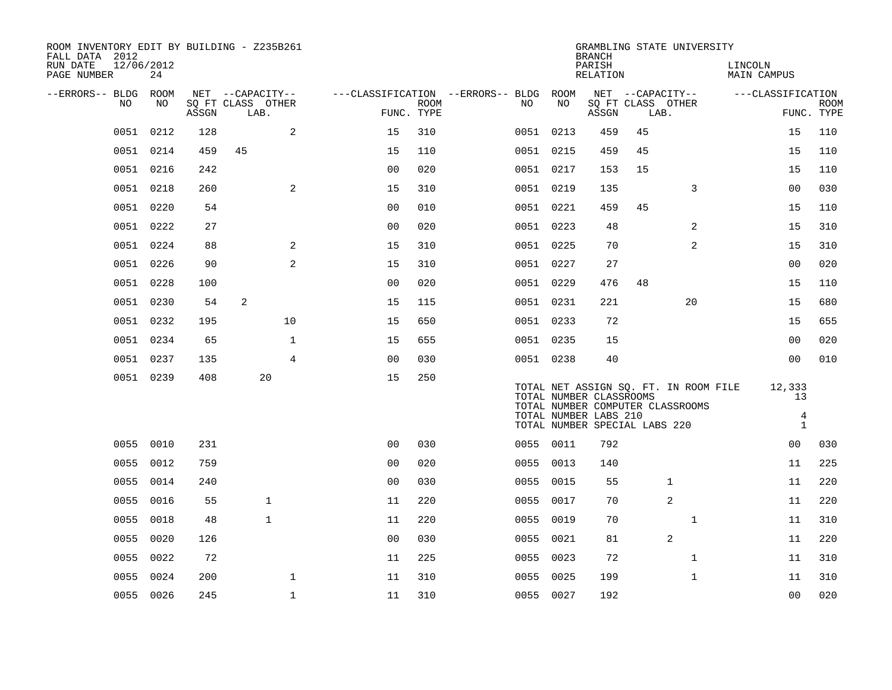ROOM INVENTORY EDIT BY BUILDING - Z235B261
FALL DATA 2012
RUN DATE 12/06/2012
PAGE NUMBER 24

GRAMBLING STATE UNIVERSITY
BRANCH
PARISH LINCOLN
RELATION MAIN CAMPUS

| --ERRORS-- | BLDG NO | ROOM NO | NET SQ FT ASSGN | CAPACITY CLASS LAB. | CAPACITY OTHER | CLASSIFICATION FUNC. | ROOM TYPE | --ERRORS-- | BLDG NO | ROOM NO | NET SQ FT ASSGN | CAPACITY CLASS LAB. | CAPACITY OTHER | CLASSIFICATION FUNC. | ROOM TYPE |
|---|---|---|---|---|---|---|---|---|---|---|---|---|---|---|---|
| | 0051 | 0212 | 128 | | 2 | 15 | 310 | | 0051 | 0213 | 459 | 45 | | 15 | 110 |
| | 0051 | 0214 | 459 | 45 | | 15 | 110 | | 0051 | 0215 | 459 | 45 | | 15 | 110 |
| | 0051 | 0216 | 242 | | | 00 | 020 | | 0051 | 0217 | 153 | 15 | | 15 | 110 |
| | 0051 | 0218 | 260 | | 2 | 15 | 310 | | 0051 | 0219 | 135 | | 3 | 00 | 030 |
| | 0051 | 0220 | 54 | | | 00 | 010 | | 0051 | 0221 | 459 | 45 | | 15 | 110 |
| | 0051 | 0222 | 27 | | | 00 | 020 | | 0051 | 0223 | 48 | | 2 | 15 | 310 |
| | 0051 | 0224 | 88 | | 2 | 15 | 310 | | 0051 | 0225 | 70 | | 2 | 15 | 310 |
| | 0051 | 0226 | 90 | | 2 | 15 | 310 | | 0051 | 0227 | 27 | | | 00 | 020 |
| | 0051 | 0228 | 100 | | | 00 | 020 | | 0051 | 0229 | 476 | 48 | | 15 | 110 |
| | 0051 | 0230 | 54 | 2 | | 15 | 115 | | 0051 | 0231 | 221 | | 20 | 15 | 680 |
| | 0051 | 0232 | 195 | | 10 | 15 | 650 | | 0051 | 0233 | 72 | | | 15 | 655 |
| | 0051 | 0234 | 65 | | 1 | 15 | 655 | | 0051 | 0235 | 15 | | | 00 | 020 |
| | 0051 | 0237 | 135 | | 4 | 00 | 030 | | 0051 | 0238 | 40 | | | 00 | 010 |
| | 0051 | 0239 | 408 | 20 | | 15 | 250 | | | | | | | | |

TOTAL NET ASSIGN SQ. FT. IN ROOM FILE 12,333
TOTAL NUMBER CLASSROOMS 13
TOTAL NUMBER COMPUTER CLASSROOMS
TOTAL NUMBER LABS 210 4
TOTAL NUMBER SPECIAL LABS 220 1

| --ERRORS-- | BLDG NO | ROOM NO | NET SQ FT ASSGN | CAPACITY CLASS LAB. | CAPACITY OTHER | CLASSIFICATION FUNC. | ROOM TYPE | --ERRORS-- | BLDG NO | ROOM NO | NET SQ FT ASSGN | CAPACITY CLASS LAB. | CAPACITY OTHER | CLASSIFICATION FUNC. | ROOM TYPE |
|---|---|---|---|---|---|---|---|---|---|---|---|---|---|---|---|
| | 0055 | 0010 | 231 | | | 00 | 030 | | 0055 | 0011 | 792 | | | 00 | 030 |
| | 0055 | 0012 | 759 | | | 00 | 020 | | 0055 | 0013 | 140 | | | 11 | 225 |
| | 0055 | 0014 | 240 | | | 00 | 030 | | 0055 | 0015 | 55 | 1 | | 11 | 220 |
| | 0055 | 0016 | 55 | 1 | | 11 | 220 | | 0055 | 0017 | 70 | 2 | | 11 | 220 |
| | 0055 | 0018 | 48 | 1 | | 11 | 220 | | 0055 | 0019 | 70 | | 1 | 11 | 310 |
| | 0055 | 0020 | 126 | | | 00 | 030 | | 0055 | 0021 | 81 | 2 | | 11 | 220 |
| | 0055 | 0022 | 72 | | | 11 | 225 | | 0055 | 0023 | 72 | | 1 | 11 | 310 |
| | 0055 | 0024 | 200 | | 1 | 11 | 310 | | 0055 | 0025 | 199 | | 1 | 11 | 310 |
| | 0055 | 0026 | 245 | | 1 | 11 | 310 | | 0055 | 0027 | 192 | | | 00 | 020 |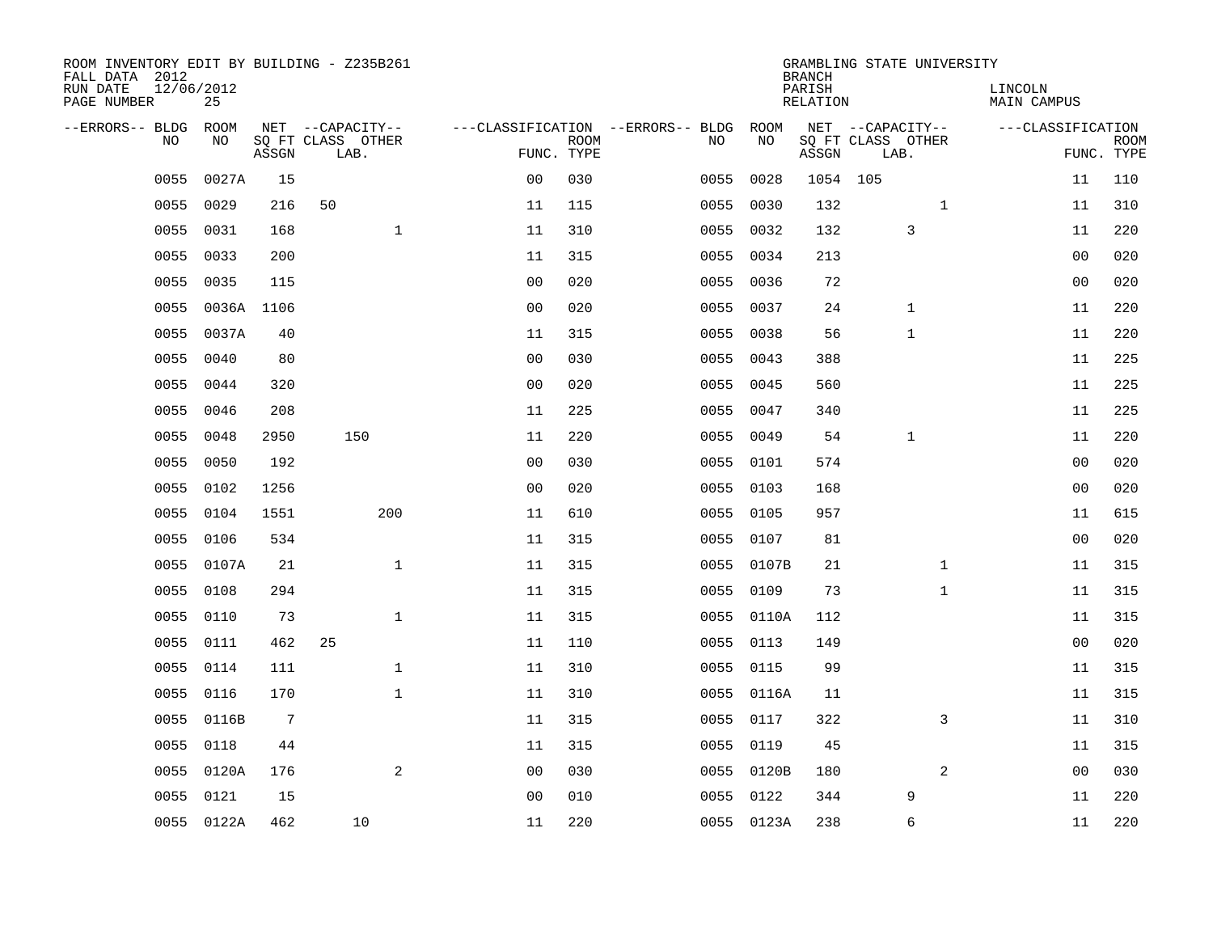ROOM INVENTORY EDIT BY BUILDING - Z235B261
FALL DATA 2012
RUN DATE 12/06/2012
PAGE NUMBER 25

GRAMBLING STATE UNIVERSITY
BRANCH
PARISH LINCOLN
RELATION MAIN CAMPUS

| --ERRORS-- | BLDG NO | ROOM NO | NET SQ FT ASSGN | CAPACITY CLASS | CAPACITY LAB. | CAPACITY OTHER | CLASSIFICATION FUNC. | ROOM TYPE | --ERRORS-- | BLDG NO | ROOM NO | NET SQ FT ASSGN | CAPACITY CLASS | CAPACITY LAB. | CAPACITY OTHER | CLASSIFICATION FUNC. | ROOM TYPE |
|---|---|---|---|---|---|---|---|---|---|---|---|---|---|---|---|---|---|
| | 0055 | 0027A | 15 | | | | 00 | 030 | | 0055 | 0028 | 1054 | 105 | | | 11 | 110 |
| | 0055 | 0029 | 216 | 50 | | | 11 | 115 | | 0055 | 0030 | 132 | | | 1 | 11 | 310 |
| | 0055 | 0031 | 168 | | | 1 | 11 | 310 | | 0055 | 0032 | 132 | | 3 | | 11 | 220 |
| | 0055 | 0033 | 200 | | | | 11 | 315 | | 0055 | 0034 | 213 | | | | 00 | 020 |
| | 0055 | 0035 | 115 | | | | 00 | 020 | | 0055 | 0036 | 72 | | | | 00 | 020 |
| | 0055 | 0036A | 1106 | | | | 00 | 020 | | 0055 | 0037 | 24 | | 1 | | 11 | 220 |
| | 0055 | 0037A | 40 | | | | 11 | 315 | | 0055 | 0038 | 56 | | 1 | | 11 | 220 |
| | 0055 | 0040 | 80 | | | | 00 | 030 | | 0055 | 0043 | 388 | | | | 11 | 225 |
| | 0055 | 0044 | 320 | | | | 00 | 020 | | 0055 | 0045 | 560 | | | | 11 | 225 |
| | 0055 | 0046 | 208 | | | | 11 | 225 | | 0055 | 0047 | 340 | | | | 11 | 225 |
| | 0055 | 0048 | 2950 | | 150 | | 11 | 220 | | 0055 | 0049 | 54 | | 1 | | 11 | 220 |
| | 0055 | 0050 | 192 | | | | 00 | 030 | | 0055 | 0101 | 574 | | | | 00 | 020 |
| | 0055 | 0102 | 1256 | | | | 00 | 020 | | 0055 | 0103 | 168 | | | | 00 | 020 |
| | 0055 | 0104 | 1551 | | | 200 | 11 | 610 | | 0055 | 0105 | 957 | | | | 11 | 615 |
| | 0055 | 0106 | 534 | | | | 11 | 315 | | 0055 | 0107 | 81 | | | | 00 | 020 |
| | 0055 | 0107A | 21 | | | 1 | 11 | 315 | | 0055 | 0107B | 21 | | | 1 | 11 | 315 |
| | 0055 | 0108 | 294 | | | | 11 | 315 | | 0055 | 0109 | 73 | | | 1 | 11 | 315 |
| | 0055 | 0110 | 73 | | | 1 | 11 | 315 | | 0055 | 0110A | 112 | | | | 11 | 315 |
| | 0055 | 0111 | 462 | 25 | | | 11 | 110 | | 0055 | 0113 | 149 | | | | 00 | 020 |
| | 0055 | 0114 | 111 | | | 1 | 11 | 310 | | 0055 | 0115 | 99 | | | | 11 | 315 |
| | 0055 | 0116 | 170 | | | 1 | 11 | 310 | | 0055 | 0116A | 11 | | | | 11 | 315 |
| | 0055 | 0116B | 7 | | | | 11 | 315 | | 0055 | 0117 | 322 | | | 3 | 11 | 310 |
| | 0055 | 0118 | 44 | | | | 11 | 315 | | 0055 | 0119 | 45 | | | | 11 | 315 |
| | 0055 | 0120A | 176 | | | 2 | 00 | 030 | | 0055 | 0120B | 180 | | | 2 | 00 | 030 |
| | 0055 | 0121 | 15 | | | | 00 | 010 | | 0055 | 0122 | 344 | | 9 | | 11 | 220 |
| | 0055 | 0122A | 462 | | 10 | | 11 | 220 | | 0055 | 0123A | 238 | | 6 | | 11 | 220 |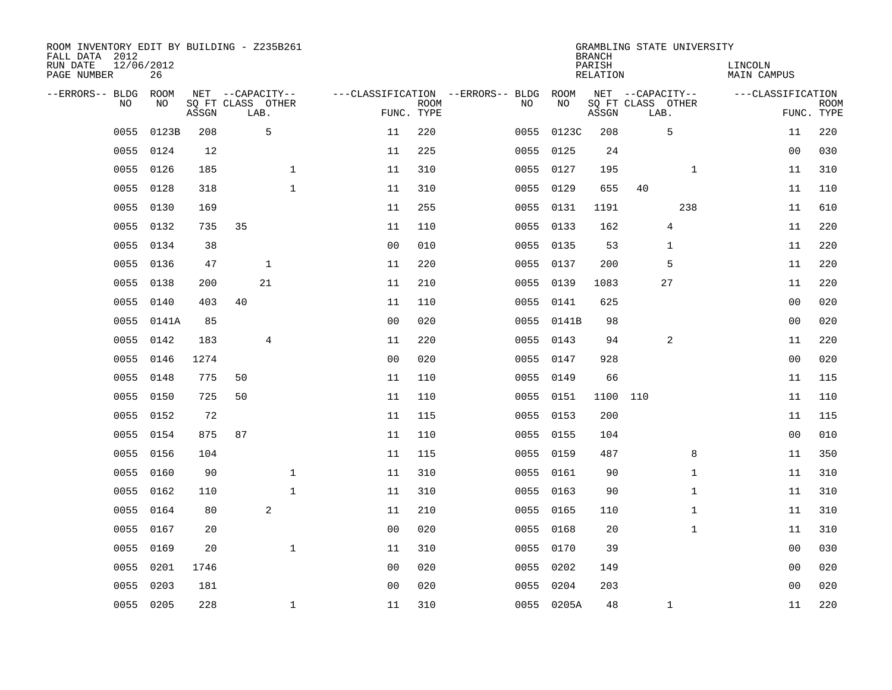ROOM INVENTORY EDIT BY BUILDING - Z235B261
FALL DATA 2012
RUN DATE 12/06/2012
PAGE NUMBER 26

GRAMBLING STATE UNIVERSITY
BRANCH
PARISH LINCOLN
RELATION MAIN CAMPUS

| --ERRORS-- | BLDG NO | ROOM NO | NET SQ FT ASSGN | CAPACITY CLASS | CAPACITY LAB. | CAPACITY OTHER | CLASSIFICATION FUNC. | ROOM TYPE | --ERRORS-- | BLDG NO | ROOM NO | NET SQ FT ASSGN | CAPACITY CLASS | CAPACITY LAB. | CAPACITY OTHER | CLASSIFICATION FUNC. | ROOM TYPE |
|---|---|---|---|---|---|---|---|---|---|---|---|---|---|---|---|---|---|
| | 0055 | 0123B | 208 | | 5 | | 11 | 220 | | 0055 | 0123C | 208 | | 5 | | 11 | 220 |
| | 0055 | 0124 | 12 | | | | 11 | 225 | | 0055 | 0125 | 24 | | | | 00 | 030 |
| | 0055 | 0126 | 185 | | | 1 | 11 | 310 | | 0055 | 0127 | 195 | | | 1 | 11 | 310 |
| | 0055 | 0128 | 318 | | | 1 | 11 | 310 | | 0055 | 0129 | 655 | 40 | | | 11 | 110 |
| | 0055 | 0130 | 169 | | | | 11 | 255 | | 0055 | 0131 | 1191 | | | 238 | 11 | 610 |
| | 0055 | 0132 | 735 | 35 | | | 11 | 110 | | 0055 | 0133 | 162 | | 4 | | 11 | 220 |
| | 0055 | 0134 | 38 | | | | 00 | 010 | | 0055 | 0135 | 53 | | 1 | | 11 | 220 |
| | 0055 | 0136 | 47 | | 1 | | 11 | 220 | | 0055 | 0137 | 200 | | 5 | | 11 | 220 |
| | 0055 | 0138 | 200 | | 21 | | 11 | 210 | | 0055 | 0139 | 1083 | | 27 | | 11 | 220 |
| | 0055 | 0140 | 403 | 40 | | | 11 | 110 | | 0055 | 0141 | 625 | | | | 00 | 020 |
| | 0055 | 0141A | 85 | | | | 00 | 020 | | 0055 | 0141B | 98 | | | | 00 | 020 |
| | 0055 | 0142 | 183 | | 4 | | 11 | 220 | | 0055 | 0143 | 94 | | 2 | | 11 | 220 |
| | 0055 | 0146 | 1274 | | | | 00 | 020 | | 0055 | 0147 | 928 | | | | 00 | 020 |
| | 0055 | 0148 | 775 | 50 | | | 11 | 110 | | 0055 | 0149 | 66 | | | | 11 | 115 |
| | 0055 | 0150 | 725 | 50 | | | 11 | 110 | | 0055 | 0151 | 1100 | 110 | | | 11 | 110 |
| | 0055 | 0152 | 72 | | | | 11 | 115 | | 0055 | 0153 | 200 | | | | 11 | 115 |
| | 0055 | 0154 | 875 | 87 | | | 11 | 110 | | 0055 | 0155 | 104 | | | | 00 | 010 |
| | 0055 | 0156 | 104 | | | | 11 | 115 | | 0055 | 0159 | 487 | | | 8 | 11 | 350 |
| | 0055 | 0160 | 90 | | | 1 | 11 | 310 | | 0055 | 0161 | 90 | | | 1 | 11 | 310 |
| | 0055 | 0162 | 110 | | | 1 | 11 | 310 | | 0055 | 0163 | 90 | | | 1 | 11 | 310 |
| | 0055 | 0164 | 80 | | 2 | | 11 | 210 | | 0055 | 0165 | 110 | | | 1 | 11 | 310 |
| | 0055 | 0167 | 20 | | | | 00 | 020 | | 0055 | 0168 | 20 | | | 1 | 11 | 310 |
| | 0055 | 0169 | 20 | | | 1 | 11 | 310 | | 0055 | 0170 | 39 | | | | 00 | 030 |
| | 0055 | 0201 | 1746 | | | | 00 | 020 | | 0055 | 0202 | 149 | | | | 00 | 020 |
| | 0055 | 0203 | 181 | | | | 00 | 020 | | 0055 | 0204 | 203 | | | | 00 | 020 |
| | 0055 | 0205 | 228 | | | 1 | 11 | 310 | | 0055 | 0205A | 48 | | 1 | | 11 | 220 |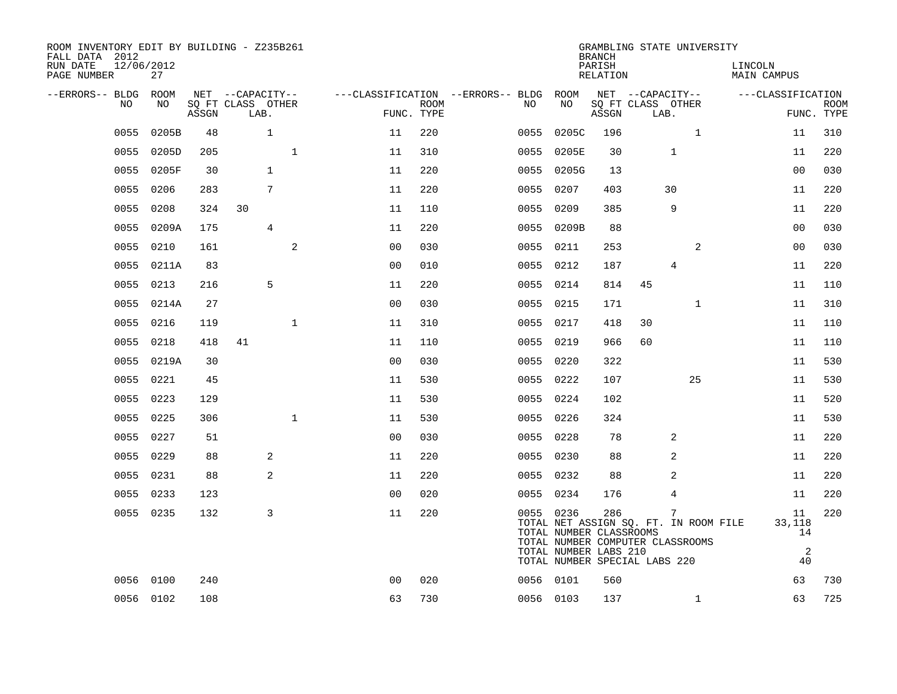ROOM INVENTORY EDIT BY BUILDING - Z235B261
FALL DATA 2012
RUN DATE 12/06/2012
PAGE NUMBER 27

GRAMBLING STATE UNIVERSITY
BRANCH
PARISH LINCOLN
RELATION MAIN CAMPUS

| --ERRORS-- | BLDG NO | ROOM NO | NET SQ FT ASSGN | CAPACITY CLASS | CAPACITY LAB. | CAPACITY OTHER | CLASSIFICATION FUNC. | ROOM TYPE | --ERRORS-- | BLDG NO | ROOM NO | NET SQ FT ASSGN | CAPACITY CLASS | CAPACITY LAB. | CAPACITY OTHER | CLASSIFICATION FUNC. | ROOM TYPE |
|---|---|---|---|---|---|---|---|---|---|---|---|---|---|---|---|---|---|
| | 0055 | 0205B | 48 | | 1 | | 11 | 220 | | 0055 | 0205C | 196 | | | 1 | 11 | 310 |
| | 0055 | 0205D | 205 | | | 1 | 11 | 310 | | 0055 | 0205E | 30 | | 1 | | 11 | 220 |
| | 0055 | 0205F | 30 | | 1 | | 11 | 220 | | 0055 | 0205G | 13 | | | | 00 | 030 |
| | 0055 | 0206 | 283 | | 7 | | 11 | 220 | | 0055 | 0207 | 403 | | 30 | | 11 | 220 |
| | 0055 | 0208 | 324 | 30 | | | 11 | 110 | | 0055 | 0209 | 385 | | 9 | | 11 | 220 |
| | 0055 | 0209A | 175 | | 4 | | 11 | 220 | | 0055 | 0209B | 88 | | | | 00 | 030 |
| | 0055 | 0210 | 161 | | | 2 | 00 | 030 | | 0055 | 0211 | 253 | | | 2 | 00 | 030 |
| | 0055 | 0211A | 83 | | | | 00 | 010 | | 0055 | 0212 | 187 | | 4 | | 11 | 220 |
| | 0055 | 0213 | 216 | | 5 | | 11 | 220 | | 0055 | 0214 | 814 | 45 | | | 11 | 110 |
| | 0055 | 0214A | 27 | | | | 00 | 030 | | 0055 | 0215 | 171 | | | 1 | 11 | 310 |
| | 0055 | 0216 | 119 | | | 1 | 11 | 310 | | 0055 | 0217 | 418 | 30 | | | 11 | 110 |
| | 0055 | 0218 | 418 | 41 | | | 11 | 110 | | 0055 | 0219 | 966 | 60 | | | 11 | 110 |
| | 0055 | 0219A | 30 | | | | 00 | 030 | | 0055 | 0220 | 322 | | | | 11 | 530 |
| | 0055 | 0221 | 45 | | | | 11 | 530 | | 0055 | 0222 | 107 | | | 25 | 11 | 530 |
| | 0055 | 0223 | 129 | | | | 11 | 530 | | 0055 | 0224 | 102 | | | | 11 | 520 |
| | 0055 | 0225 | 306 | | | 1 | 11 | 530 | | 0055 | 0226 | 324 | | | | 11 | 530 |
| | 0055 | 0227 | 51 | | | | 00 | 030 | | 0055 | 0228 | 78 | | 2 | | 11 | 220 |
| | 0055 | 0229 | 88 | | 2 | | 11 | 220 | | 0055 | 0230 | 88 | | 2 | | 11 | 220 |
| | 0055 | 0231 | 88 | | 2 | | 11 | 220 | | 0055 | 0232 | 88 | | 2 | | 11 | 220 |
| | 0055 | 0233 | 123 | | | | 00 | 020 | | 0055 | 0234 | 176 | | 4 | | 11 | 220 |
| | 0055 | 0235 | 132 | | 3 | | 11 | 220 | | 0055 | 0236 | 286 | | 7 | | 11 | 220 |
| | 0056 | 0100 | 240 | | | | 00 | 020 | | 0056 | 0101 | 560 | | | | 63 | 730 |
| | 0056 | 0102 | 108 | | | | 63 | 730 | | 0056 | 0103 | 137 | | | 1 | 63 | 725 |

TOTAL NET ASSIGN SQ. FT. IN ROOM FILE 33,118
TOTAL NUMBER CLASSROOMS 14
TOTAL NUMBER COMPUTER CLASSROOMS
TOTAL NUMBER LABS 210 2
TOTAL NUMBER SPECIAL LABS 220 40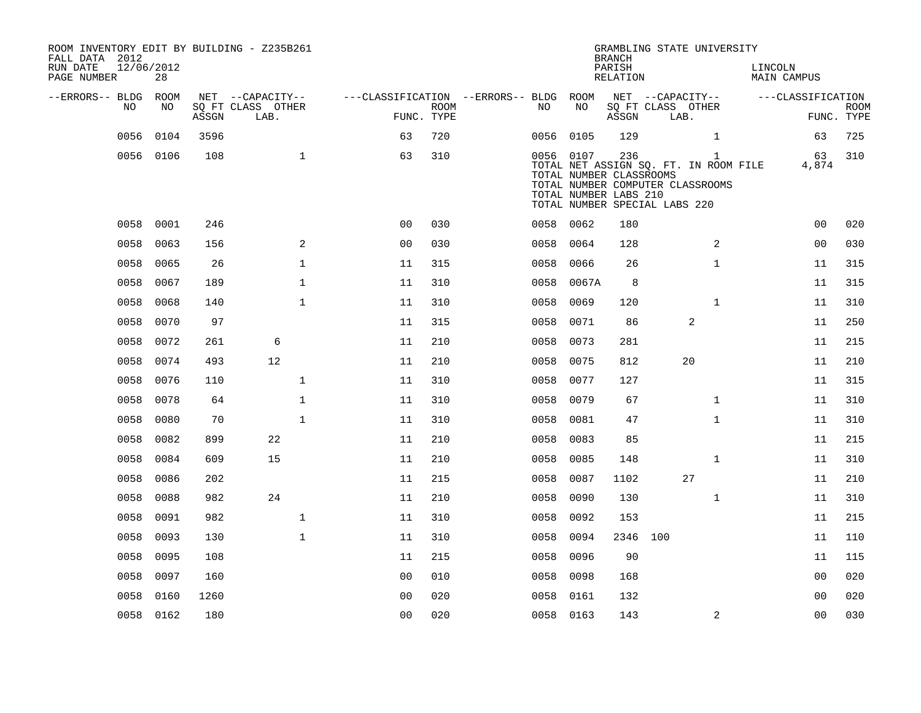ROOM INVENTORY EDIT BY BUILDING - Z235B261
FALL DATA 2012
RUN DATE 12/06/2012
PAGE NUMBER 28

GRAMBLING STATE UNIVERSITY
BRANCH
PARISH LINCOLN
RELATION MAIN CAMPUS

| --ERRORS-- | BLDG NO | ROOM NO | NET SQ FT ASSGN | --CAPACITY-- CLASS LAB. | OTHER | ---CLASSIFICATION FUNC. | ROOM TYPE | --ERRORS-- | BLDG NO | ROOM NO | NET SQ FT ASSGN | --CAPACITY-- CLASS LAB. | OTHER | ---CLASSIFICATION FUNC. | ROOM TYPE |
|---|---|---|---|---|---|---|---|---|---|---|---|---|---|---|---|
| | 0056 | 0104 | 3596 | | | 63 | 720 | | 0056 | 0105 | 129 | | 1 | 63 | 725 |
| | 0056 | 0106 | 108 | | 1 | 63 | 310 | | 0056 | 0107 | 236 | | 1 | 63 | 310 |
| | | | | | | | | | TOTAL NET ASSIGN SQ. FT. IN ROOM FILE | | | | | 4,874 | |
| | | | | | | | | | TOTAL NUMBER CLASSROOMS | | | | | | |
| | | | | | | | | | TOTAL NUMBER COMPUTER CLASSROOMS | | | | | | |
| | | | | | | | | | TOTAL NUMBER LABS 210 | | | | | | |
| | | | | | | | | | TOTAL NUMBER SPECIAL LABS 220 | | | | | | |
| | 0058 | 0001 | 246 | | | 00 | 030 | | 0058 | 0062 | 180 | | | 00 | 020 |
| | 0058 | 0063 | 156 | | 2 | 00 | 030 | | 0058 | 0064 | 128 | | 2 | 00 | 030 |
| | 0058 | 0065 | 26 | | 1 | 11 | 315 | | 0058 | 0066 | 26 | | 1 | 11 | 315 |
| | 0058 | 0067 | 189 | | 1 | 11 | 310 | | 0058 | 0067A | 8 | | | 11 | 315 |
| | 0058 | 0068 | 140 | | 1 | 11 | 310 | | 0058 | 0069 | 120 | | 1 | 11 | 310 |
| | 0058 | 0070 | 97 | | | 11 | 315 | | 0058 | 0071 | 86 | 2 | | 11 | 250 |
| | 0058 | 0072 | 261 | 6 | | 11 | 210 | | 0058 | 0073 | 281 | | | 11 | 215 |
| | 0058 | 0074 | 493 | 12 | | 11 | 210 | | 0058 | 0075 | 812 | 20 | | 11 | 210 |
| | 0058 | 0076 | 110 | | 1 | 11 | 310 | | 0058 | 0077 | 127 | | | 11 | 315 |
| | 0058 | 0078 | 64 | | 1 | 11 | 310 | | 0058 | 0079 | 67 | | 1 | 11 | 310 |
| | 0058 | 0080 | 70 | | 1 | 11 | 310 | | 0058 | 0081 | 47 | | 1 | 11 | 310 |
| | 0058 | 0082 | 899 | 22 | | 11 | 210 | | 0058 | 0083 | 85 | | | 11 | 215 |
| | 0058 | 0084 | 609 | 15 | | 11 | 210 | | 0058 | 0085 | 148 | | 1 | 11 | 310 |
| | 0058 | 0086 | 202 | | | 11 | 215 | | 0058 | 0087 | 1102 | 27 | | 11 | 210 |
| | 0058 | 0088 | 982 | 24 | | 11 | 210 | | 0058 | 0090 | 130 | | 1 | 11 | 310 |
| | 0058 | 0091 | 982 | | 1 | 11 | 310 | | 0058 | 0092 | 153 | | | 11 | 215 |
| | 0058 | 0093 | 130 | | 1 | 11 | 310 | | 0058 | 0094 | 2346 | 100 | | 11 | 110 |
| | 0058 | 0095 | 108 | | | 11 | 215 | | 0058 | 0096 | 90 | | | 11 | 115 |
| | 0058 | 0097 | 160 | | | 00 | 010 | | 0058 | 0098 | 168 | | | 00 | 020 |
| | 0058 | 0160 | 1260 | | | 00 | 020 | | 0058 | 0161 | 132 | | | 00 | 020 |
| | 0058 | 0162 | 180 | | | 00 | 020 | | 0058 | 0163 | 143 | | 2 | 00 | 030 |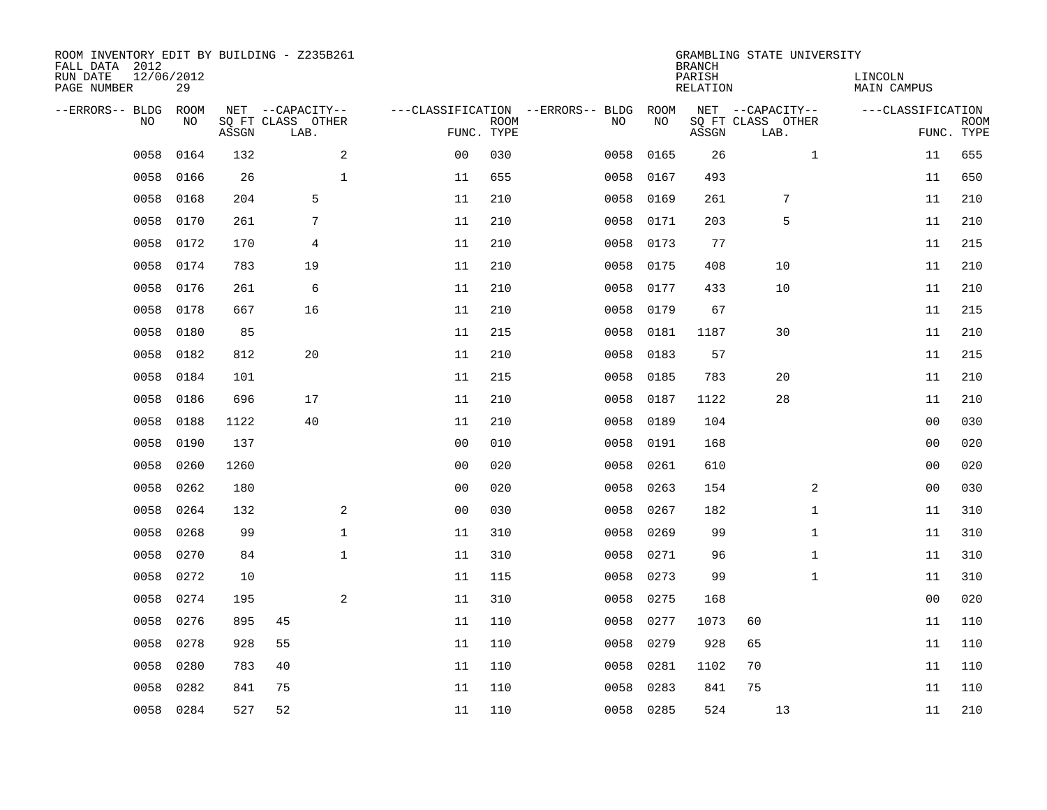ROOM INVENTORY EDIT BY BUILDING - Z235B261
FALL DATA 2012
RUN DATE 12/06/2012
PAGE NUMBER 29

GRAMBLING STATE UNIVERSITY
BRANCH
PARISH LINCOLN
RELATION MAIN CAMPUS

| --ERRORS-- | BLDG NO | ROOM NO | NET ASSGN SQ FT | CAPACITY CLASS | CAPACITY LAB. | CAPACITY OTHER | CLASSIFICATION FUNC. | ROOM TYPE | --ERRORS-- | BLDG NO | ROOM NO | NET ASSGN SQ FT | CAPACITY CLASS | CAPACITY LAB. | CAPACITY OTHER | CLASSIFICATION FUNC. | ROOM TYPE |
|---|---|---|---|---|---|---|---|---|---|---|---|---|---|---|---|---|---|
| | 0058 | 0164 | 132 | | | 2 | 00 | 030 | | 0058 | 0165 | 26 | | | 1 | 11 | 655 |
| | 0058 | 0166 | 26 | | | 1 | 11 | 655 | | 0058 | 0167 | 493 | | | | 11 | 650 |
| | 0058 | 0168 | 204 | | 5 | | 11 | 210 | | 0058 | 0169 | 261 | | 7 | | 11 | 210 |
| | 0058 | 0170 | 261 | | 7 | | 11 | 210 | | 0058 | 0171 | 203 | | 5 | | 11 | 210 |
| | 0058 | 0172 | 170 | | 4 | | 11 | 210 | | 0058 | 0173 | 77 | | | | 11 | 215 |
| | 0058 | 0174 | 783 | | 19 | | 11 | 210 | | 0058 | 0175 | 408 | | 10 | | 11 | 210 |
| | 0058 | 0176 | 261 | | 6 | | 11 | 210 | | 0058 | 0177 | 433 | | 10 | | 11 | 210 |
| | 0058 | 0178 | 667 | | 16 | | 11 | 210 | | 0058 | 0179 | 67 | | | | 11 | 215 |
| | 0058 | 0180 | 85 | | | | 11 | 215 | | 0058 | 0181 | 1187 | | 30 | | 11 | 210 |
| | 0058 | 0182 | 812 | | 20 | | 11 | 210 | | 0058 | 0183 | 57 | | | | 11 | 215 |
| | 0058 | 0184 | 101 | | | | 11 | 215 | | 0058 | 0185 | 783 | | 20 | | 11 | 210 |
| | 0058 | 0186 | 696 | | 17 | | 11 | 210 | | 0058 | 0187 | 1122 | | 28 | | 11 | 210 |
| | 0058 | 0188 | 1122 | | 40 | | 11 | 210 | | 0058 | 0189 | 104 | | | | 00 | 030 |
| | 0058 | 0190 | 137 | | | | 00 | 010 | | 0058 | 0191 | 168 | | | | 00 | 020 |
| | 0058 | 0260 | 1260 | | | | 00 | 020 | | 0058 | 0261 | 610 | | | | 00 | 020 |
| | 0058 | 0262 | 180 | | | | 00 | 020 | | 0058 | 0263 | 154 | | | 2 | 00 | 030 |
| | 0058 | 0264 | 132 | | | 2 | 00 | 030 | | 0058 | 0267 | 182 | | | 1 | 11 | 310 |
| | 0058 | 0268 | 99 | | | 1 | 11 | 310 | | 0058 | 0269 | 99 | | | 1 | 11 | 310 |
| | 0058 | 0270 | 84 | | | 1 | 11 | 310 | | 0058 | 0271 | 96 | | | 1 | 11 | 310 |
| | 0058 | 0272 | 10 | | | | 11 | 115 | | 0058 | 0273 | 99 | | | 1 | 11 | 310 |
| | 0058 | 0274 | 195 | | | 2 | 11 | 310 | | 0058 | 0275 | 168 | | | | 00 | 020 |
| | 0058 | 0276 | 895 | 45 | | | 11 | 110 | | 0058 | 0277 | 1073 | 60 | | | 11 | 110 |
| | 0058 | 0278 | 928 | 55 | | | 11 | 110 | | 0058 | 0279 | 928 | 65 | | | 11 | 110 |
| | 0058 | 0280 | 783 | 40 | | | 11 | 110 | | 0058 | 0281 | 1102 | 70 | | | 11 | 110 |
| | 0058 | 0282 | 841 | 75 | | | 11 | 110 | | 0058 | 0283 | 841 | 75 | | | 11 | 110 |
| | 0058 | 0284 | 527 | 52 | | | 11 | 110 | | 0058 | 0285 | 524 | | 13 | | 11 | 210 |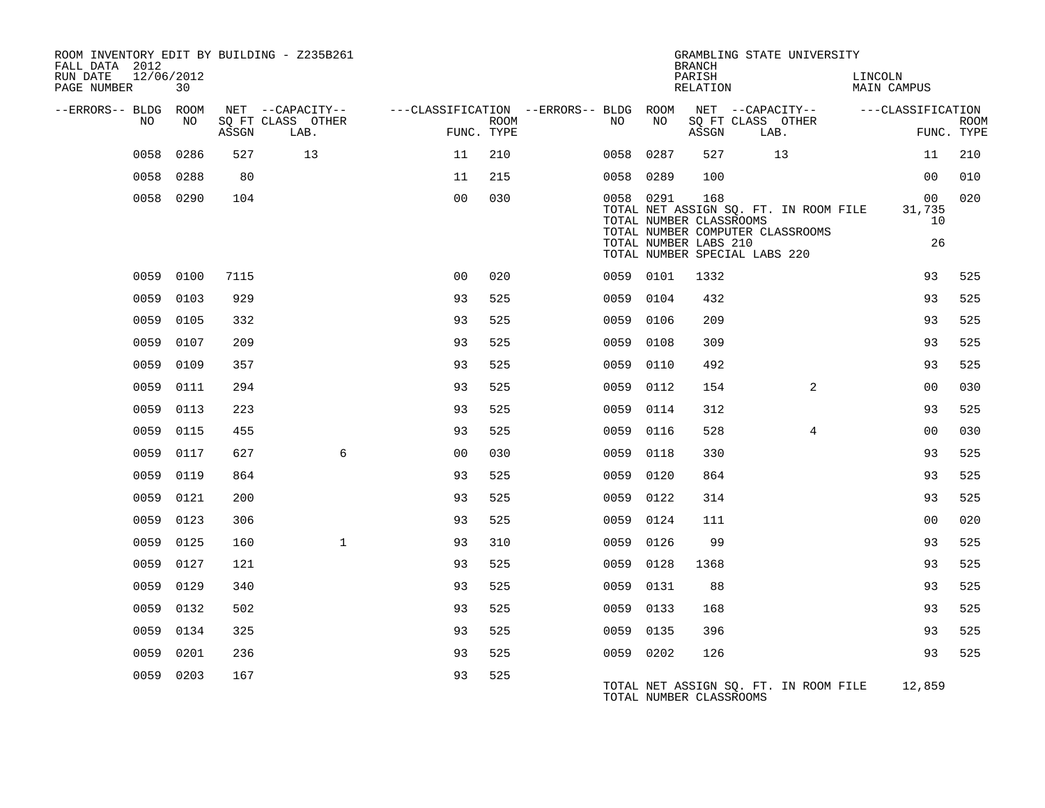ROOM INVENTORY EDIT BY BUILDING - Z235B261
FALL DATA 2012
RUN DATE 12/06/2012

GRAMBLING STATE UNIVERSITY
BRANCH
PARISH LINCOLN
RELATION MAIN CAMPUS

| --ERRORS-- | BLDG NO | ROOM NO | NET SQ FT ASSGN | --CAPACITY-- CLASS LAB. | OTHER | ---CLASSIFICATION FUNC. | ROOM TYPE | --ERRORS-- | BLDG NO | ROOM NO | NET SQ FT ASSGN | --CAPACITY-- CLASS LAB. | OTHER | ---CLASSIFICATION FUNC. | ROOM TYPE |
|---|---|---|---|---|---|---|---|---|---|---|---|---|---|---|---|
| | 0058 | 0286 | 527 | 13 | | 11 | 210 | | 0058 | 0287 | 527 | 13 | | 11 | 210 |
| | 0058 | 0288 | 80 | | | 11 | 215 | | 0058 | 0289 | 100 | | | 00 | 010 |
| | 0058 | 0290 | 104 | | | 00 | 030 | | 0058 | 0291 | 168 | | | 00 | 020 |
| | | | | | | | | | TOTAL NET ASSIGN SQ. FT. IN ROOM FILE | | | | | 31,735 | |
| | | | | | | | | | TOTAL NUMBER CLASSROOMS | | | | | 10 | |
| | | | | | | | | | TOTAL NUMBER COMPUTER CLASSROOMS | | | | | | |
| | | | | | | | | | TOTAL NUMBER LABS 210 | | | | | 26 | |
| | | | | | | | | | TOTAL NUMBER SPECIAL LABS 220 | | | | | | |
| | 0059 | 0100 | 7115 | | | 00 | 020 | | 0059 | 0101 | 1332 | | | 93 | 525 |
| | 0059 | 0103 | 929 | | | 93 | 525 | | 0059 | 0104 | 432 | | | 93 | 525 |
| | 0059 | 0105 | 332 | | | 93 | 525 | | 0059 | 0106 | 209 | | | 93 | 525 |
| | 0059 | 0107 | 209 | | | 93 | 525 | | 0059 | 0108 | 309 | | | 93 | 525 |
| | 0059 | 0109 | 357 | | | 93 | 525 | | 0059 | 0110 | 492 | | | 93 | 525 |
| | 0059 | 0111 | 294 | | | 93 | 525 | | 0059 | 0112 | 154 | | 2 | 00 | 030 |
| | 0059 | 0113 | 223 | | | 93 | 525 | | 0059 | 0114 | 312 | | | 93 | 525 |
| | 0059 | 0115 | 455 | | | 93 | 525 | | 0059 | 0116 | 528 | | 4 | 00 | 030 |
| | 0059 | 0117 | 627 | | 6 | 00 | 030 | | 0059 | 0118 | 330 | | | 93 | 525 |
| | 0059 | 0119 | 864 | | | 93 | 525 | | 0059 | 0120 | 864 | | | 93 | 525 |
| | 0059 | 0121 | 200 | | | 93 | 525 | | 0059 | 0122 | 314 | | | 93 | 525 |
| | 0059 | 0123 | 306 | | | 93 | 525 | | 0059 | 0124 | 111 | | | 00 | 020 |
| | 0059 | 0125 | 160 | | 1 | 93 | 310 | | 0059 | 0126 | 99 | | | 93 | 525 |
| | 0059 | 0127 | 121 | | | 93 | 525 | | 0059 | 0128 | 1368 | | | 93 | 525 |
| | 0059 | 0129 | 340 | | | 93 | 525 | | 0059 | 0131 | 88 | | | 93 | 525 |
| | 0059 | 0132 | 502 | | | 93 | 525 | | 0059 | 0133 | 168 | | | 93 | 525 |
| | 0059 | 0134 | 325 | | | 93 | 525 | | 0059 | 0135 | 396 | | | 93 | 525 |
| | 0059 | 0201 | 236 | | | 93 | 525 | | 0059 | 0202 | 126 | | | 93 | 525 |
| | 0059 | 0203 | 167 | | | 93 | 525 | | | | | | | | |
| | | | | | | | | | TOTAL NET ASSIGN SQ. FT. IN ROOM FILE | | | | | 12,859 | |
| | | | | | | | | | TOTAL NUMBER CLASSROOMS | | | | | | |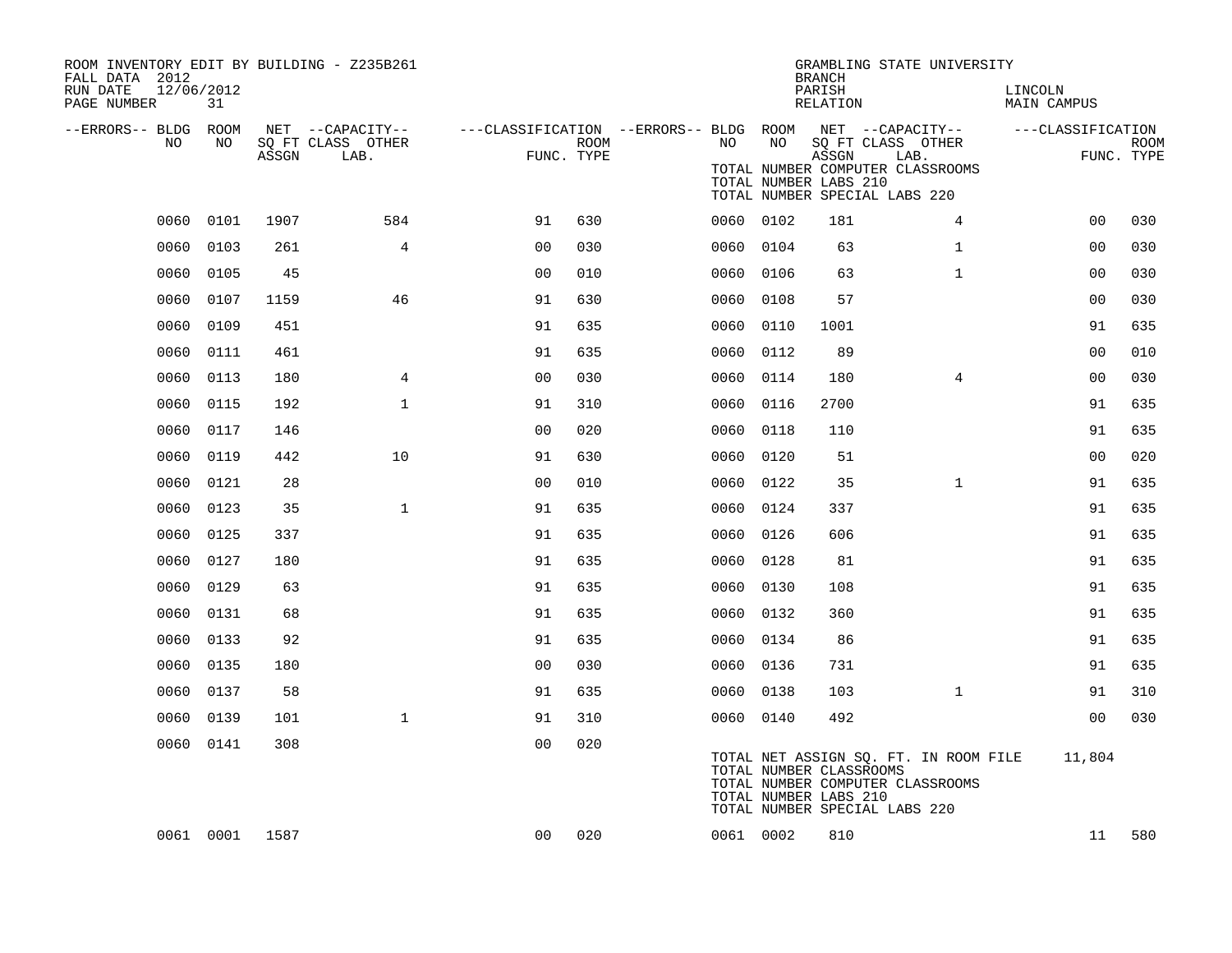ROOM INVENTORY EDIT BY BUILDING - Z235B261
FALL DATA 2012
RUN DATE 12/06/2012
PAGE NUMBER 31

GRAMBLING STATE UNIVERSITY
BRANCH
PARISH LINCOLN
RELATION MAIN CAMPUS

| --ERRORS-- | BLDG NO | ROOM NO | NET SQ FT ASSGN | --CAPACITY-- CLASS LAB. | OTHER | ---CLASSIFICATION FUNC. | ROOM TYPE | --ERRORS-- | BLDG NO | ROOM NO | NET SQ FT ASSGN | --CAPACITY-- CLASS LAB. | OTHER | ---CLASSIFICATION FUNC. | ROOM TYPE |
|---|---|---|---|---|---|---|---|---|---|---|---|---|---|---|---|
| | 0060 | 0101 | 1907 | 584 | | 91 | 630 | | 0060 | 0102 | 181 | 4 | | 00 | 030 |
| | 0060 | 0103 | 261 | 4 | | 00 | 030 | | 0060 | 0104 | 63 | 1 | | 00 | 030 |
| | 0060 | 0105 | 45 | | | 00 | 010 | | 0060 | 0106 | 63 | 1 | | 00 | 030 |
| | 0060 | 0107 | 1159 | 46 | | 91 | 630 | | 0060 | 0108 | 57 | | | 00 | 030 |
| | 0060 | 0109 | 451 | | | 91 | 635 | | 0060 | 0110 | 1001 | | | 91 | 635 |
| | 0060 | 0111 | 461 | | | 91 | 635 | | 0060 | 0112 | 89 | | | 00 | 010 |
| | 0060 | 0113 | 180 | 4 | | 00 | 030 | | 0060 | 0114 | 180 | 4 | | 00 | 030 |
| | 0060 | 0115 | 192 | 1 | | 91 | 310 | | 0060 | 0116 | 2700 | | | 91 | 635 |
| | 0060 | 0117 | 146 | | | 00 | 020 | | 0060 | 0118 | 110 | | | 91 | 635 |
| | 0060 | 0119 | 442 | 10 | | 91 | 630 | | 0060 | 0120 | 51 | | | 00 | 020 |
| | 0060 | 0121 | 28 | | | 00 | 010 | | 0060 | 0122 | 35 | 1 | | 91 | 635 |
| | 0060 | 0123 | 35 | 1 | | 91 | 635 | | 0060 | 0124 | 337 | | | 91 | 635 |
| | 0060 | 0125 | 337 | | | 91 | 635 | | 0060 | 0126 | 606 | | | 91 | 635 |
| | 0060 | 0127 | 180 | | | 91 | 635 | | 0060 | 0128 | 81 | | | 91 | 635 |
| | 0060 | 0129 | 63 | | | 91 | 635 | | 0060 | 0130 | 108 | | | 91 | 635 |
| | 0060 | 0131 | 68 | | | 91 | 635 | | 0060 | 0132 | 360 | | | 91 | 635 |
| | 0060 | 0133 | 92 | | | 91 | 635 | | 0060 | 0134 | 86 | | | 91 | 635 |
| | 0060 | 0135 | 180 | | | 00 | 030 | | 0060 | 0136 | 731 | | | 91 | 635 |
| | 0060 | 0137 | 58 | | | 91 | 635 | | 0060 | 0138 | 103 | 1 | | 91 | 310 |
| | 0060 | 0139 | 101 | 1 | | 91 | 310 | | 0060 | 0140 | 492 | | | 00 | 030 |
| | 0060 | 0141 | 308 | | | 00 | 020 | | | | | | | | |
| | 0061 | 0001 | 1587 | | | 00 | 020 | | 0061 | 0002 | 810 | | | 11 | 580 |

TOTAL NET ASSIGN SQ. FT. IN ROOM FILE 11,804
TOTAL NUMBER CLASSROOMS
TOTAL NUMBER COMPUTER CLASSROOMS
TOTAL NUMBER LABS 210
TOTAL NUMBER SPECIAL LABS 220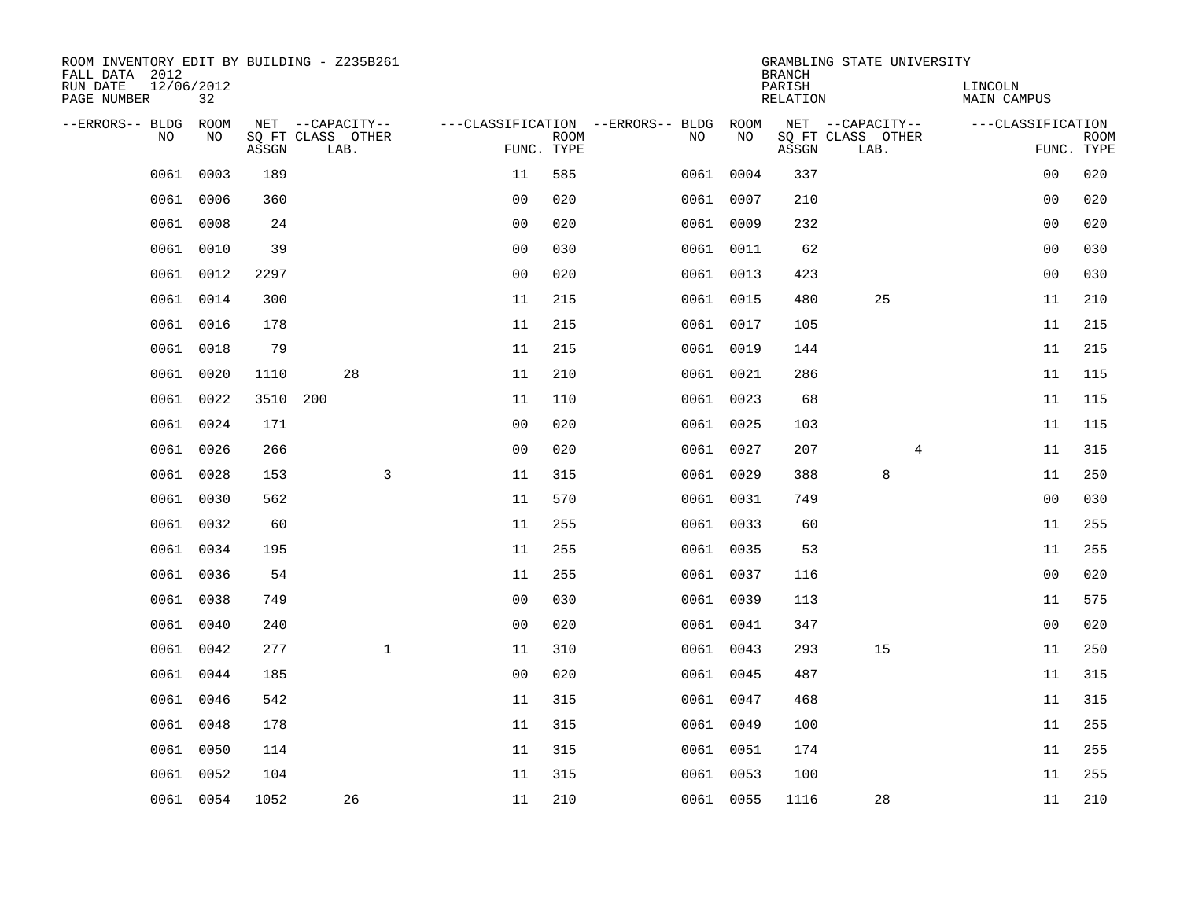ROOM INVENTORY EDIT BY BUILDING - Z235B261
FALL DATA 2012
RUN DATE 12/06/2012
PAGE NUMBER 32

GRAMBLING STATE UNIVERSITY
BRANCH
PARISH LINCOLN
RELATION MAIN CAMPUS

| --ERRORS-- | BLDG NO | ROOM NO | NET SQ FT ASSGN | --CAPACITY-- CLASS | LAB. | OTHER | ---CLASSIFICATION FUNC. | ROOM TYPE | --ERRORS-- | BLDG NO | ROOM NO | NET SQ FT ASSGN | --CAPACITY-- CLASS | LAB. | OTHER | ---CLASSIFICATION FUNC. | ROOM TYPE |
|---|---|---|---|---|---|---|---|---|---|---|---|---|---|---|---|---|---|
| | 0061 | 0003 | 189 | | | | 11 | 585 | | 0061 | 0004 | 337 | | | | 00 | 020 |
| | 0061 | 0006 | 360 | | | | 00 | 020 | | 0061 | 0007 | 210 | | | | 00 | 020 |
| | 0061 | 0008 | 24 | | | | 00 | 020 | | 0061 | 0009 | 232 | | | | 00 | 020 |
| | 0061 | 0010 | 39 | | | | 00 | 030 | | 0061 | 0011 | 62 | | | | 00 | 030 |
| | 0061 | 0012 | 2297 | | | | 00 | 020 | | 0061 | 0013 | 423 | | | | 00 | 030 |
| | 0061 | 0014 | 300 | | | | 11 | 215 | | 0061 | 0015 | 480 | | 25 | | 11 | 210 |
| | 0061 | 0016 | 178 | | | | 11 | 215 | | 0061 | 0017 | 105 | | | | 11 | 215 |
| | 0061 | 0018 | 79 | | | | 11 | 215 | | 0061 | 0019 | 144 | | | | 11 | 215 |
| | 0061 | 0020 | 1110 | | 28 | | 11 | 210 | | 0061 | 0021 | 286 | | | | 11 | 115 |
| | 0061 | 0022 | 3510 | 200 | | | 11 | 110 | | 0061 | 0023 | 68 | | | | 11 | 115 |
| | 0061 | 0024 | 171 | | | | 00 | 020 | | 0061 | 0025 | 103 | | | | 11 | 115 |
| | 0061 | 0026 | 266 | | | | 00 | 020 | | 0061 | 0027 | 207 | | | 4 | 11 | 315 |
| | 0061 | 0028 | 153 | | | 3 | 11 | 315 | | 0061 | 0029 | 388 | | 8 | | 11 | 250 |
| | 0061 | 0030 | 562 | | | | 11 | 570 | | 0061 | 0031 | 749 | | | | 00 | 030 |
| | 0061 | 0032 | 60 | | | | 11 | 255 | | 0061 | 0033 | 60 | | | | 11 | 255 |
| | 0061 | 0034 | 195 | | | | 11 | 255 | | 0061 | 0035 | 53 | | | | 11 | 255 |
| | 0061 | 0036 | 54 | | | | 11 | 255 | | 0061 | 0037 | 116 | | | | 00 | 020 |
| | 0061 | 0038 | 749 | | | | 00 | 030 | | 0061 | 0039 | 113 | | | | 11 | 575 |
| | 0061 | 0040 | 240 | | | | 00 | 020 | | 0061 | 0041 | 347 | | | | 00 | 020 |
| | 0061 | 0042 | 277 | | | 1 | 11 | 310 | | 0061 | 0043 | 293 | | 15 | | 11 | 250 |
| | 0061 | 0044 | 185 | | | | 00 | 020 | | 0061 | 0045 | 487 | | | | 11 | 315 |
| | 0061 | 0046 | 542 | | | | 11 | 315 | | 0061 | 0047 | 468 | | | | 11 | 315 |
| | 0061 | 0048 | 178 | | | | 11 | 315 | | 0061 | 0049 | 100 | | | | 11 | 255 |
| | 0061 | 0050 | 114 | | | | 11 | 315 | | 0061 | 0051 | 174 | | | | 11 | 255 |
| | 0061 | 0052 | 104 | | | | 11 | 315 | | 0061 | 0053 | 100 | | | | 11 | 255 |
| | 0061 | 0054 | 1052 | | 26 | | 11 | 210 | | 0061 | 0055 | 1116 | | 28 | | 11 | 210 |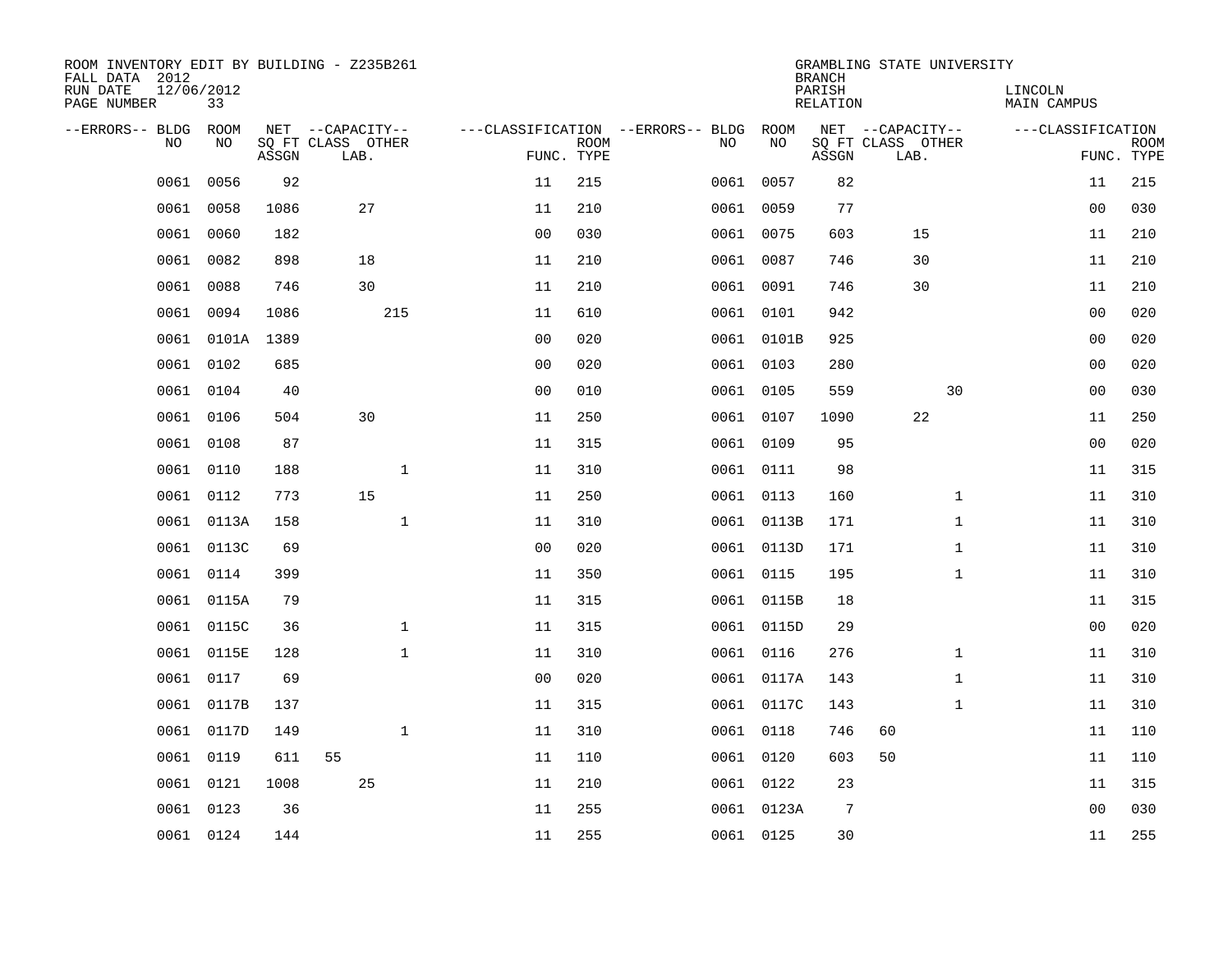ROOM INVENTORY EDIT BY BUILDING - Z235B261
FALL DATA 2012
RUN DATE 12/06/2012
PAGE NUMBER 33

GRAMBLING STATE UNIVERSITY
BRANCH
PARISH LINCOLN
RELATION MAIN CAMPUS

| --ERRORS-- | BLDG NO | ROOM NO | NET SQ FT ASSGN | CAPACITY CLASS | CAPACITY LAB. | CAPACITY OTHER | CLASSIFICATION FUNC. | ROOM TYPE | --ERRORS-- | BLDG NO | ROOM NO | NET SQ FT ASSGN | CAPACITY CLASS | CAPACITY LAB. | CAPACITY OTHER | CLASSIFICATION FUNC. | ROOM TYPE |
|---|---|---|---|---|---|---|---|---|---|---|---|---|---|---|---|---|---|
| | 0061 | 0056 | 92 | | | | 11 | 215 | | 0061 | 0057 | 82 | | | | 11 | 215 |
| | 0061 | 0058 | 1086 | | 27 | | 11 | 210 | | 0061 | 0059 | 77 | | | | 00 | 030 |
| | 0061 | 0060 | 182 | | | | 00 | 030 | | 0061 | 0075 | 603 | | 15 | | 11 | 210 |
| | 0061 | 0082 | 898 | | 18 | | 11 | 210 | | 0061 | 0087 | 746 | | 30 | | 11 | 210 |
| | 0061 | 0088 | 746 | | 30 | | 11 | 210 | | 0061 | 0091 | 746 | | 30 | | 11 | 210 |
| | 0061 | 0094 | 1086 | | | 215 | 11 | 610 | | 0061 | 0101 | 942 | | | | 00 | 020 |
| | 0061 | 0101A | 1389 | | | | 00 | 020 | | 0061 | 0101B | 925 | | | | 00 | 020 |
| | 0061 | 0102 | 685 | | | | 00 | 020 | | 0061 | 0103 | 280 | | | | 00 | 020 |
| | 0061 | 0104 | 40 | | | | 00 | 010 | | 0061 | 0105 | 559 | | | 30 | 00 | 030 |
| | 0061 | 0106 | 504 | | 30 | | 11 | 250 | | 0061 | 0107 | 1090 | | 22 | | 11 | 250 |
| | 0061 | 0108 | 87 | | | | 11 | 315 | | 0061 | 0109 | 95 | | | | 00 | 020 |
| | 0061 | 0110 | 188 | | | 1 | 11 | 310 | | 0061 | 0111 | 98 | | | | 11 | 315 |
| | 0061 | 0112 | 773 | | 15 | | 11 | 250 | | 0061 | 0113 | 160 | | | 1 | 11 | 310 |
| | 0061 | 0113A | 158 | | | 1 | 11 | 310 | | 0061 | 0113B | 171 | | | 1 | 11 | 310 |
| | 0061 | 0113C | 69 | | | | 00 | 020 | | 0061 | 0113D | 171 | | | 1 | 11 | 310 |
| | 0061 | 0114 | 399 | | | | 11 | 350 | | 0061 | 0115 | 195 | | | 1 | 11 | 310 |
| | 0061 | 0115A | 79 | | | | 11 | 315 | | 0061 | 0115B | 18 | | | | 11 | 315 |
| | 0061 | 0115C | 36 | | | 1 | 11 | 315 | | 0061 | 0115D | 29 | | | | 00 | 020 |
| | 0061 | 0115E | 128 | | | 1 | 11 | 310 | | 0061 | 0116 | 276 | | | 1 | 11 | 310 |
| | 0061 | 0117 | 69 | | | | 00 | 020 | | 0061 | 0117A | 143 | | | 1 | 11 | 310 |
| | 0061 | 0117B | 137 | | | | 11 | 315 | | 0061 | 0117C | 143 | | | 1 | 11 | 310 |
| | 0061 | 0117D | 149 | | | 1 | 11 | 310 | | 0061 | 0118 | 746 | 60 | | | 11 | 110 |
| | 0061 | 0119 | 611 | 55 | | | 11 | 110 | | 0061 | 0120 | 603 | 50 | | | 11 | 110 |
| | 0061 | 0121 | 1008 | | 25 | | 11 | 210 | | 0061 | 0122 | 23 | | | | 11 | 315 |
| | 0061 | 0123 | 36 | | | | 11 | 255 | | 0061 | 0123A | 7 | | | | 00 | 030 |
| | 0061 | 0124 | 144 | | | | 11 | 255 | | 0061 | 0125 | 30 | | | | 11 | 255 |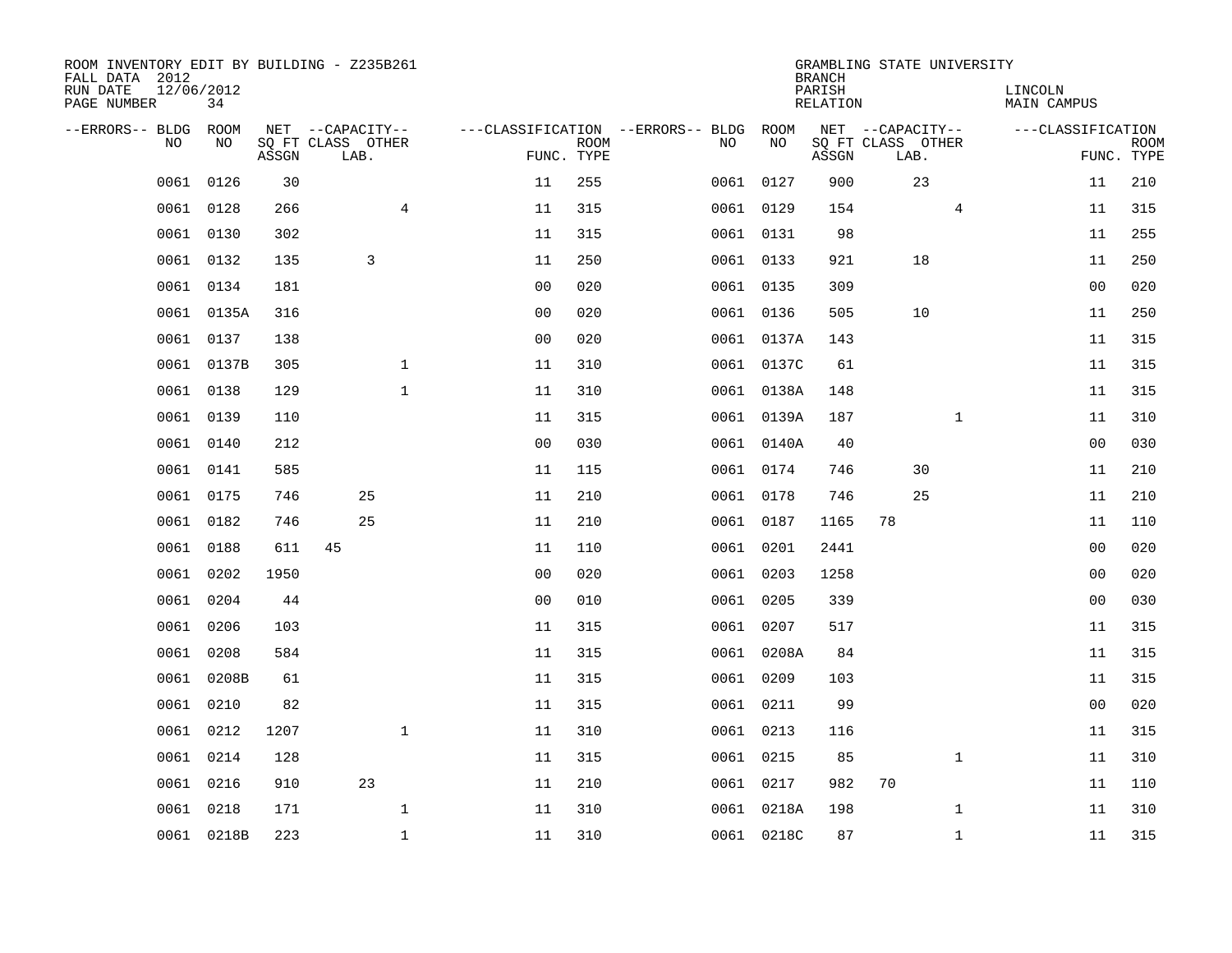ROOM INVENTORY EDIT BY BUILDING - Z235B261
FALL DATA 2012
RUN DATE 12/06/2012
PAGE NUMBER 34

GRAMBLING STATE UNIVERSITY
BRANCH
PARISH LINCOLN
RELATION MAIN CAMPUS

| --ERRORS-- | BLDG NO | ROOM NO | NET SQ FT ASSGN | CAPACITY CLASS | CAPACITY LAB. | CAPACITY OTHER | CLASSIFICATION FUNC. | ROOM TYPE | --ERRORS-- | BLDG NO | ROOM NO | NET SQ FT ASSGN | CAPACITY CLASS | CAPACITY LAB. | CAPACITY OTHER | CLASSIFICATION FUNC. | ROOM TYPE |
|---|---|---|---|---|---|---|---|---|---|---|---|---|---|---|---|---|---|
| | 0061 | 0126 | 30 | | | | 11 | 255 | | 0061 | 0127 | 900 | | 23 | | 11 | 210 |
| | 0061 | 0128 | 266 | | | 4 | 11 | 315 | | 0061 | 0129 | 154 | | | 4 | 11 | 315 |
| | 0061 | 0130 | 302 | | | | 11 | 315 | | 0061 | 0131 | 98 | | | | 11 | 255 |
| | 0061 | 0132 | 135 | | 3 | | 11 | 250 | | 0061 | 0133 | 921 | | 18 | | 11 | 250 |
| | 0061 | 0134 | 181 | | | | 00 | 020 | | 0061 | 0135 | 309 | | | | 00 | 020 |
| | 0061 | 0135A | 316 | | | | 00 | 020 | | 0061 | 0136 | 505 | | 10 | | 11 | 250 |
| | 0061 | 0137 | 138 | | | | 00 | 020 | | 0061 | 0137A | 143 | | | | 11 | 315 |
| | 0061 | 0137B | 305 | | | 1 | 11 | 310 | | 0061 | 0137C | 61 | | | | 11 | 315 |
| | 0061 | 0138 | 129 | | | 1 | 11 | 310 | | 0061 | 0138A | 148 | | | | 11 | 315 |
| | 0061 | 0139 | 110 | | | | 11 | 315 | | 0061 | 0139A | 187 | | | 1 | 11 | 310 |
| | 0061 | 0140 | 212 | | | | 00 | 030 | | 0061 | 0140A | 40 | | | | 00 | 030 |
| | 0061 | 0141 | 585 | | | | 11 | 115 | | 0061 | 0174 | 746 | | 30 | | 11 | 210 |
| | 0061 | 0175 | 746 | | 25 | | 11 | 210 | | 0061 | 0178 | 746 | | 25 | | 11 | 210 |
| | 0061 | 0182 | 746 | | 25 | | 11 | 210 | | 0061 | 0187 | 1165 | 78 | | | 11 | 110 |
| | 0061 | 0188 | 611 | 45 | | | 11 | 110 | | 0061 | 0201 | 2441 | | | | 00 | 020 |
| | 0061 | 0202 | 1950 | | | | 00 | 020 | | 0061 | 0203 | 1258 | | | | 00 | 020 |
| | 0061 | 0204 | 44 | | | | 00 | 010 | | 0061 | 0205 | 339 | | | | 00 | 030 |
| | 0061 | 0206 | 103 | | | | 11 | 315 | | 0061 | 0207 | 517 | | | | 11 | 315 |
| | 0061 | 0208 | 584 | | | | 11 | 315 | | 0061 | 0208A | 84 | | | | 11 | 315 |
| | 0061 | 0208B | 61 | | | | 11 | 315 | | 0061 | 0209 | 103 | | | | 11 | 315 |
| | 0061 | 0210 | 82 | | | | 11 | 315 | | 0061 | 0211 | 99 | | | | 00 | 020 |
| | 0061 | 0212 | 1207 | | | 1 | 11 | 310 | | 0061 | 0213 | 116 | | | | 11 | 315 |
| | 0061 | 0214 | 128 | | | | 11 | 315 | | 0061 | 0215 | 85 | | | 1 | 11 | 310 |
| | 0061 | 0216 | 910 | | 23 | | 11 | 210 | | 0061 | 0217 | 982 | 70 | | | 11 | 110 |
| | 0061 | 0218 | 171 | | | 1 | 11 | 310 | | 0061 | 0218A | 198 | | | 1 | 11 | 310 |
| | 0061 | 0218B | 223 | | | 1 | 11 | 310 | | 0061 | 0218C | 87 | | | 1 | 11 | 315 |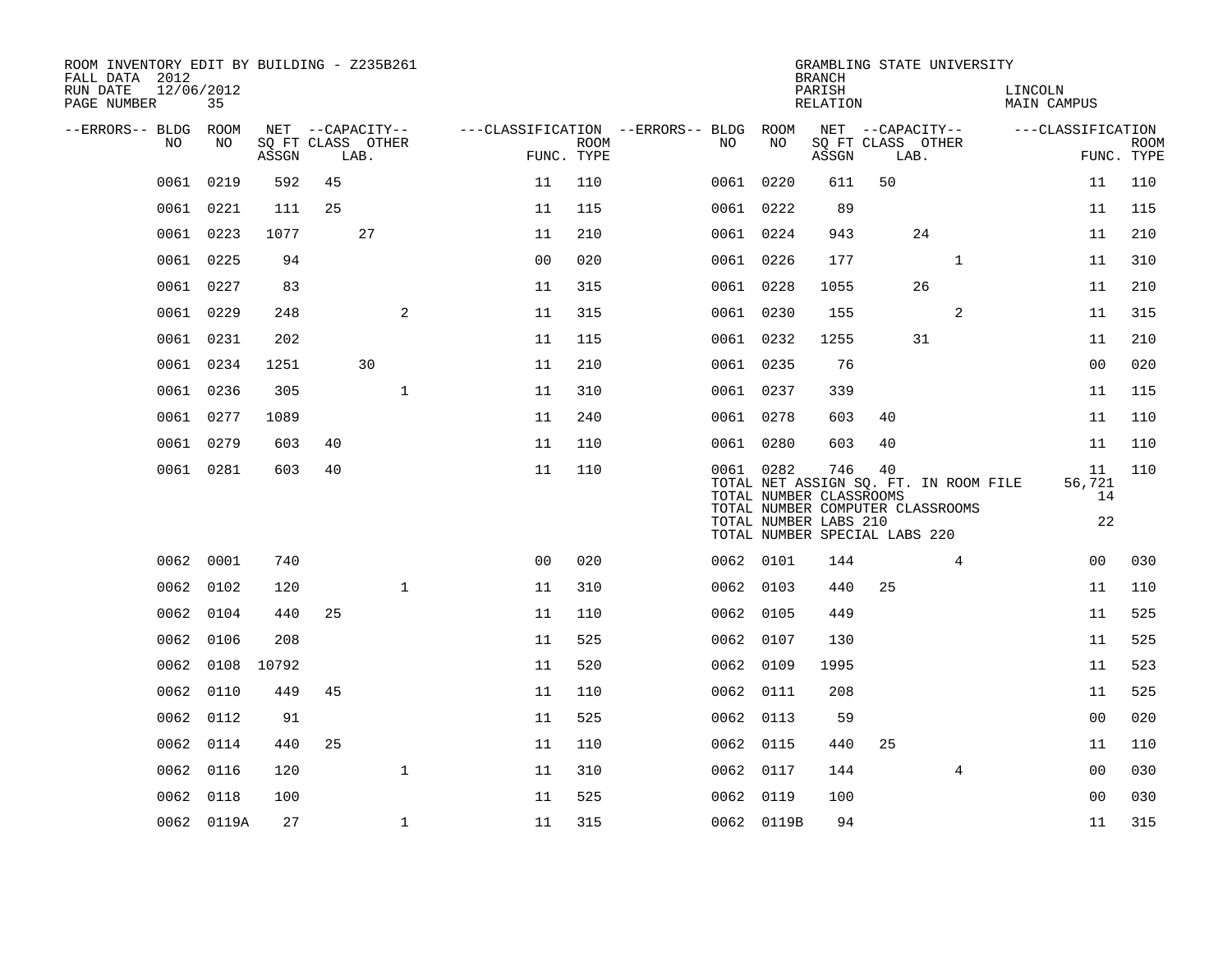ROOM INVENTORY EDIT BY BUILDING - Z235B261
FALL DATA 2012
RUN DATE 12/06/2012

GRAMBLING STATE UNIVERSITY
BRANCH
PARISH LINCOLN
RELATION MAIN CAMPUS

| --ERRORS-- | BLDG NO | ROOM NO | NET SQ FT ASSGN | CAPACITY CLASS | CAPACITY LAB. | CAPACITY OTHER | CLASSIFICATION FUNC. | ROOM TYPE | --ERRORS-- | BLDG NO | ROOM NO | NET SQ FT ASSGN | CAPACITY CLASS | CAPACITY LAB. | CAPACITY OTHER | CLASSIFICATION FUNC. | ROOM TYPE |
|---|---|---|---|---|---|---|---|---|---|---|---|---|---|---|---|---|---|
| | 0061 | 0219 | 592 | 45 | | | 11 | 110 | | 0061 | 0220 | 611 | 50 | | | 11 | 110 |
| | 0061 | 0221 | 111 | 25 | | | 11 | 115 | | 0061 | 0222 | 89 | | | | 11 | 115 |
| | 0061 | 0223 | 1077 | | 27 | | 11 | 210 | | 0061 | 0224 | 943 | | 24 | | 11 | 210 |
| | 0061 | 0225 | 94 | | | | 00 | 020 | | 0061 | 0226 | 177 | | | 1 | 11 | 310 |
| | 0061 | 0227 | 83 | | | | 11 | 315 | | 0061 | 0228 | 1055 | | 26 | | 11 | 210 |
| | 0061 | 0229 | 248 | | | 2 | 11 | 315 | | 0061 | 0230 | 155 | | | 2 | 11 | 315 |
| | 0061 | 0231 | 202 | | | | 11 | 115 | | 0061 | 0232 | 1255 | | 31 | | 11 | 210 |
| | 0061 | 0234 | 1251 | | 30 | | 11 | 210 | | 0061 | 0235 | 76 | | | | 00 | 020 |
| | 0061 | 0236 | 305 | | | 1 | 11 | 310 | | 0061 | 0237 | 339 | | | | 11 | 115 |
| | 0061 | 0277 | 1089 | | | | 11 | 240 | | 0061 | 0278 | 603 | 40 | | | 11 | 110 |
| | 0061 | 0279 | 603 | 40 | | | 11 | 110 | | 0061 | 0280 | 603 | 40 | | | 11 | 110 |
| | 0061 | 0281 | 603 | 40 | | | 11 | 110 | | 0061 | 0282 | 746 | 40 | | | 11 | 110 |

TOTAL NET ASSIGN SQ. FT. IN ROOM FILE 56,721
TOTAL NUMBER CLASSROOMS 14
TOTAL NUMBER COMPUTER CLASSROOMS
TOTAL NUMBER LABS 210 22
TOTAL NUMBER SPECIAL LABS 220

| --ERRORS-- | BLDG NO | ROOM NO | NET SQ FT ASSGN | CAPACITY CLASS | CAPACITY LAB. | CAPACITY OTHER | CLASSIFICATION FUNC. | ROOM TYPE | --ERRORS-- | BLDG NO | ROOM NO | NET SQ FT ASSGN | CAPACITY CLASS | CAPACITY LAB. | CAPACITY OTHER | CLASSIFICATION FUNC. | ROOM TYPE |
|---|---|---|---|---|---|---|---|---|---|---|---|---|---|---|---|---|---|
| | 0062 | 0001 | 740 | | | | 00 | 020 | | 0062 | 0101 | 144 | | | 4 | 00 | 030 |
| | 0062 | 0102 | 120 | | | 1 | 11 | 310 | | 0062 | 0103 | 440 | 25 | | | 11 | 110 |
| | 0062 | 0104 | 440 | 25 | | | 11 | 110 | | 0062 | 0105 | 449 | | | | 11 | 525 |
| | 0062 | 0106 | 208 | | | | 11 | 525 | | 0062 | 0107 | 130 | | | | 11 | 525 |
| | 0062 | 0108 | 10792 | | | | 11 | 520 | | 0062 | 0109 | 1995 | | | | 11 | 523 |
| | 0062 | 0110 | 449 | 45 | | | 11 | 110 | | 0062 | 0111 | 208 | | | | 11 | 525 |
| | 0062 | 0112 | 91 | | | | 11 | 525 | | 0062 | 0113 | 59 | | | | 00 | 020 |
| | 0062 | 0114 | 440 | 25 | | | 11 | 110 | | 0062 | 0115 | 440 | 25 | | | 11 | 110 |
| | 0062 | 0116 | 120 | | | 1 | 11 | 310 | | 0062 | 0117 | 144 | | | 4 | 00 | 030 |
| | 0062 | 0118 | 100 | | | | 11 | 525 | | 0062 | 0119 | 100 | | | | 00 | 030 |
| | 0062 | 0119A | 27 | | | 1 | 11 | 315 | | 0062 | 0119B | 94 | | | | 11 | 315 |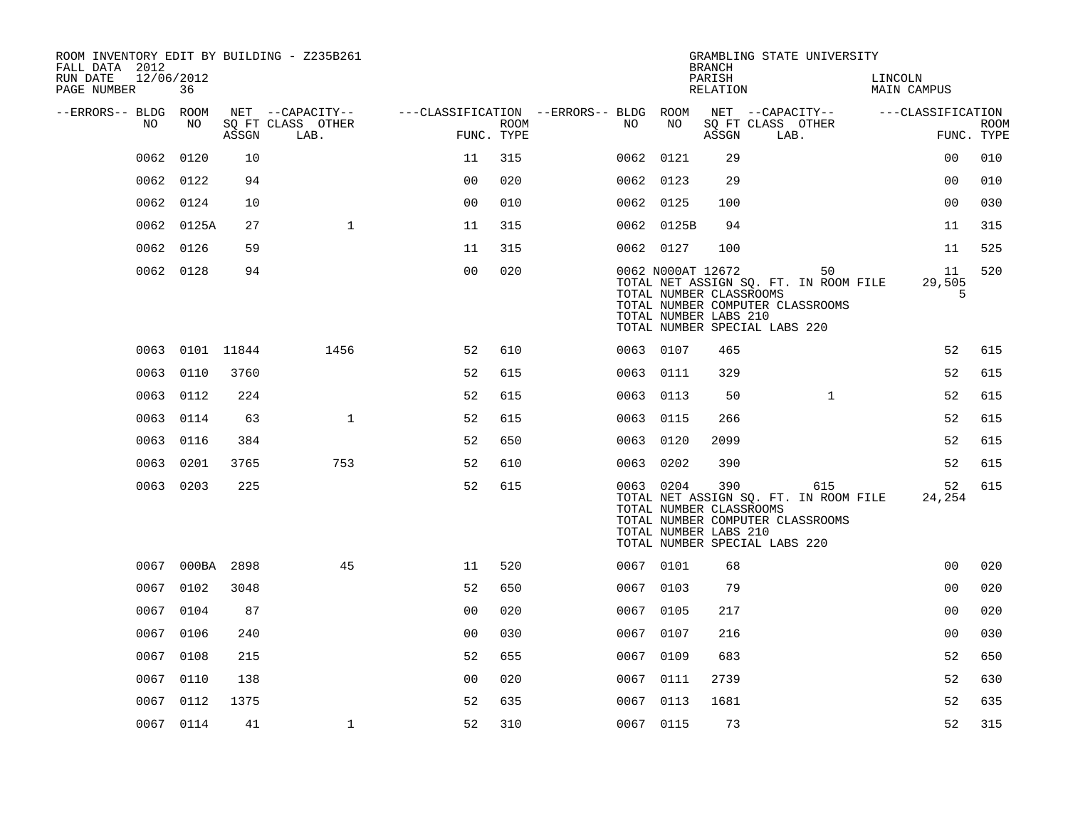ROOM INVENTORY EDIT BY BUILDING - Z235B261
FALL DATA 2012
RUN DATE 12/06/2012

GRAMBLING STATE UNIVERSITY
BRANCH
PARISH LINCOLN
RELATION MAIN CAMPUS

| --ERRORS-- | BLDG NO | ROOM NO | NET SQ FT ASSGN | --CAPACITY-- CLASS LAB. | OTHER | ---CLASSIFICATION FUNC. | ROOM TYPE | --ERRORS-- | BLDG NO | ROOM NO | NET SQ FT ASSGN | --CAPACITY-- CLASS LAB. | OTHER | ---CLASSIFICATION FUNC. | ROOM TYPE |
|---|---|---|---|---|---|---|---|---|---|---|---|---|---|---|---|
| | 0062 | 0120 | 10 | | | 11 | 315 | | 0062 | 0121 | 29 | | | 00 | 010 |
| | 0062 | 0122 | 94 | | | 00 | 020 | | 0062 | 0123 | 29 | | | 00 | 010 |
| | 0062 | 0124 | 10 | | | 00 | 010 | | 0062 | 0125 | 100 | | | 00 | 030 |
| | 0062 | 0125A | 27 | | 1 | 11 | 315 | | 0062 | 0125B | 94 | | | 11 | 315 |
| | 0062 | 0126 | 59 | | | 11 | 315 | | 0062 | 0127 | 100 | | | 11 | 525 |
| | 0062 | 0128 | 94 | | | 00 | 020 | | 0062 | N000AT | 12672 | | 50 | 11 | 520 |
| | | | | | | | | | TOTAL NET ASSIGN SQ. FT. IN ROOM FILE | | | | | 29,505 | |
| | | | | | | | | | TOTAL NUMBER CLASSROOMS | | | | | 5 | |
| | | | | | | | | | TOTAL NUMBER COMPUTER CLASSROOMS | | | | | | |
| | | | | | | | | | TOTAL NUMBER LABS 210 | | | | | | |
| | | | | | | | | | TOTAL NUMBER SPECIAL LABS 220 | | | | | | |
| | 0063 | 0101 | 11844 | | 1456 | 52 | 610 | | 0063 | 0107 | 465 | | | 52 | 615 |
| | 0063 | 0110 | 3760 | | | 52 | 615 | | 0063 | 0111 | 329 | | | 52 | 615 |
| | 0063 | 0112 | 224 | | | 52 | 615 | | 0063 | 0113 | 50 | | 1 | 52 | 615 |
| | 0063 | 0114 | 63 | | 1 | 52 | 615 | | 0063 | 0115 | 266 | | | 52 | 615 |
| | 0063 | 0116 | 384 | | | 52 | 650 | | 0063 | 0120 | 2099 | | | 52 | 615 |
| | 0063 | 0201 | 3765 | | 753 | 52 | 610 | | 0063 | 0202 | 390 | | | 52 | 615 |
| | 0063 | 0203 | 225 | | | 52 | 615 | | 0063 | 0204 | 390 | | 615 | 52 | 615 |
| | | | | | | | | | TOTAL NET ASSIGN SQ. FT. IN ROOM FILE | | | | | 24,254 | |
| | | | | | | | | | TOTAL NUMBER CLASSROOMS | | | | | | |
| | | | | | | | | | TOTAL NUMBER COMPUTER CLASSROOMS | | | | | | |
| | | | | | | | | | TOTAL NUMBER LABS 210 | | | | | | |
| | | | | | | | | | TOTAL NUMBER SPECIAL LABS 220 | | | | | | |
| | 0067 | 000BA | 2898 | | 45 | 11 | 520 | | 0067 | 0101 | 68 | | | 00 | 020 |
| | 0067 | 0102 | 3048 | | | 52 | 650 | | 0067 | 0103 | 79 | | | 00 | 020 |
| | 0067 | 0104 | 87 | | | 00 | 020 | | 0067 | 0105 | 217 | | | 00 | 020 |
| | 0067 | 0106 | 240 | | | 00 | 030 | | 0067 | 0107 | 216 | | | 00 | 030 |
| | 0067 | 0108 | 215 | | | 52 | 655 | | 0067 | 0109 | 683 | | | 52 | 650 |
| | 0067 | 0110 | 138 | | | 00 | 020 | | 0067 | 0111 | 2739 | | | 52 | 630 |
| | 0067 | 0112 | 1375 | | | 52 | 635 | | 0067 | 0113 | 1681 | | | 52 | 635 |
| | 0067 | 0114 | 41 | | 1 | 52 | 310 | | 0067 | 0115 | 73 | | | 52 | 315 |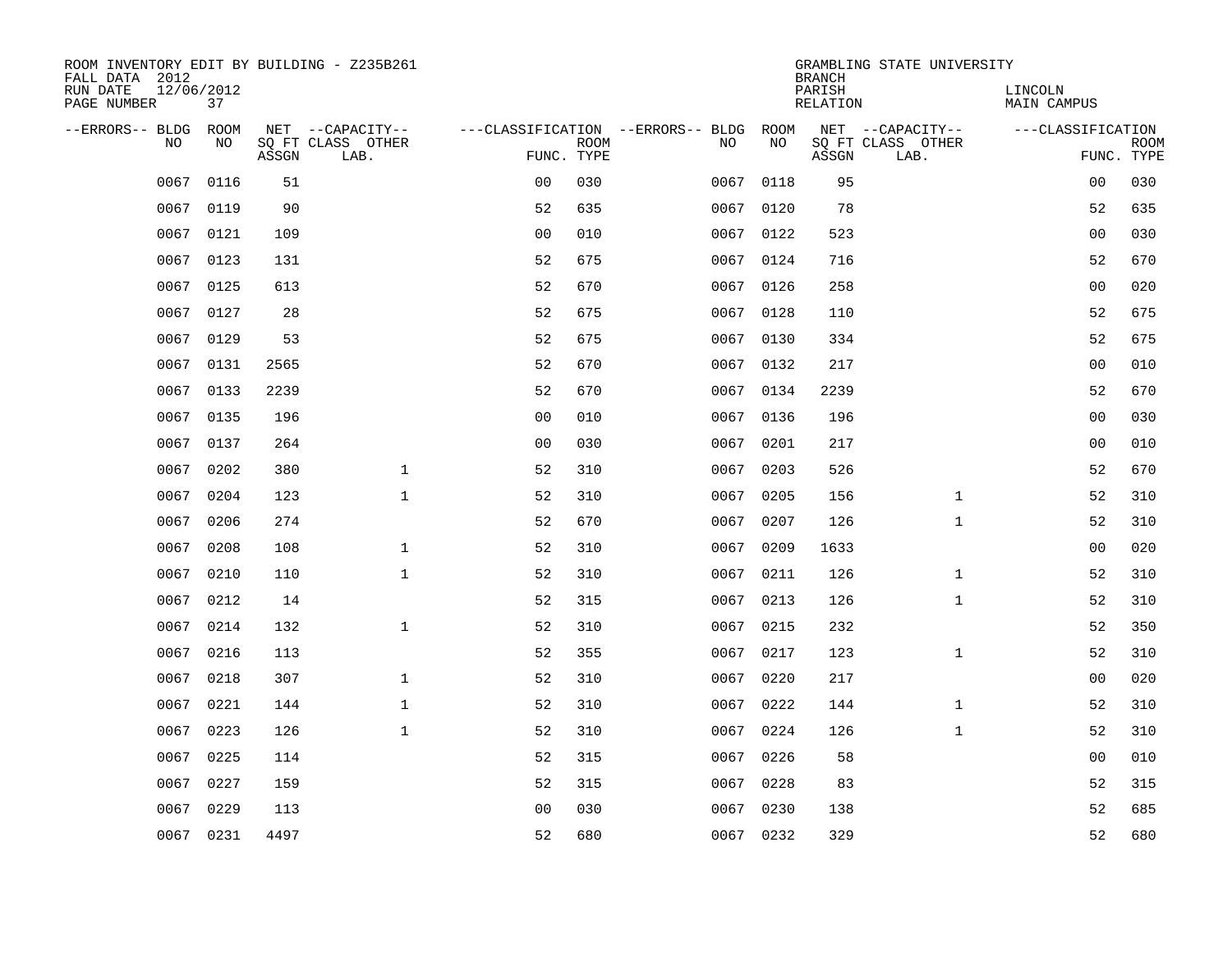ROOM INVENTORY EDIT BY BUILDING - Z235B261
FALL DATA 2012
RUN DATE 12/06/2012
PAGE NUMBER 37

GRAMBLING STATE UNIVERSITY
BRANCH
PARISH LINCOLN
RELATION MAIN CAMPUS

| --ERRORS-- | BLDG NO | ROOM NO | NET SQ FT ASSGN | --CAPACITY-- CLASS LAB. | OTHER | ---CLASSIFICATION FUNC. | ROOM TYPE | --ERRORS-- | BLDG NO | ROOM NO | NET SQ FT ASSGN | --CAPACITY-- CLASS LAB. | OTHER | ---CLASSIFICATION FUNC. | ROOM TYPE |
|---|---|---|---|---|---|---|---|---|---|---|---|---|---|---|---|
| | 0067 | 0116 | 51 | | | 00 | 030 | | 0067 | 0118 | 95 | | | 00 | 030 |
| | 0067 | 0119 | 90 | | | 52 | 635 | | 0067 | 0120 | 78 | | | 52 | 635 |
| | 0067 | 0121 | 109 | | | 00 | 010 | | 0067 | 0122 | 523 | | | 00 | 030 |
| | 0067 | 0123 | 131 | | | 52 | 675 | | 0067 | 0124 | 716 | | | 52 | 670 |
| | 0067 | 0125 | 613 | | | 52 | 670 | | 0067 | 0126 | 258 | | | 00 | 020 |
| | 0067 | 0127 | 28 | | | 52 | 675 | | 0067 | 0128 | 110 | | | 52 | 675 |
| | 0067 | 0129 | 53 | | | 52 | 675 | | 0067 | 0130 | 334 | | | 52 | 675 |
| | 0067 | 0131 | 2565 | | | 52 | 670 | | 0067 | 0132 | 217 | | | 00 | 010 |
| | 0067 | 0133 | 2239 | | | 52 | 670 | | 0067 | 0134 | 2239 | | | 52 | 670 |
| | 0067 | 0135 | 196 | | | 00 | 010 | | 0067 | 0136 | 196 | | | 00 | 030 |
| | 0067 | 0137 | 264 | | | 00 | 030 | | 0067 | 0201 | 217 | | | 00 | 010 |
| | 0067 | 0202 | 380 | | 1 | 52 | 310 | | 0067 | 0203 | 526 | | | 52 | 670 |
| | 0067 | 0204 | 123 | | 1 | 52 | 310 | | 0067 | 0205 | 156 | | 1 | 52 | 310 |
| | 0067 | 0206 | 274 | | | 52 | 670 | | 0067 | 0207 | 126 | | 1 | 52 | 310 |
| | 0067 | 0208 | 108 | | 1 | 52 | 310 | | 0067 | 0209 | 1633 | | | 00 | 020 |
| | 0067 | 0210 | 110 | | 1 | 52 | 310 | | 0067 | 0211 | 126 | | 1 | 52 | 310 |
| | 0067 | 0212 | 14 | | | 52 | 315 | | 0067 | 0213 | 126 | | 1 | 52 | 310 |
| | 0067 | 0214 | 132 | | 1 | 52 | 310 | | 0067 | 0215 | 232 | | | 52 | 350 |
| | 0067 | 0216 | 113 | | | 52 | 355 | | 0067 | 0217 | 123 | | 1 | 52 | 310 |
| | 0067 | 0218 | 307 | | 1 | 52 | 310 | | 0067 | 0220 | 217 | | | 00 | 020 |
| | 0067 | 0221 | 144 | | 1 | 52 | 310 | | 0067 | 0222 | 144 | | 1 | 52 | 310 |
| | 0067 | 0223 | 126 | | 1 | 52 | 310 | | 0067 | 0224 | 126 | | 1 | 52 | 310 |
| | 0067 | 0225 | 114 | | | 52 | 315 | | 0067 | 0226 | 58 | | | 00 | 010 |
| | 0067 | 0227 | 159 | | | 52 | 315 | | 0067 | 0228 | 83 | | | 52 | 315 |
| | 0067 | 0229 | 113 | | | 00 | 030 | | 0067 | 0230 | 138 | | | 52 | 685 |
| | 0067 | 0231 | 4497 | | | 52 | 680 | | 0067 | 0232 | 329 | | | 52 | 680 |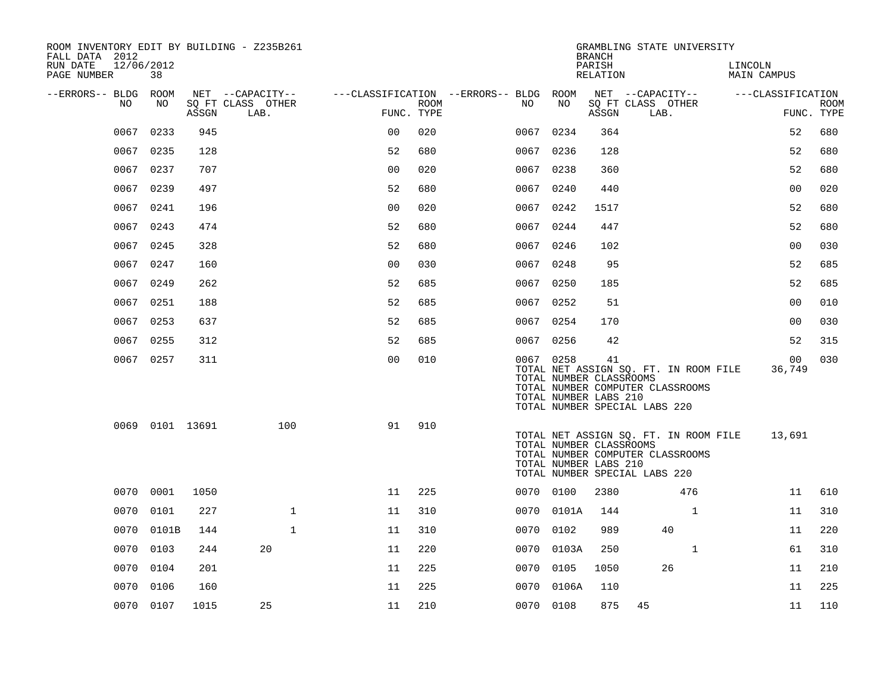ROOM INVENTORY EDIT BY BUILDING - Z235B261
FALL DATA 2012
RUN DATE 12/06/2012
PAGE NUMBER 38

GRAMBLING STATE UNIVERSITY
BRANCH
PARISH LINCOLN
RELATION MAIN CAMPUS

| --ERRORS-- | BLDG NO | ROOM NO | NET SQ FT ASSGN | --CAPACITY-- CLASS | LAB. | OTHER | ---CLASSIFICATION FUNC. | ROOM TYPE | --ERRORS-- | BLDG NO | ROOM NO | NET SQ FT ASSGN | --CAPACITY-- CLASS | LAB. | OTHER | ---CLASSIFICATION FUNC. | ROOM TYPE |
|---|---|---|---|---|---|---|---|---|---|---|---|---|---|---|---|---|---|
| | 0067 | 0233 | 945 | | | | 00 | 020 | | 0067 | 0234 | 364 | | | | 52 | 680 |
| | 0067 | 0235 | 128 | | | | 52 | 680 | | 0067 | 0236 | 128 | | | | 52 | 680 |
| | 0067 | 0237 | 707 | | | | 00 | 020 | | 0067 | 0238 | 360 | | | | 52 | 680 |
| | 0067 | 0239 | 497 | | | | 52 | 680 | | 0067 | 0240 | 440 | | | | 00 | 020 |
| | 0067 | 0241 | 196 | | | | 00 | 020 | | 0067 | 0242 | 1517 | | | | 52 | 680 |
| | 0067 | 0243 | 474 | | | | 52 | 680 | | 0067 | 0244 | 447 | | | | 52 | 680 |
| | 0067 | 0245 | 328 | | | | 52 | 680 | | 0067 | 0246 | 102 | | | | 00 | 030 |
| | 0067 | 0247 | 160 | | | | 00 | 030 | | 0067 | 0248 | 95 | | | | 52 | 685 |
| | 0067 | 0249 | 262 | | | | 52 | 685 | | 0067 | 0250 | 185 | | | | 52 | 685 |
| | 0067 | 0251 | 188 | | | | 52 | 685 | | 0067 | 0252 | 51 | | | | 00 | 010 |
| | 0067 | 0253 | 637 | | | | 52 | 685 | | 0067 | 0254 | 170 | | | | 00 | 030 |
| | 0067 | 0255 | 312 | | | | 52 | 685 | | 0067 | 0256 | 42 | | | | 52 | 315 |
| | 0067 | 0257 | 311 | | | | 00 | 010 | | 0067 | 0258 | 41 | | | | 00 | 030 |

TOTAL NET ASSIGN SQ. FT. IN ROOM FILE 36,749
TOTAL NUMBER CLASSROOMS
TOTAL NUMBER COMPUTER CLASSROOMS
TOTAL NUMBER LABS 210
TOTAL NUMBER SPECIAL LABS 220

| --ERRORS-- | BLDG NO | ROOM NO | NET SQ FT ASSGN | --CAPACITY-- CLASS | LAB. | OTHER | ---CLASSIFICATION FUNC. | ROOM TYPE |
|---|---|---|---|---|---|---|---|---|
| | 0069 | 0101 | 13691 | | | 100 | 91 | 910 |

TOTAL NET ASSIGN SQ. FT. IN ROOM FILE 13,691
TOTAL NUMBER CLASSROOMS
TOTAL NUMBER COMPUTER CLASSROOMS
TOTAL NUMBER LABS 210
TOTAL NUMBER SPECIAL LABS 220

| --ERRORS-- | BLDG NO | ROOM NO | NET SQ FT ASSGN | --CAPACITY-- CLASS | LAB. | OTHER | ---CLASSIFICATION FUNC. | ROOM TYPE | --ERRORS-- | BLDG NO | ROOM NO | NET SQ FT ASSGN | --CAPACITY-- CLASS | LAB. | OTHER | ---CLASSIFICATION FUNC. | ROOM TYPE |
|---|---|---|---|---|---|---|---|---|---|---|---|---|---|---|---|---|---|
| | 0070 | 0001 | 1050 | | | | 11 | 225 | | 0070 | 0100 | 2380 | | | 476 | 11 | 610 |
| | 0070 | 0101 | 227 | | | 1 | 11 | 310 | | 0070 | 0101A | 144 | | | 1 | 11 | 310 |
| | 0070 | 0101B | 144 | | | 1 | 11 | 310 | | 0070 | 0102 | 989 | | 40 | | 11 | 220 |
| | 0070 | 0103 | 244 | | 20 | | 11 | 220 | | 0070 | 0103A | 250 | | | 1 | 61 | 310 |
| | 0070 | 0104 | 201 | | | | 11 | 225 | | 0070 | 0105 | 1050 | | 26 | | 11 | 210 |
| | 0070 | 0106 | 160 | | | | 11 | 225 | | 0070 | 0106A | 110 | | | | 11 | 225 |
| | 0070 | 0107 | 1015 | | 25 | | 11 | 210 | | 0070 | 0108 | 875 | 45 | | | 11 | 110 |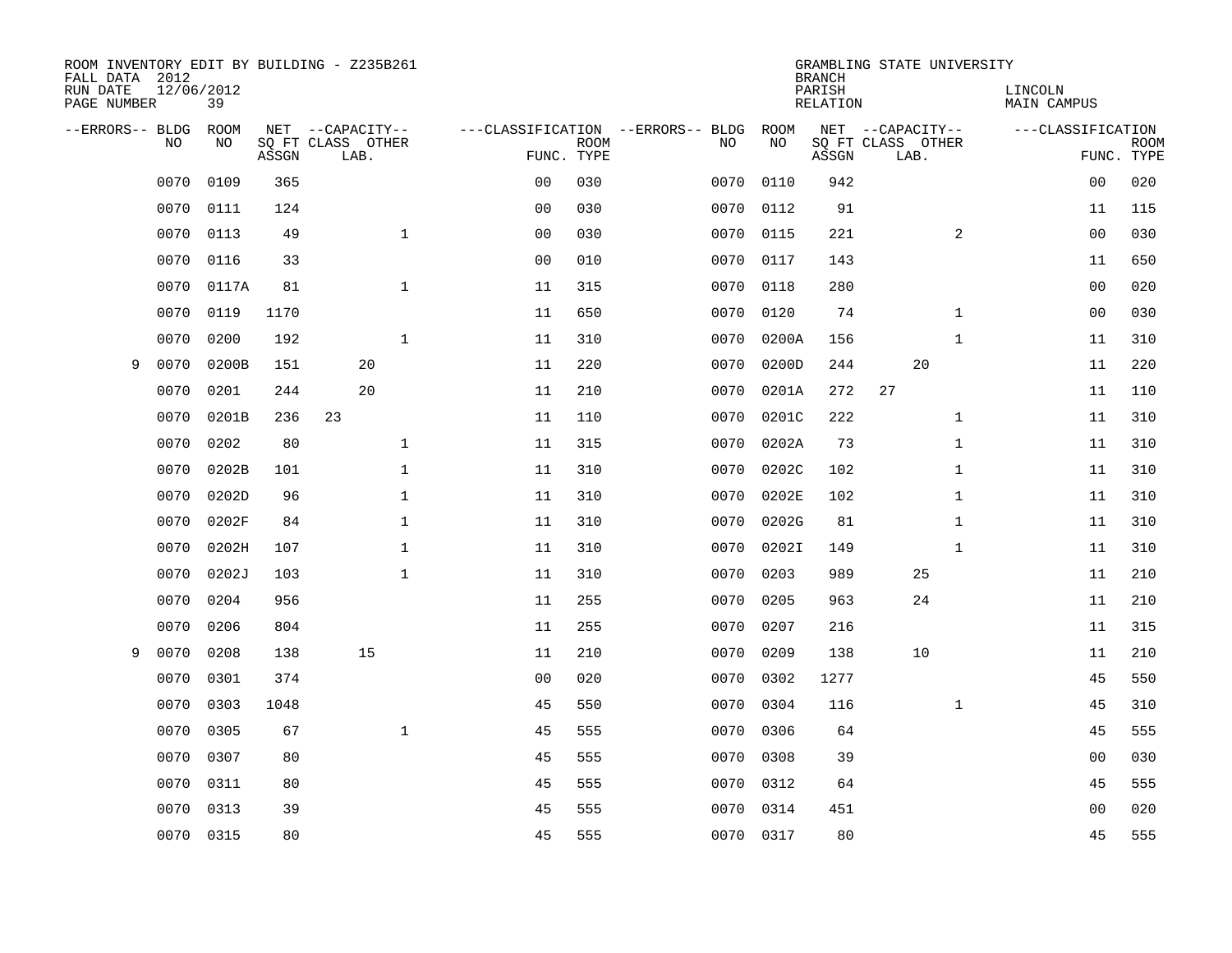ROOM INVENTORY EDIT BY BUILDING - Z235B261
FALL DATA 2012
RUN DATE 12/06/2012
PAGE NUMBER 39

GRAMBLING STATE UNIVERSITY
BRANCH
PARISH LINCOLN
RELATION MAIN CAMPUS

| --ERRORS-- | BLDG NO | ROOM NO | NET SQ FT ASSGN | --CAPACITY-- CLASS LAB. | OTHER | ---CLASSIFICATION FUNC. | ROOM TYPE | --ERRORS-- | BLDG NO | ROOM NO | NET SQ FT ASSGN | --CAPACITY-- CLASS LAB. | OTHER | ---CLASSIFICATION FUNC. | ROOM TYPE |
|---|---|---|---|---|---|---|---|---|---|---|---|---|---|---|---|
| | 0070 | 0109 | 365 | | | 00 | 030 | | 0070 | 0110 | 942 | | | 00 | 020 |
| | 0070 | 0111 | 124 | | | 00 | 030 | | 0070 | 0112 | 91 | | | 11 | 115 |
| | 0070 | 0113 | 49 | | 1 | 00 | 030 | | 0070 | 0115 | 221 | | 2 | 00 | 030 |
| | 0070 | 0116 | 33 | | | 00 | 010 | | 0070 | 0117 | 143 | | | 11 | 650 |
| | 0070 | 0117A | 81 | | 1 | 11 | 315 | | 0070 | 0118 | 280 | | | 00 | 020 |
| | 0070 | 0119 | 1170 | | | 11 | 650 | | 0070 | 0120 | 74 | | 1 | 00 | 030 |
| | 0070 | 0200 | 192 | | 1 | 11 | 310 | | 0070 | 0200A | 156 | | 1 | 11 | 310 |
| 9 | 0070 | 0200B | 151 | 20 | | 11 | 220 | | 0070 | 0200D | 244 | 20 | | 11 | 220 |
| | 0070 | 0201 | 244 | 20 | | 11 | 210 | | 0070 | 0201A | 272 | 27 | | 11 | 110 |
| | 0070 | 0201B | 236 | 23 | | 11 | 110 | | 0070 | 0201C | 222 | | 1 | 11 | 310 |
| | 0070 | 0202 | 80 | | 1 | 11 | 315 | | 0070 | 0202A | 73 | | 1 | 11 | 310 |
| | 0070 | 0202B | 101 | | 1 | 11 | 310 | | 0070 | 0202C | 102 | | 1 | 11 | 310 |
| | 0070 | 0202D | 96 | | 1 | 11 | 310 | | 0070 | 0202E | 102 | | 1 | 11 | 310 |
| | 0070 | 0202F | 84 | | 1 | 11 | 310 | | 0070 | 0202G | 81 | | 1 | 11 | 310 |
| | 0070 | 0202H | 107 | | 1 | 11 | 310 | | 0070 | 0202I | 149 | | 1 | 11 | 310 |
| | 0070 | 0202J | 103 | | 1 | 11 | 310 | | 0070 | 0203 | 989 | 25 | | 11 | 210 |
| | 0070 | 0204 | 956 | | | 11 | 255 | | 0070 | 0205 | 963 | 24 | | 11 | 210 |
| | 0070 | 0206 | 804 | | | 11 | 255 | | 0070 | 0207 | 216 | | | 11 | 315 |
| 9 | 0070 | 0208 | 138 | 15 | | 11 | 210 | | 0070 | 0209 | 138 | 10 | | 11 | 210 |
| | 0070 | 0301 | 374 | | | 00 | 020 | | 0070 | 0302 | 1277 | | | 45 | 550 |
| | 0070 | 0303 | 1048 | | | 45 | 550 | | 0070 | 0304 | 116 | | 1 | 45 | 310 |
| | 0070 | 0305 | 67 | | 1 | 45 | 555 | | 0070 | 0306 | 64 | | | 45 | 555 |
| | 0070 | 0307 | 80 | | | 45 | 555 | | 0070 | 0308 | 39 | | | 00 | 030 |
| | 0070 | 0311 | 80 | | | 45 | 555 | | 0070 | 0312 | 64 | | | 45 | 555 |
| | 0070 | 0313 | 39 | | | 45 | 555 | | 0070 | 0314 | 451 | | | 00 | 020 |
| | 0070 | 0315 | 80 | | | 45 | 555 | | 0070 | 0317 | 80 | | | 45 | 555 |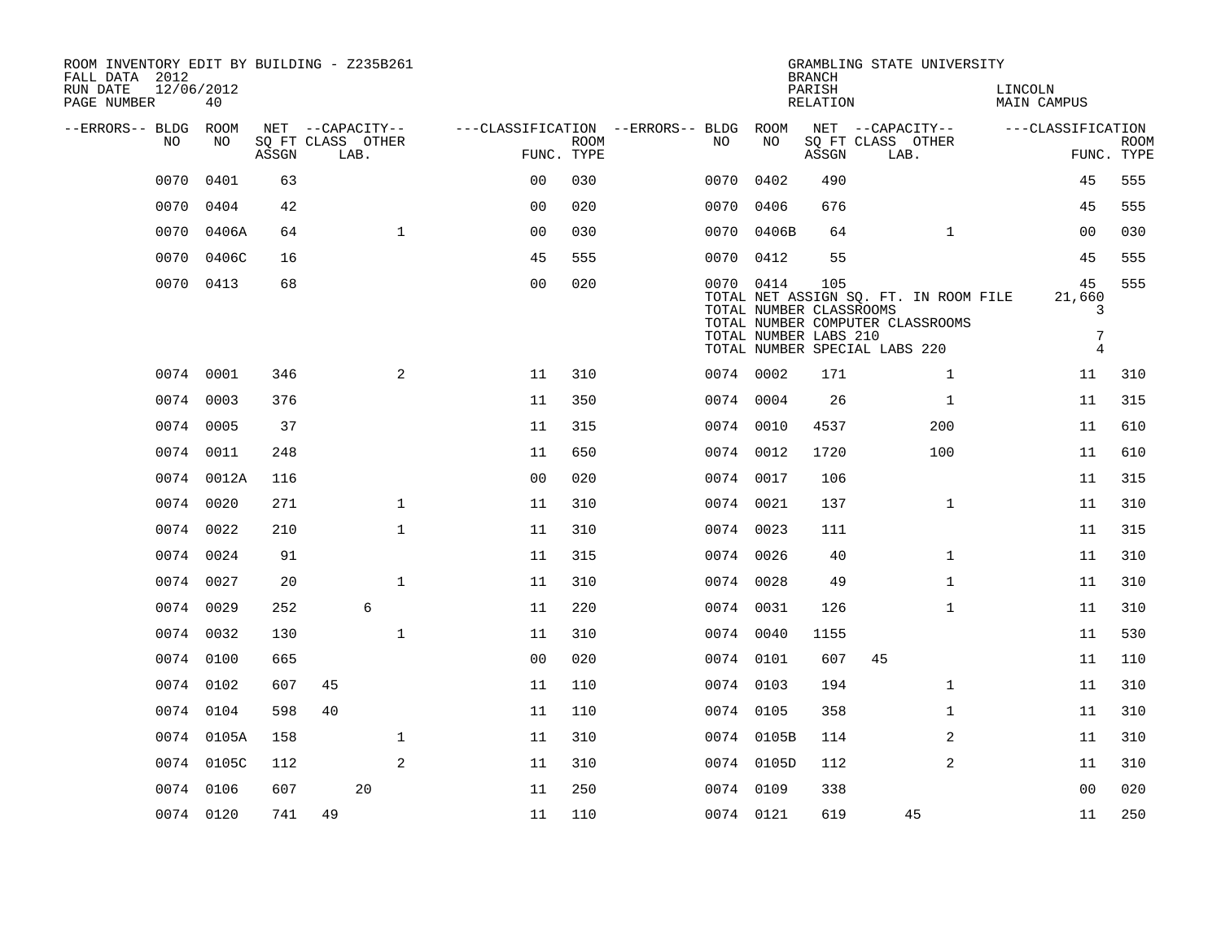ROOM INVENTORY EDIT BY BUILDING - Z235B261
FALL DATA 2012
RUN DATE 12/06/2012
PAGE NUMBER 40

GRAMBLING STATE UNIVERSITY
BRANCH
PARISH LINCOLN
RELATION MAIN CAMPUS

| --ERRORS-- | BLDG NO | ROOM NO | NET SQ FT ASSGN | CAPACITY CLASS | CAPACITY LAB. | CAPACITY OTHER | FUNC. | ROOM TYPE | --ERRORS-- | BLDG NO | ROOM NO | NET SQ FT ASSGN | CAPACITY CLASS | CAPACITY LAB. | CAPACITY OTHER | FUNC. | ROOM TYPE |
|---|---|---|---|---|---|---|---|---|---|---|---|---|---|---|---|---|---|
| | 0070 | 0401 | 63 | | | | 00 | 030 | | 0070 | 0402 | 490 | | | | 45 | 555 |
| | 0070 | 0404 | 42 | | | | 00 | 020 | | 0070 | 0406 | 676 | | | | 45 | 555 |
| | 0070 | 0406A | 64 | | | 1 | 00 | 030 | | 0070 | 0406B | 64 | | | 1 | 00 | 030 |
| | 0070 | 0406C | 16 | | | | 45 | 555 | | 0070 | 0412 | 55 | | | | 45 | 555 |
| | 0070 | 0413 | 68 | | | | 00 | 020 | | 0070 | 0414 | 105 | | | | 45 | 555 |

TOTAL NET ASSIGN SQ. FT. IN ROOM FILE 21,660
TOTAL NUMBER CLASSROOMS 3
TOTAL NUMBER COMPUTER CLASSROOMS
TOTAL NUMBER LABS 210 7
TOTAL NUMBER SPECIAL LABS 220 4

| --ERRORS-- | BLDG NO | ROOM NO | NET SQ FT ASSGN | CAPACITY CLASS | CAPACITY LAB. | CAPACITY OTHER | FUNC. | ROOM TYPE | --ERRORS-- | BLDG NO | ROOM NO | NET SQ FT ASSGN | CAPACITY CLASS | CAPACITY LAB. | CAPACITY OTHER | FUNC. | ROOM TYPE |
|---|---|---|---|---|---|---|---|---|---|---|---|---|---|---|---|---|---|
| | 0074 | 0001 | 346 | | | 2 | 11 | 310 | | 0074 | 0002 | 171 | | | 1 | 11 | 310 |
| | 0074 | 0003 | 376 | | | | 11 | 350 | | 0074 | 0004 | 26 | | | 1 | 11 | 315 |
| | 0074 | 0005 | 37 | | | | 11 | 315 | | 0074 | 0010 | 4537 | | | 200 | 11 | 610 |
| | 0074 | 0011 | 248 | | | | 11 | 650 | | 0074 | 0012 | 1720 | | | 100 | 11 | 610 |
| | 0074 | 0012A | 116 | | | | 00 | 020 | | 0074 | 0017 | 106 | | | | 11 | 315 |
| | 0074 | 0020 | 271 | | | 1 | 11 | 310 | | 0074 | 0021 | 137 | | | 1 | 11 | 310 |
| | 0074 | 0022 | 210 | | | 1 | 11 | 310 | | 0074 | 0023 | 111 | | | | 11 | 315 |
| | 0074 | 0024 | 91 | | | | 11 | 315 | | 0074 | 0026 | 40 | | | 1 | 11 | 310 |
| | 0074 | 0027 | 20 | | | 1 | 11 | 310 | | 0074 | 0028 | 49 | | | 1 | 11 | 310 |
| | 0074 | 0029 | 252 | | 6 | | 11 | 220 | | 0074 | 0031 | 126 | | | 1 | 11 | 310 |
| | 0074 | 0032 | 130 | | | 1 | 11 | 310 | | 0074 | 0040 | 1155 | | | | 11 | 530 |
| | 0074 | 0100 | 665 | | | | 00 | 020 | | 0074 | 0101 | 607 | 45 | | | 11 | 110 |
| | 0074 | 0102 | 607 | 45 | | | 11 | 110 | | 0074 | 0103 | 194 | | | 1 | 11 | 310 |
| | 0074 | 0104 | 598 | 40 | | | 11 | 110 | | 0074 | 0105 | 358 | | | 1 | 11 | 310 |
| | 0074 | 0105A | 158 | | | 1 | 11 | 310 | | 0074 | 0105B | 114 | | | 2 | 11 | 310 |
| | 0074 | 0105C | 112 | | | 2 | 11 | 310 | | 0074 | 0105D | 112 | | | 2 | 11 | 310 |
| | 0074 | 0106 | 607 | | 20 | | 11 | 250 | | 0074 | 0109 | 338 | | | | 00 | 020 |
| | 0074 | 0120 | 741 | 49 | | | 11 | 110 | | 0074 | 0121 | 619 | | 45 | | 11 | 250 |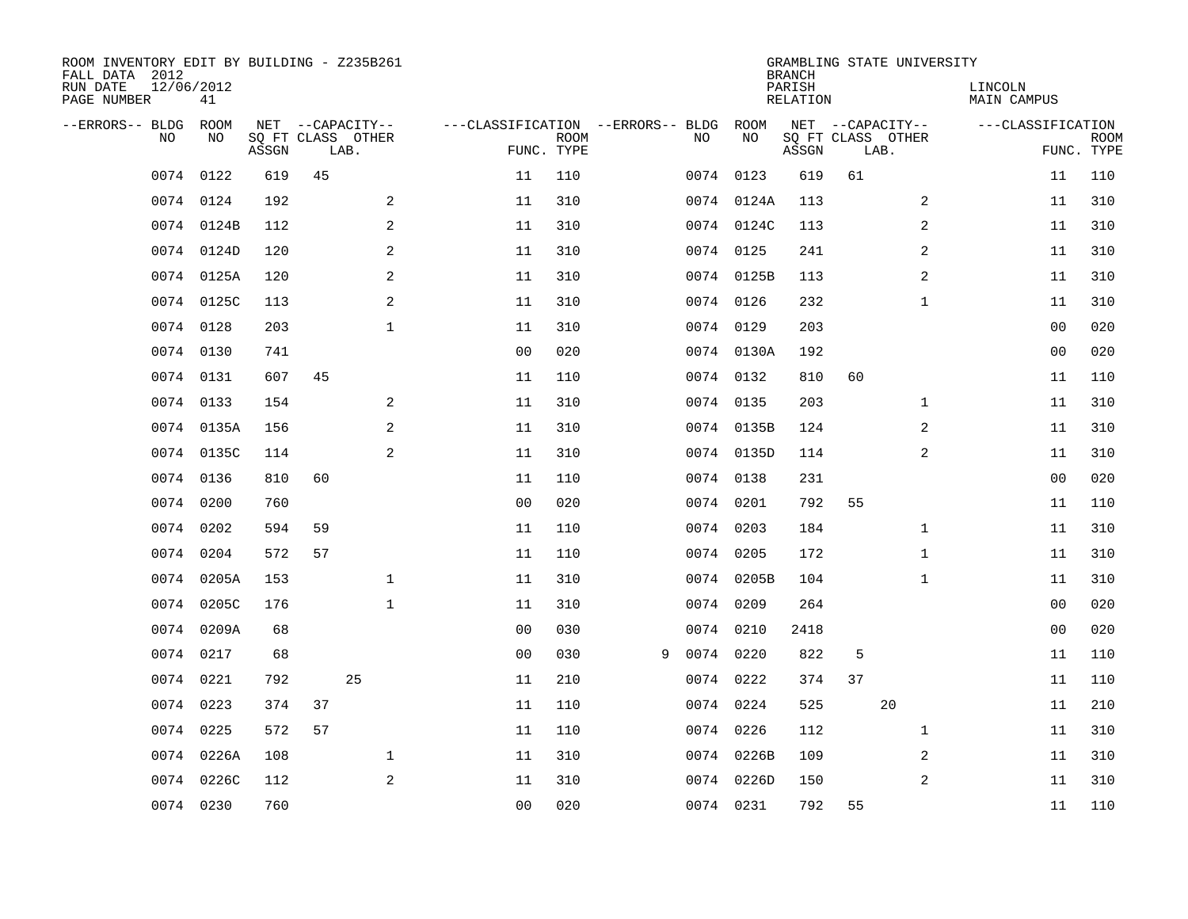ROOM INVENTORY EDIT BY BUILDING - Z235B261
FALL DATA 2012
RUN DATE 12/06/2012
PAGE NUMBER 41

GRAMBLING STATE UNIVERSITY
BRANCH
PARISH LINCOLN
RELATION MAIN CAMPUS

| --ERRORS-- | BLDG NO | ROOM NO | NET SQ FT ASSGN | CAPACITY CLASS | CAPACITY LAB. | CAPACITY OTHER | CLASSIFICATION FUNC. | ROOM TYPE | --ERRORS-- | BLDG NO | ROOM NO | NET SQ FT ASSGN | CAPACITY CLASS | CAPACITY LAB. | CAPACITY OTHER | CLASSIFICATION FUNC. | ROOM TYPE |
|---|---|---|---|---|---|---|---|---|---|---|---|---|---|---|---|---|---|
| | 0074 | 0122 | 619 | 45 | | | 11 | 110 | | 0074 | 0123 | 619 | 61 | | | 11 | 110 |
| | 0074 | 0124 | 192 | | | 2 | 11 | 310 | | 0074 | 0124A | 113 | | | 2 | 11 | 310 |
| | 0074 | 0124B | 112 | | | 2 | 11 | 310 | | 0074 | 0124C | 113 | | | 2 | 11 | 310 |
| | 0074 | 0124D | 120 | | | 2 | 11 | 310 | | 0074 | 0125 | 241 | | | 2 | 11 | 310 |
| | 0074 | 0125A | 120 | | | 2 | 11 | 310 | | 0074 | 0125B | 113 | | | 2 | 11 | 310 |
| | 0074 | 0125C | 113 | | | 2 | 11 | 310 | | 0074 | 0126 | 232 | | | 1 | 11 | 310 |
| | 0074 | 0128 | 203 | | | 1 | 11 | 310 | | 0074 | 0129 | 203 | | | | 00 | 020 |
| | 0074 | 0130 | 741 | | | | 00 | 020 | | 0074 | 0130A | 192 | | | | 00 | 020 |
| | 0074 | 0131 | 607 | 45 | | | 11 | 110 | | 0074 | 0132 | 810 | 60 | | | 11 | 110 |
| | 0074 | 0133 | 154 | | | 2 | 11 | 310 | | 0074 | 0135 | 203 | | | 1 | 11 | 310 |
| | 0074 | 0135A | 156 | | | 2 | 11 | 310 | | 0074 | 0135B | 124 | | | 2 | 11 | 310 |
| | 0074 | 0135C | 114 | | | 2 | 11 | 310 | | 0074 | 0135D | 114 | | | 2 | 11 | 310 |
| | 0074 | 0136 | 810 | 60 | | | 11 | 110 | | 0074 | 0138 | 231 | | | | 00 | 020 |
| | 0074 | 0200 | 760 | | | | 00 | 020 | | 0074 | 0201 | 792 | 55 | | | 11 | 110 |
| | 0074 | 0202 | 594 | 59 | | | 11 | 110 | | 0074 | 0203 | 184 | | | 1 | 11 | 310 |
| | 0074 | 0204 | 572 | 57 | | | 11 | 110 | | 0074 | 0205 | 172 | | | 1 | 11 | 310 |
| | 0074 | 0205A | 153 | | | 1 | 11 | 310 | | 0074 | 0205B | 104 | | | 1 | 11 | 310 |
| | 0074 | 0205C | 176 | | | 1 | 11 | 310 | | 0074 | 0209 | 264 | | | | 00 | 020 |
| | 0074 | 0209A | 68 | | | | 00 | 030 | | 0074 | 0210 | 2418 | | | | 00 | 020 |
| | 0074 | 0217 | 68 | | | | 00 | 030 | 9 | 0074 | 0220 | 822 | 5 | | | 11 | 110 |
| | 0074 | 0221 | 792 | | 25 | | 11 | 210 | | 0074 | 0222 | 374 | 37 | | | 11 | 110 |
| | 0074 | 0223 | 374 | 37 | | | 11 | 110 | | 0074 | 0224 | 525 | | 20 | | 11 | 210 |
| | 0074 | 0225 | 572 | 57 | | | 11 | 110 | | 0074 | 0226 | 112 | | | 1 | 11 | 310 |
| | 0074 | 0226A | 108 | | | 1 | 11 | 310 | | 0074 | 0226B | 109 | | | 2 | 11 | 310 |
| | 0074 | 0226C | 112 | | | 2 | 11 | 310 | | 0074 | 0226D | 150 | | | 2 | 11 | 310 |
| | 0074 | 0230 | 760 | | | | 00 | 020 | | 0074 | 0231 | 792 | 55 | | | 11 | 110 |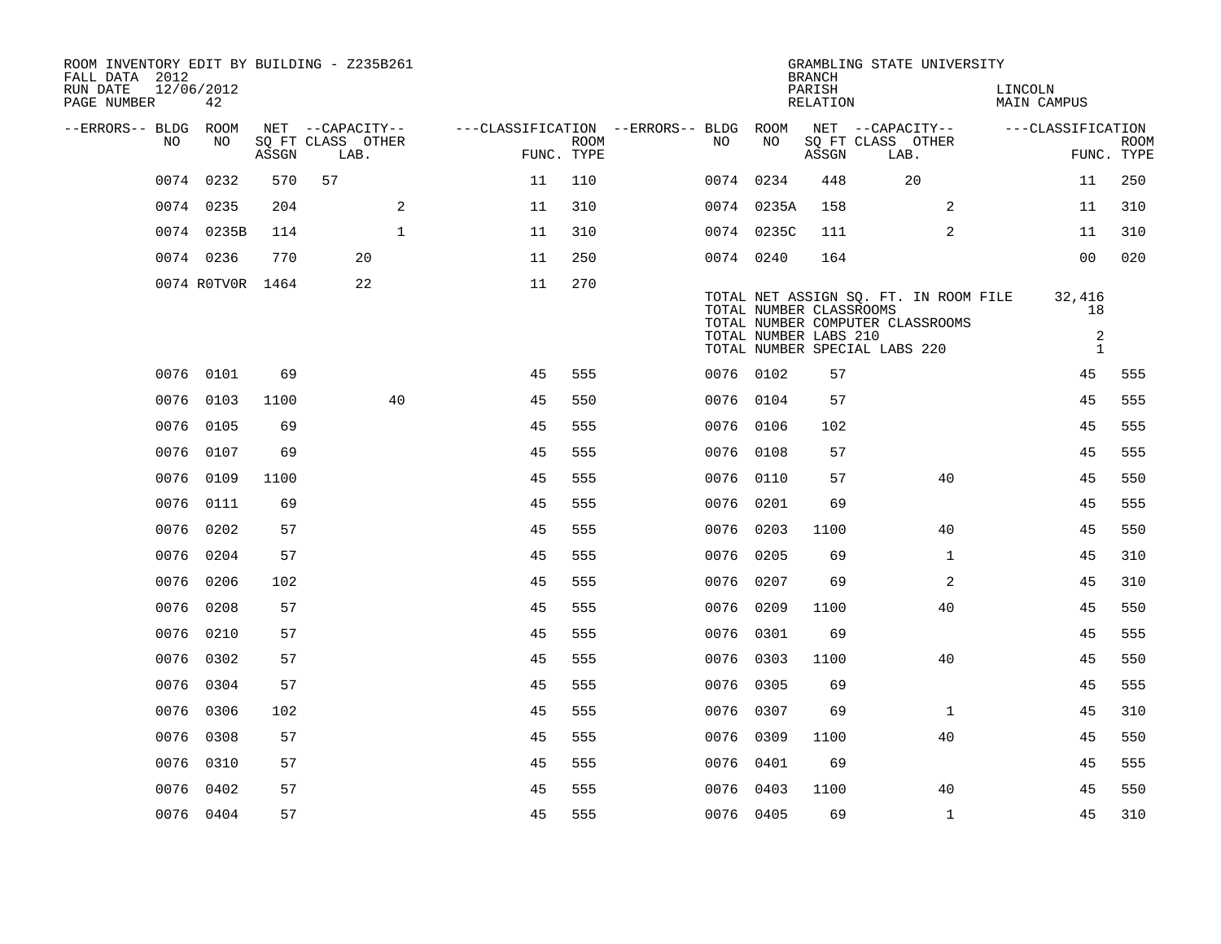ROOM INVENTORY EDIT BY BUILDING - Z235B261
FALL DATA 2012
RUN DATE 12/06/2012
PAGE NUMBER 42

GRAMBLING STATE UNIVERSITY
BRANCH
PARISH LINCOLN
RELATION MAIN CAMPUS

| --ERRORS-- | BLDG NO | ROOM NO | NET SQ FT ASSGN | CAPACITY CLASS LAB. | CAPACITY OTHER | CLASSIFICATION FUNC. | ROOM TYPE | --ERRORS-- | BLDG NO | ROOM NO | NET SQ FT ASSGN | CAPACITY CLASS LAB. | CAPACITY OTHER | CLASSIFICATION FUNC. | ROOM TYPE |
|---|---|---|---|---|---|---|---|---|---|---|---|---|---|---|---|
| | 0074 | 0232 | 570 | 57 | | 11 | 110 | | 0074 | 0234 | 448 | 20 | | 11 | 250 |
| | 0074 | 0235 | 204 | | 2 | 11 | 310 | | 0074 | 0235A | 158 | | 2 | 11 | 310 |
| | 0074 | 0235B | 114 | | 1 | 11 | 310 | | 0074 | 0235C | 111 | | 2 | 11 | 310 |
| | 0074 | 0236 | 770 | 20 | | 11 | 250 | | 0074 | 0240 | 164 | | | 00 | 020 |
| | 0074 | R0TV0R | 1464 | 22 | | 11 | 270 | | | | | | | | |

TOTAL NET ASSIGN SQ. FT. IN ROOM FILE 32,416
TOTAL NUMBER CLASSROOMS 18
TOTAL NUMBER COMPUTER CLASSROOMS
TOTAL NUMBER LABS 210 2
TOTAL NUMBER SPECIAL LABS 220 1

| --ERRORS-- | BLDG NO | ROOM NO | NET SQ FT ASSGN | CAPACITY CLASS LAB. | CAPACITY OTHER | CLASSIFICATION FUNC. | ROOM TYPE | --ERRORS-- | BLDG NO | ROOM NO | NET SQ FT ASSGN | CAPACITY CLASS LAB. | CAPACITY OTHER | CLASSIFICATION FUNC. | ROOM TYPE |
|---|---|---|---|---|---|---|---|---|---|---|---|---|---|---|---|
| | 0076 | 0101 | 69 | | | 45 | 555 | | 0076 | 0102 | 57 | | | 45 | 555 |
| | 0076 | 0103 | 1100 | | 40 | 45 | 550 | | 0076 | 0104 | 57 | | | 45 | 555 |
| | 0076 | 0105 | 69 | | | 45 | 555 | | 0076 | 0106 | 102 | | | 45 | 555 |
| | 0076 | 0107 | 69 | | | 45 | 555 | | 0076 | 0108 | 57 | | | 45 | 555 |
| | 0076 | 0109 | 1100 | | | 45 | 555 | | 0076 | 0110 | 57 | | 40 | 45 | 550 |
| | 0076 | 0111 | 69 | | | 45 | 555 | | 0076 | 0201 | 69 | | | 45 | 555 |
| | 0076 | 0202 | 57 | | | 45 | 555 | | 0076 | 0203 | 1100 | | 40 | 45 | 550 |
| | 0076 | 0204 | 57 | | | 45 | 555 | | 0076 | 0205 | 69 | | 1 | 45 | 310 |
| | 0076 | 0206 | 102 | | | 45 | 555 | | 0076 | 0207 | 69 | | 2 | 45 | 310 |
| | 0076 | 0208 | 57 | | | 45 | 555 | | 0076 | 0209 | 1100 | | 40 | 45 | 550 |
| | 0076 | 0210 | 57 | | | 45 | 555 | | 0076 | 0301 | 69 | | | 45 | 555 |
| | 0076 | 0302 | 57 | | | 45 | 555 | | 0076 | 0303 | 1100 | | 40 | 45 | 550 |
| | 0076 | 0304 | 57 | | | 45 | 555 | | 0076 | 0305 | 69 | | | 45 | 555 |
| | 0076 | 0306 | 102 | | | 45 | 555 | | 0076 | 0307 | 69 | | 1 | 45 | 310 |
| | 0076 | 0308 | 57 | | | 45 | 555 | | 0076 | 0309 | 1100 | | 40 | 45 | 550 |
| | 0076 | 0310 | 57 | | | 45 | 555 | | 0076 | 0401 | 69 | | | 45 | 555 |
| | 0076 | 0402 | 57 | | | 45 | 555 | | 0076 | 0403 | 1100 | | 40 | 45 | 550 |
| | 0076 | 0404 | 57 | | | 45 | 555 | | 0076 | 0405 | 69 | | 1 | 45 | 310 |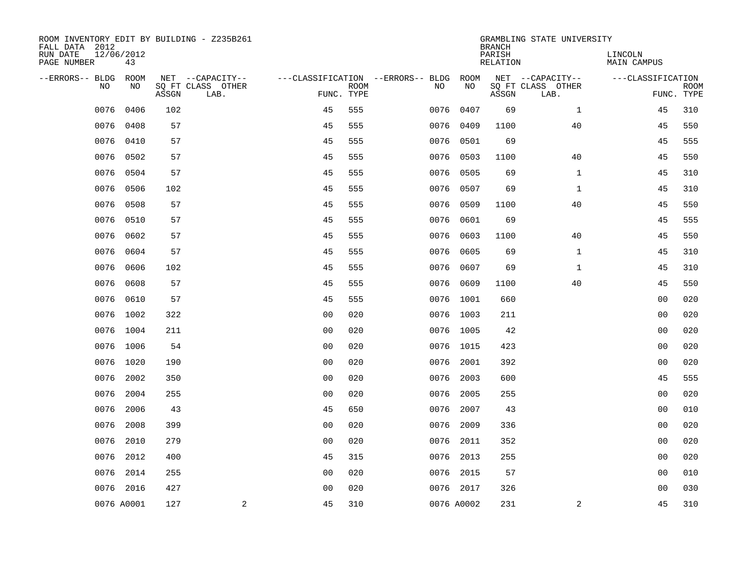ROOM INVENTORY EDIT BY BUILDING - Z235B261
FALL DATA 2012
RUN DATE 12/06/2012
PAGE NUMBER 43

GRAMBLING STATE UNIVERSITY
BRANCH
PARISH LINCOLN
RELATION MAIN CAMPUS

| --ERRORS-- | BLDG NO | ROOM NO | NET SQ FT ASSGN | --CAPACITY-- CLASS LAB. | OTHER | ---CLASSIFICATION FUNC. | ROOM TYPE | --ERRORS-- | BLDG NO | ROOM NO | NET SQ FT ASSGN | --CAPACITY-- CLASS LAB. | OTHER | ---CLASSIFICATION FUNC. | ROOM TYPE |
|---|---|---|---|---|---|---|---|---|---|---|---|---|---|---|---|
| | 0076 | 0406 | 102 | | | 45 | 555 | | 0076 | 0407 | 69 | | 1 | 45 | 310 |
| | 0076 | 0408 | 57 | | | 45 | 555 | | 0076 | 0409 | 1100 | | 40 | 45 | 550 |
| | 0076 | 0410 | 57 | | | 45 | 555 | | 0076 | 0501 | 69 | | | 45 | 555 |
| | 0076 | 0502 | 57 | | | 45 | 555 | | 0076 | 0503 | 1100 | | 40 | 45 | 550 |
| | 0076 | 0504 | 57 | | | 45 | 555 | | 0076 | 0505 | 69 | | 1 | 45 | 310 |
| | 0076 | 0506 | 102 | | | 45 | 555 | | 0076 | 0507 | 69 | | 1 | 45 | 310 |
| | 0076 | 0508 | 57 | | | 45 | 555 | | 0076 | 0509 | 1100 | | 40 | 45 | 550 |
| | 0076 | 0510 | 57 | | | 45 | 555 | | 0076 | 0601 | 69 | | | 45 | 555 |
| | 0076 | 0602 | 57 | | | 45 | 555 | | 0076 | 0603 | 1100 | | 40 | 45 | 550 |
| | 0076 | 0604 | 57 | | | 45 | 555 | | 0076 | 0605 | 69 | | 1 | 45 | 310 |
| | 0076 | 0606 | 102 | | | 45 | 555 | | 0076 | 0607 | 69 | | 1 | 45 | 310 |
| | 0076 | 0608 | 57 | | | 45 | 555 | | 0076 | 0609 | 1100 | | 40 | 45 | 550 |
| | 0076 | 0610 | 57 | | | 45 | 555 | | 0076 | 1001 | 660 | | | 00 | 020 |
| | 0076 | 1002 | 322 | | | 00 | 020 | | 0076 | 1003 | 211 | | | 00 | 020 |
| | 0076 | 1004 | 211 | | | 00 | 020 | | 0076 | 1005 | 42 | | | 00 | 020 |
| | 0076 | 1006 | 54 | | | 00 | 020 | | 0076 | 1015 | 423 | | | 00 | 020 |
| | 0076 | 1020 | 190 | | | 00 | 020 | | 0076 | 2001 | 392 | | | 00 | 020 |
| | 0076 | 2002 | 350 | | | 00 | 020 | | 0076 | 2003 | 600 | | | 45 | 555 |
| | 0076 | 2004 | 255 | | | 00 | 020 | | 0076 | 2005 | 255 | | | 00 | 020 |
| | 0076 | 2006 | 43 | | | 45 | 650 | | 0076 | 2007 | 43 | | | 00 | 010 |
| | 0076 | 2008 | 399 | | | 00 | 020 | | 0076 | 2009 | 336 | | | 00 | 020 |
| | 0076 | 2010 | 279 | | | 00 | 020 | | 0076 | 2011 | 352 | | | 00 | 020 |
| | 0076 | 2012 | 400 | | | 45 | 315 | | 0076 | 2013 | 255 | | | 00 | 020 |
| | 0076 | 2014 | 255 | | | 00 | 020 | | 0076 | 2015 | 57 | | | 00 | 010 |
| | 0076 | 2016 | 427 | | | 00 | 020 | | 0076 | 2017 | 326 | | | 00 | 030 |
| | 0076 | A0001 | 127 | | 2 | 45 | 310 | | 0076 | A0002 | 231 | | 2 | 45 | 310 |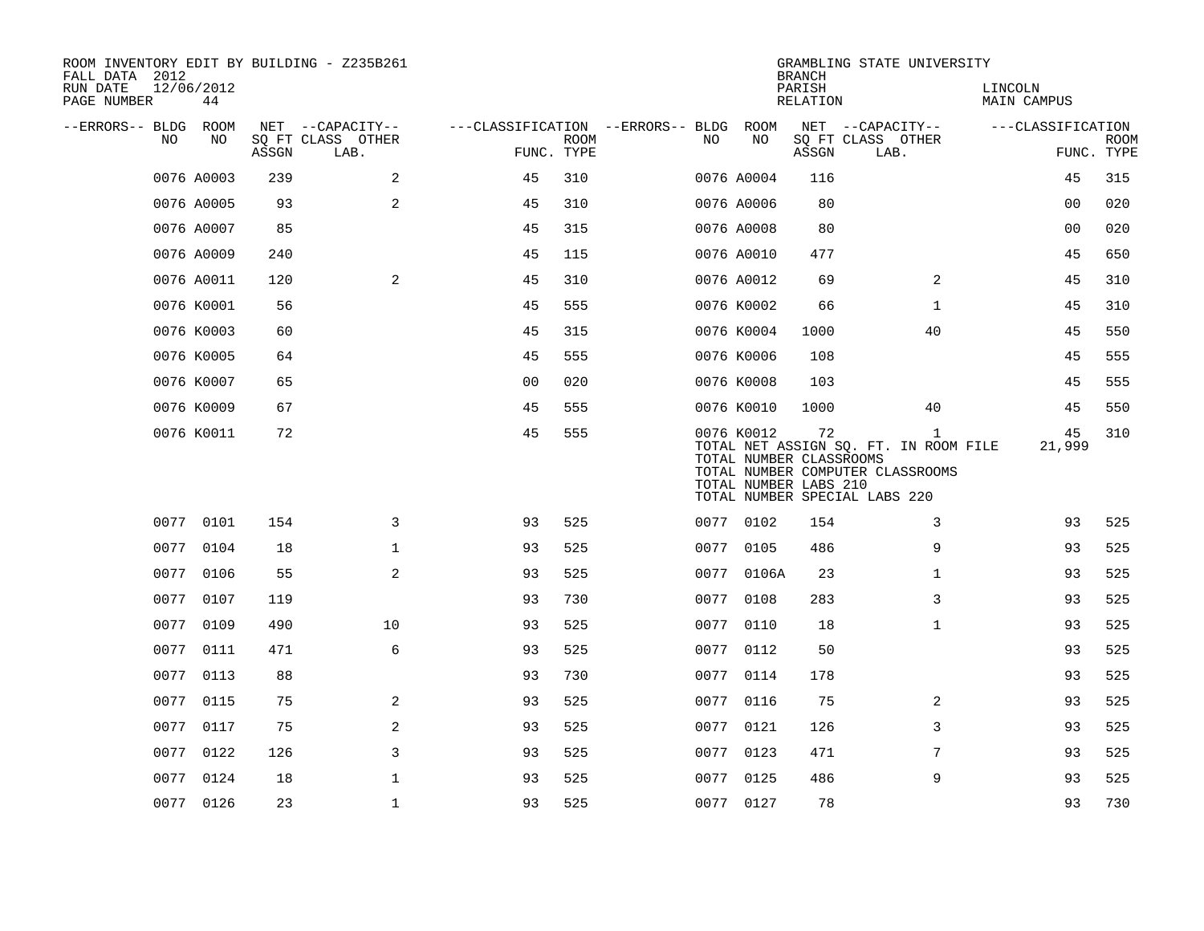ROOM INVENTORY EDIT BY BUILDING - Z235B261
FALL DATA 2012
RUN DATE 12/06/2012
PAGE NUMBER 44

GRAMBLING STATE UNIVERSITY
BRANCH
PARISH LINCOLN
RELATION MAIN CAMPUS

| --ERRORS-- | BLDG NO | ROOM NO | NET SQ FT ASSGN | --CAPACITY-- CLASS LAB. | OTHER | ---CLASSIFICATION FUNC. | ROOM TYPE | --ERRORS-- | BLDG NO | ROOM NO | NET SQ FT ASSGN | --CAPACITY-- CLASS LAB. | OTHER | ---CLASSIFICATION FUNC. | ROOM TYPE |
|---|---|---|---|---|---|---|---|---|---|---|---|---|---|---|---|
| | 0076 | A0003 | 239 | | 2 | 45 | 310 | | 0076 | A0004 | 116 | | | 45 | 315 |
| | 0076 | A0005 | 93 | | 2 | 45 | 310 | | 0076 | A0006 | 80 | | | 00 | 020 |
| | 0076 | A0007 | 85 | | | 45 | 315 | | 0076 | A0008 | 80 | | | 00 | 020 |
| | 0076 | A0009 | 240 | | | 45 | 115 | | 0076 | A0010 | 477 | | | 45 | 650 |
| | 0076 | A0011 | 120 | | 2 | 45 | 310 | | 0076 | A0012 | 69 | | 2 | 45 | 310 |
| | 0076 | K0001 | 56 | | | 45 | 555 | | 0076 | K0002 | 66 | | 1 | 45 | 310 |
| | 0076 | K0003 | 60 | | | 45 | 315 | | 0076 | K0004 | 1000 | | 40 | 45 | 550 |
| | 0076 | K0005 | 64 | | | 45 | 555 | | 0076 | K0006 | 108 | | | 45 | 555 |
| | 0076 | K0007 | 65 | | | 00 | 020 | | 0076 | K0008 | 103 | | | 45 | 555 |
| | 0076 | K0009 | 67 | | | 45 | 555 | | 0076 | K0010 | 1000 | | 40 | 45 | 550 |
| | 0076 | K0011 | 72 | | | 45 | 555 | | 0076 | K0012 | 72 | | 1 | 45 | 310 |

TOTAL NET ASSIGN SQ. FT. IN ROOM FILE 21,999
TOTAL NUMBER CLASSROOMS
TOTAL NUMBER COMPUTER CLASSROOMS
TOTAL NUMBER LABS 210
TOTAL NUMBER SPECIAL LABS 220

| --ERRORS-- | BLDG NO | ROOM NO | NET SQ FT ASSGN | --CAPACITY-- CLASS LAB. | OTHER | ---CLASSIFICATION FUNC. | ROOM TYPE | --ERRORS-- | BLDG NO | ROOM NO | NET SQ FT ASSGN | --CAPACITY-- CLASS LAB. | OTHER | ---CLASSIFICATION FUNC. | ROOM TYPE |
|---|---|---|---|---|---|---|---|---|---|---|---|---|---|---|---|
| | 0077 | 0101 | 154 | | 3 | 93 | 525 | | 0077 | 0102 | 154 | | 3 | 93 | 525 |
| | 0077 | 0104 | 18 | | 1 | 93 | 525 | | 0077 | 0105 | 486 | | 9 | 93 | 525 |
| | 0077 | 0106 | 55 | | 2 | 93 | 525 | | 0077 | 0106A | 23 | | 1 | 93 | 525 |
| | 0077 | 0107 | 119 | | | 93 | 730 | | 0077 | 0108 | 283 | | 3 | 93 | 525 |
| | 0077 | 0109 | 490 | | 10 | 93 | 525 | | 0077 | 0110 | 18 | | 1 | 93 | 525 |
| | 0077 | 0111 | 471 | | 6 | 93 | 525 | | 0077 | 0112 | 50 | | | 93 | 525 |
| | 0077 | 0113 | 88 | | | 93 | 730 | | 0077 | 0114 | 178 | | | 93 | 525 |
| | 0077 | 0115 | 75 | | 2 | 93 | 525 | | 0077 | 0116 | 75 | | 2 | 93 | 525 |
| | 0077 | 0117 | 75 | | 2 | 93 | 525 | | 0077 | 0121 | 126 | | 3 | 93 | 525 |
| | 0077 | 0122 | 126 | | 3 | 93 | 525 | | 0077 | 0123 | 471 | | 7 | 93 | 525 |
| | 0077 | 0124 | 18 | | 1 | 93 | 525 | | 0077 | 0125 | 486 | | 9 | 93 | 525 |
| | 0077 | 0126 | 23 | | 1 | 93 | 525 | | 0077 | 0127 | 78 | | | 93 | 730 |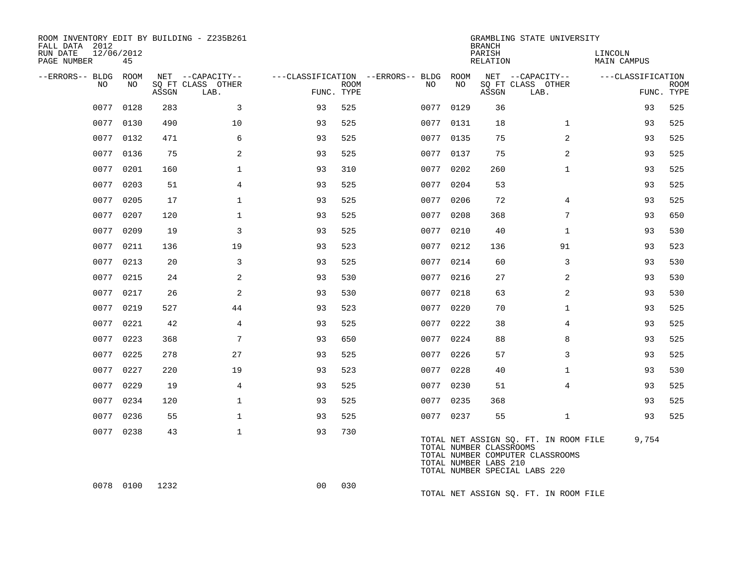ROOM INVENTORY EDIT BY BUILDING - Z235B261
FALL DATA 2012
RUN DATE 12/06/2012
PAGE NUMBER 45

GRAMBLING STATE UNIVERSITY
BRANCH
PARISH LINCOLN
RELATION MAIN CAMPUS

| --ERRORS-- | BLDG NO | ROOM NO | NET ASSGN SQ FT | --CAPACITY-- CLASS | OTHER LAB. | ---CLASSIFICATION FUNC. | ROOM TYPE | --ERRORS-- | BLDG NO | ROOM NO | NET ASSGN SQ FT | --CAPACITY-- CLASS | OTHER LAB. | ---CLASSIFICATION FUNC. | ROOM TYPE |
|---|---|---|---|---|---|---|---|---|---|---|---|---|---|---|---|
| | 0077 | 0128 | 283 | | 3 | 93 | 525 | | 0077 | 0129 | 36 | | | 93 | 525 |
| | 0077 | 0130 | 490 | | 10 | 93 | 525 | | 0077 | 0131 | 18 | | 1 | 93 | 525 |
| | 0077 | 0132 | 471 | | 6 | 93 | 525 | | 0077 | 0135 | 75 | | 2 | 93 | 525 |
| | 0077 | 0136 | 75 | | 2 | 93 | 525 | | 0077 | 0137 | 75 | | 2 | 93 | 525 |
| | 0077 | 0201 | 160 | | 1 | 93 | 310 | | 0077 | 0202 | 260 | | 1 | 93 | 525 |
| | 0077 | 0203 | 51 | | 4 | 93 | 525 | | 0077 | 0204 | 53 | | | 93 | 525 |
| | 0077 | 0205 | 17 | | 1 | 93 | 525 | | 0077 | 0206 | 72 | | 4 | 93 | 525 |
| | 0077 | 0207 | 120 | | 1 | 93 | 525 | | 0077 | 0208 | 368 | | 7 | 93 | 650 |
| | 0077 | 0209 | 19 | | 3 | 93 | 525 | | 0077 | 0210 | 40 | | 1 | 93 | 530 |
| | 0077 | 0211 | 136 | | 19 | 93 | 523 | | 0077 | 0212 | 136 | | 91 | 93 | 523 |
| | 0077 | 0213 | 20 | | 3 | 93 | 525 | | 0077 | 0214 | 60 | | 3 | 93 | 530 |
| | 0077 | 0215 | 24 | | 2 | 93 | 530 | | 0077 | 0216 | 27 | | 2 | 93 | 530 |
| | 0077 | 0217 | 26 | | 2 | 93 | 530 | | 0077 | 0218 | 63 | | 2 | 93 | 530 |
| | 0077 | 0219 | 527 | | 44 | 93 | 523 | | 0077 | 0220 | 70 | | 1 | 93 | 525 |
| | 0077 | 0221 | 42 | | 4 | 93 | 525 | | 0077 | 0222 | 38 | | 4 | 93 | 525 |
| | 0077 | 0223 | 368 | | 7 | 93 | 650 | | 0077 | 0224 | 88 | | 8 | 93 | 525 |
| | 0077 | 0225 | 278 | | 27 | 93 | 525 | | 0077 | 0226 | 57 | | 3 | 93 | 525 |
| | 0077 | 0227 | 220 | | 19 | 93 | 523 | | 0077 | 0228 | 40 | | 1 | 93 | 530 |
| | 0077 | 0229 | 19 | | 4 | 93 | 525 | | 0077 | 0230 | 51 | | 4 | 93 | 525 |
| | 0077 | 0234 | 120 | | 1 | 93 | 525 | | 0077 | 0235 | 368 | | | 93 | 525 |
| | 0077 | 0236 | 55 | | 1 | 93 | 525 | | 0077 | 0237 | 55 | | 1 | 93 | 525 |
| | 0077 | 0238 | 43 | | 1 | 93 | 730 | | | | | | | | |

TOTAL NET ASSIGN SQ. FT. IN ROOM FILE 9,754
TOTAL NUMBER CLASSROOMS
TOTAL NUMBER COMPUTER CLASSROOMS
TOTAL NUMBER LABS 210
TOTAL NUMBER SPECIAL LABS 220

| --ERRORS-- | BLDG NO | ROOM NO | NET ASSGN SQ FT | --CAPACITY-- CLASS | OTHER LAB. | ---CLASSIFICATION FUNC. | ROOM TYPE |
|---|---|---|---|---|---|---|---|
| | 0078 | 0100 | 1232 | | | 00 | 030 |

TOTAL NET ASSIGN SQ. FT. IN ROOM FILE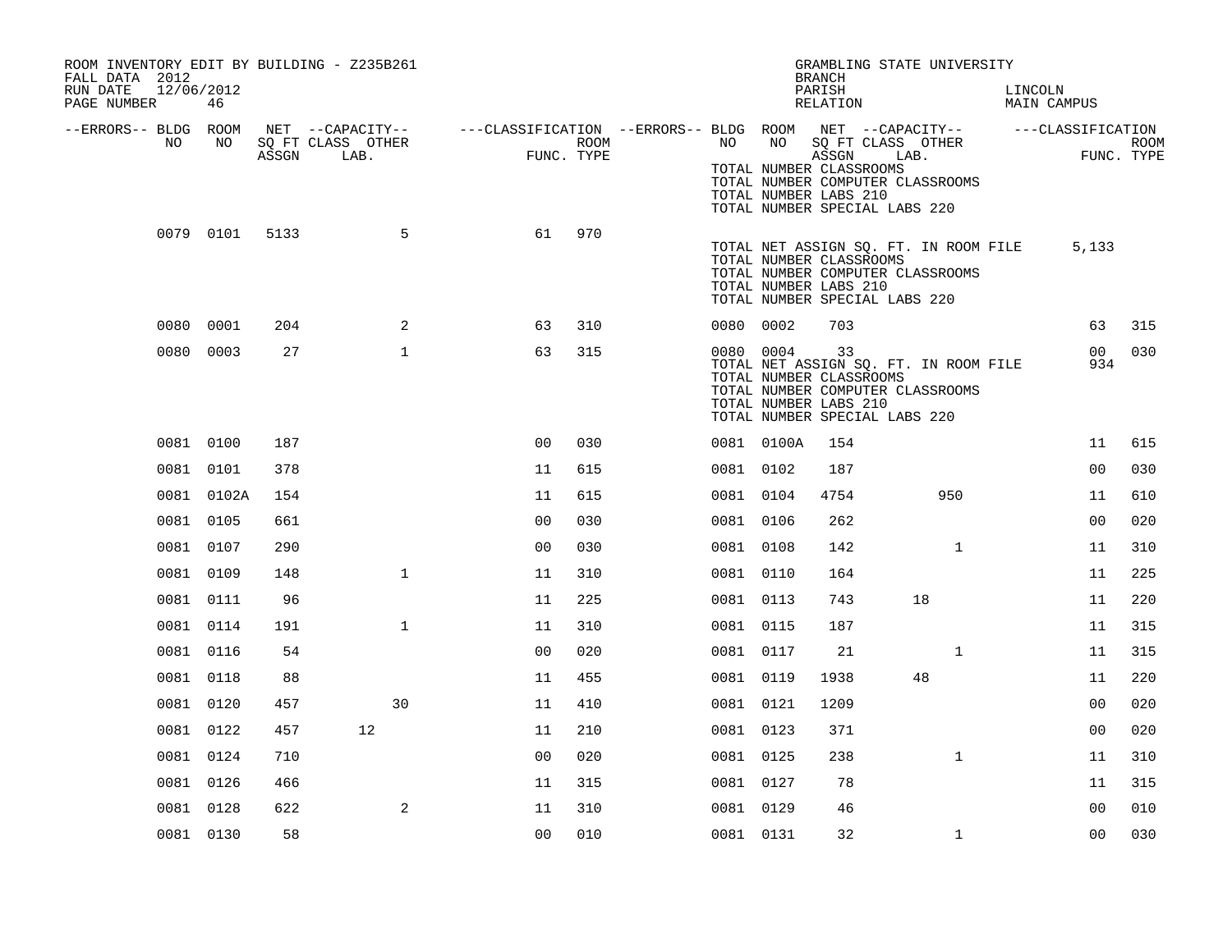ROOM INVENTORY EDIT BY BUILDING - Z235B261
FALL DATA 2012
RUN DATE 12/06/2012
PAGE NUMBER 46

GRAMBLING STATE UNIVERSITY
BRANCH
PARISH LINCOLN
RELATION MAIN CAMPUS

| --ERRORS-- | BLDG NO | ROOM NO | NET SQ FT ASSGN | --CAPACITY-- CLASS LAB. | OTHER | ---CLASSIFICATION FUNC. | ROOM TYPE | --ERRORS-- | BLDG NO | ROOM NO | NET SQ FT ASSGN | --CAPACITY-- CLASS LAB. | OTHER | ---CLASSIFICATION FUNC. | ROOM TYPE |
|---|---|---|---|---|---|---|---|---|---|---|---|---|---|---|---|
| | | | | | | | | | TOTAL NUMBER CLASSROOMS | | | | | | |
| | | | | | | | | | TOTAL NUMBER COMPUTER CLASSROOMS | | | | | | |
| | | | | | | | | | TOTAL NUMBER LABS 210 | | | | | | |
| | | | | | | | | | TOTAL NUMBER SPECIAL LABS 220 | | | | | | |
| | 0079 | 0101 | 5133 | | 5 | 61 | 970 | | | | | | | | |
| | | | | | | | | | TOTAL NET ASSIGN SQ. FT. IN ROOM FILE | | | | | 5,133 | |
| | | | | | | | | | TOTAL NUMBER CLASSROOMS | | | | | | |
| | | | | | | | | | TOTAL NUMBER COMPUTER CLASSROOMS | | | | | | |
| | | | | | | | | | TOTAL NUMBER LABS 210 | | | | | | |
| | | | | | | | | | TOTAL NUMBER SPECIAL LABS 220 | | | | | | |
| | 0080 | 0001 | 204 | | 2 | 63 | 310 | | 0080 | 0002 | 703 | | | 63 | 315 |
| | 0080 | 0003 | 27 | | 1 | 63 | 315 | | 0080 | 0004 | 33 | | | 00 | 030 |
| | | | | | | | | | TOTAL NET ASSIGN SQ. FT. IN ROOM FILE | | | | | 934 | |
| | | | | | | | | | TOTAL NUMBER CLASSROOMS | | | | | | |
| | | | | | | | | | TOTAL NUMBER COMPUTER CLASSROOMS | | | | | | |
| | | | | | | | | | TOTAL NUMBER LABS 210 | | | | | | |
| | | | | | | | | | TOTAL NUMBER SPECIAL LABS 220 | | | | | | |
| | 0081 | 0100 | 187 | | | 00 | 030 | | 0081 | 0100A | 154 | | | 11 | 615 |
| | 0081 | 0101 | 378 | | | 11 | 615 | | 0081 | 0102 | 187 | | | 00 | 030 |
| | 0081 | 0102A | 154 | | | 11 | 615 | | 0081 | 0104 | 4754 | | 950 | 11 | 610 |
| | 0081 | 0105 | 661 | | | 00 | 030 | | 0081 | 0106 | 262 | | | 00 | 020 |
| | 0081 | 0107 | 290 | | | 00 | 030 | | 0081 | 0108 | 142 | | 1 | 11 | 310 |
| | 0081 | 0109 | 148 | | 1 | 11 | 310 | | 0081 | 0110 | 164 | | | 11 | 225 |
| | 0081 | 0111 | 96 | | | 11 | 225 | | 0081 | 0113 | 743 | 18 | | 11 | 220 |
| | 0081 | 0114 | 191 | | 1 | 11 | 310 | | 0081 | 0115 | 187 | | | 11 | 315 |
| | 0081 | 0116 | 54 | | | 00 | 020 | | 0081 | 0117 | 21 | | 1 | 11 | 315 |
| | 0081 | 0118 | 88 | | | 11 | 455 | | 0081 | 0119 | 1938 | 48 | | 11 | 220 |
| | 0081 | 0120 | 457 | | 30 | 11 | 410 | | 0081 | 0121 | 1209 | | | 00 | 020 |
| | 0081 | 0122 | 457 | 12 | | 11 | 210 | | 0081 | 0123 | 371 | | | 00 | 020 |
| | 0081 | 0124 | 710 | | | 00 | 020 | | 0081 | 0125 | 238 | | 1 | 11 | 310 |
| | 0081 | 0126 | 466 | | | 11 | 315 | | 0081 | 0127 | 78 | | | 11 | 315 |
| | 0081 | 0128 | 622 | | 2 | 11 | 310 | | 0081 | 0129 | 46 | | | 00 | 010 |
| | 0081 | 0130 | 58 | | | 00 | 010 | | 0081 | 0131 | 32 | | 1 | 00 | 030 |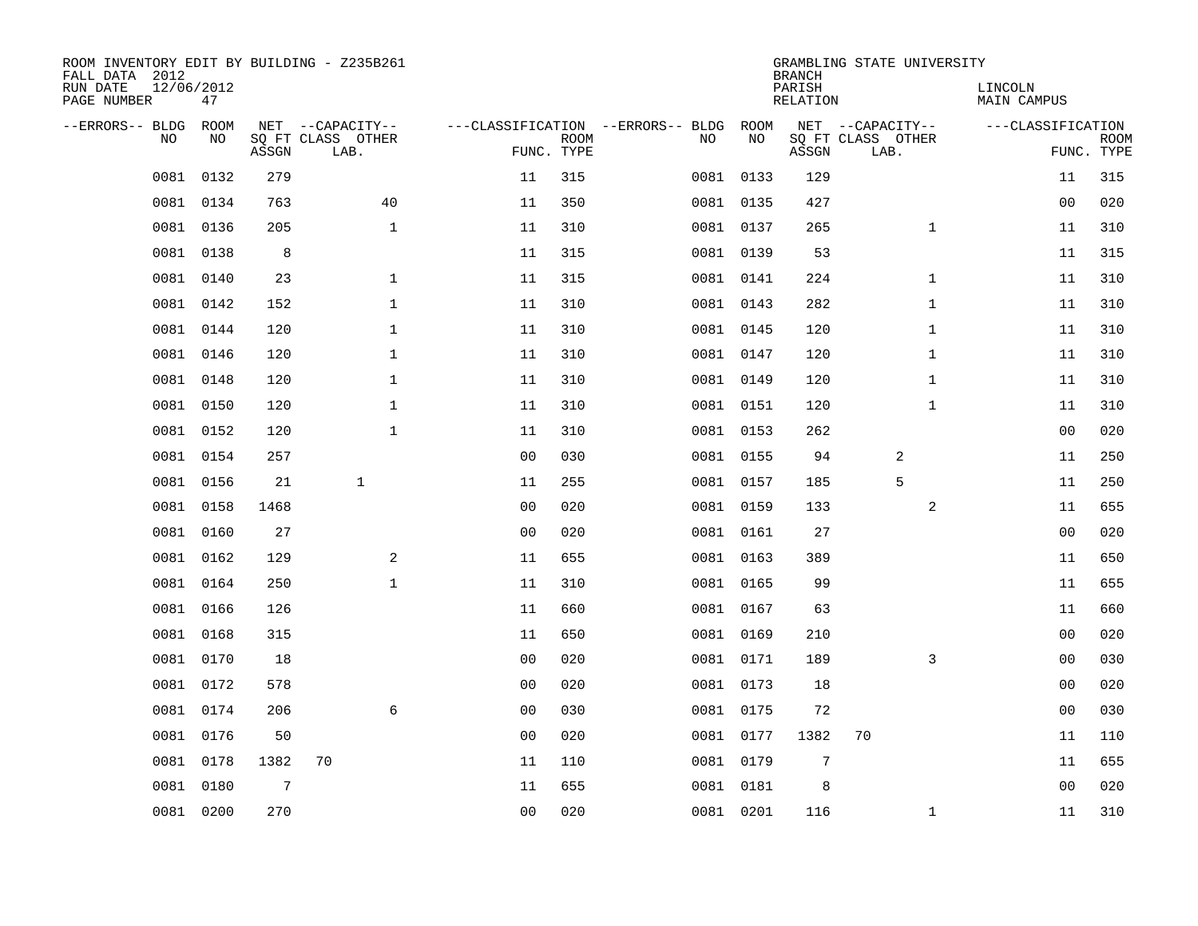ROOM INVENTORY EDIT BY BUILDING - Z235B261
FALL DATA 2012
RUN DATE 12/06/2012
PAGE NUMBER 47

GRAMBLING STATE UNIVERSITY
BRANCH
PARISH LINCOLN
RELATION MAIN CAMPUS

| --ERRORS-- | BLDG NO | ROOM NO | NET SQ FT ASSGN | CAPACITY CLASS LAB. | CAPACITY OTHER | CLASSIFICATION FUNC. | ROOM TYPE | --ERRORS-- | BLDG NO | ROOM NO | NET SQ FT ASSGN | CAPACITY CLASS LAB. | CAPACITY OTHER | CLASSIFICATION FUNC. | ROOM TYPE |
|---|---|---|---|---|---|---|---|---|---|---|---|---|---|---|---|
| | 0081 | 0132 | 279 | | | 11 | 315 | | 0081 | 0133 | 129 | | | 11 | 315 |
| | 0081 | 0134 | 763 | | 40 | 11 | 350 | | 0081 | 0135 | 427 | | | 00 | 020 |
| | 0081 | 0136 | 205 | | 1 | 11 | 310 | | 0081 | 0137 | 265 | | 1 | 11 | 310 |
| | 0081 | 0138 | 8 | | | 11 | 315 | | 0081 | 0139 | 53 | | | 11 | 315 |
| | 0081 | 0140 | 23 | | 1 | 11 | 315 | | 0081 | 0141 | 224 | | 1 | 11 | 310 |
| | 0081 | 0142 | 152 | | 1 | 11 | 310 | | 0081 | 0143 | 282 | | 1 | 11 | 310 |
| | 0081 | 0144 | 120 | | 1 | 11 | 310 | | 0081 | 0145 | 120 | | 1 | 11 | 310 |
| | 0081 | 0146 | 120 | | 1 | 11 | 310 | | 0081 | 0147 | 120 | | 1 | 11 | 310 |
| | 0081 | 0148 | 120 | | 1 | 11 | 310 | | 0081 | 0149 | 120 | | 1 | 11 | 310 |
| | 0081 | 0150 | 120 | | 1 | 11 | 310 | | 0081 | 0151 | 120 | | 1 | 11 | 310 |
| | 0081 | 0152 | 120 | | 1 | 11 | 310 | | 0081 | 0153 | 262 | | | 00 | 020 |
| | 0081 | 0154 | 257 | | | 00 | 030 | | 0081 | 0155 | 94 | 2 | | 11 | 250 |
| | 0081 | 0156 | 21 | 1 | | 11 | 255 | | 0081 | 0157 | 185 | 5 | | 11 | 250 |
| | 0081 | 0158 | 1468 | | | 00 | 020 | | 0081 | 0159 | 133 | | 2 | 11 | 655 |
| | 0081 | 0160 | 27 | | | 00 | 020 | | 0081 | 0161 | 27 | | | 00 | 020 |
| | 0081 | 0162 | 129 | | 2 | 11 | 655 | | 0081 | 0163 | 389 | | | 11 | 650 |
| | 0081 | 0164 | 250 | | 1 | 11 | 310 | | 0081 | 0165 | 99 | | | 11 | 655 |
| | 0081 | 0166 | 126 | | | 11 | 660 | | 0081 | 0167 | 63 | | | 11 | 660 |
| | 0081 | 0168 | 315 | | | 11 | 650 | | 0081 | 0169 | 210 | | | 00 | 020 |
| | 0081 | 0170 | 18 | | | 00 | 020 | | 0081 | 0171 | 189 | | 3 | 00 | 030 |
| | 0081 | 0172 | 578 | | | 00 | 020 | | 0081 | 0173 | 18 | | | 00 | 020 |
| | 0081 | 0174 | 206 | | 6 | 00 | 030 | | 0081 | 0175 | 72 | | | 00 | 030 |
| | 0081 | 0176 | 50 | | | 00 | 020 | | 0081 | 0177 | 1382 | 70 | | 11 | 110 |
| | 0081 | 0178 | 1382 | 70 | | 11 | 110 | | 0081 | 0179 | 7 | | | 11 | 655 |
| | 0081 | 0180 | 7 | | | 11 | 655 | | 0081 | 0181 | 8 | | | 00 | 020 |
| | 0081 | 0200 | 270 | | | 00 | 020 | | 0081 | 0201 | 116 | | 1 | 11 | 310 |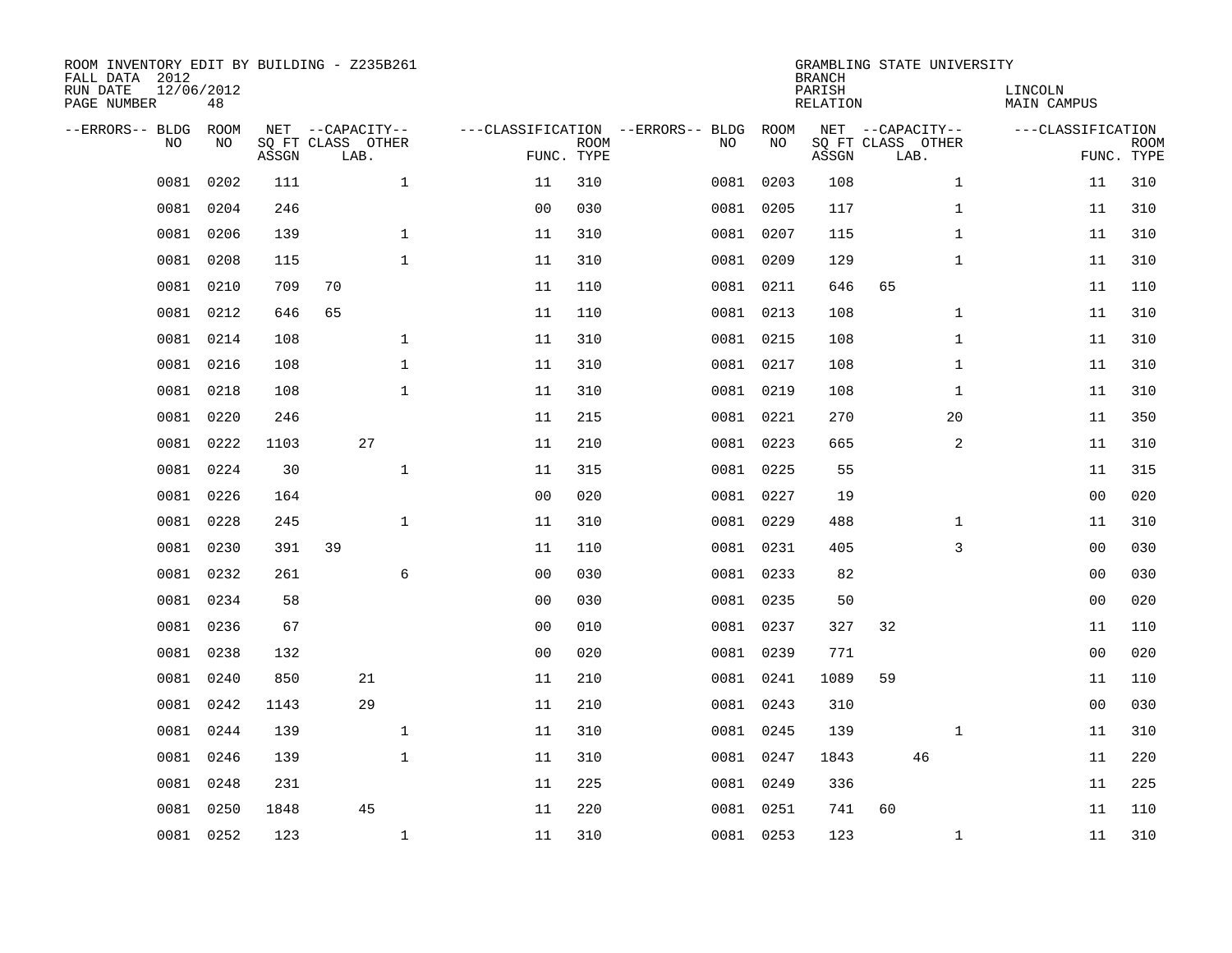ROOM INVENTORY EDIT BY BUILDING - Z235B261
FALL DATA 2012
RUN DATE 12/06/2012
PAGE NUMBER 48

GRAMBLING STATE UNIVERSITY
BRANCH
PARISH LINCOLN
RELATION MAIN CAMPUS

| --ERRORS-- | BLDG NO | ROOM NO | NET SQ FT ASSGN | CAPACITY CLASS | CAPACITY LAB. | CAPACITY OTHER | CLASSIFICATION FUNC. | ROOM TYPE | --ERRORS-- | BLDG NO | ROOM NO | NET SQ FT ASSGN | CAPACITY CLASS | CAPACITY LAB. | CAPACITY OTHER | CLASSIFICATION FUNC. | ROOM TYPE |
|---|---|---|---|---|---|---|---|---|---|---|---|---|---|---|---|---|---|
| | 0081 | 0202 | 111 | | | 1 | 11 | 310 | | 0081 | 0203 | 108 | | | 1 | 11 | 310 |
| | 0081 | 0204 | 246 | | | | 00 | 030 | | 0081 | 0205 | 117 | | | 1 | 11 | 310 |
| | 0081 | 0206 | 139 | | | 1 | 11 | 310 | | 0081 | 0207 | 115 | | | 1 | 11 | 310 |
| | 0081 | 0208 | 115 | | | 1 | 11 | 310 | | 0081 | 0209 | 129 | | | 1 | 11 | 310 |
| | 0081 | 0210 | 709 | 70 | | | 11 | 110 | | 0081 | 0211 | 646 | 65 | | | 11 | 110 |
| | 0081 | 0212 | 646 | 65 | | | 11 | 110 | | 0081 | 0213 | 108 | | | 1 | 11 | 310 |
| | 0081 | 0214 | 108 | | | 1 | 11 | 310 | | 0081 | 0215 | 108 | | | 1 | 11 | 310 |
| | 0081 | 0216 | 108 | | | 1 | 11 | 310 | | 0081 | 0217 | 108 | | | 1 | 11 | 310 |
| | 0081 | 0218 | 108 | | | 1 | 11 | 310 | | 0081 | 0219 | 108 | | | 1 | 11 | 310 |
| | 0081 | 0220 | 246 | | | | 11 | 215 | | 0081 | 0221 | 270 | | | 20 | 11 | 350 |
| | 0081 | 0222 | 1103 | | 27 | | 11 | 210 | | 0081 | 0223 | 665 | | | 2 | 11 | 310 |
| | 0081 | 0224 | 30 | | | 1 | 11 | 315 | | 0081 | 0225 | 55 | | | | 11 | 315 |
| | 0081 | 0226 | 164 | | | | 00 | 020 | | 0081 | 0227 | 19 | | | | 00 | 020 |
| | 0081 | 0228 | 245 | | | 1 | 11 | 310 | | 0081 | 0229 | 488 | | | 1 | 11 | 310 |
| | 0081 | 0230 | 391 | 39 | | | 11 | 110 | | 0081 | 0231 | 405 | | | 3 | 00 | 030 |
| | 0081 | 0232 | 261 | | | 6 | 00 | 030 | | 0081 | 0233 | 82 | | | | 00 | 030 |
| | 0081 | 0234 | 58 | | | | 00 | 030 | | 0081 | 0235 | 50 | | | | 00 | 020 |
| | 0081 | 0236 | 67 | | | | 00 | 010 | | 0081 | 0237 | 327 | 32 | | | 11 | 110 |
| | 0081 | 0238 | 132 | | | | 00 | 020 | | 0081 | 0239 | 771 | | | | 00 | 020 |
| | 0081 | 0240 | 850 | | 21 | | 11 | 210 | | 0081 | 0241 | 1089 | 59 | | | 11 | 110 |
| | 0081 | 0242 | 1143 | | 29 | | 11 | 210 | | 0081 | 0243 | 310 | | | | 00 | 030 |
| | 0081 | 0244 | 139 | | | 1 | 11 | 310 | | 0081 | 0245 | 139 | | | 1 | 11 | 310 |
| | 0081 | 0246 | 139 | | | 1 | 11 | 310 | | 0081 | 0247 | 1843 | | 46 | | 11 | 220 |
| | 0081 | 0248 | 231 | | | | 11 | 225 | | 0081 | 0249 | 336 | | | | 11 | 225 |
| | 0081 | 0250 | 1848 | | 45 | | 11 | 220 | | 0081 | 0251 | 741 | 60 | | | 11 | 110 |
| | 0081 | 0252 | 123 | | | 1 | 11 | 310 | | 0081 | 0253 | 123 | | | 1 | 11 | 310 |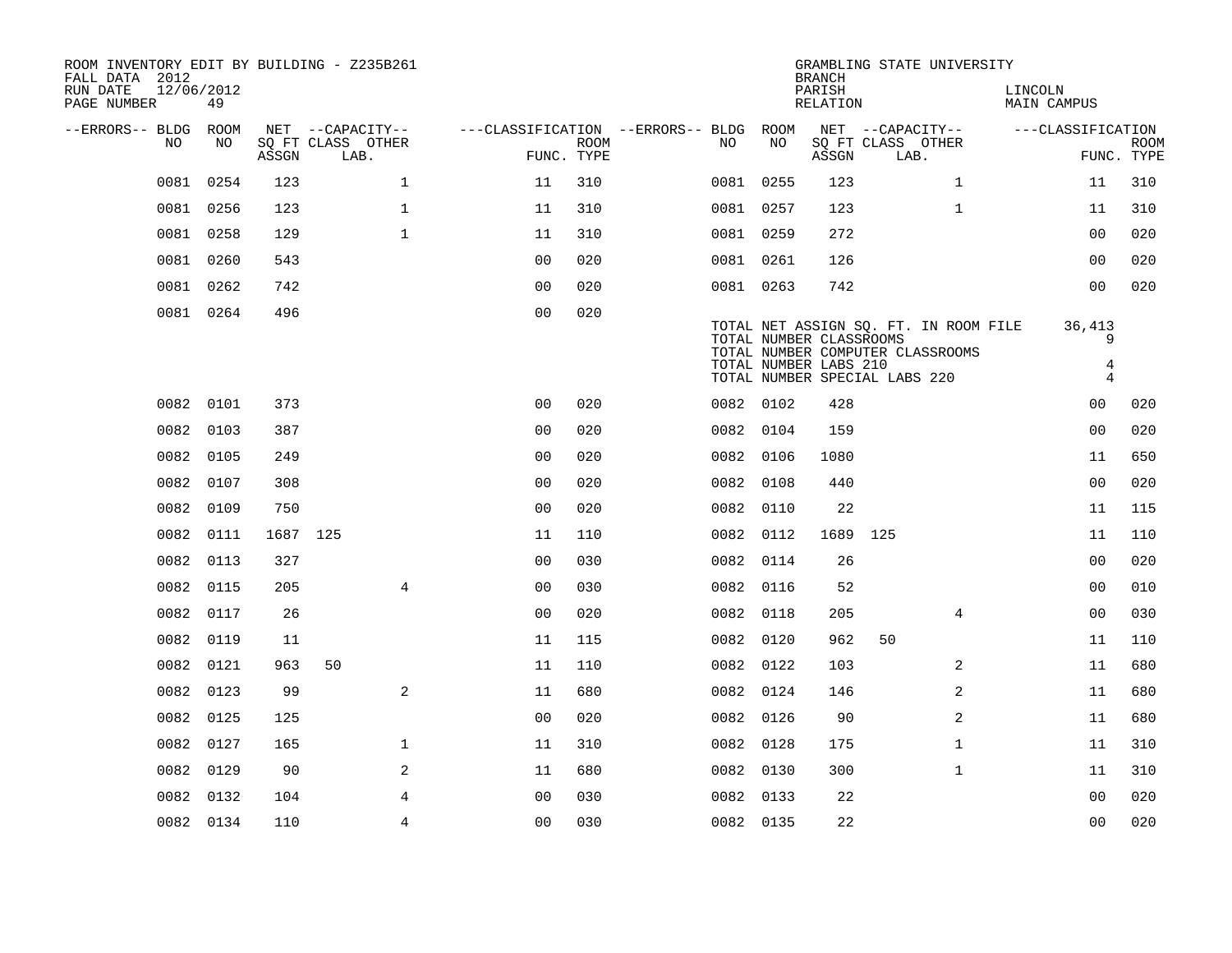ROOM INVENTORY EDIT BY BUILDING - Z235B261
FALL DATA 2012
RUN DATE 12/06/2012
PAGE NUMBER 49

GRAMBLING STATE UNIVERSITY
BRANCH
PARISH LINCOLN
RELATION MAIN CAMPUS

| --ERRORS-- | BLDG NO | ROOM NO | NET SQ FT ASSGN | --CAPACITY-- CLASS | LAB. | OTHER | ---CLASSIFICATION FUNC. | ROOM TYPE | --ERRORS-- | BLDG NO | ROOM NO | NET SQ FT ASSGN | --CAPACITY-- CLASS | LAB. | OTHER | ---CLASSIFICATION FUNC. | ROOM TYPE |
|---|---|---|---|---|---|---|---|---|---|---|---|---|---|---|---|---|---|
| | 0081 | 0254 | 123 | | | 1 | 11 | 310 | | 0081 | 0255 | 123 | | | 1 | 11 | 310 |
| | 0081 | 0256 | 123 | | | 1 | 11 | 310 | | 0081 | 0257 | 123 | | | 1 | 11 | 310 |
| | 0081 | 0258 | 129 | | | 1 | 11 | 310 | | 0081 | 0259 | 272 | | | | 00 | 020 |
| | 0081 | 0260 | 543 | | | | 00 | 020 | | 0081 | 0261 | 126 | | | | 00 | 020 |
| | 0081 | 0262 | 742 | | | | 00 | 020 | | 0081 | 0263 | 742 | | | | 00 | 020 |
| | 0081 | 0264 | 496 | | | | 00 | 020 | | | | | | | | | |

TOTAL NET ASSIGN SQ. FT. IN ROOM FILE 36,413
TOTAL NUMBER CLASSROOMS 9
TOTAL NUMBER COMPUTER CLASSROOMS
TOTAL NUMBER LABS 210 4
TOTAL NUMBER SPECIAL LABS 220 4

| --ERRORS-- | BLDG NO | ROOM NO | NET SQ FT ASSGN | --CAPACITY-- CLASS | LAB. | OTHER | ---CLASSIFICATION FUNC. | ROOM TYPE | --ERRORS-- | BLDG NO | ROOM NO | NET SQ FT ASSGN | --CAPACITY-- CLASS | LAB. | OTHER | ---CLASSIFICATION FUNC. | ROOM TYPE |
|---|---|---|---|---|---|---|---|---|---|---|---|---|---|---|---|---|---|
| | 0082 | 0101 | 373 | | | | 00 | 020 | | 0082 | 0102 | 428 | | | | 00 | 020 |
| | 0082 | 0103 | 387 | | | | 00 | 020 | | 0082 | 0104 | 159 | | | | 00 | 020 |
| | 0082 | 0105 | 249 | | | | 00 | 020 | | 0082 | 0106 | 1080 | | | | 11 | 650 |
| | 0082 | 0107 | 308 | | | | 00 | 020 | | 0082 | 0108 | 440 | | | | 00 | 020 |
| | 0082 | 0109 | 750 | | | | 00 | 020 | | 0082 | 0110 | 22 | | | | 11 | 115 |
| | 0082 | 0111 | 1687 | 125 | | | 11 | 110 | | 0082 | 0112 | 1689 | 125 | | | 11 | 110 |
| | 0082 | 0113 | 327 | | | | 00 | 030 | | 0082 | 0114 | 26 | | | | 00 | 020 |
| | 0082 | 0115 | 205 | | | 4 | 00 | 030 | | 0082 | 0116 | 52 | | | | 00 | 010 |
| | 0082 | 0117 | 26 | | | | 00 | 020 | | 0082 | 0118 | 205 | | | 4 | 00 | 030 |
| | 0082 | 0119 | 11 | | | | 11 | 115 | | 0082 | 0120 | 962 | 50 | | | 11 | 110 |
| | 0082 | 0121 | 963 | 50 | | | 11 | 110 | | 0082 | 0122 | 103 | | | 2 | 11 | 680 |
| | 0082 | 0123 | 99 | | | 2 | 11 | 680 | | 0082 | 0124 | 146 | | | 2 | 11 | 680 |
| | 0082 | 0125 | 125 | | | | 00 | 020 | | 0082 | 0126 | 90 | | | 2 | 11 | 680 |
| | 0082 | 0127 | 165 | | | 1 | 11 | 310 | | 0082 | 0128 | 175 | | | 1 | 11 | 310 |
| | 0082 | 0129 | 90 | | | 2 | 11 | 680 | | 0082 | 0130 | 300 | | | 1 | 11 | 310 |
| | 0082 | 0132 | 104 | | | 4 | 00 | 030 | | 0082 | 0133 | 22 | | | | 00 | 020 |
| | 0082 | 0134 | 110 | | | 4 | 00 | 030 | | 0082 | 0135 | 22 | | | | 00 | 020 |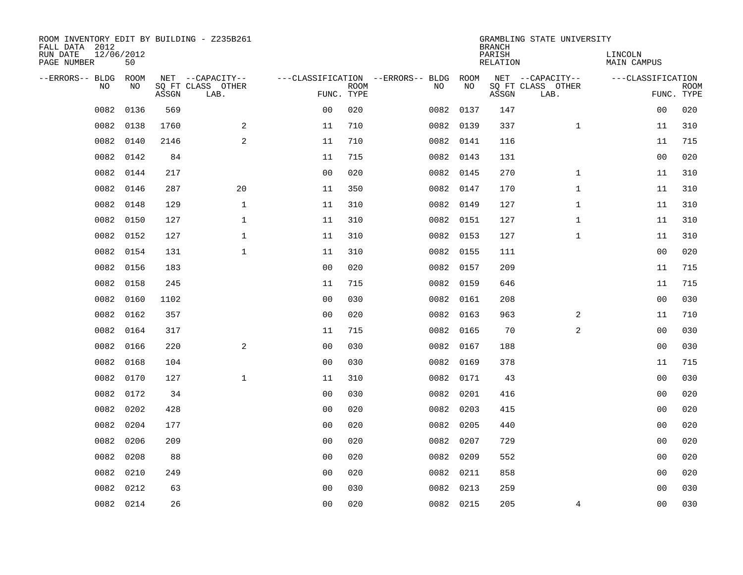ROOM INVENTORY EDIT BY BUILDING - Z235B261
FALL DATA 2012
RUN DATE 12/06/2012
PAGE NUMBER 50

GRAMBLING STATE UNIVERSITY
BRANCH
PARISH LINCOLN
RELATION MAIN CAMPUS

| --ERRORS-- | BLDG NO | ROOM NO | NET SQ FT ASSGN | --CAPACITY-- CLASS LAB. | OTHER | ---CLASSIFICATION FUNC. | ROOM TYPE | --ERRORS-- | BLDG NO | ROOM NO | NET SQ FT ASSGN | --CAPACITY-- CLASS LAB. | OTHER | ---CLASSIFICATION FUNC. | ROOM TYPE |
|---|---|---|---|---|---|---|---|---|---|---|---|---|---|---|---|
| | 0082 | 0136 | 569 | | | 00 | 020 | | 0082 | 0137 | 147 | | | 00 | 020 |
| | 0082 | 0138 | 1760 | | 2 | 11 | 710 | | 0082 | 0139 | 337 | | 1 | 11 | 310 |
| | 0082 | 0140 | 2146 | | 2 | 11 | 710 | | 0082 | 0141 | 116 | | | 11 | 715 |
| | 0082 | 0142 | 84 | | | 11 | 715 | | 0082 | 0143 | 131 | | | 00 | 020 |
| | 0082 | 0144 | 217 | | | 00 | 020 | | 0082 | 0145 | 270 | | 1 | 11 | 310 |
| | 0082 | 0146 | 287 | | 20 | 11 | 350 | | 0082 | 0147 | 170 | | 1 | 11 | 310 |
| | 0082 | 0148 | 129 | | 1 | 11 | 310 | | 0082 | 0149 | 127 | | 1 | 11 | 310 |
| | 0082 | 0150 | 127 | | 1 | 11 | 310 | | 0082 | 0151 | 127 | | 1 | 11 | 310 |
| | 0082 | 0152 | 127 | | 1 | 11 | 310 | | 0082 | 0153 | 127 | | 1 | 11 | 310 |
| | 0082 | 0154 | 131 | | 1 | 11 | 310 | | 0082 | 0155 | 111 | | | 00 | 020 |
| | 0082 | 0156 | 183 | | | 00 | 020 | | 0082 | 0157 | 209 | | | 11 | 715 |
| | 0082 | 0158 | 245 | | | 11 | 715 | | 0082 | 0159 | 646 | | | 11 | 715 |
| | 0082 | 0160 | 1102 | | | 00 | 030 | | 0082 | 0161 | 208 | | | 00 | 030 |
| | 0082 | 0162 | 357 | | | 00 | 020 | | 0082 | 0163 | 963 | | 2 | 11 | 710 |
| | 0082 | 0164 | 317 | | | 11 | 715 | | 0082 | 0165 | 70 | | 2 | 00 | 030 |
| | 0082 | 0166 | 220 | | 2 | 00 | 030 | | 0082 | 0167 | 188 | | | 00 | 030 |
| | 0082 | 0168 | 104 | | | 00 | 030 | | 0082 | 0169 | 378 | | | 11 | 715 |
| | 0082 | 0170 | 127 | | 1 | 11 | 310 | | 0082 | 0171 | 43 | | | 00 | 030 |
| | 0082 | 0172 | 34 | | | 00 | 030 | | 0082 | 0201 | 416 | | | 00 | 020 |
| | 0082 | 0202 | 428 | | | 00 | 020 | | 0082 | 0203 | 415 | | | 00 | 020 |
| | 0082 | 0204 | 177 | | | 00 | 020 | | 0082 | 0205 | 440 | | | 00 | 020 |
| | 0082 | 0206 | 209 | | | 00 | 020 | | 0082 | 0207 | 729 | | | 00 | 020 |
| | 0082 | 0208 | 88 | | | 00 | 020 | | 0082 | 0209 | 552 | | | 00 | 020 |
| | 0082 | 0210 | 249 | | | 00 | 020 | | 0082 | 0211 | 858 | | | 00 | 020 |
| | 0082 | 0212 | 63 | | | 00 | 030 | | 0082 | 0213 | 259 | | | 00 | 030 |
| | 0082 | 0214 | 26 | | | 00 | 020 | | 0082 | 0215 | 205 | | 4 | 00 | 030 |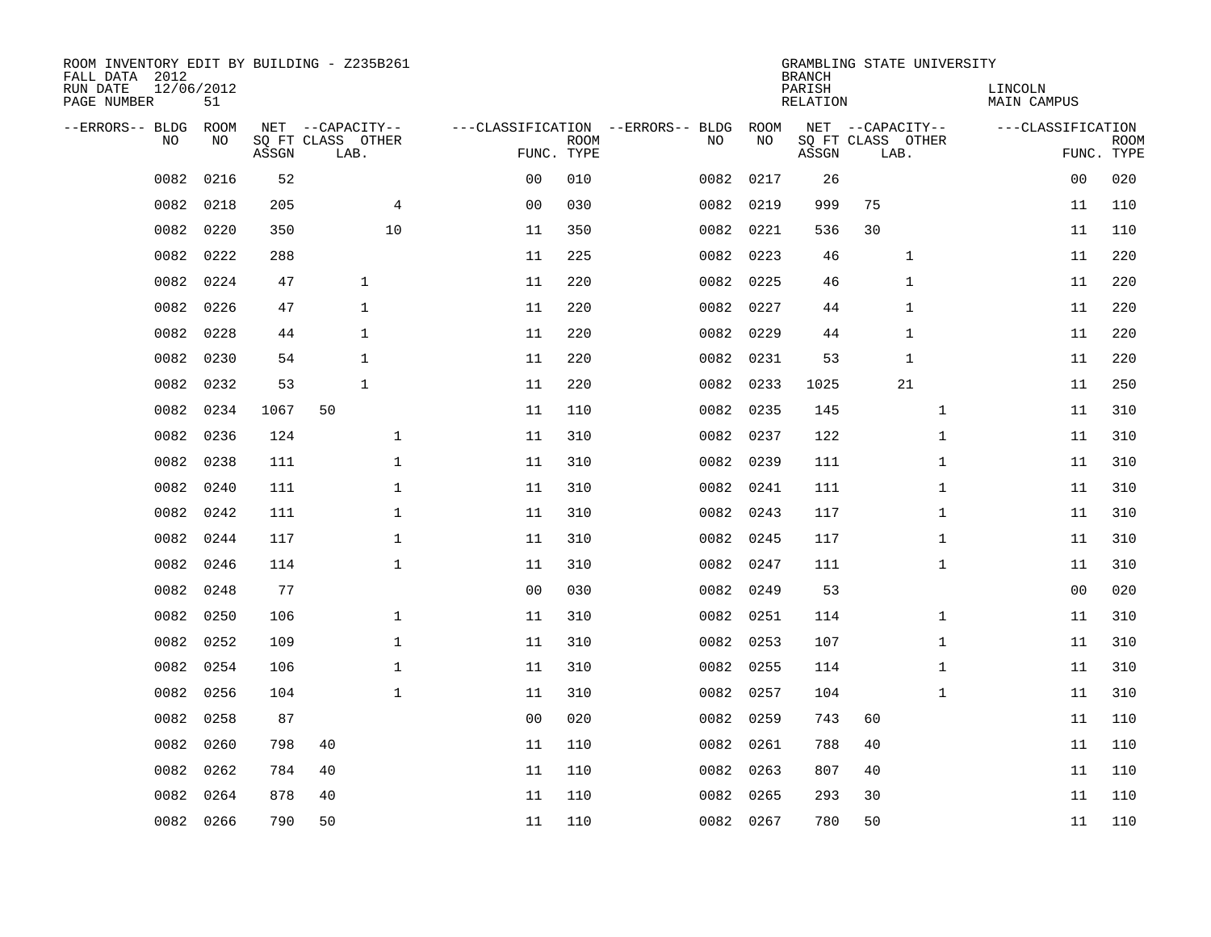ROOM INVENTORY EDIT BY BUILDING - Z235B261
FALL DATA 2012
RUN DATE 12/06/2012
PAGE NUMBER 51

GRAMBLING STATE UNIVERSITY
BRANCH
PARISH LINCOLN
RELATION MAIN CAMPUS

| --ERRORS-- | BLDG NO | ROOM NO | NET SQ FT ASSGN | CAPACITY CLASS | CAPACITY LAB. | CAPACITY OTHER | CLASSIFICATION FUNC. | ROOM TYPE | --ERRORS-- | BLDG NO | ROOM NO | NET SQ FT ASSGN | CAPACITY CLASS | CAPACITY LAB. | CAPACITY OTHER | CLASSIFICATION FUNC. | ROOM TYPE |
|---|---|---|---|---|---|---|---|---|---|---|---|---|---|---|---|---|---|
| | 0082 | 0216 | 52 | | | | 00 | 010 | | 0082 | 0217 | 26 | | | | 00 | 020 |
| | 0082 | 0218 | 205 | | | 4 | 00 | 030 | | 0082 | 0219 | 999 | 75 | | | 11 | 110 |
| | 0082 | 0220 | 350 | | | 10 | 11 | 350 | | 0082 | 0221 | 536 | 30 | | | 11 | 110 |
| | 0082 | 0222 | 288 | | | | 11 | 225 | | 0082 | 0223 | 46 | | 1 | | 11 | 220 |
| | 0082 | 0224 | 47 | | 1 | | 11 | 220 | | 0082 | 0225 | 46 | | 1 | | 11 | 220 |
| | 0082 | 0226 | 47 | | 1 | | 11 | 220 | | 0082 | 0227 | 44 | | 1 | | 11 | 220 |
| | 0082 | 0228 | 44 | | 1 | | 11 | 220 | | 0082 | 0229 | 44 | | 1 | | 11 | 220 |
| | 0082 | 0230 | 54 | | 1 | | 11 | 220 | | 0082 | 0231 | 53 | | 1 | | 11 | 220 |
| | 0082 | 0232 | 53 | | 1 | | 11 | 220 | | 0082 | 0233 | 1025 | | 21 | | 11 | 250 |
| | 0082 | 0234 | 1067 | 50 | | | 11 | 110 | | 0082 | 0235 | 145 | | | 1 | 11 | 310 |
| | 0082 | 0236 | 124 | | | 1 | 11 | 310 | | 0082 | 0237 | 122 | | | 1 | 11 | 310 |
| | 0082 | 0238 | 111 | | | 1 | 11 | 310 | | 0082 | 0239 | 111 | | | 1 | 11 | 310 |
| | 0082 | 0240 | 111 | | | 1 | 11 | 310 | | 0082 | 0241 | 111 | | | 1 | 11 | 310 |
| | 0082 | 0242 | 111 | | | 1 | 11 | 310 | | 0082 | 0243 | 117 | | | 1 | 11 | 310 |
| | 0082 | 0244 | 117 | | | 1 | 11 | 310 | | 0082 | 0245 | 117 | | | 1 | 11 | 310 |
| | 0082 | 0246 | 114 | | | 1 | 11 | 310 | | 0082 | 0247 | 111 | | | 1 | 11 | 310 |
| | 0082 | 0248 | 77 | | | | 00 | 030 | | 0082 | 0249 | 53 | | | | 00 | 020 |
| | 0082 | 0250 | 106 | | | 1 | 11 | 310 | | 0082 | 0251 | 114 | | | 1 | 11 | 310 |
| | 0082 | 0252 | 109 | | | 1 | 11 | 310 | | 0082 | 0253 | 107 | | | 1 | 11 | 310 |
| | 0082 | 0254 | 106 | | | 1 | 11 | 310 | | 0082 | 0255 | 114 | | | 1 | 11 | 310 |
| | 0082 | 0256 | 104 | | | 1 | 11 | 310 | | 0082 | 0257 | 104 | | | 1 | 11 | 310 |
| | 0082 | 0258 | 87 | | | | 00 | 020 | | 0082 | 0259 | 743 | 60 | | | 11 | 110 |
| | 0082 | 0260 | 798 | 40 | | | 11 | 110 | | 0082 | 0261 | 788 | 40 | | | 11 | 110 |
| | 0082 | 0262 | 784 | 40 | | | 11 | 110 | | 0082 | 0263 | 807 | 40 | | | 11 | 110 |
| | 0082 | 0264 | 878 | 40 | | | 11 | 110 | | 0082 | 0265 | 293 | 30 | | | 11 | 110 |
| | 0082 | 0266 | 790 | 50 | | | 11 | 110 | | 0082 | 0267 | 780 | 50 | | | 11 | 110 |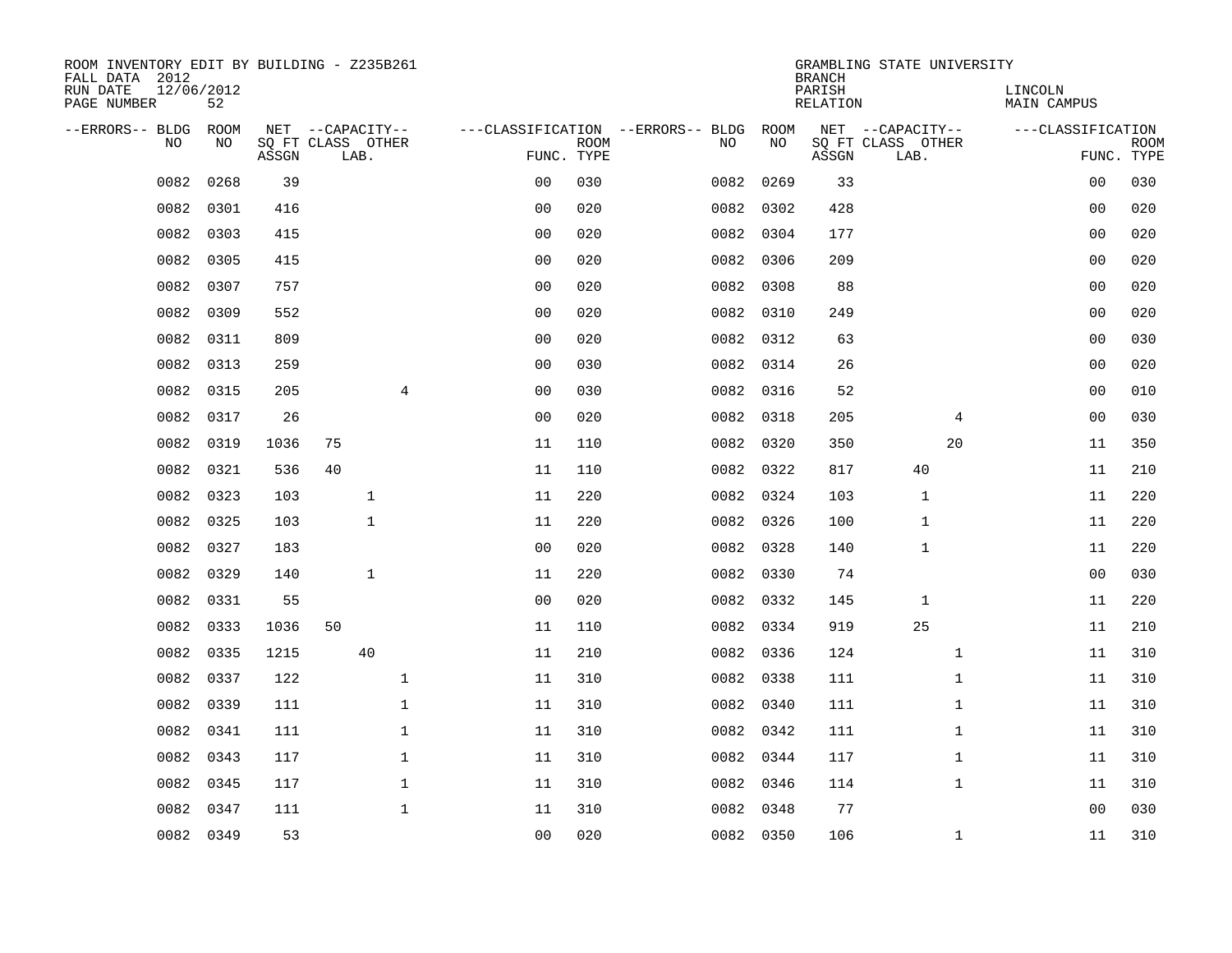ROOM INVENTORY EDIT BY BUILDING - Z235B261
FALL DATA 2012
RUN DATE 12/06/2012
PAGE NUMBER 52

GRAMBLING STATE UNIVERSITY
BRANCH
PARISH LINCOLN
RELATION MAIN CAMPUS

| --ERRORS-- | BLDG NO | ROOM NO | NET SQ FT ASSGN | CAPACITY CLASS | CAPACITY LAB. | CAPACITY OTHER | FUNC. | ROOM TYPE | --ERRORS-- | BLDG NO | ROOM NO | NET SQ FT ASSGN | CAPACITY CLASS | CAPACITY LAB. | CAPACITY OTHER | FUNC. | ROOM TYPE |
|---|---|---|---|---|---|---|---|---|---|---|---|---|---|---|---|---|---|
| | 0082 | 0268 | 39 | | | | 00 | 030 | | 0082 | 0269 | 33 | | | | 00 | 030 |
| | 0082 | 0301 | 416 | | | | 00 | 020 | | 0082 | 0302 | 428 | | | | 00 | 020 |
| | 0082 | 0303 | 415 | | | | 00 | 020 | | 0082 | 0304 | 177 | | | | 00 | 020 |
| | 0082 | 0305 | 415 | | | | 00 | 020 | | 0082 | 0306 | 209 | | | | 00 | 020 |
| | 0082 | 0307 | 757 | | | | 00 | 020 | | 0082 | 0308 | 88 | | | | 00 | 020 |
| | 0082 | 0309 | 552 | | | | 00 | 020 | | 0082 | 0310 | 249 | | | | 00 | 020 |
| | 0082 | 0311 | 809 | | | | 00 | 020 | | 0082 | 0312 | 63 | | | | 00 | 030 |
| | 0082 | 0313 | 259 | | | | 00 | 030 | | 0082 | 0314 | 26 | | | | 00 | 020 |
| | 0082 | 0315 | 205 | | | 4 | 00 | 030 | | 0082 | 0316 | 52 | | | | 00 | 010 |
| | 0082 | 0317 | 26 | | | | 00 | 020 | | 0082 | 0318 | 205 | | | 4 | 00 | 030 |
| | 0082 | 0319 | 1036 | 75 | | | 11 | 110 | | 0082 | 0320 | 350 | | | 20 | 11 | 350 |
| | 0082 | 0321 | 536 | 40 | | | 11 | 110 | | 0082 | 0322 | 817 | | 40 | | 11 | 210 |
| | 0082 | 0323 | 103 | | 1 | | 11 | 220 | | 0082 | 0324 | 103 | | 1 | | 11 | 220 |
| | 0082 | 0325 | 103 | | 1 | | 11 | 220 | | 0082 | 0326 | 100 | | 1 | | 11 | 220 |
| | 0082 | 0327 | 183 | | | | 00 | 020 | | 0082 | 0328 | 140 | | 1 | | 11 | 220 |
| | 0082 | 0329 | 140 | | 1 | | 11 | 220 | | 0082 | 0330 | 74 | | | | 00 | 030 |
| | 0082 | 0331 | 55 | | | | 00 | 020 | | 0082 | 0332 | 145 | | 1 | | 11 | 220 |
| | 0082 | 0333 | 1036 | 50 | | | 11 | 110 | | 0082 | 0334 | 919 | | 25 | | 11 | 210 |
| | 0082 | 0335 | 1215 | | 40 | | 11 | 210 | | 0082 | 0336 | 124 | | | 1 | 11 | 310 |
| | 0082 | 0337 | 122 | | | 1 | 11 | 310 | | 0082 | 0338 | 111 | | | 1 | 11 | 310 |
| | 0082 | 0339 | 111 | | | 1 | 11 | 310 | | 0082 | 0340 | 111 | | | 1 | 11 | 310 |
| | 0082 | 0341 | 111 | | | 1 | 11 | 310 | | 0082 | 0342 | 111 | | | 1 | 11 | 310 |
| | 0082 | 0343 | 117 | | | 1 | 11 | 310 | | 0082 | 0344 | 117 | | | 1 | 11 | 310 |
| | 0082 | 0345 | 117 | | | 1 | 11 | 310 | | 0082 | 0346 | 114 | | | 1 | 11 | 310 |
| | 0082 | 0347 | 111 | | | 1 | 11 | 310 | | 0082 | 0348 | 77 | | | | 00 | 030 |
| | 0082 | 0349 | 53 | | | | 00 | 020 | | 0082 | 0350 | 106 | | | 1 | 11 | 310 |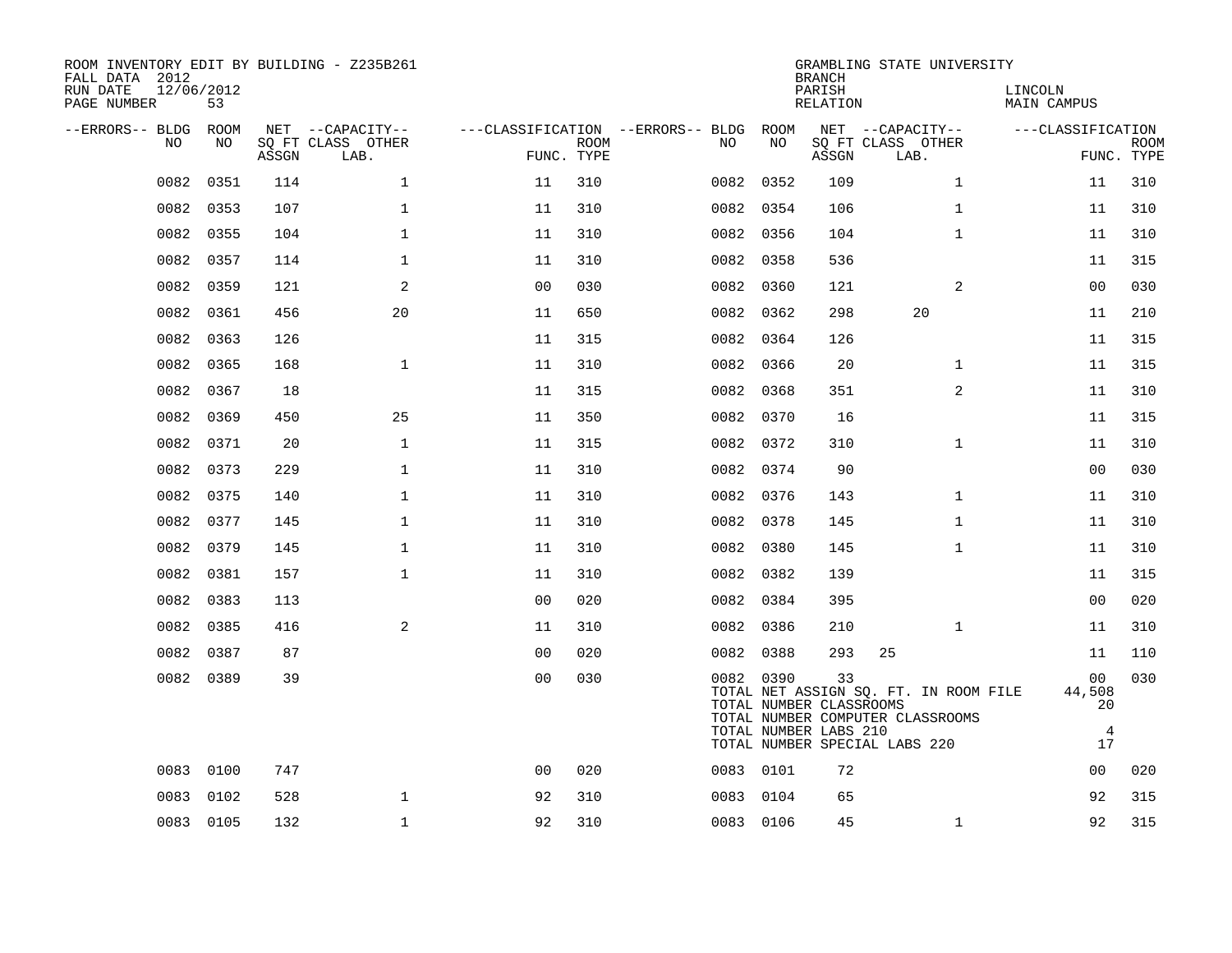ROOM INVENTORY EDIT BY BUILDING - Z235B261
FALL DATA 2012
RUN DATE 12/06/2012
PAGE NUMBER 53

GRAMBLING STATE UNIVERSITY
BRANCH
PARISH LINCOLN
RELATION MAIN CAMPUS

| --ERRORS-- | BLDG NO | ROOM NO | NET ASSGN SQ FT | CAPACITY CLASS | CAPACITY OTHER LAB. | FUNC. | ROOM TYPE | --ERRORS-- | BLDG NO | ROOM NO | NET ASSGN SQ FT | CAPACITY CLASS | CAPACITY OTHER LAB. | FUNC. | ROOM TYPE |
|---|---|---|---|---|---|---|---|---|---|---|---|---|---|---|---|
| | 0082 | 0351 | 114 | | 1 | 11 | 310 | | 0082 | 0352 | 109 | | 1 | 11 | 310 |
| | 0082 | 0353 | 107 | | 1 | 11 | 310 | | 0082 | 0354 | 106 | | 1 | 11 | 310 |
| | 0082 | 0355 | 104 | | 1 | 11 | 310 | | 0082 | 0356 | 104 | | 1 | 11 | 310 |
| | 0082 | 0357 | 114 | | 1 | 11 | 310 | | 0082 | 0358 | 536 | | | 11 | 315 |
| | 0082 | 0359 | 121 | | 2 | 00 | 030 | | 0082 | 0360 | 121 | | 2 | 00 | 030 |
| | 0082 | 0361 | 456 | | 20 | 11 | 650 | | 0082 | 0362 | 298 | 20 | | 11 | 210 |
| | 0082 | 0363 | 126 | | | 11 | 315 | | 0082 | 0364 | 126 | | | 11 | 315 |
| | 0082 | 0365 | 168 | | 1 | 11 | 310 | | 0082 | 0366 | 20 | | 1 | 11 | 315 |
| | 0082 | 0367 | 18 | | | 11 | 315 | | 0082 | 0368 | 351 | | 2 | 11 | 310 |
| | 0082 | 0369 | 450 | | 25 | 11 | 350 | | 0082 | 0370 | 16 | | | 11 | 315 |
| | 0082 | 0371 | 20 | | 1 | 11 | 315 | | 0082 | 0372 | 310 | | 1 | 11 | 310 |
| | 0082 | 0373 | 229 | | 1 | 11 | 310 | | 0082 | 0374 | 90 | | | 00 | 030 |
| | 0082 | 0375 | 140 | | 1 | 11 | 310 | | 0082 | 0376 | 143 | | 1 | 11 | 310 |
| | 0082 | 0377 | 145 | | 1 | 11 | 310 | | 0082 | 0378 | 145 | | 1 | 11 | 310 |
| | 0082 | 0379 | 145 | | 1 | 11 | 310 | | 0082 | 0380 | 145 | | 1 | 11 | 310 |
| | 0082 | 0381 | 157 | | 1 | 11 | 310 | | 0082 | 0382 | 139 | | | 11 | 315 |
| | 0082 | 0383 | 113 | | | 00 | 020 | | 0082 | 0384 | 395 | | | 00 | 020 |
| | 0082 | 0385 | 416 | | 2 | 11 | 310 | | 0082 | 0386 | 210 | | 1 | 11 | 310 |
| | 0082 | 0387 | 87 | | | 00 | 020 | | 0082 | 0388 | 293 | 25 | | 11 | 110 |
| | 0082 | 0389 | 39 | | | 00 | 030 | | 0082 | 0390 | 33 | | | 00 | 030 |

TOTAL NET ASSIGN SQ. FT. IN ROOM FILE 44,508
TOTAL NUMBER CLASSROOMS 20
TOTAL NUMBER COMPUTER CLASSROOMS
TOTAL NUMBER LABS 210 4
TOTAL NUMBER SPECIAL LABS 220 17

| --ERRORS-- | BLDG NO | ROOM NO | NET ASSGN SQ FT | CAPACITY CLASS | CAPACITY OTHER LAB. | FUNC. | ROOM TYPE | --ERRORS-- | BLDG NO | ROOM NO | NET ASSGN SQ FT | CAPACITY CLASS | CAPACITY OTHER LAB. | FUNC. | ROOM TYPE |
|---|---|---|---|---|---|---|---|---|---|---|---|---|---|---|---|
| | 0083 | 0100 | 747 | | | 00 | 020 | | 0083 | 0101 | 72 | | | 00 | 020 |
| | 0083 | 0102 | 528 | | 1 | 92 | 310 | | 0083 | 0104 | 65 | | | 92 | 315 |
| | 0083 | 0105 | 132 | | 1 | 92 | 310 | | 0083 | 0106 | 45 | | 1 | 92 | 315 |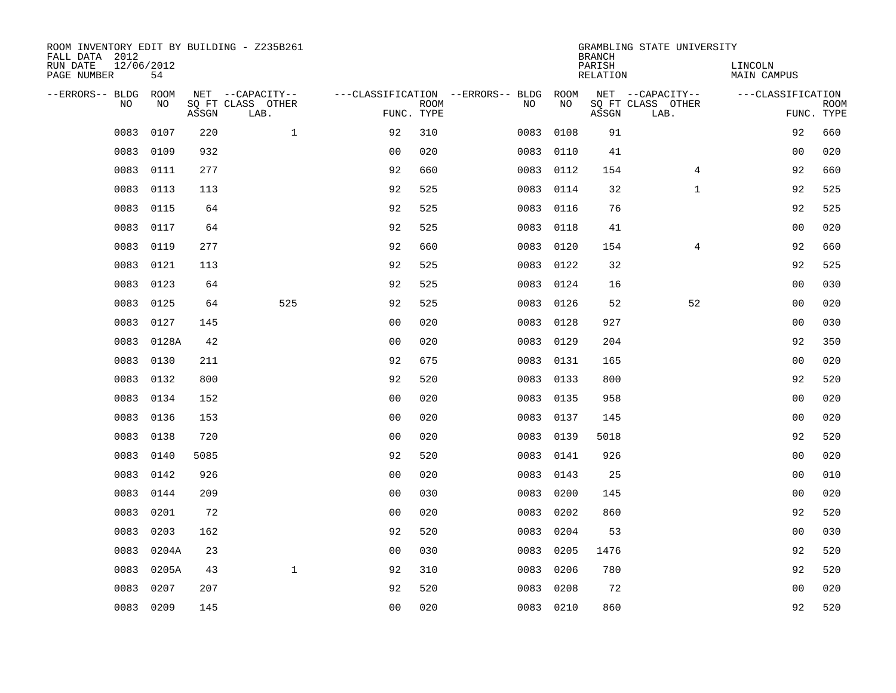ROOM INVENTORY EDIT BY BUILDING - Z235B261
FALL DATA 2012
RUN DATE 12/06/2012
PAGE NUMBER 54

GRAMBLING STATE UNIVERSITY
BRANCH
PARISH LINCOLN
RELATION MAIN CAMPUS

| --ERRORS-- | BLDG NO | ROOM NO | NET SQ FT ASSGN | --CAPACITY-- CLASS LAB. | OTHER | ---CLASSIFICATION FUNC. | ROOM TYPE | --ERRORS-- | BLDG NO | ROOM NO | NET SQ FT ASSGN | --CAPACITY-- CLASS LAB. | OTHER | ---CLASSIFICATION FUNC. | ROOM TYPE |
|---|---|---|---|---|---|---|---|---|---|---|---|---|---|---|---|
| | 0083 | 0107 | 220 | | 1 | 92 | 310 | | 0083 | 0108 | 91 | | | 92 | 660 |
| | 0083 | 0109 | 932 | | | 00 | 020 | | 0083 | 0110 | 41 | | | 00 | 020 |
| | 0083 | 0111 | 277 | | | 92 | 660 | | 0083 | 0112 | 154 | | 4 | 92 | 660 |
| | 0083 | 0113 | 113 | | | 92 | 525 | | 0083 | 0114 | 32 | | 1 | 92 | 525 |
| | 0083 | 0115 | 64 | | | 92 | 525 | | 0083 | 0116 | 76 | | | 92 | 525 |
| | 0083 | 0117 | 64 | | | 92 | 525 | | 0083 | 0118 | 41 | | | 00 | 020 |
| | 0083 | 0119 | 277 | | | 92 | 660 | | 0083 | 0120 | 154 | | 4 | 92 | 660 |
| | 0083 | 0121 | 113 | | | 92 | 525 | | 0083 | 0122 | 32 | | | 92 | 525 |
| | 0083 | 0123 | 64 | | | 92 | 525 | | 0083 | 0124 | 16 | | | 00 | 030 |
| | 0083 | 0125 | 64 | | 525 | 92 | 525 | | 0083 | 0126 | 52 | | 52 | 00 | 020 |
| | 0083 | 0127 | 145 | | | 00 | 020 | | 0083 | 0128 | 927 | | | 00 | 030 |
| | 0083 | 0128A | 42 | | | 00 | 020 | | 0083 | 0129 | 204 | | | 92 | 350 |
| | 0083 | 0130 | 211 | | | 92 | 675 | | 0083 | 0131 | 165 | | | 00 | 020 |
| | 0083 | 0132 | 800 | | | 92 | 520 | | 0083 | 0133 | 800 | | | 92 | 520 |
| | 0083 | 0134 | 152 | | | 00 | 020 | | 0083 | 0135 | 958 | | | 00 | 020 |
| | 0083 | 0136 | 153 | | | 00 | 020 | | 0083 | 0137 | 145 | | | 00 | 020 |
| | 0083 | 0138 | 720 | | | 00 | 020 | | 0083 | 0139 | 5018 | | | 92 | 520 |
| | 0083 | 0140 | 5085 | | | 92 | 520 | | 0083 | 0141 | 926 | | | 00 | 020 |
| | 0083 | 0142 | 926 | | | 00 | 020 | | 0083 | 0143 | 25 | | | 00 | 010 |
| | 0083 | 0144 | 209 | | | 00 | 030 | | 0083 | 0200 | 145 | | | 00 | 020 |
| | 0083 | 0201 | 72 | | | 00 | 020 | | 0083 | 0202 | 860 | | | 92 | 520 |
| | 0083 | 0203 | 162 | | | 92 | 520 | | 0083 | 0204 | 53 | | | 00 | 030 |
| | 0083 | 0204A | 23 | | | 00 | 030 | | 0083 | 0205 | 1476 | | | 92 | 520 |
| | 0083 | 0205A | 43 | | 1 | 92 | 310 | | 0083 | 0206 | 780 | | | 92 | 520 |
| | 0083 | 0207 | 207 | | | 92 | 520 | | 0083 | 0208 | 72 | | | 00 | 020 |
| | 0083 | 0209 | 145 | | | 00 | 020 | | 0083 | 0210 | 860 | | | 92 | 520 |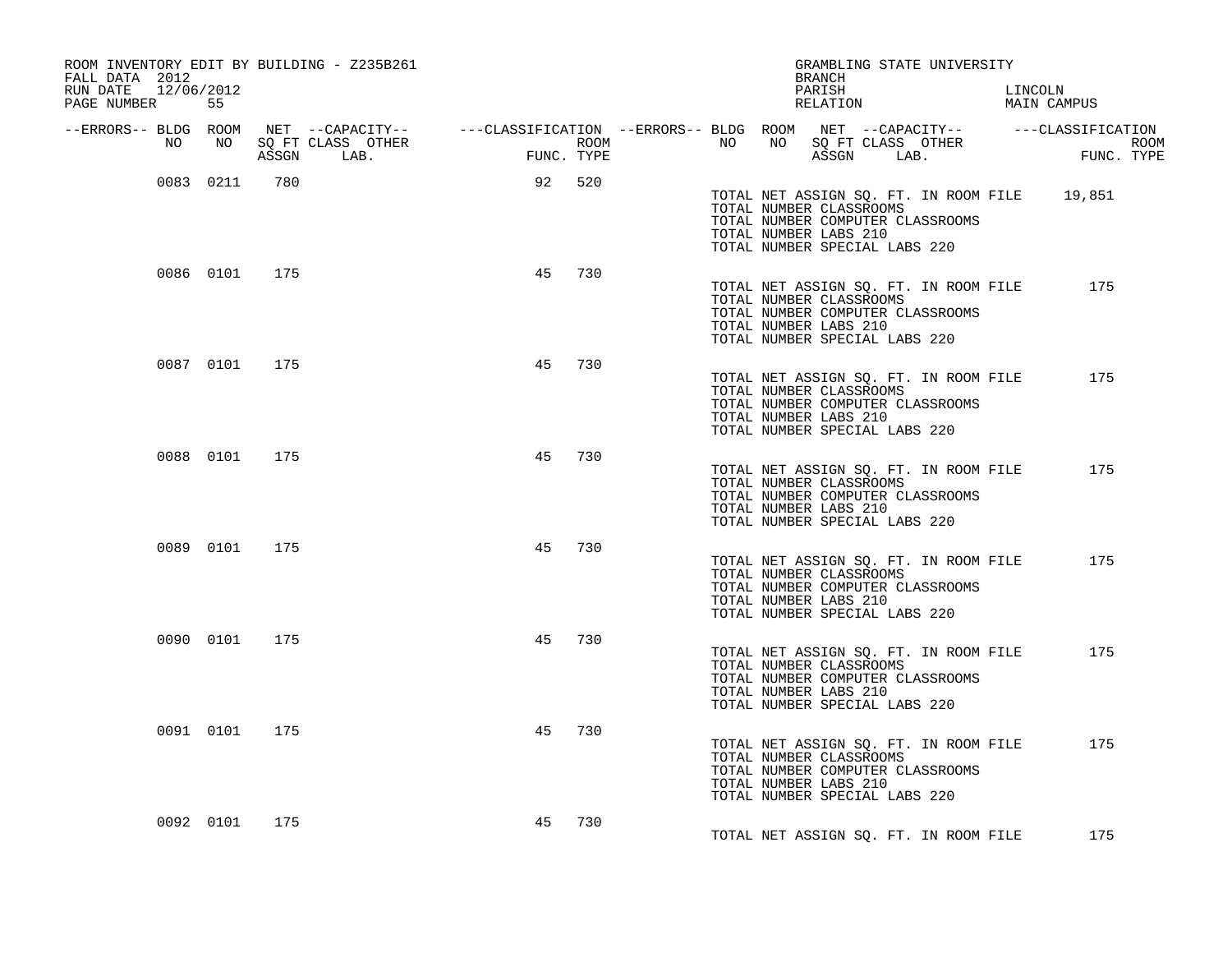ROOM INVENTORY EDIT BY BUILDING - Z235B261
FALL DATA 2012
RUN DATE 12/06/2012

GRAMBLING STATE UNIVERSITY
BRANCH
PARISH LINCOLN
RELATION MAIN CAMPUS

| --ERRORS-- | BLDG NO | ROOM NO | NET SQ FT ASSGN | --CAPACITY-- CLASS LAB. | OTHER | ---CLASSIFICATION FUNC. | ROOM TYPE |
|---|---|---|---|---|---|---|---|
| | 0083 | 0211 | 780 | | | 92 | 520 |
| | 0086 | 0101 | 175 | | | 45 | 730 |
| | 0087 | 0101 | 175 | | | 45 | 730 |
| | 0088 | 0101 | 175 | | | 45 | 730 |
| | 0089 | 0101 | 175 | | | 45 | 730 |
| | 0090 | 0101 | 175 | | | 45 | 730 |
| | 0091 | 0101 | 175 | | | 45 | 730 |
| | 0092 | 0101 | 175 | | | 45 | 730 |

Building 0083:
TOTAL NET ASSIGN SQ. FT. IN ROOM FILE 19,851
TOTAL NUMBER CLASSROOMS
TOTAL NUMBER COMPUTER CLASSROOMS
TOTAL NUMBER LABS 210
TOTAL NUMBER SPECIAL LABS 220

Building 0086:
TOTAL NET ASSIGN SQ. FT. IN ROOM FILE 175
TOTAL NUMBER CLASSROOMS
TOTAL NUMBER COMPUTER CLASSROOMS
TOTAL NUMBER LABS 210
TOTAL NUMBER SPECIAL LABS 220

Building 0087:
TOTAL NET ASSIGN SQ. FT. IN ROOM FILE 175
TOTAL NUMBER CLASSROOMS
TOTAL NUMBER COMPUTER CLASSROOMS
TOTAL NUMBER LABS 210
TOTAL NUMBER SPECIAL LABS 220

Building 0088:
TOTAL NET ASSIGN SQ. FT. IN ROOM FILE 175
TOTAL NUMBER CLASSROOMS
TOTAL NUMBER COMPUTER CLASSROOMS
TOTAL NUMBER LABS 210
TOTAL NUMBER SPECIAL LABS 220

Building 0089:
TOTAL NET ASSIGN SQ. FT. IN ROOM FILE 175
TOTAL NUMBER CLASSROOMS
TOTAL NUMBER COMPUTER CLASSROOMS
TOTAL NUMBER LABS 210
TOTAL NUMBER SPECIAL LABS 220

Building 0090:
TOTAL NET ASSIGN SQ. FT. IN ROOM FILE 175
TOTAL NUMBER CLASSROOMS
TOTAL NUMBER COMPUTER CLASSROOMS
TOTAL NUMBER LABS 210
TOTAL NUMBER SPECIAL LABS 220

Building 0091:
TOTAL NET ASSIGN SQ. FT. IN ROOM FILE 175
TOTAL NUMBER CLASSROOMS
TOTAL NUMBER COMPUTER CLASSROOMS
TOTAL NUMBER LABS 210
TOTAL NUMBER SPECIAL LABS 220

Building 0092:
TOTAL NET ASSIGN SQ. FT. IN ROOM FILE 175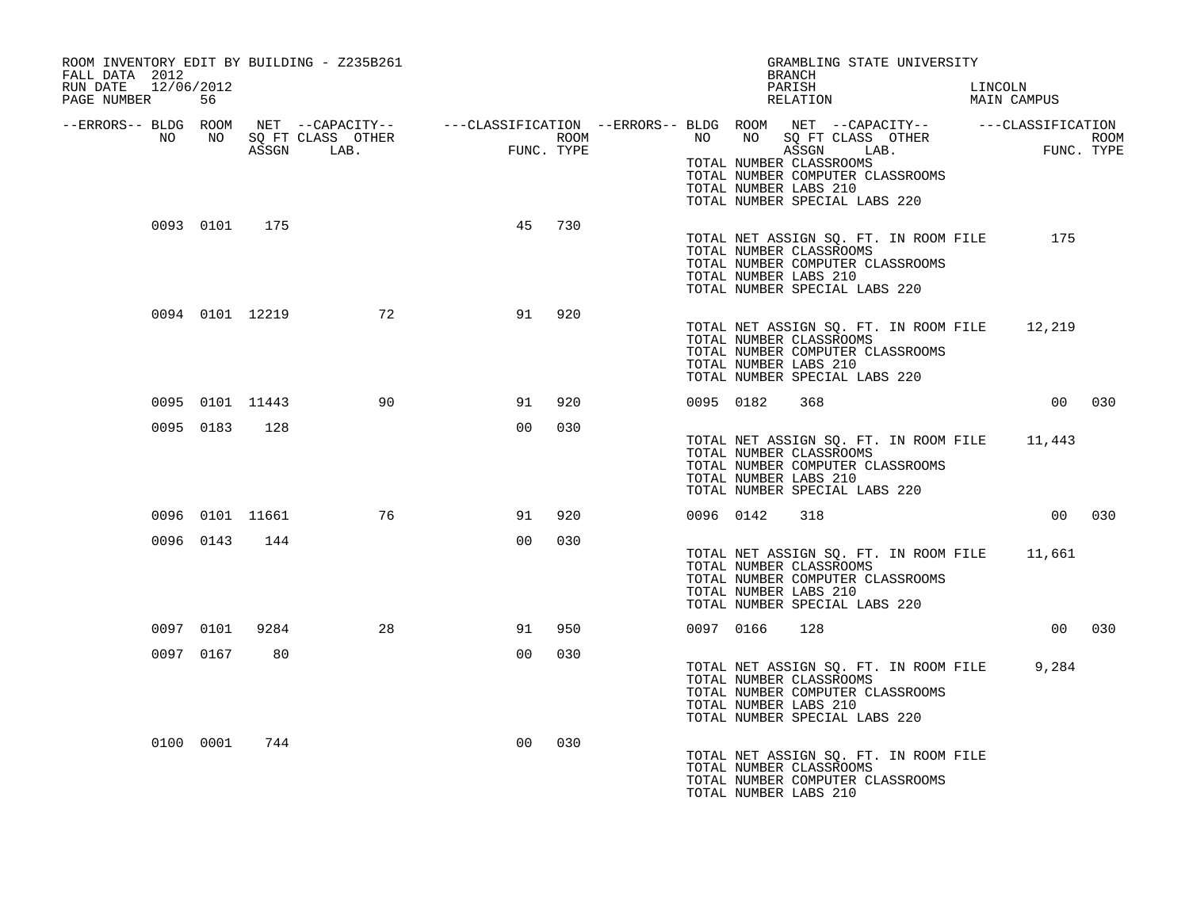ROOM INVENTORY EDIT BY BUILDING - Z235B261
FALL DATA 2012
RUN DATE 12/06/2012
PAGE NUMBER 56

GRAMBLING STATE UNIVERSITY
BRANCH
PARISH LINCOLN
RELATION MAIN CAMPUS

| --ERRORS-- | BLDG NO | ROOM NO | NET SQ FT ASSGN | --CAPACITY-- CLASS LAB. | OTHER | ---CLASSIFICATION FUNC. | ROOM TYPE | --ERRORS-- | BLDG NO | ROOM NO | NET SQ FT ASSGN | --CAPACITY-- CLASS LAB. | OTHER | ---CLASSIFICATION FUNC. | ROOM TYPE |
|---|---|---|---|---|---|---|---|---|---|---|---|---|---|---|---|
| | | | | | | | | | TOTAL NUMBER CLASSROOMS | | | | | | |
| | | | | | | | | | TOTAL NUMBER COMPUTER CLASSROOMS | | | | | | |
| | | | | | | | | | TOTAL NUMBER LABS 210 | | | | | | |
| | | | | | | | | | TOTAL NUMBER SPECIAL LABS 220 | | | | | | |
| | 0093 | 0101 | 175 | | | 45 | 730 | | | | | | | | |
| | | | | | | | | | TOTAL NET ASSIGN SQ. FT. IN ROOM FILE | | 175 | | | | |
| | | | | | | | | | TOTAL NUMBER CLASSROOMS | | | | | | |
| | | | | | | | | | TOTAL NUMBER COMPUTER CLASSROOMS | | | | | | |
| | | | | | | | | | TOTAL NUMBER LABS 210 | | | | | | |
| | | | | | | | | | TOTAL NUMBER SPECIAL LABS 220 | | | | | | |
| | 0094 | 0101 | 12219 | | 72 | 91 | 920 | | | | | | | | |
| | | | | | | | | | TOTAL NET ASSIGN SQ. FT. IN ROOM FILE | | 12,219 | | | | |
| | | | | | | | | | TOTAL NUMBER CLASSROOMS | | | | | | |
| | | | | | | | | | TOTAL NUMBER COMPUTER CLASSROOMS | | | | | | |
| | | | | | | | | | TOTAL NUMBER LABS 210 | | | | | | |
| | | | | | | | | | TOTAL NUMBER SPECIAL LABS 220 | | | | | | |
| | 0095 | 0101 | 11443 | | 90 | 91 | 920 | | 0095 | 0182 | 368 | | | 00 | 030 |
| | 0095 | 0183 | 128 | | | 00 | 030 | | | | | | | | |
| | | | | | | | | | TOTAL NET ASSIGN SQ. FT. IN ROOM FILE | | 11,443 | | | | |
| | | | | | | | | | TOTAL NUMBER CLASSROOMS | | | | | | |
| | | | | | | | | | TOTAL NUMBER COMPUTER CLASSROOMS | | | | | | |
| | | | | | | | | | TOTAL NUMBER LABS 210 | | | | | | |
| | | | | | | | | | TOTAL NUMBER SPECIAL LABS 220 | | | | | | |
| | 0096 | 0101 | 11661 | | 76 | 91 | 920 | | 0096 | 0142 | 318 | | | 00 | 030 |
| | 0096 | 0143 | 144 | | | 00 | 030 | | | | | | | | |
| | | | | | | | | | TOTAL NET ASSIGN SQ. FT. IN ROOM FILE | | 11,661 | | | | |
| | | | | | | | | | TOTAL NUMBER CLASSROOMS | | | | | | |
| | | | | | | | | | TOTAL NUMBER COMPUTER CLASSROOMS | | | | | | |
| | | | | | | | | | TOTAL NUMBER LABS 210 | | | | | | |
| | | | | | | | | | TOTAL NUMBER SPECIAL LABS 220 | | | | | | |
| | 0097 | 0101 | 9284 | | 28 | 91 | 950 | | 0097 | 0166 | 128 | | | 00 | 030 |
| | 0097 | 0167 | 80 | | | 00 | 030 | | | | | | | | |
| | | | | | | | | | TOTAL NET ASSIGN SQ. FT. IN ROOM FILE | | 9,284 | | | | |
| | | | | | | | | | TOTAL NUMBER CLASSROOMS | | | | | | |
| | | | | | | | | | TOTAL NUMBER COMPUTER CLASSROOMS | | | | | | |
| | | | | | | | | | TOTAL NUMBER LABS 210 | | | | | | |
| | | | | | | | | | TOTAL NUMBER SPECIAL LABS 220 | | | | | | |
| | 0100 | 0001 | 744 | | | 00 | 030 | | | | | | | | |
| | | | | | | | | | TOTAL NET ASSIGN SQ. FT. IN ROOM FILE | | | | | | |
| | | | | | | | | | TOTAL NUMBER CLASSROOMS | | | | | | |
| | | | | | | | | | TOTAL NUMBER COMPUTER CLASSROOMS | | | | | | |
| | | | | | | | | | TOTAL NUMBER LABS 210 | | | | | | |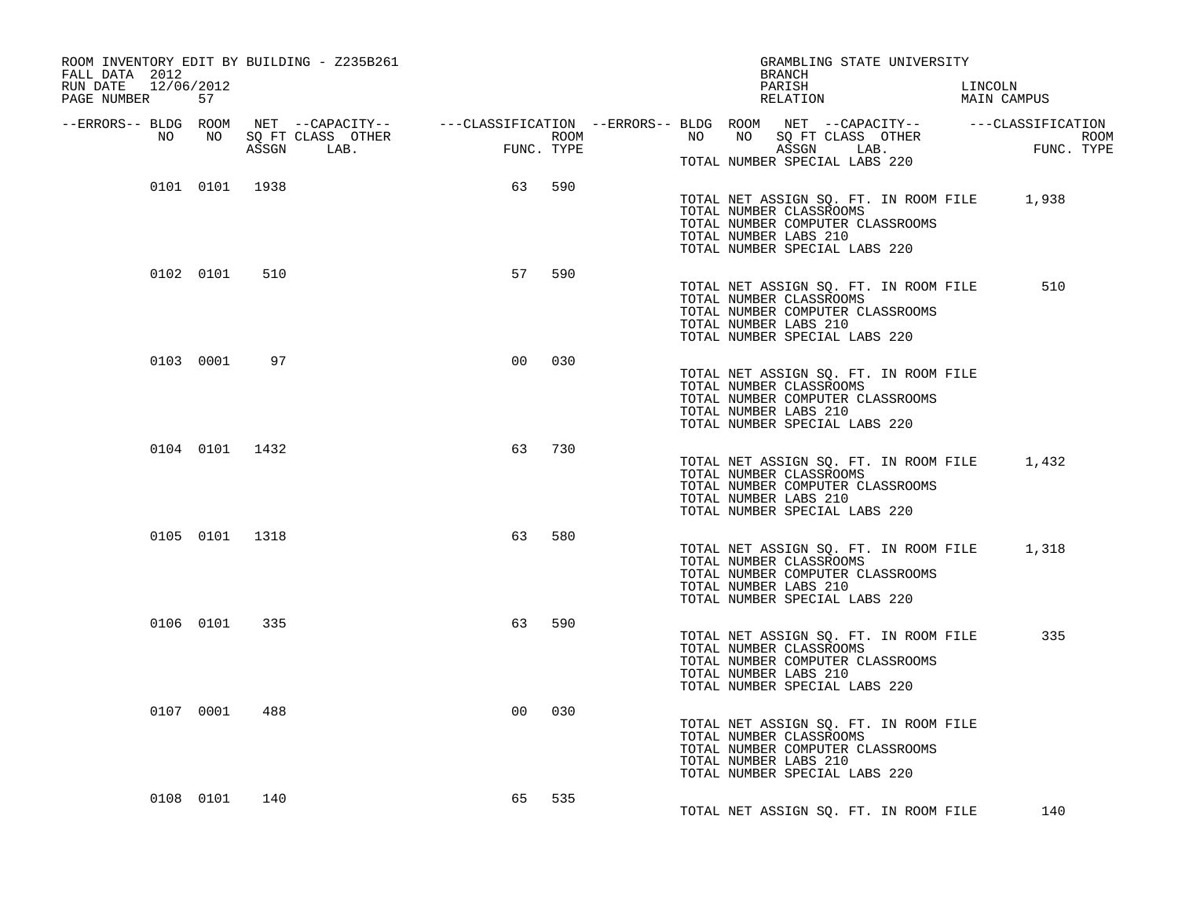ROOM INVENTORY EDIT BY BUILDING - Z235B261
FALL DATA 2012
RUN DATE 12/06/2012
PAGE NUMBER 57

GRAMBLING STATE UNIVERSITY
BRANCH
PARISH LINCOLN
RELATION MAIN CAMPUS

| --ERRORS-- | BLDG NO | ROOM NO | NET SQ FT ASSGN | --CAPACITY-- CLASS LAB. | OTHER | ---CLASSIFICATION FUNC. | ROOM TYPE |
|---|---|---|---|---|---|---|---|
| | 0101 | 0101 | 1938 | | | 63 | 590 |
| | 0102 | 0101 | 510 | | | 57 | 590 |
| | 0103 | 0001 | 97 | | | 00 | 030 |
| | 0104 | 0101 | 1432 | | | 63 | 730 |
| | 0105 | 0101 | 1318 | | | 63 | 580 |
| | 0106 | 0101 | 335 | | | 63 | 590 |
| | 0107 | 0001 | 488 | | | 00 | 030 |
| | 0108 | 0101 | 140 | | | 65 | 535 |

TOTAL NUMBER SPECIAL LABS 220

Building 0101:
TOTAL NET ASSIGN SQ. FT. IN ROOM FILE 1,938
TOTAL NUMBER CLASSROOMS
TOTAL NUMBER COMPUTER CLASSROOMS
TOTAL NUMBER LABS 210
TOTAL NUMBER SPECIAL LABS 220

Building 0102:
TOTAL NET ASSIGN SQ. FT. IN ROOM FILE 510
TOTAL NUMBER CLASSROOMS
TOTAL NUMBER COMPUTER CLASSROOMS
TOTAL NUMBER LABS 210
TOTAL NUMBER SPECIAL LABS 220

Building 0103:
TOTAL NET ASSIGN SQ. FT. IN ROOM FILE
TOTAL NUMBER CLASSROOMS
TOTAL NUMBER COMPUTER CLASSROOMS
TOTAL NUMBER LABS 210
TOTAL NUMBER SPECIAL LABS 220

Building 0104:
TOTAL NET ASSIGN SQ. FT. IN ROOM FILE 1,432
TOTAL NUMBER CLASSROOMS
TOTAL NUMBER COMPUTER CLASSROOMS
TOTAL NUMBER LABS 210
TOTAL NUMBER SPECIAL LABS 220

Building 0105:
TOTAL NET ASSIGN SQ. FT. IN ROOM FILE 1,318
TOTAL NUMBER CLASSROOMS
TOTAL NUMBER COMPUTER CLASSROOMS
TOTAL NUMBER LABS 210
TOTAL NUMBER SPECIAL LABS 220

Building 0106:
TOTAL NET ASSIGN SQ. FT. IN ROOM FILE 335
TOTAL NUMBER CLASSROOMS
TOTAL NUMBER COMPUTER CLASSROOMS
TOTAL NUMBER LABS 210
TOTAL NUMBER SPECIAL LABS 220

Building 0107:
TOTAL NET ASSIGN SQ. FT. IN ROOM FILE
TOTAL NUMBER CLASSROOMS
TOTAL NUMBER COMPUTER CLASSROOMS
TOTAL NUMBER LABS 210
TOTAL NUMBER SPECIAL LABS 220

Building 0108:
TOTAL NET ASSIGN SQ. FT. IN ROOM FILE 140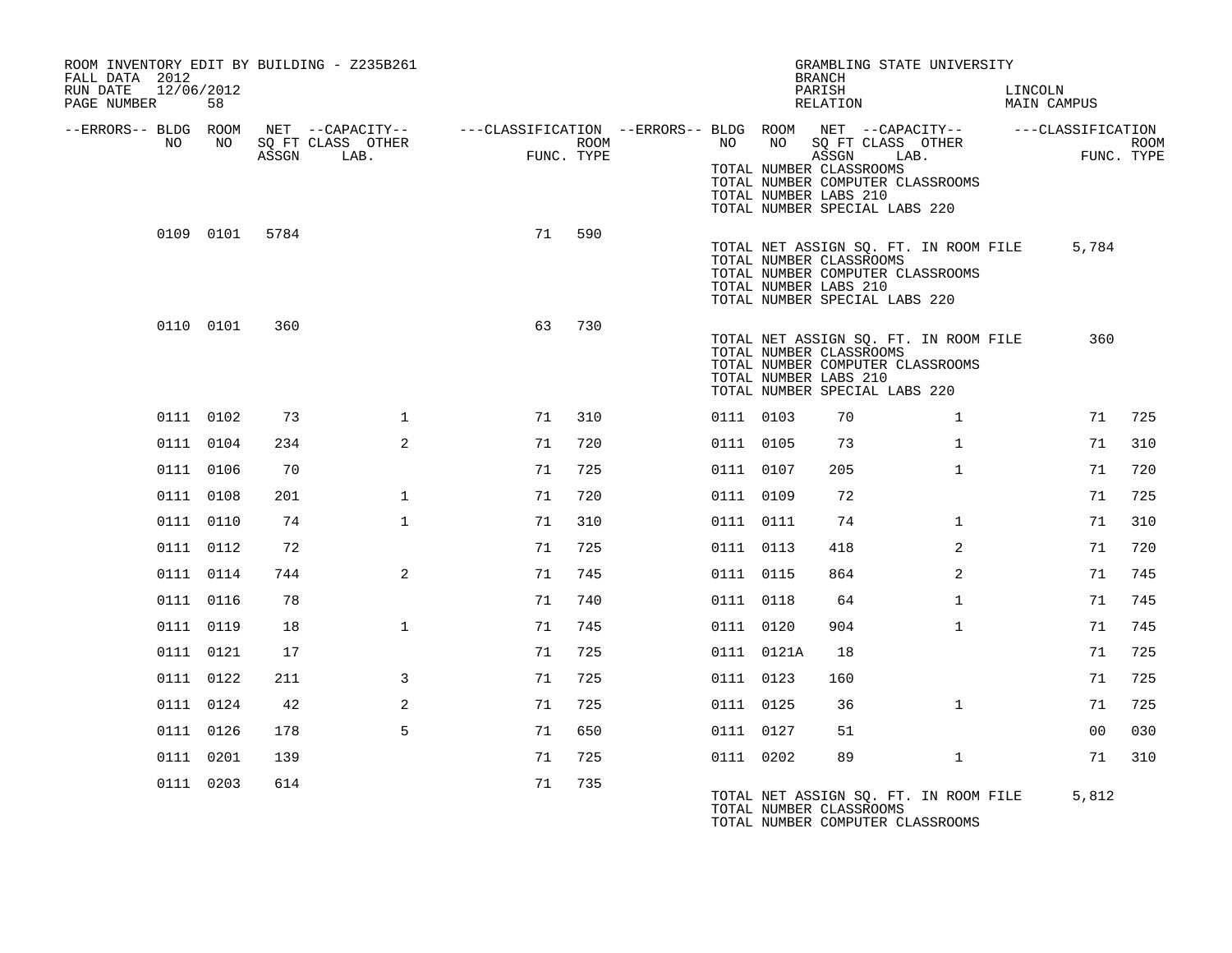ROOM INVENTORY EDIT BY BUILDING - Z235B261
FALL DATA 2012
RUN DATE 12/06/2012

GRAMBLING STATE UNIVERSITY
BRANCH
PARISH LINCOLN
RELATION MAIN CAMPUS

TOTAL NUMBER CLASSROOMS
TOTAL NUMBER COMPUTER CLASSROOMS
TOTAL NUMBER LABS 210
TOTAL NUMBER SPECIAL LABS 220

| --ERRORS-- | BLDG NO | ROOM NO | NET ASSGN SQ FT | CAPACITY CLASS LAB. | CAPACITY OTHER | FUNC. | ROOM TYPE | --ERRORS-- | BLDG NO | ROOM NO | NET ASSGN SQ FT | CAPACITY CLASS LAB. | CAPACITY OTHER | FUNC. | ROOM TYPE |
|---|---|---|---|---|---|---|---|---|---|---|---|---|---|---|---|
| | 0109 | 0101 | 5784 | | | 71 | 590 | | | | | | | | |

TOTAL NET ASSIGN SQ. FT. IN ROOM FILE 5,784
TOTAL NUMBER CLASSROOMS
TOTAL NUMBER COMPUTER CLASSROOMS
TOTAL NUMBER LABS 210
TOTAL NUMBER SPECIAL LABS 220

| --ERRORS-- | BLDG NO | ROOM NO | NET ASSGN SQ FT | CAPACITY CLASS LAB. | CAPACITY OTHER | FUNC. | ROOM TYPE | --ERRORS-- | BLDG NO | ROOM NO | NET ASSGN SQ FT | CAPACITY CLASS LAB. | CAPACITY OTHER | FUNC. | ROOM TYPE |
|---|---|---|---|---|---|---|---|---|---|---|---|---|---|---|---|
| | 0110 | 0101 | 360 | | | 63 | 730 | | | | | | | | |

TOTAL NET ASSIGN SQ. FT. IN ROOM FILE 360
TOTAL NUMBER CLASSROOMS
TOTAL NUMBER COMPUTER CLASSROOMS
TOTAL NUMBER LABS 210
TOTAL NUMBER SPECIAL LABS 220

| --ERRORS-- | BLDG NO | ROOM NO | NET ASSGN SQ FT | CAPACITY CLASS LAB. | CAPACITY OTHER | FUNC. | ROOM TYPE | --ERRORS-- | BLDG NO | ROOM NO | NET ASSGN SQ FT | CAPACITY CLASS LAB. | CAPACITY OTHER | FUNC. | ROOM TYPE |
|---|---|---|---|---|---|---|---|---|---|---|---|---|---|---|---|
| | 0111 | 0102 | 73 | | 1 | 71 | 310 | | 0111 | 0103 | 70 | | 1 | 71 | 725 |
| | 0111 | 0104 | 234 | | 2 | 71 | 720 | | 0111 | 0105 | 73 | | 1 | 71 | 310 |
| | 0111 | 0106 | 70 | | | 71 | 725 | | 0111 | 0107 | 205 | | 1 | 71 | 720 |
| | 0111 | 0108 | 201 | | 1 | 71 | 720 | | 0111 | 0109 | 72 | | | 71 | 725 |
| | 0111 | 0110 | 74 | | 1 | 71 | 310 | | 0111 | 0111 | 74 | | 1 | 71 | 310 |
| | 0111 | 0112 | 72 | | | 71 | 725 | | 0111 | 0113 | 418 | | 2 | 71 | 720 |
| | 0111 | 0114 | 744 | | 2 | 71 | 745 | | 0111 | 0115 | 864 | | 2 | 71 | 745 |
| | 0111 | 0116 | 78 | | | 71 | 740 | | 0111 | 0118 | 64 | | 1 | 71 | 745 |
| | 0111 | 0119 | 18 | | 1 | 71 | 745 | | 0111 | 0120 | 904 | | 1 | 71 | 745 |
| | 0111 | 0121 | 17 | | | 71 | 725 | | 0111 | 0121A | 18 | | | 71 | 725 |
| | 0111 | 0122 | 211 | | 3 | 71 | 725 | | 0111 | 0123 | 160 | | | 71 | 725 |
| | 0111 | 0124 | 42 | | 2 | 71 | 725 | | 0111 | 0125 | 36 | | 1 | 71 | 725 |
| | 0111 | 0126 | 178 | | 5 | 71 | 650 | | 0111 | 0127 | 51 | | | 00 | 030 |
| | 0111 | 0201 | 139 | | | 71 | 725 | | 0111 | 0202 | 89 | | 1 | 71 | 310 |
| | 0111 | 0203 | 614 | | | 71 | 735 | | | | | | | | |

TOTAL NET ASSIGN SQ. FT. IN ROOM FILE 5,812
TOTAL NUMBER CLASSROOMS
TOTAL NUMBER COMPUTER CLASSROOMS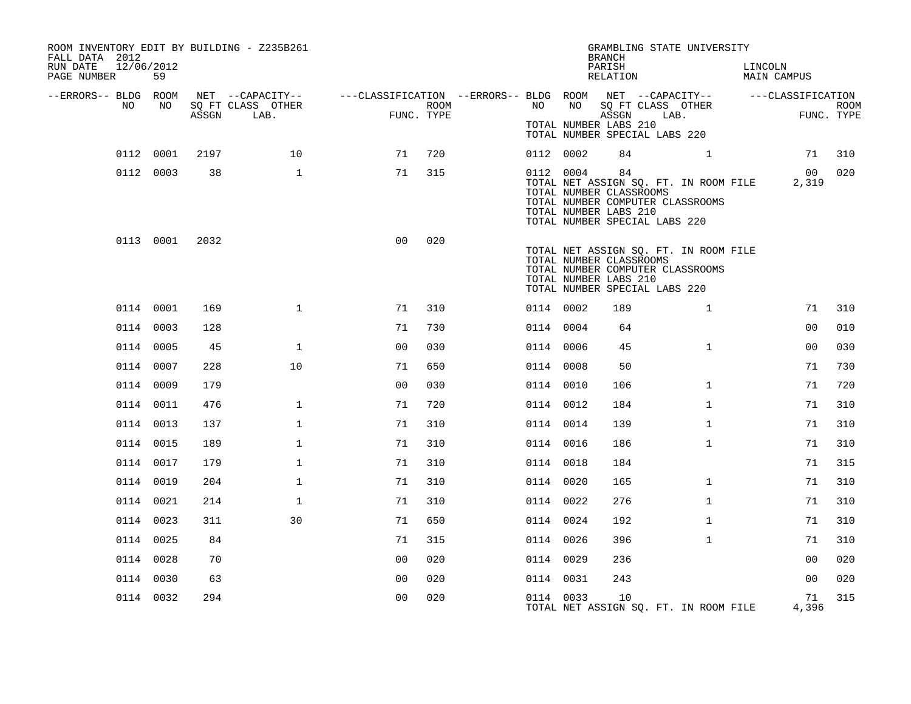ROOM INVENTORY EDIT BY BUILDING - Z235B261
FALL DATA 2012
RUN DATE 12/06/2012
PAGE NUMBER 59

GRAMBLING STATE UNIVERSITY
BRANCH
PARISH LINCOLN
RELATION MAIN CAMPUS

| --ERRORS-- | BLDG NO | ROOM NO | NET SQ FT ASSGN | --CAPACITY-- CLASS LAB. | OTHER | ---CLASSIFICATION FUNC. | ROOM TYPE | --ERRORS-- | BLDG NO | ROOM NO | NET SQ FT ASSGN | --CAPACITY-- CLASS LAB. | OTHER | ---CLASSIFICATION FUNC. | ROOM TYPE |
|---|---|---|---|---|---|---|---|---|---|---|---|---|---|---|---|
| | | | | | | | | | TOTAL NUMBER LABS 210 | | | | | | |
| | | | | | | | | | TOTAL NUMBER SPECIAL LABS 220 | | | | | | |
| | 0112 | 0001 | 2197 | | 10 | 71 | 720 | | 0112 | 0002 | 84 | | 1 | 71 | 310 |
| | 0112 | 0003 | 38 | | 1 | 71 | 315 | | 0112 | 0004 | 84 | | | 00 | 020 |
| | | | | | | | | | TOTAL NET ASSIGN SQ. FT. IN ROOM FILE | | | | | 2,319 | |
| | | | | | | | | | TOTAL NUMBER CLASSROOMS | | | | | | |
| | | | | | | | | | TOTAL NUMBER COMPUTER CLASSROOMS | | | | | | |
| | | | | | | | | | TOTAL NUMBER LABS 210 | | | | | | |
| | | | | | | | | | TOTAL NUMBER SPECIAL LABS 220 | | | | | | |
| | 0113 | 0001 | 2032 | | | 00 | 020 | | | | | | | | |
| | | | | | | | | | TOTAL NET ASSIGN SQ. FT. IN ROOM FILE | | | | | | |
| | | | | | | | | | TOTAL NUMBER CLASSROOMS | | | | | | |
| | | | | | | | | | TOTAL NUMBER COMPUTER CLASSROOMS | | | | | | |
| | | | | | | | | | TOTAL NUMBER LABS 210 | | | | | | |
| | | | | | | | | | TOTAL NUMBER SPECIAL LABS 220 | | | | | | |
| | 0114 | 0001 | 169 | | 1 | 71 | 310 | | 0114 | 0002 | 189 | | 1 | 71 | 310 |
| | 0114 | 0003 | 128 | | | 71 | 730 | | 0114 | 0004 | 64 | | | 00 | 010 |
| | 0114 | 0005 | 45 | | 1 | 00 | 030 | | 0114 | 0006 | 45 | | 1 | 00 | 030 |
| | 0114 | 0007 | 228 | | 10 | 71 | 650 | | 0114 | 0008 | 50 | | | 71 | 730 |
| | 0114 | 0009 | 179 | | | 00 | 030 | | 0114 | 0010 | 106 | | 1 | 71 | 720 |
| | 0114 | 0011 | 476 | | 1 | 71 | 720 | | 0114 | 0012 | 184 | | 1 | 71 | 310 |
| | 0114 | 0013 | 137 | | 1 | 71 | 310 | | 0114 | 0014 | 139 | | 1 | 71 | 310 |
| | 0114 | 0015 | 189 | | 1 | 71 | 310 | | 0114 | 0016 | 186 | | 1 | 71 | 310 |
| | 0114 | 0017 | 179 | | 1 | 71 | 310 | | 0114 | 0018 | 184 | | | 71 | 315 |
| | 0114 | 0019 | 204 | | 1 | 71 | 310 | | 0114 | 0020 | 165 | | 1 | 71 | 310 |
| | 0114 | 0021 | 214 | | 1 | 71 | 310 | | 0114 | 0022 | 276 | | 1 | 71 | 310 |
| | 0114 | 0023 | 311 | | 30 | 71 | 650 | | 0114 | 0024 | 192 | | 1 | 71 | 310 |
| | 0114 | 0025 | 84 | | | 71 | 315 | | 0114 | 0026 | 396 | | 1 | 71 | 310 |
| | 0114 | 0028 | 70 | | | 00 | 020 | | 0114 | 0029 | 236 | | | 00 | 020 |
| | 0114 | 0030 | 63 | | | 00 | 020 | | 0114 | 0031 | 243 | | | 00 | 020 |
| | 0114 | 0032 | 294 | | | 00 | 020 | | 0114 | 0033 | 10 | | | 71 | 315 |
| | | | | | | | | | TOTAL NET ASSIGN SQ. FT. IN ROOM FILE | | | | | 4,396 | |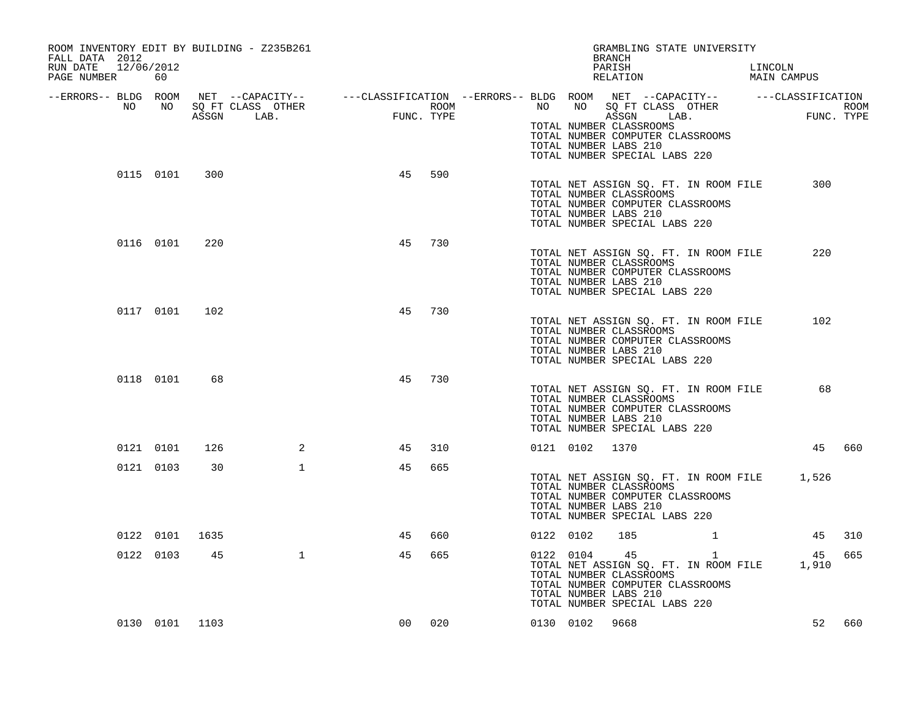ROOM INVENTORY EDIT BY BUILDING - Z235B261
FALL DATA 2012
RUN DATE 12/06/2012
PAGE NUMBER 60

GRAMBLING STATE UNIVERSITY
BRANCH
PARISH LINCOLN
RELATION MAIN CAMPUS

| --ERRORS-- | BLDG NO | ROOM NO | NET SQ FT ASSGN | CAPACITY CLASS LAB. | CAPACITY OTHER | CLASSIFICATION FUNC. | ROOM TYPE | --ERRORS-- | BLDG NO | ROOM NO | NET SQ FT ASSGN | CAPACITY CLASS LAB. | CAPACITY OTHER | CLASSIFICATION FUNC. | ROOM TYPE |
|---|---|---|---|---|---|---|---|---|---|---|---|---|---|---|---|
| | | | | | | | | | TOTAL NUMBER CLASSROOMS | | | | | | |
| | | | | | | | | | TOTAL NUMBER COMPUTER CLASSROOMS | | | | | | |
| | | | | | | | | | TOTAL NUMBER LABS 210 | | | | | | |
| | | | | | | | | | TOTAL NUMBER SPECIAL LABS 220 | | | | | | |
| | 0115 | 0101 | 300 | | | 45 | 590 | | | | | | | | |
| | | | | | | | | | TOTAL NET ASSIGN SQ. FT. IN ROOM FILE | | | | | 300 | |
| | | | | | | | | | TOTAL NUMBER CLASSROOMS | | | | | | |
| | | | | | | | | | TOTAL NUMBER COMPUTER CLASSROOMS | | | | | | |
| | | | | | | | | | TOTAL NUMBER LABS 210 | | | | | | |
| | | | | | | | | | TOTAL NUMBER SPECIAL LABS 220 | | | | | | |
| | 0116 | 0101 | 220 | | | 45 | 730 | | | | | | | | |
| | | | | | | | | | TOTAL NET ASSIGN SQ. FT. IN ROOM FILE | | | | | 220 | |
| | | | | | | | | | TOTAL NUMBER CLASSROOMS | | | | | | |
| | | | | | | | | | TOTAL NUMBER COMPUTER CLASSROOMS | | | | | | |
| | | | | | | | | | TOTAL NUMBER LABS 210 | | | | | | |
| | | | | | | | | | TOTAL NUMBER SPECIAL LABS 220 | | | | | | |
| | 0117 | 0101 | 102 | | | 45 | 730 | | | | | | | | |
| | | | | | | | | | TOTAL NET ASSIGN SQ. FT. IN ROOM FILE | | | | | 102 | |
| | | | | | | | | | TOTAL NUMBER CLASSROOMS | | | | | | |
| | | | | | | | | | TOTAL NUMBER COMPUTER CLASSROOMS | | | | | | |
| | | | | | | | | | TOTAL NUMBER LABS 210 | | | | | | |
| | | | | | | | | | TOTAL NUMBER SPECIAL LABS 220 | | | | | | |
| | 0118 | 0101 | 68 | | | 45 | 730 | | | | | | | | |
| | | | | | | | | | TOTAL NET ASSIGN SQ. FT. IN ROOM FILE | | | | | 68 | |
| | | | | | | | | | TOTAL NUMBER CLASSROOMS | | | | | | |
| | | | | | | | | | TOTAL NUMBER COMPUTER CLASSROOMS | | | | | | |
| | | | | | | | | | TOTAL NUMBER LABS 210 | | | | | | |
| | | | | | | | | | TOTAL NUMBER SPECIAL LABS 220 | | | | | | |
| | 0121 | 0101 | 126 | | 2 | 45 | 310 | | 0121 | 0102 | 1370 | | | 45 | 660 |
| | 0121 | 0103 | 30 | | 1 | 45 | 665 | | | | | | | | |
| | | | | | | | | | TOTAL NET ASSIGN SQ. FT. IN ROOM FILE | | | | | 1,526 | |
| | | | | | | | | | TOTAL NUMBER CLASSROOMS | | | | | | |
| | | | | | | | | | TOTAL NUMBER COMPUTER CLASSROOMS | | | | | | |
| | | | | | | | | | TOTAL NUMBER LABS 210 | | | | | | |
| | | | | | | | | | TOTAL NUMBER SPECIAL LABS 220 | | | | | | |
| | 0122 | 0101 | 1635 | | | 45 | 660 | | 0122 | 0102 | 185 | | 1 | 45 | 310 |
| | 0122 | 0103 | 45 | | 1 | 45 | 665 | | 0122 | 0104 | 45 | | 1 | 45 | 665 |
| | | | | | | | | | TOTAL NET ASSIGN SQ. FT. IN ROOM FILE | | | | | 1,910 | |
| | | | | | | | | | TOTAL NUMBER CLASSROOMS | | | | | | |
| | | | | | | | | | TOTAL NUMBER COMPUTER CLASSROOMS | | | | | | |
| | | | | | | | | | TOTAL NUMBER LABS 210 | | | | | | |
| | | | | | | | | | TOTAL NUMBER SPECIAL LABS 220 | | | | | | |
| | 0130 | 0101 | 1103 | | | 00 | 020 | | 0130 | 0102 | 9668 | | | 52 | 660 |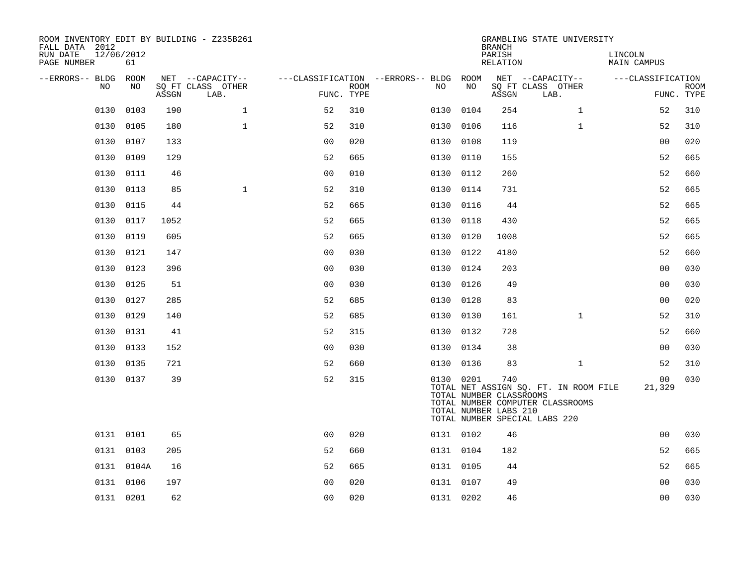ROOM INVENTORY EDIT BY BUILDING - Z235B261
FALL DATA 2012
RUN DATE 12/06/2012
PAGE NUMBER 61

GRAMBLING STATE UNIVERSITY
BRANCH
PARISH LINCOLN
RELATION MAIN CAMPUS

| --ERRORS-- | BLDG NO | ROOM NO | NET SQ FT ASSGN | CAPACITY CLASS LAB. | CAPACITY OTHER | CLASSIFICATION FUNC. | ROOM TYPE | --ERRORS-- | BLDG NO | ROOM NO | NET SQ FT ASSGN | CAPACITY CLASS LAB. | CAPACITY OTHER | CLASSIFICATION FUNC. | ROOM TYPE |
|---|---|---|---|---|---|---|---|---|---|---|---|---|---|---|---|
| | 0130 | 0103 | 190 | | 1 | 52 | 310 | | 0130 | 0104 | 254 | | 1 | 52 | 310 |
| | 0130 | 0105 | 180 | | 1 | 52 | 310 | | 0130 | 0106 | 116 | | 1 | 52 | 310 |
| | 0130 | 0107 | 133 | | | 00 | 020 | | 0130 | 0108 | 119 | | | 00 | 020 |
| | 0130 | 0109 | 129 | | | 52 | 665 | | 0130 | 0110 | 155 | | | 52 | 665 |
| | 0130 | 0111 | 46 | | | 00 | 010 | | 0130 | 0112 | 260 | | | 52 | 660 |
| | 0130 | 0113 | 85 | | 1 | 52 | 310 | | 0130 | 0114 | 731 | | | 52 | 665 |
| | 0130 | 0115 | 44 | | | 52 | 665 | | 0130 | 0116 | 44 | | | 52 | 665 |
| | 0130 | 0117 | 1052 | | | 52 | 665 | | 0130 | 0118 | 430 | | | 52 | 665 |
| | 0130 | 0119 | 605 | | | 52 | 665 | | 0130 | 0120 | 1008 | | | 52 | 665 |
| | 0130 | 0121 | 147 | | | 00 | 030 | | 0130 | 0122 | 4180 | | | 52 | 660 |
| | 0130 | 0123 | 396 | | | 00 | 030 | | 0130 | 0124 | 203 | | | 00 | 030 |
| | 0130 | 0125 | 51 | | | 00 | 030 | | 0130 | 0126 | 49 | | | 00 | 030 |
| | 0130 | 0127 | 285 | | | 52 | 685 | | 0130 | 0128 | 83 | | | 00 | 020 |
| | 0130 | 0129 | 140 | | | 52 | 685 | | 0130 | 0130 | 161 | | 1 | 52 | 310 |
| | 0130 | 0131 | 41 | | | 52 | 315 | | 0130 | 0132 | 728 | | | 52 | 660 |
| | 0130 | 0133 | 152 | | | 00 | 030 | | 0130 | 0134 | 38 | | | 00 | 030 |
| | 0130 | 0135 | 721 | | | 52 | 660 | | 0130 | 0136 | 83 | | 1 | 52 | 310 |
| | 0130 | 0137 | 39 | | | 52 | 315 | | 0130 | 0201 | 740 | | | 00 | 030 |

TOTAL NET ASSIGN SQ. FT. IN ROOM FILE 21,329
TOTAL NUMBER CLASSROOMS
TOTAL NUMBER COMPUTER CLASSROOMS
TOTAL NUMBER LABS 210
TOTAL NUMBER SPECIAL LABS 220

| --ERRORS-- | BLDG NO | ROOM NO | NET SQ FT ASSGN | CAPACITY CLASS LAB. | CAPACITY OTHER | CLASSIFICATION FUNC. | ROOM TYPE | --ERRORS-- | BLDG NO | ROOM NO | NET SQ FT ASSGN | CAPACITY CLASS LAB. | CAPACITY OTHER | CLASSIFICATION FUNC. | ROOM TYPE |
|---|---|---|---|---|---|---|---|---|---|---|---|---|---|---|---|
| | 0131 | 0101 | 65 | | | 00 | 020 | | 0131 | 0102 | 46 | | | 00 | 030 |
| | 0131 | 0103 | 205 | | | 52 | 660 | | 0131 | 0104 | 182 | | | 52 | 665 |
| | 0131 | 0104A | 16 | | | 52 | 665 | | 0131 | 0105 | 44 | | | 52 | 665 |
| | 0131 | 0106 | 197 | | | 00 | 020 | | 0131 | 0107 | 49 | | | 00 | 030 |
| | 0131 | 0201 | 62 | | | 00 | 020 | | 0131 | 0202 | 46 | | | 00 | 030 |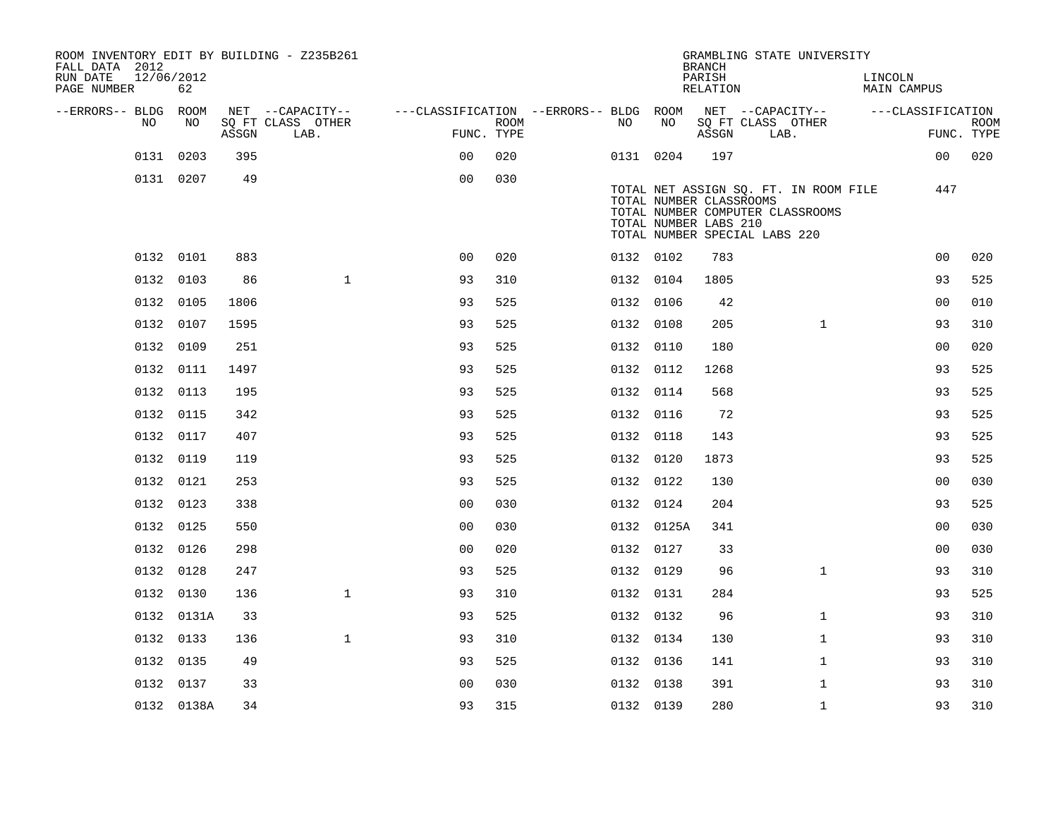ROOM INVENTORY EDIT BY BUILDING - Z235B261
FALL DATA 2012
RUN DATE 12/06/2012
PAGE NUMBER 62

GRAMBLING STATE UNIVERSITY
BRANCH
PARISH LINCOLN
RELATION MAIN CAMPUS

| --ERRORS-- | BLDG NO | ROOM NO | NET SQ FT ASSGN | --CAPACITY-- CLASS LAB. | OTHER | ---CLASSIFICATION FUNC. | ROOM TYPE | --ERRORS-- | BLDG NO | ROOM NO | NET SQ FT ASSGN | --CAPACITY-- CLASS LAB. | OTHER | ---CLASSIFICATION FUNC. | ROOM TYPE |
|---|---|---|---|---|---|---|---|---|---|---|---|---|---|---|---|
| | 0131 | 0203 | 395 | | | 00 | 020 | | 0131 | 0204 | 197 | | | 00 | 020 |
| | 0131 | 0207 | 49 | | | 00 | 030 | | | | | | | | |

TOTAL NET ASSIGN SQ. FT. IN ROOM FILE 447
TOTAL NUMBER CLASSROOMS
TOTAL NUMBER COMPUTER CLASSROOMS
TOTAL NUMBER LABS 210
TOTAL NUMBER SPECIAL LABS 220

| --ERRORS-- | BLDG NO | ROOM NO | NET SQ FT ASSGN | --CAPACITY-- CLASS LAB. | OTHER | ---CLASSIFICATION FUNC. | ROOM TYPE | --ERRORS-- | BLDG NO | ROOM NO | NET SQ FT ASSGN | --CAPACITY-- CLASS LAB. | OTHER | ---CLASSIFICATION FUNC. | ROOM TYPE |
|---|---|---|---|---|---|---|---|---|---|---|---|---|---|---|---|
| | 0132 | 0101 | 883 | | | 00 | 020 | | 0132 | 0102 | 783 | | | 00 | 020 |
| | 0132 | 0103 | 86 | | 1 | 93 | 310 | | 0132 | 0104 | 1805 | | | 93 | 525 |
| | 0132 | 0105 | 1806 | | | 93 | 525 | | 0132 | 0106 | 42 | | | 00 | 010 |
| | 0132 | 0107 | 1595 | | | 93 | 525 | | 0132 | 0108 | 205 | | 1 | 93 | 310 |
| | 0132 | 0109 | 251 | | | 93 | 525 | | 0132 | 0110 | 180 | | | 00 | 020 |
| | 0132 | 0111 | 1497 | | | 93 | 525 | | 0132 | 0112 | 1268 | | | 93 | 525 |
| | 0132 | 0113 | 195 | | | 93 | 525 | | 0132 | 0114 | 568 | | | 93 | 525 |
| | 0132 | 0115 | 342 | | | 93 | 525 | | 0132 | 0116 | 72 | | | 93 | 525 |
| | 0132 | 0117 | 407 | | | 93 | 525 | | 0132 | 0118 | 143 | | | 93 | 525 |
| | 0132 | 0119 | 119 | | | 93 | 525 | | 0132 | 0120 | 1873 | | | 93 | 525 |
| | 0132 | 0121 | 253 | | | 93 | 525 | | 0132 | 0122 | 130 | | | 00 | 030 |
| | 0132 | 0123 | 338 | | | 00 | 030 | | 0132 | 0124 | 204 | | | 93 | 525 |
| | 0132 | 0125 | 550 | | | 00 | 030 | | 0132 | 0125A | 341 | | | 00 | 030 |
| | 0132 | 0126 | 298 | | | 00 | 020 | | 0132 | 0127 | 33 | | | 00 | 030 |
| | 0132 | 0128 | 247 | | | 93 | 525 | | 0132 | 0129 | 96 | | 1 | 93 | 310 |
| | 0132 | 0130 | 136 | | 1 | 93 | 310 | | 0132 | 0131 | 284 | | | 93 | 525 |
| | 0132 | 0131A | 33 | | | 93 | 525 | | 0132 | 0132 | 96 | | 1 | 93 | 310 |
| | 0132 | 0133 | 136 | | 1 | 93 | 310 | | 0132 | 0134 | 130 | | 1 | 93 | 310 |
| | 0132 | 0135 | 49 | | | 93 | 525 | | 0132 | 0136 | 141 | | 1 | 93 | 310 |
| | 0132 | 0137 | 33 | | | 00 | 030 | | 0132 | 0138 | 391 | | 1 | 93 | 310 |
| | 0132 | 0138A | 34 | | | 93 | 315 | | 0132 | 0139 | 280 | | 1 | 93 | 310 |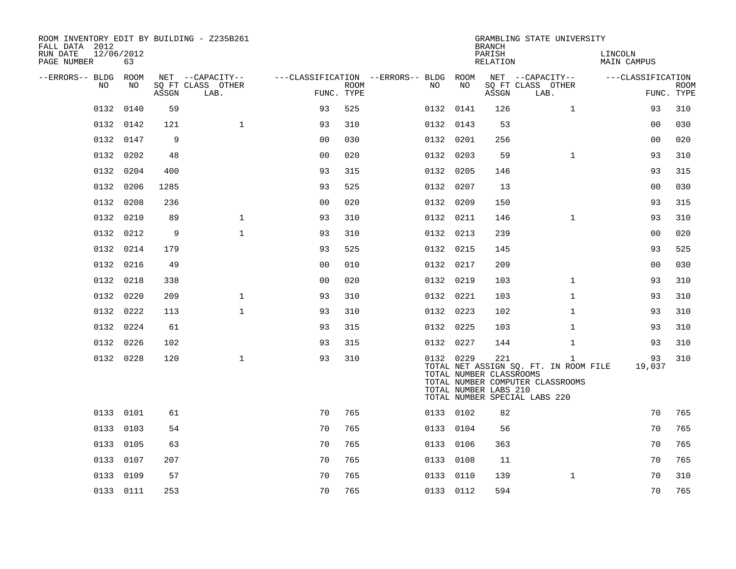ROOM INVENTORY EDIT BY BUILDING - Z235B261
FALL DATA 2012
RUN DATE 12/06/2012
PAGE NUMBER 63

GRAMBLING STATE UNIVERSITY
BRANCH
PARISH LINCOLN
RELATION MAIN CAMPUS

| --ERRORS-- | BLDG NO | ROOM NO | NET SQ FT ASSGN | --CAPACITY-- CLASS LAB. | OTHER | ---CLASSIFICATION FUNC. | ROOM TYPE | --ERRORS-- | BLDG NO | ROOM NO | NET SQ FT ASSGN | --CAPACITY-- CLASS LAB. | OTHER | ---CLASSIFICATION FUNC. | ROOM TYPE |
|---|---|---|---|---|---|---|---|---|---|---|---|---|---|---|---|
| | 0132 | 0140 | 59 | | | 93 | 525 | | 0132 | 0141 | 126 | | 1 | 93 | 310 |
| | 0132 | 0142 | 121 | | 1 | 93 | 310 | | 0132 | 0143 | 53 | | | 00 | 030 |
| | 0132 | 0147 | 9 | | | 00 | 030 | | 0132 | 0201 | 256 | | | 00 | 020 |
| | 0132 | 0202 | 48 | | | 00 | 020 | | 0132 | 0203 | 59 | | 1 | 93 | 310 |
| | 0132 | 0204 | 400 | | | 93 | 315 | | 0132 | 0205 | 146 | | | 93 | 315 |
| | 0132 | 0206 | 1285 | | | 93 | 525 | | 0132 | 0207 | 13 | | | 00 | 030 |
| | 0132 | 0208 | 236 | | | 00 | 020 | | 0132 | 0209 | 150 | | | 93 | 315 |
| | 0132 | 0210 | 89 | | 1 | 93 | 310 | | 0132 | 0211 | 146 | | 1 | 93 | 310 |
| | 0132 | 0212 | 9 | | 1 | 93 | 310 | | 0132 | 0213 | 239 | | | 00 | 020 |
| | 0132 | 0214 | 179 | | | 93 | 525 | | 0132 | 0215 | 145 | | | 93 | 525 |
| | 0132 | 0216 | 49 | | | 00 | 010 | | 0132 | 0217 | 209 | | | 00 | 030 |
| | 0132 | 0218 | 338 | | | 00 | 020 | | 0132 | 0219 | 103 | | 1 | 93 | 310 |
| | 0132 | 0220 | 209 | | 1 | 93 | 310 | | 0132 | 0221 | 103 | | 1 | 93 | 310 |
| | 0132 | 0222 | 113 | | 1 | 93 | 310 | | 0132 | 0223 | 102 | | 1 | 93 | 310 |
| | 0132 | 0224 | 61 | | | 93 | 315 | | 0132 | 0225 | 103 | | 1 | 93 | 310 |
| | 0132 | 0226 | 102 | | | 93 | 315 | | 0132 | 0227 | 144 | | 1 | 93 | 310 |
| | 0132 | 0228 | 120 | | 1 | 93 | 310 | | 0132 | 0229 | 221 | | 1 | 93 | 310 |
| | | | | | | | | | TOTAL NET ASSIGN SQ. FT. IN ROOM FILE | | | | | 19,037 | |
| | | | | | | | | | TOTAL NUMBER CLASSROOMS | | | | | | |
| | | | | | | | | | TOTAL NUMBER COMPUTER CLASSROOMS | | | | | | |
| | | | | | | | | | TOTAL NUMBER LABS 210 | | | | | | |
| | | | | | | | | | TOTAL NUMBER SPECIAL LABS 220 | | | | | | |
| | 0133 | 0101 | 61 | | | 70 | 765 | | 0133 | 0102 | 82 | | | 70 | 765 |
| | 0133 | 0103 | 54 | | | 70 | 765 | | 0133 | 0104 | 56 | | | 70 | 765 |
| | 0133 | 0105 | 63 | | | 70 | 765 | | 0133 | 0106 | 363 | | | 70 | 765 |
| | 0133 | 0107 | 207 | | | 70 | 765 | | 0133 | 0108 | 11 | | | 70 | 765 |
| | 0133 | 0109 | 57 | | | 70 | 765 | | 0133 | 0110 | 139 | | 1 | 70 | 310 |
| | 0133 | 0111 | 253 | | | 70 | 765 | | 0133 | 0112 | 594 | | | 70 | 765 |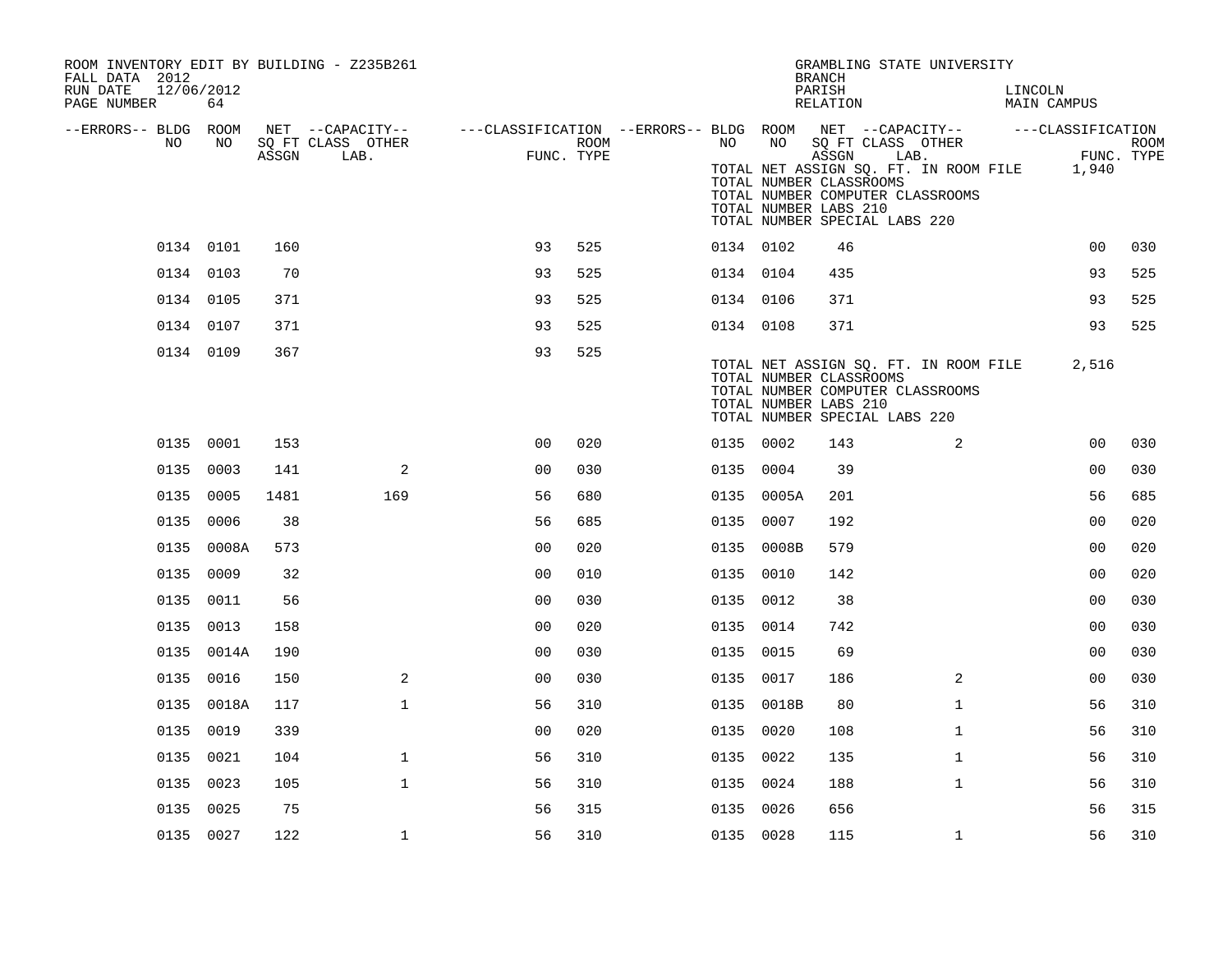ROOM INVENTORY EDIT BY BUILDING - Z235B261
FALL DATA 2012
RUN DATE 12/06/2012
PAGE NUMBER 64

GRAMBLING STATE UNIVERSITY
BRANCH
PARISH LINCOLN
RELATION MAIN CAMPUS

TOTAL NET ASSIGN SQ. FT. IN ROOM FILE 1,940
TOTAL NUMBER CLASSROOMS
TOTAL NUMBER COMPUTER CLASSROOMS
TOTAL NUMBER LABS 210
TOTAL NUMBER SPECIAL LABS 220

| --ERRORS-- | BLDG NO | ROOM NO | NET ASSGN SQ FT | CAPACITY CLASS LAB. | CAPACITY OTHER | CLASSIFICATION FUNC. | ROOM TYPE | --ERRORS-- | BLDG NO | ROOM NO | NET ASSGN SQ FT | CAPACITY CLASS LAB. | CAPACITY OTHER | CLASSIFICATION FUNC. | ROOM TYPE |
|---|---|---|---|---|---|---|---|---|---|---|---|---|---|---|---|
| | 0134 | 0101 | 160 | | | 93 | 525 | | 0134 | 0102 | 46 | | | 00 | 030 |
| | 0134 | 0103 | 70 | | | 93 | 525 | | 0134 | 0104 | 435 | | | 93 | 525 |
| | 0134 | 0105 | 371 | | | 93 | 525 | | 0134 | 0106 | 371 | | | 93 | 525 |
| | 0134 | 0107 | 371 | | | 93 | 525 | | 0134 | 0108 | 371 | | | 93 | 525 |
| | 0134 | 0109 | 367 | | | 93 | 525 | | | | | | | | |

TOTAL NET ASSIGN SQ. FT. IN ROOM FILE 2,516
TOTAL NUMBER CLASSROOMS
TOTAL NUMBER COMPUTER CLASSROOMS
TOTAL NUMBER LABS 210
TOTAL NUMBER SPECIAL LABS 220

| --ERRORS-- | BLDG NO | ROOM NO | NET ASSGN SQ FT | CAPACITY CLASS LAB. | CAPACITY OTHER | CLASSIFICATION FUNC. | ROOM TYPE | --ERRORS-- | BLDG NO | ROOM NO | NET ASSGN SQ FT | CAPACITY CLASS LAB. | CAPACITY OTHER | CLASSIFICATION FUNC. | ROOM TYPE |
|---|---|---|---|---|---|---|---|---|---|---|---|---|---|---|---|
| | 0135 | 0001 | 153 | | | 00 | 020 | | 0135 | 0002 | 143 | | 2 | 00 | 030 |
| | 0135 | 0003 | 141 | | 2 | 00 | 030 | | 0135 | 0004 | 39 | | | 00 | 030 |
| | 0135 | 0005 | 1481 | | 169 | 56 | 680 | | 0135 | 0005A | 201 | | | 56 | 685 |
| | 0135 | 0006 | 38 | | | 56 | 685 | | 0135 | 0007 | 192 | | | 00 | 020 |
| | 0135 | 0008A | 573 | | | 00 | 020 | | 0135 | 0008B | 579 | | | 00 | 020 |
| | 0135 | 0009 | 32 | | | 00 | 010 | | 0135 | 0010 | 142 | | | 00 | 020 |
| | 0135 | 0011 | 56 | | | 00 | 030 | | 0135 | 0012 | 38 | | | 00 | 030 |
| | 0135 | 0013 | 158 | | | 00 | 020 | | 0135 | 0014 | 742 | | | 00 | 030 |
| | 0135 | 0014A | 190 | | | 00 | 030 | | 0135 | 0015 | 69 | | | 00 | 030 |
| | 0135 | 0016 | 150 | | 2 | 00 | 030 | | 0135 | 0017 | 186 | | 2 | 00 | 030 |
| | 0135 | 0018A | 117 | | 1 | 56 | 310 | | 0135 | 0018B | 80 | | 1 | 56 | 310 |
| | 0135 | 0019 | 339 | | | 00 | 020 | | 0135 | 0020 | 108 | | 1 | 56 | 310 |
| | 0135 | 0021 | 104 | | 1 | 56 | 310 | | 0135 | 0022 | 135 | | 1 | 56 | 310 |
| | 0135 | 0023 | 105 | | 1 | 56 | 310 | | 0135 | 0024 | 188 | | 1 | 56 | 310 |
| | 0135 | 0025 | 75 | | | 56 | 315 | | 0135 | 0026 | 656 | | | 56 | 315 |
| | 0135 | 0027 | 122 | | 1 | 56 | 310 | | 0135 | 0028 | 115 | | 1 | 56 | 310 |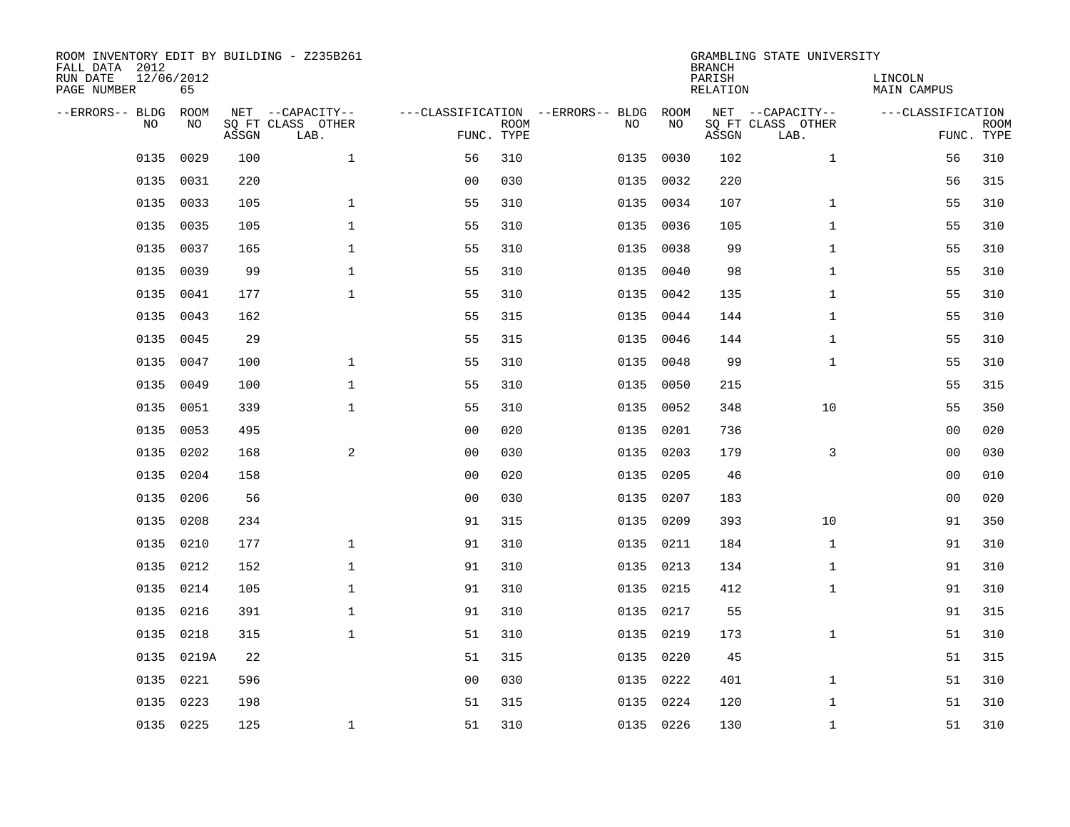ROOM INVENTORY EDIT BY BUILDING - Z235B261
FALL DATA 2012
RUN DATE 12/06/2012
PAGE NUMBER 65

GRAMBLING STATE UNIVERSITY
BRANCH
PARISH LINCOLN
RELATION MAIN CAMPUS

| --ERRORS-- | BLDG NO | ROOM NO | NET SQ FT ASSGN | --CAPACITY-- CLASS LAB. | OTHER | ---CLASSIFICATION FUNC. | ROOM TYPE | --ERRORS-- | BLDG NO | ROOM NO | NET SQ FT ASSGN | --CAPACITY-- CLASS LAB. | OTHER | ---CLASSIFICATION FUNC. | ROOM TYPE |
|---|---|---|---|---|---|---|---|---|---|---|---|---|---|---|---|
| | 0135 | 0029 | 100 | | 1 | 56 | 310 | | 0135 | 0030 | 102 | | 1 | 56 | 310 |
| | 0135 | 0031 | 220 | | | 00 | 030 | | 0135 | 0032 | 220 | | | 56 | 315 |
| | 0135 | 0033 | 105 | | 1 | 55 | 310 | | 0135 | 0034 | 107 | | 1 | 55 | 310 |
| | 0135 | 0035 | 105 | | 1 | 55 | 310 | | 0135 | 0036 | 105 | | 1 | 55 | 310 |
| | 0135 | 0037 | 165 | | 1 | 55 | 310 | | 0135 | 0038 | 99 | | 1 | 55 | 310 |
| | 0135 | 0039 | 99 | | 1 | 55 | 310 | | 0135 | 0040 | 98 | | 1 | 55 | 310 |
| | 0135 | 0041 | 177 | | 1 | 55 | 310 | | 0135 | 0042 | 135 | | 1 | 55 | 310 |
| | 0135 | 0043 | 162 | | | 55 | 315 | | 0135 | 0044 | 144 | | 1 | 55 | 310 |
| | 0135 | 0045 | 29 | | | 55 | 315 | | 0135 | 0046 | 144 | | 1 | 55 | 310 |
| | 0135 | 0047 | 100 | | 1 | 55 | 310 | | 0135 | 0048 | 99 | | 1 | 55 | 310 |
| | 0135 | 0049 | 100 | | 1 | 55 | 310 | | 0135 | 0050 | 215 | | | 55 | 315 |
| | 0135 | 0051 | 339 | | 1 | 55 | 310 | | 0135 | 0052 | 348 | | 10 | 55 | 350 |
| | 0135 | 0053 | 495 | | | 00 | 020 | | 0135 | 0201 | 736 | | | 00 | 020 |
| | 0135 | 0202 | 168 | | 2 | 00 | 030 | | 0135 | 0203 | 179 | | 3 | 00 | 030 |
| | 0135 | 0204 | 158 | | | 00 | 020 | | 0135 | 0205 | 46 | | | 00 | 010 |
| | 0135 | 0206 | 56 | | | 00 | 030 | | 0135 | 0207 | 183 | | | 00 | 020 |
| | 0135 | 0208 | 234 | | | 91 | 315 | | 0135 | 0209 | 393 | | 10 | 91 | 350 |
| | 0135 | 0210 | 177 | | 1 | 91 | 310 | | 0135 | 0211 | 184 | | 1 | 91 | 310 |
| | 0135 | 0212 | 152 | | 1 | 91 | 310 | | 0135 | 0213 | 134 | | 1 | 91 | 310 |
| | 0135 | 0214 | 105 | | 1 | 91 | 310 | | 0135 | 0215 | 412 | | 1 | 91 | 310 |
| | 0135 | 0216 | 391 | | 1 | 91 | 310 | | 0135 | 0217 | 55 | | | 91 | 315 |
| | 0135 | 0218 | 315 | | 1 | 51 | 310 | | 0135 | 0219 | 173 | | 1 | 51 | 310 |
| | 0135 | 0219A | 22 | | | 51 | 315 | | 0135 | 0220 | 45 | | | 51 | 315 |
| | 0135 | 0221 | 596 | | | 00 | 030 | | 0135 | 0222 | 401 | | 1 | 51 | 310 |
| | 0135 | 0223 | 198 | | | 51 | 315 | | 0135 | 0224 | 120 | | 1 | 51 | 310 |
| | 0135 | 0225 | 125 | | 1 | 51 | 310 | | 0135 | 0226 | 130 | | 1 | 51 | 310 |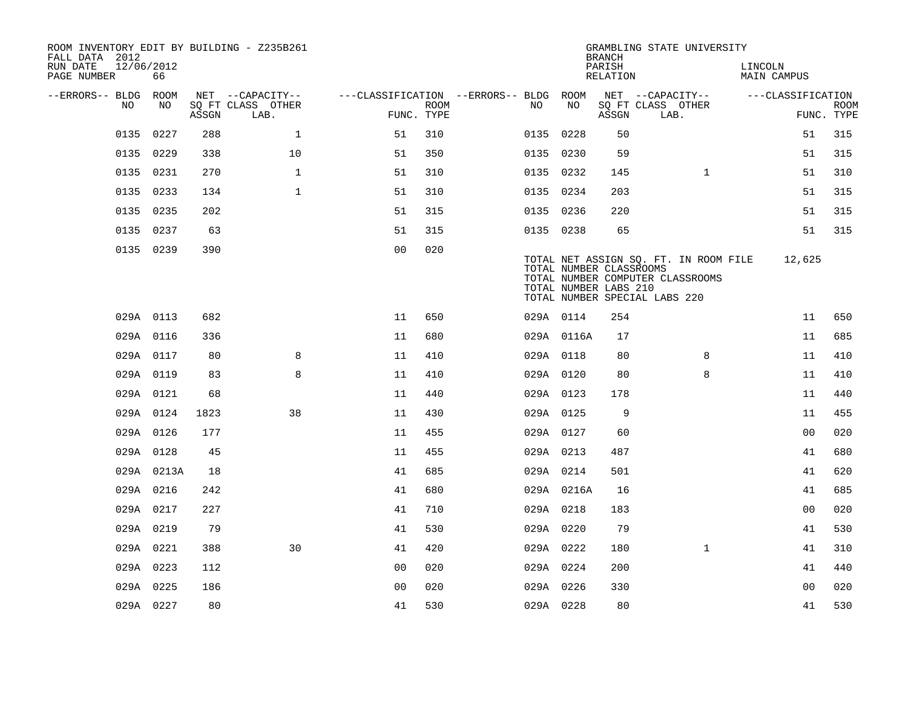ROOM INVENTORY EDIT BY BUILDING - Z235B261
FALL DATA 2012
RUN DATE 12/06/2012
PAGE NUMBER 66

GRAMBLING STATE UNIVERSITY
BRANCH
PARISH LINCOLN
RELATION MAIN CAMPUS

| --ERRORS-- | BLDG NO | ROOM NO | NET SQ FT ASSGN | --CAPACITY-- CLASS LAB. | OTHER | ---CLASSIFICATION FUNC. | ROOM TYPE | --ERRORS-- | BLDG NO | ROOM NO | NET SQ FT ASSGN | --CAPACITY-- CLASS LAB. | OTHER | ---CLASSIFICATION FUNC. | ROOM TYPE |
|---|---|---|---|---|---|---|---|---|---|---|---|---|---|---|---|
| | 0135 | 0227 | 288 | | 1 | 51 | 310 | | 0135 | 0228 | 50 | | | 51 | 315 |
| | 0135 | 0229 | 338 | | 10 | 51 | 350 | | 0135 | 0230 | 59 | | | 51 | 315 |
| | 0135 | 0231 | 270 | | 1 | 51 | 310 | | 0135 | 0232 | 145 | | 1 | 51 | 310 |
| | 0135 | 0233 | 134 | | 1 | 51 | 310 | | 0135 | 0234 | 203 | | | 51 | 315 |
| | 0135 | 0235 | 202 | | | 51 | 315 | | 0135 | 0236 | 220 | | | 51 | 315 |
| | 0135 | 0237 | 63 | | | 51 | 315 | | 0135 | 0238 | 65 | | | 51 | 315 |
| | 0135 | 0239 | 390 | | | 00 | 020 | | | | | | | | |

TOTAL NET ASSIGN SQ. FT. IN ROOM FILE 12,625
TOTAL NUMBER CLASSROOMS
TOTAL NUMBER COMPUTER CLASSROOMS
TOTAL NUMBER LABS 210
TOTAL NUMBER SPECIAL LABS 220

| --ERRORS-- | BLDG NO | ROOM NO | NET SQ FT ASSGN | --CAPACITY-- CLASS LAB. | OTHER | ---CLASSIFICATION FUNC. | ROOM TYPE | --ERRORS-- | BLDG NO | ROOM NO | NET SQ FT ASSGN | --CAPACITY-- CLASS LAB. | OTHER | ---CLASSIFICATION FUNC. | ROOM TYPE |
|---|---|---|---|---|---|---|---|---|---|---|---|---|---|---|---|
| | 029A | 0113 | 682 | | | 11 | 650 | | 029A | 0114 | 254 | | | 11 | 650 |
| | 029A | 0116 | 336 | | | 11 | 680 | | 029A | 0116A | 17 | | | 11 | 685 |
| | 029A | 0117 | 80 | | 8 | 11 | 410 | | 029A | 0118 | 80 | | 8 | 11 | 410 |
| | 029A | 0119 | 83 | | 8 | 11 | 410 | | 029A | 0120 | 80 | | 8 | 11 | 410 |
| | 029A | 0121 | 68 | | | 11 | 440 | | 029A | 0123 | 178 | | | 11 | 440 |
| | 029A | 0124 | 1823 | | 38 | 11 | 430 | | 029A | 0125 | 9 | | | 11 | 455 |
| | 029A | 0126 | 177 | | | 11 | 455 | | 029A | 0127 | 60 | | | 00 | 020 |
| | 029A | 0128 | 45 | | | 11 | 455 | | 029A | 0213 | 487 | | | 41 | 680 |
| | 029A | 0213A | 18 | | | 41 | 685 | | 029A | 0214 | 501 | | | 41 | 620 |
| | 029A | 0216 | 242 | | | 41 | 680 | | 029A | 0216A | 16 | | | 41 | 685 |
| | 029A | 0217 | 227 | | | 41 | 710 | | 029A | 0218 | 183 | | | 00 | 020 |
| | 029A | 0219 | 79 | | | 41 | 530 | | 029A | 0220 | 79 | | | 41 | 530 |
| | 029A | 0221 | 388 | | 30 | 41 | 420 | | 029A | 0222 | 180 | | 1 | 41 | 310 |
| | 029A | 0223 | 112 | | | 00 | 020 | | 029A | 0224 | 200 | | | 41 | 440 |
| | 029A | 0225 | 186 | | | 00 | 020 | | 029A | 0226 | 330 | | | 00 | 020 |
| | 029A | 0227 | 80 | | | 41 | 530 | | 029A | 0228 | 80 | | | 41 | 530 |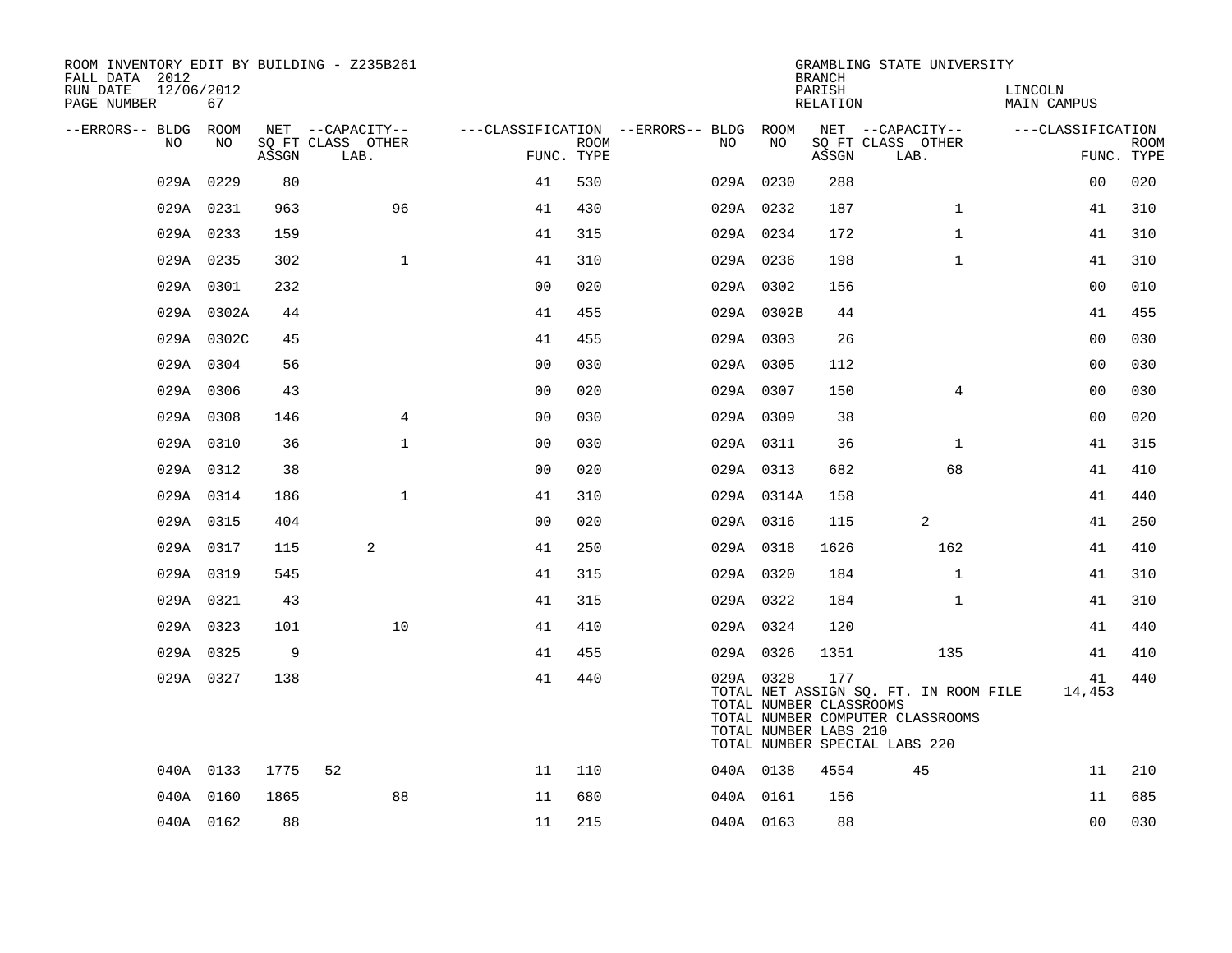ROOM INVENTORY EDIT BY BUILDING - Z235B261
FALL DATA 2012
RUN DATE 12/06/2012
PAGE NUMBER 67

GRAMBLING STATE UNIVERSITY
BRANCH
PARISH LINCOLN
RELATION MAIN CAMPUS

| --ERRORS-- | BLDG NO | ROOM NO | NET ASSGN SQ FT | CAPACITY CLASS | CAPACITY LAB. | CAPACITY OTHER | CLASSIFICATION FUNC. | ROOM TYPE | --ERRORS-- | BLDG NO | ROOM NO | NET ASSGN SQ FT | CAPACITY CLASS | CAPACITY LAB. | CAPACITY OTHER | CLASSIFICATION FUNC. | ROOM TYPE |
|---|---|---|---|---|---|---|---|---|---|---|---|---|---|---|---|---|---|
| | 029A | 0229 | 80 | | | | 41 | 530 | | 029A | 0230 | 288 | | | | 00 | 020 |
| | 029A | 0231 | 963 | | | 96 | 41 | 430 | | 029A | 0232 | 187 | | | 1 | 41 | 310 |
| | 029A | 0233 | 159 | | | | 41 | 315 | | 029A | 0234 | 172 | | | 1 | 41 | 310 |
| | 029A | 0235 | 302 | | | 1 | 41 | 310 | | 029A | 0236 | 198 | | | 1 | 41 | 310 |
| | 029A | 0301 | 232 | | | | 00 | 020 | | 029A | 0302 | 156 | | | | 00 | 010 |
| | 029A | 0302A | 44 | | | | 41 | 455 | | 029A | 0302B | 44 | | | | 41 | 455 |
| | 029A | 0302C | 45 | | | | 41 | 455 | | 029A | 0303 | 26 | | | | 00 | 030 |
| | 029A | 0304 | 56 | | | | 00 | 030 | | 029A | 0305 | 112 | | | | 00 | 030 |
| | 029A | 0306 | 43 | | | | 00 | 020 | | 029A | 0307 | 150 | | | 4 | 00 | 030 |
| | 029A | 0308 | 146 | | | 4 | 00 | 030 | | 029A | 0309 | 38 | | | | 00 | 020 |
| | 029A | 0310 | 36 | | | 1 | 00 | 030 | | 029A | 0311 | 36 | | | 1 | 41 | 315 |
| | 029A | 0312 | 38 | | | | 00 | 020 | | 029A | 0313 | 682 | | | 68 | 41 | 410 |
| | 029A | 0314 | 186 | | | 1 | 41 | 310 | | 029A | 0314A | 158 | | | | 41 | 440 |
| | 029A | 0315 | 404 | | | | 00 | 020 | | 029A | 0316 | 115 | | 2 | | 41 | 250 |
| | 029A | 0317 | 115 | | 2 | | 41 | 250 | | 029A | 0318 | 1626 | | | 162 | 41 | 410 |
| | 029A | 0319 | 545 | | | | 41 | 315 | | 029A | 0320 | 184 | | | 1 | 41 | 310 |
| | 029A | 0321 | 43 | | | | 41 | 315 | | 029A | 0322 | 184 | | | 1 | 41 | 310 |
| | 029A | 0323 | 101 | | | 10 | 41 | 410 | | 029A | 0324 | 120 | | | | 41 | 440 |
| | 029A | 0325 | 9 | | | | 41 | 455 | | 029A | 0326 | 1351 | | | 135 | 41 | 410 |
| | 029A | 0327 | 138 | | | | 41 | 440 | | 029A | 0328 | 177 | | | | 41 | 440 |
| | 040A | 0133 | 1775 | 52 | | | 11 | 110 | | 040A | 0138 | 4554 | | 45 | | 11 | 210 |
| | 040A | 0160 | 1865 | | | 88 | 11 | 680 | | 040A | 0161 | 156 | | | | 11 | 685 |
| | 040A | 0162 | 88 | | | | 11 | 215 | | 040A | 0163 | 88 | | | | 00 | 030 |

TOTAL NET ASSIGN SQ. FT. IN ROOM FILE 14,453
TOTAL NUMBER CLASSROOMS
TOTAL NUMBER COMPUTER CLASSROOMS
TOTAL NUMBER LABS 210
TOTAL NUMBER SPECIAL LABS 220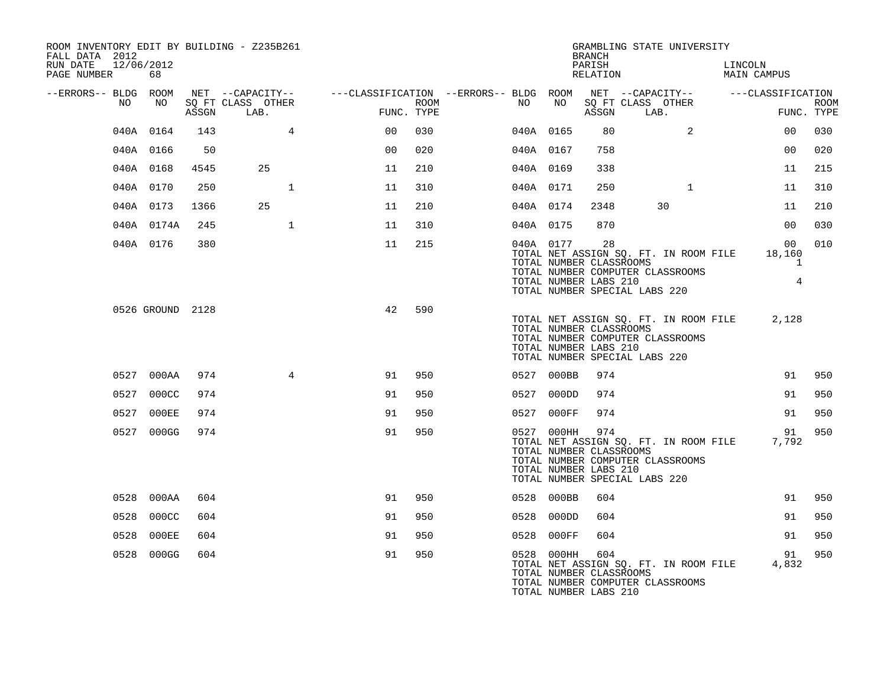ROOM INVENTORY EDIT BY BUILDING - Z235B261
FALL DATA 2012
RUN DATE 12/06/2012

GRAMBLING STATE UNIVERSITY
BRANCH
PARISH LINCOLN
RELATION MAIN CAMPUS

| --ERRORS-- | BLDG NO | ROOM NO | NET SQ FT ASSGN | CAPACITY CLASS LAB. | CAPACITY OTHER | CLASSIFICATION FUNC. | ROOM TYPE | --ERRORS-- | BLDG NO | ROOM NO | NET SQ FT ASSGN | CAPACITY CLASS LAB. | CAPACITY OTHER | CLASSIFICATION FUNC. | ROOM TYPE |
|---|---|---|---|---|---|---|---|---|---|---|---|---|---|---|---|
| | 040A | 0164 | 143 | | 4 | 00 | 030 | | 040A | 0165 | 80 | | 2 | 00 | 030 |
| | 040A | 0166 | 50 | | | 00 | 020 | | 040A | 0167 | 758 | | | 00 | 020 |
| | 040A | 0168 | 4545 | 25 | | 11 | 210 | | 040A | 0169 | 338 | | | 11 | 215 |
| | 040A | 0170 | 250 | | 1 | 11 | 310 | | 040A | 0171 | 250 | | 1 | 11 | 310 |
| | 040A | 0173 | 1366 | 25 | | 11 | 210 | | 040A | 0174 | 2348 | 30 | | 11 | 210 |
| | 040A | 0174A | 245 | | 1 | 11 | 310 | | 040A | 0175 | 870 | | | 00 | 030 |
| | 040A | 0176 | 380 | | | 11 | 215 | | 040A | 0177 | 28 | | | 00 | 010 |

TOTAL NET ASSIGN SQ. FT. IN ROOM FILE 18,160
TOTAL NUMBER CLASSROOMS 1
TOTAL NUMBER COMPUTER CLASSROOMS
TOTAL NUMBER LABS 210 4
TOTAL NUMBER SPECIAL LABS 220

| --ERRORS-- | BLDG NO | ROOM NO | NET SQ FT ASSGN | CAPACITY CLASS LAB. | CAPACITY OTHER | CLASSIFICATION FUNC. | ROOM TYPE |
|---|---|---|---|---|---|---|---|
| | 0526 | GROUND | 2128 | | | 42 | 590 |

TOTAL NET ASSIGN SQ. FT. IN ROOM FILE 2,128
TOTAL NUMBER CLASSROOMS
TOTAL NUMBER COMPUTER CLASSROOMS
TOTAL NUMBER LABS 210
TOTAL NUMBER SPECIAL LABS 220

| --ERRORS-- | BLDG NO | ROOM NO | NET SQ FT ASSGN | CAPACITY CLASS LAB. | CAPACITY OTHER | CLASSIFICATION FUNC. | ROOM TYPE | --ERRORS-- | BLDG NO | ROOM NO | NET SQ FT ASSGN | CAPACITY CLASS LAB. | CAPACITY OTHER | CLASSIFICATION FUNC. | ROOM TYPE |
|---|---|---|---|---|---|---|---|---|---|---|---|---|---|---|---|
| | 0527 | 000AA | 974 | | 4 | 91 | 950 | | 0527 | 000BB | 974 | | | 91 | 950 |
| | 0527 | 000CC | 974 | | | 91 | 950 | | 0527 | 000DD | 974 | | | 91 | 950 |
| | 0527 | 000EE | 974 | | | 91 | 950 | | 0527 | 000FF | 974 | | | 91 | 950 |
| | 0527 | 000GG | 974 | | | 91 | 950 | | 0527 | 000HH | 974 | | | 91 | 950 |

TOTAL NET ASSIGN SQ. FT. IN ROOM FILE 7,792
TOTAL NUMBER CLASSROOMS
TOTAL NUMBER COMPUTER CLASSROOMS
TOTAL NUMBER LABS 210
TOTAL NUMBER SPECIAL LABS 220

| --ERRORS-- | BLDG NO | ROOM NO | NET SQ FT ASSGN | CAPACITY CLASS LAB. | CAPACITY OTHER | CLASSIFICATION FUNC. | ROOM TYPE | --ERRORS-- | BLDG NO | ROOM NO | NET SQ FT ASSGN | CAPACITY CLASS LAB. | CAPACITY OTHER | CLASSIFICATION FUNC. | ROOM TYPE |
|---|---|---|---|---|---|---|---|---|---|---|---|---|---|---|---|
| | 0528 | 000AA | 604 | | | 91 | 950 | | 0528 | 000BB | 604 | | | 91 | 950 |
| | 0528 | 000CC | 604 | | | 91 | 950 | | 0528 | 000DD | 604 | | | 91 | 950 |
| | 0528 | 000EE | 604 | | | 91 | 950 | | 0528 | 000FF | 604 | | | 91 | 950 |
| | 0528 | 000GG | 604 | | | 91 | 950 | | 0528 | 000HH | 604 | | | 91 | 950 |

TOTAL NET ASSIGN SQ. FT. IN ROOM FILE 4,832
TOTAL NUMBER CLASSROOMS
TOTAL NUMBER COMPUTER CLASSROOMS
TOTAL NUMBER LABS 210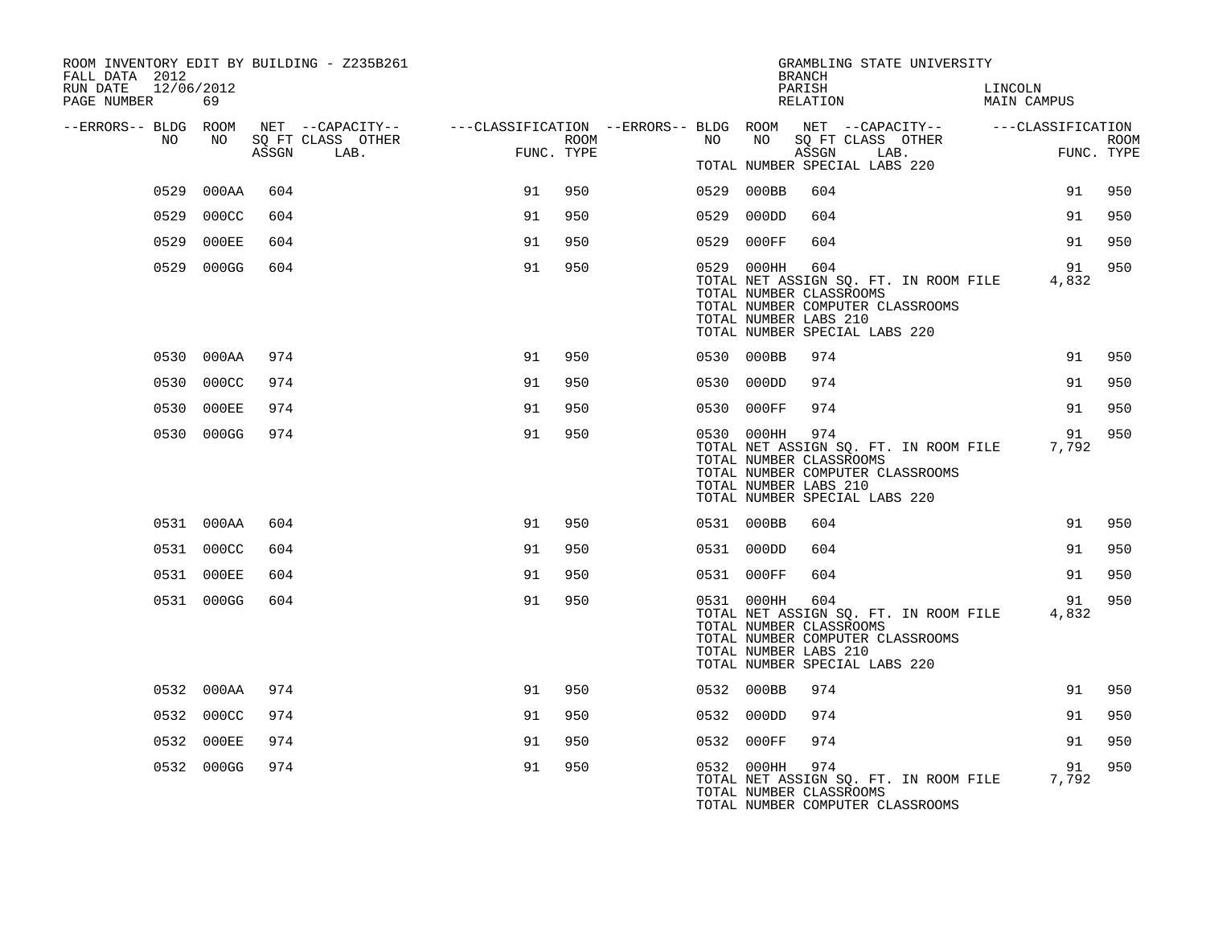ROOM INVENTORY EDIT BY BUILDING - Z235B261
FALL DATA 2012
RUN DATE 12/06/2012
PAGE NUMBER 69

GRAMBLING STATE UNIVERSITY
BRANCH
PARISH LINCOLN
RELATION MAIN CAMPUS

| --ERRORS-- | BLDG NO | ROOM NO | NET SQ FT ASSGN | --CAPACITY-- CLASS LAB. | OTHER | ---CLASSIFICATION FUNC. | ROOM TYPE | --ERRORS-- | BLDG NO | ROOM NO | NET SQ FT ASSGN | --CAPACITY-- CLASS LAB. | OTHER | ---CLASSIFICATION FUNC. | ROOM TYPE |
|---|---|---|---|---|---|---|---|---|---|---|---|---|---|---|---|
| | | | | | | | | | TOTAL NUMBER SPECIAL LABS 220 | | | | | | |
| | 0529 | 000AA | 604 | | | 91 | 950 | | 0529 | 000BB | 604 | | | 91 | 950 |
| | 0529 | 000CC | 604 | | | 91 | 950 | | 0529 | 000DD | 604 | | | 91 | 950 |
| | 0529 | 000EE | 604 | | | 91 | 950 | | 0529 | 000FF | 604 | | | 91 | 950 |
| | 0529 | 000GG | 604 | | | 91 | 950 | | 0529 | 000HH | 604 | | | 91 | 950 |
| | | | | | | | | | TOTAL NET ASSIGN SQ. FT. IN ROOM FILE | | | | | 4,832 | |
| | | | | | | | | | TOTAL NUMBER CLASSROOMS | | | | | | |
| | | | | | | | | | TOTAL NUMBER COMPUTER CLASSROOMS | | | | | | |
| | | | | | | | | | TOTAL NUMBER LABS 210 | | | | | | |
| | | | | | | | | | TOTAL NUMBER SPECIAL LABS 220 | | | | | | |
| | 0530 | 000AA | 974 | | | 91 | 950 | | 0530 | 000BB | 974 | | | 91 | 950 |
| | 0530 | 000CC | 974 | | | 91 | 950 | | 0530 | 000DD | 974 | | | 91 | 950 |
| | 0530 | 000EE | 974 | | | 91 | 950 | | 0530 | 000FF | 974 | | | 91 | 950 |
| | 0530 | 000GG | 974 | | | 91 | 950 | | 0530 | 000HH | 974 | | | 91 | 950 |
| | | | | | | | | | TOTAL NET ASSIGN SQ. FT. IN ROOM FILE | | | | | 7,792 | |
| | | | | | | | | | TOTAL NUMBER CLASSROOMS | | | | | | |
| | | | | | | | | | TOTAL NUMBER COMPUTER CLASSROOMS | | | | | | |
| | | | | | | | | | TOTAL NUMBER LABS 210 | | | | | | |
| | | | | | | | | | TOTAL NUMBER SPECIAL LABS 220 | | | | | | |
| | 0531 | 000AA | 604 | | | 91 | 950 | | 0531 | 000BB | 604 | | | 91 | 950 |
| | 0531 | 000CC | 604 | | | 91 | 950 | | 0531 | 000DD | 604 | | | 91 | 950 |
| | 0531 | 000EE | 604 | | | 91 | 950 | | 0531 | 000FF | 604 | | | 91 | 950 |
| | 0531 | 000GG | 604 | | | 91 | 950 | | 0531 | 000HH | 604 | | | 91 | 950 |
| | | | | | | | | | TOTAL NET ASSIGN SQ. FT. IN ROOM FILE | | | | | 4,832 | |
| | | | | | | | | | TOTAL NUMBER CLASSROOMS | | | | | | |
| | | | | | | | | | TOTAL NUMBER COMPUTER CLASSROOMS | | | | | | |
| | | | | | | | | | TOTAL NUMBER LABS 210 | | | | | | |
| | | | | | | | | | TOTAL NUMBER SPECIAL LABS 220 | | | | | | |
| | 0532 | 000AA | 974 | | | 91 | 950 | | 0532 | 000BB | 974 | | | 91 | 950 |
| | 0532 | 000CC | 974 | | | 91 | 950 | | 0532 | 000DD | 974 | | | 91 | 950 |
| | 0532 | 000EE | 974 | | | 91 | 950 | | 0532 | 000FF | 974 | | | 91 | 950 |
| | 0532 | 000GG | 974 | | | 91 | 950 | | 0532 | 000HH | 974 | | | 91 | 950 |
| | | | | | | | | | TOTAL NET ASSIGN SQ. FT. IN ROOM FILE | | | | | 7,792 | |
| | | | | | | | | | TOTAL NUMBER CLASSROOMS | | | | | | |
| | | | | | | | | | TOTAL NUMBER COMPUTER CLASSROOMS | | | | | | |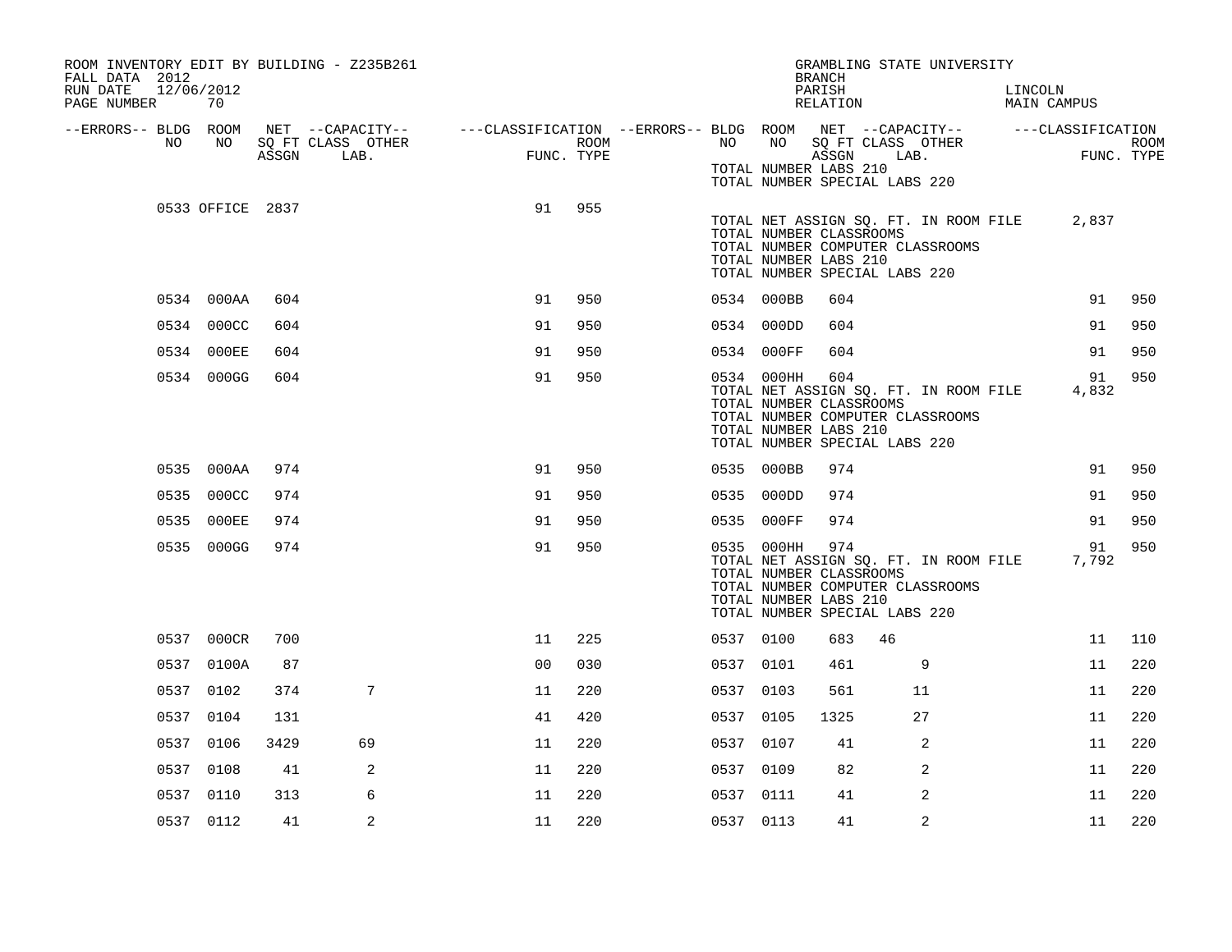ROOM INVENTORY EDIT BY BUILDING - Z235B261
FALL DATA 2012
RUN DATE 12/06/2012

GRAMBLING STATE UNIVERSITY
BRANCH
PARISH LINCOLN
RELATION MAIN CAMPUS

| --ERRORS-- | BLDG NO | ROOM NO | NET SQ FT ASSGN | --CAPACITY-- CLASS LAB. | OTHER | ---CLASSIFICATION FUNC. | ROOM TYPE | --ERRORS-- | BLDG NO | ROOM NO | NET SQ FT ASSGN | --CAPACITY-- CLASS LAB. | OTHER | ---CLASSIFICATION FUNC. | ROOM TYPE |
|---|---|---|---|---|---|---|---|---|---|---|---|---|---|---|---|
| | | | | | | | | | TOTAL NUMBER LABS 210 | | | | | | |
| | | | | | | | | | TOTAL NUMBER SPECIAL LABS 220 | | | | | | |
| | 0533 | OFFICE | 2837 | | | 91 | 955 | | | | | | | | |
| | | | | | | | | | TOTAL NET ASSIGN SQ. FT. IN ROOM FILE | | 2,837 | | | | |
| | | | | | | | | | TOTAL NUMBER CLASSROOMS | | | | | | |
| | | | | | | | | | TOTAL NUMBER COMPUTER CLASSROOMS | | | | | | |
| | | | | | | | | | TOTAL NUMBER LABS 210 | | | | | | |
| | | | | | | | | | TOTAL NUMBER SPECIAL LABS 220 | | | | | | |
| | 0534 | 000AA | 604 | | | 91 | 950 | | 0534 | 000BB | 604 | | | 91 | 950 |
| | 0534 | 000CC | 604 | | | 91 | 950 | | 0534 | 000DD | 604 | | | 91 | 950 |
| | 0534 | 000EE | 604 | | | 91 | 950 | | 0534 | 000FF | 604 | | | 91 | 950 |
| | 0534 | 000GG | 604 | | | 91 | 950 | | 0534 | 000HH | 604 | | | 91 | 950 |
| | | | | | | | | | TOTAL NET ASSIGN SQ. FT. IN ROOM FILE | | 4,832 | | | | |
| | | | | | | | | | TOTAL NUMBER CLASSROOMS | | | | | | |
| | | | | | | | | | TOTAL NUMBER COMPUTER CLASSROOMS | | | | | | |
| | | | | | | | | | TOTAL NUMBER LABS 210 | | | | | | |
| | | | | | | | | | TOTAL NUMBER SPECIAL LABS 220 | | | | | | |
| | 0535 | 000AA | 974 | | | 91 | 950 | | 0535 | 000BB | 974 | | | 91 | 950 |
| | 0535 | 000CC | 974 | | | 91 | 950 | | 0535 | 000DD | 974 | | | 91 | 950 |
| | 0535 | 000EE | 974 | | | 91 | 950 | | 0535 | 000FF | 974 | | | 91 | 950 |
| | 0535 | 000GG | 974 | | | 91 | 950 | | 0535 | 000HH | 974 | | | 91 | 950 |
| | | | | | | | | | TOTAL NET ASSIGN SQ. FT. IN ROOM FILE | | 7,792 | | | | |
| | | | | | | | | | TOTAL NUMBER CLASSROOMS | | | | | | |
| | | | | | | | | | TOTAL NUMBER COMPUTER CLASSROOMS | | | | | | |
| | | | | | | | | | TOTAL NUMBER LABS 210 | | | | | | |
| | | | | | | | | | TOTAL NUMBER SPECIAL LABS 220 | | | | | | |
| | 0537 | 000CR | 700 | | | 11 | 225 | | 0537 | 0100 | 683 | 46 | | 11 | 110 |
| | 0537 | 0100A | 87 | | | 00 | 030 | | 0537 | 0101 | 461 | 9 | | 11 | 220 |
| | 0537 | 0102 | 374 | 7 | | 11 | 220 | | 0537 | 0103 | 561 | 11 | | 11 | 220 |
| | 0537 | 0104 | 131 | | | 41 | 420 | | 0537 | 0105 | 1325 | 27 | | 11 | 220 |
| | 0537 | 0106 | 3429 | 69 | | 11 | 220 | | 0537 | 0107 | 41 | 2 | | 11 | 220 |
| | 0537 | 0108 | 41 | 2 | | 11 | 220 | | 0537 | 0109 | 82 | 2 | | 11 | 220 |
| | 0537 | 0110 | 313 | 6 | | 11 | 220 | | 0537 | 0111 | 41 | 2 | | 11 | 220 |
| | 0537 | 0112 | 41 | 2 | | 11 | 220 | | 0537 | 0113 | 41 | 2 | | 11 | 220 |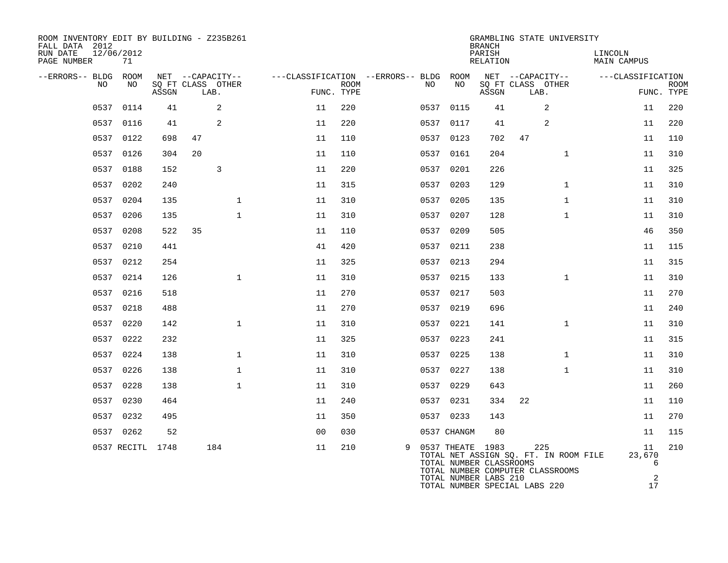ROOM INVENTORY EDIT BY BUILDING - Z235B261
FALL DATA 2012
RUN DATE 12/06/2012
PAGE NUMBER 71

GRAMBLING STATE UNIVERSITY
BRANCH
PARISH LINCOLN
RELATION MAIN CAMPUS

| --ERRORS-- | BLDG NO | ROOM NO | NET SQ FT ASSGN | CAPACITY CLASS | CAPACITY LAB. | CAPACITY OTHER | CLASSIFICATION FUNC. | ROOM TYPE | --ERRORS-- | BLDG NO | ROOM NO | NET SQ FT ASSGN | CAPACITY CLASS | CAPACITY LAB. | CAPACITY OTHER | CLASSIFICATION FUNC. | ROOM TYPE |
|---|---|---|---|---|---|---|---|---|---|---|---|---|---|---|---|---|---|
| | 0537 | 0114 | 41 | | 2 | | 11 | 220 | | 0537 | 0115 | 41 | | 2 | | 11 | 220 |
| | 0537 | 0116 | 41 | | 2 | | 11 | 220 | | 0537 | 0117 | 41 | | 2 | | 11 | 220 |
| | 0537 | 0122 | 698 | 47 | | | 11 | 110 | | 0537 | 0123 | 702 | 47 | | | 11 | 110 |
| | 0537 | 0126 | 304 | 20 | | | 11 | 110 | | 0537 | 0161 | 204 | | | 1 | 11 | 310 |
| | 0537 | 0188 | 152 | | 3 | | 11 | 220 | | 0537 | 0201 | 226 | | | | 11 | 325 |
| | 0537 | 0202 | 240 | | | | 11 | 315 | | 0537 | 0203 | 129 | | | 1 | 11 | 310 |
| | 0537 | 0204 | 135 | | | 1 | 11 | 310 | | 0537 | 0205 | 135 | | | 1 | 11 | 310 |
| | 0537 | 0206 | 135 | | | 1 | 11 | 310 | | 0537 | 0207 | 128 | | | 1 | 11 | 310 |
| | 0537 | 0208 | 522 | 35 | | | 11 | 110 | | 0537 | 0209 | 505 | | | | 46 | 350 |
| | 0537 | 0210 | 441 | | | | 41 | 420 | | 0537 | 0211 | 238 | | | | 11 | 115 |
| | 0537 | 0212 | 254 | | | | 11 | 325 | | 0537 | 0213 | 294 | | | | 11 | 315 |
| | 0537 | 0214 | 126 | | | 1 | 11 | 310 | | 0537 | 0215 | 133 | | | 1 | 11 | 310 |
| | 0537 | 0216 | 518 | | | | 11 | 270 | | 0537 | 0217 | 503 | | | | 11 | 270 |
| | 0537 | 0218 | 488 | | | | 11 | 270 | | 0537 | 0219 | 696 | | | | 11 | 240 |
| | 0537 | 0220 | 142 | | | 1 | 11 | 310 | | 0537 | 0221 | 141 | | | 1 | 11 | 310 |
| | 0537 | 0222 | 232 | | | | 11 | 325 | | 0537 | 0223 | 241 | | | | 11 | 315 |
| | 0537 | 0224 | 138 | | | 1 | 11 | 310 | | 0537 | 0225 | 138 | | | 1 | 11 | 310 |
| | 0537 | 0226 | 138 | | | 1 | 11 | 310 | | 0537 | 0227 | 138 | | | 1 | 11 | 310 |
| | 0537 | 0228 | 138 | | | 1 | 11 | 310 | | 0537 | 0229 | 643 | | | | 11 | 260 |
| | 0537 | 0230 | 464 | | | | 11 | 240 | | 0537 | 0231 | 334 | 22 | | | 11 | 110 |
| | 0537 | 0232 | 495 | | | | 11 | 350 | | 0537 | 0233 | 143 | | | | 11 | 270 |
| | 0537 | 0262 | 52 | | | | 00 | 030 | | 0537 | CHANGM | 80 | | | | 11 | 115 |
| | 0537 | RECITL | 1748 | | 184 | | 11 | 210 | 9 | 0537 | THEATE | 1983 | | 225 | | 11 | 210 |

| | |
|---|---|
| TOTAL NET ASSIGN SQ. FT. IN ROOM FILE | 23,670 |
| TOTAL NUMBER CLASSROOMS | 6 |
| TOTAL NUMBER COMPUTER CLASSROOMS | |
| TOTAL NUMBER LABS 210 | 2 |
| TOTAL NUMBER SPECIAL LABS 220 | 17 |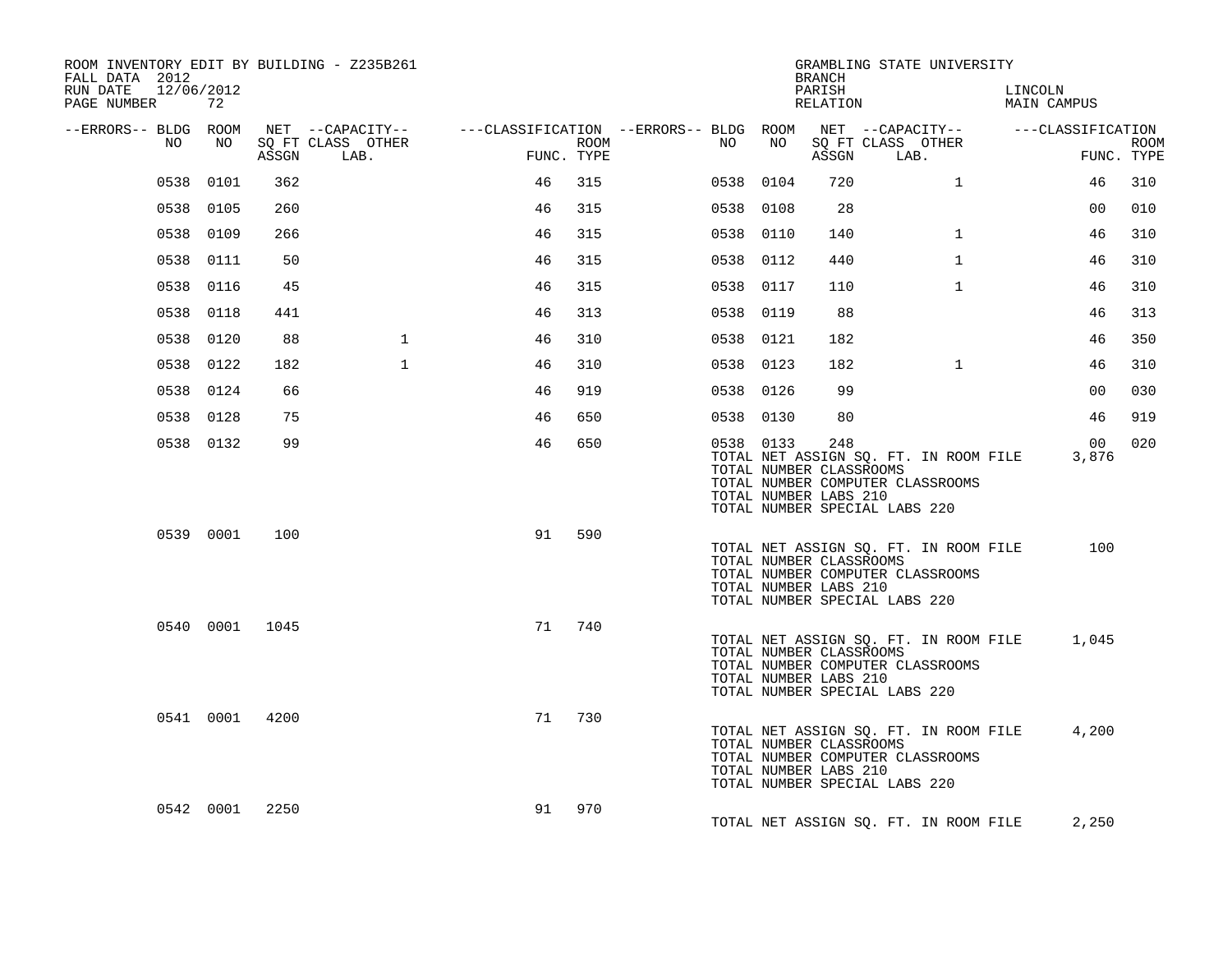ROOM INVENTORY EDIT BY BUILDING - Z235B261
FALL DATA 2012
RUN DATE 12/06/2012
PAGE NUMBER 72

GRAMBLING STATE UNIVERSITY
BRANCH
PARISH LINCOLN
RELATION MAIN CAMPUS

| --ERRORS-- | BLDG NO | ROOM NO | NET ASSGN SQ FT | CAPACITY CLASS | CAPACITY LAB. | CAPACITY OTHER | CLASSIFICATION FUNC. | ROOM TYPE | --ERRORS-- | BLDG NO | ROOM NO | NET ASSGN SQ FT | CAPACITY CLASS | CAPACITY LAB. | CAPACITY OTHER | CLASSIFICATION FUNC. | ROOM TYPE |
|---|---|---|---|---|---|---|---|---|---|---|---|---|---|---|---|---|---|
| | 0538 | 0101 | 362 | | | | 46 | 315 | | 0538 | 0104 | 720 | | 1 | | 46 | 310 |
| | 0538 | 0105 | 260 | | | | 46 | 315 | | 0538 | 0108 | 28 | | | | 00 | 010 |
| | 0538 | 0109 | 266 | | | | 46 | 315 | | 0538 | 0110 | 140 | | 1 | | 46 | 310 |
| | 0538 | 0111 | 50 | | | | 46 | 315 | | 0538 | 0112 | 440 | | 1 | | 46 | 310 |
| | 0538 | 0116 | 45 | | | | 46 | 315 | | 0538 | 0117 | 110 | | 1 | | 46 | 310 |
| | 0538 | 0118 | 441 | | | | 46 | 313 | | 0538 | 0119 | 88 | | | | 46 | 313 |
| | 0538 | 0120 | 88 | | 1 | | 46 | 310 | | 0538 | 0121 | 182 | | | | 46 | 350 |
| | 0538 | 0122 | 182 | | 1 | | 46 | 310 | | 0538 | 0123 | 182 | | 1 | | 46 | 310 |
| | 0538 | 0124 | 66 | | | | 46 | 919 | | 0538 | 0126 | 99 | | | | 00 | 030 |
| | 0538 | 0128 | 75 | | | | 46 | 650 | | 0538 | 0130 | 80 | | | | 46 | 919 |
| | 0538 | 0132 | 99 | | | | 46 | 650 | | 0538 | 0133 | 248 | | | | 00 | 020 |

TOTAL NET ASSIGN SQ. FT. IN ROOM FILE 3,876
TOTAL NUMBER CLASSROOMS
TOTAL NUMBER COMPUTER CLASSROOMS
TOTAL NUMBER LABS 210
TOTAL NUMBER SPECIAL LABS 220

| BLDG NO | ROOM NO | NET ASSGN SQ FT | FUNC. | ROOM TYPE |
|---|---|---|---|---|
| 0539 | 0001 | 100 | 91 | 590 |

TOTAL NET ASSIGN SQ. FT. IN ROOM FILE 100
TOTAL NUMBER CLASSROOMS
TOTAL NUMBER COMPUTER CLASSROOMS
TOTAL NUMBER LABS 210
TOTAL NUMBER SPECIAL LABS 220

| BLDG NO | ROOM NO | NET ASSGN SQ FT | FUNC. | ROOM TYPE |
|---|---|---|---|---|
| 0540 | 0001 | 1045 | 71 | 740 |

TOTAL NET ASSIGN SQ. FT. IN ROOM FILE 1,045
TOTAL NUMBER CLASSROOMS
TOTAL NUMBER COMPUTER CLASSROOMS
TOTAL NUMBER LABS 210
TOTAL NUMBER SPECIAL LABS 220

| BLDG NO | ROOM NO | NET ASSGN SQ FT | FUNC. | ROOM TYPE |
|---|---|---|---|---|
| 0541 | 0001 | 4200 | 71 | 730 |

TOTAL NET ASSIGN SQ. FT. IN ROOM FILE 4,200
TOTAL NUMBER CLASSROOMS
TOTAL NUMBER COMPUTER CLASSROOMS
TOTAL NUMBER LABS 210
TOTAL NUMBER SPECIAL LABS 220

| BLDG NO | ROOM NO | NET ASSGN SQ FT | FUNC. | ROOM TYPE |
|---|---|---|---|---|
| 0542 | 0001 | 2250 | 91 | 970 |

TOTAL NET ASSIGN SQ. FT. IN ROOM FILE 2,250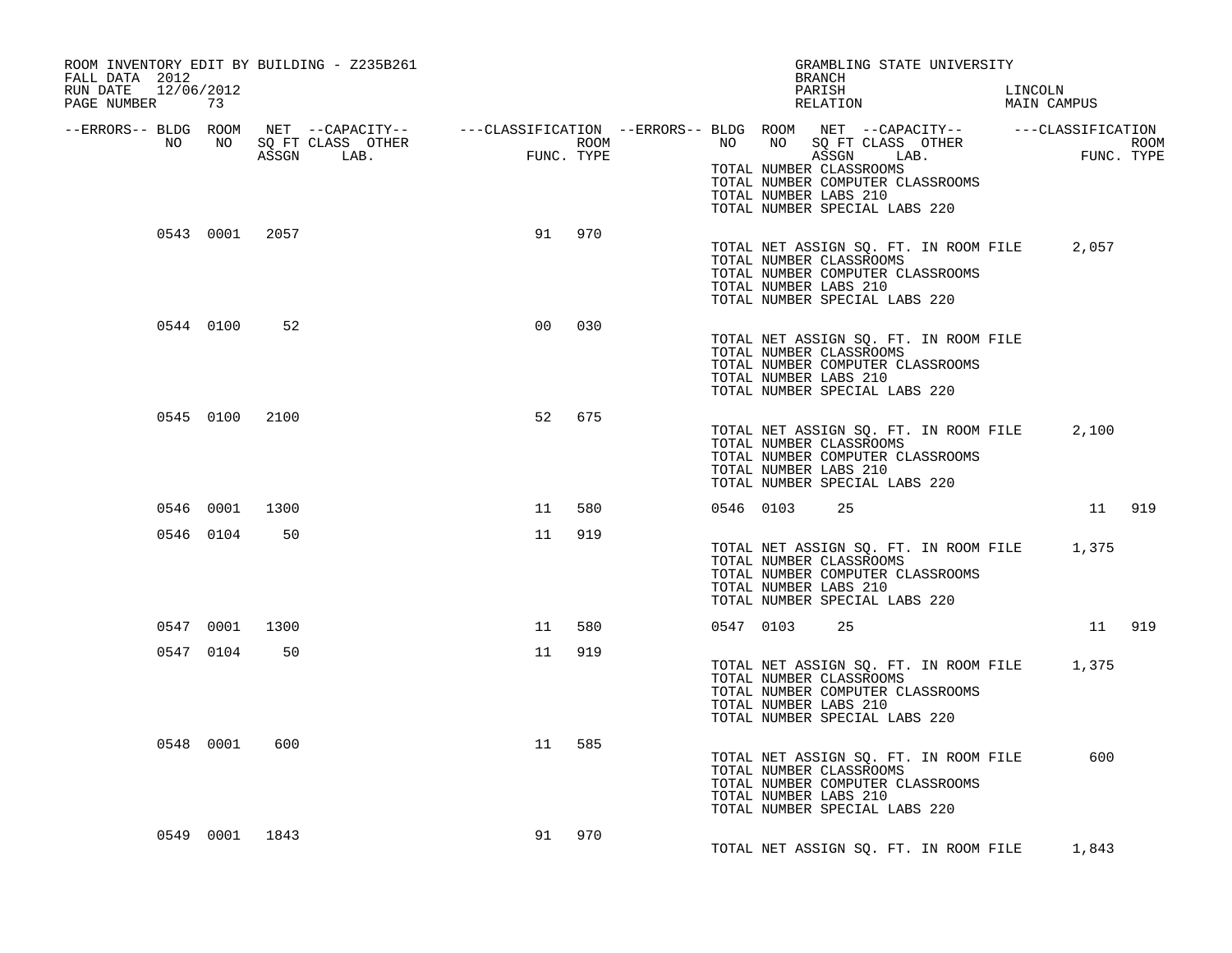ROOM INVENTORY EDIT BY BUILDING - Z235B261
FALL DATA 2012
RUN DATE 12/06/2012
PAGE NUMBER 73

GRAMBLING STATE UNIVERSITY
BRANCH
PARISH LINCOLN
RELATION MAIN CAMPUS

| --ERRORS-- | BLDG NO | ROOM NO | NET SQ FT ASSGN | --CAPACITY-- CLASS LAB. | OTHER | ---CLASSIFICATION FUNC. | ROOM TYPE | --ERRORS-- | BLDG NO | ROOM NO | NET SQ FT ASSGN | --CAPACITY-- CLASS LAB. | OTHER | ---CLASSIFICATION FUNC. | ROOM TYPE |
|---|---|---|---|---|---|---|---|---|---|---|---|---|---|---|---|
| | | | | | | | | | TOTAL NUMBER CLASSROOMS | | | | | | |
| | | | | | | | | | TOTAL NUMBER COMPUTER CLASSROOMS | | | | | | |
| | | | | | | | | | TOTAL NUMBER LABS 210 | | | | | | |
| | | | | | | | | | TOTAL NUMBER SPECIAL LABS 220 | | | | | | |
| | 0543 | 0001 | 2057 | | | 91 | 970 | | | | | | | | |
| | | | | | | | | | TOTAL NET ASSIGN SQ. FT. IN ROOM FILE | | | | | 2,057 | |
| | | | | | | | | | TOTAL NUMBER CLASSROOMS | | | | | | |
| | | | | | | | | | TOTAL NUMBER COMPUTER CLASSROOMS | | | | | | |
| | | | | | | | | | TOTAL NUMBER LABS 210 | | | | | | |
| | | | | | | | | | TOTAL NUMBER SPECIAL LABS 220 | | | | | | |
| | 0544 | 0100 | 52 | | | 00 | 030 | | | | | | | | |
| | | | | | | | | | TOTAL NET ASSIGN SQ. FT. IN ROOM FILE | | | | | | |
| | | | | | | | | | TOTAL NUMBER CLASSROOMS | | | | | | |
| | | | | | | | | | TOTAL NUMBER COMPUTER CLASSROOMS | | | | | | |
| | | | | | | | | | TOTAL NUMBER LABS 210 | | | | | | |
| | | | | | | | | | TOTAL NUMBER SPECIAL LABS 220 | | | | | | |
| | 0545 | 0100 | 2100 | | | 52 | 675 | | | | | | | | |
| | | | | | | | | | TOTAL NET ASSIGN SQ. FT. IN ROOM FILE | | | | | 2,100 | |
| | | | | | | | | | TOTAL NUMBER CLASSROOMS | | | | | | |
| | | | | | | | | | TOTAL NUMBER COMPUTER CLASSROOMS | | | | | | |
| | | | | | | | | | TOTAL NUMBER LABS 210 | | | | | | |
| | | | | | | | | | TOTAL NUMBER SPECIAL LABS 220 | | | | | | |
| | 0546 | 0001 | 1300 | | | 11 | 580 | | 0546 | 0103 | 25 | | | 11 | 919 |
| | 0546 | 0104 | 50 | | | 11 | 919 | | | | | | | | |
| | | | | | | | | | TOTAL NET ASSIGN SQ. FT. IN ROOM FILE | | | | | 1,375 | |
| | | | | | | | | | TOTAL NUMBER CLASSROOMS | | | | | | |
| | | | | | | | | | TOTAL NUMBER COMPUTER CLASSROOMS | | | | | | |
| | | | | | | | | | TOTAL NUMBER LABS 210 | | | | | | |
| | | | | | | | | | TOTAL NUMBER SPECIAL LABS 220 | | | | | | |
| | 0547 | 0001 | 1300 | | | 11 | 580 | | 0547 | 0103 | 25 | | | 11 | 919 |
| | 0547 | 0104 | 50 | | | 11 | 919 | | | | | | | | |
| | | | | | | | | | TOTAL NET ASSIGN SQ. FT. IN ROOM FILE | | | | | 1,375 | |
| | | | | | | | | | TOTAL NUMBER CLASSROOMS | | | | | | |
| | | | | | | | | | TOTAL NUMBER COMPUTER CLASSROOMS | | | | | | |
| | | | | | | | | | TOTAL NUMBER LABS 210 | | | | | | |
| | | | | | | | | | TOTAL NUMBER SPECIAL LABS 220 | | | | | | |
| | 0548 | 0001 | 600 | | | 11 | 585 | | | | | | | | |
| | | | | | | | | | TOTAL NET ASSIGN SQ. FT. IN ROOM FILE | | | | | 600 | |
| | | | | | | | | | TOTAL NUMBER CLASSROOMS | | | | | | |
| | | | | | | | | | TOTAL NUMBER COMPUTER CLASSROOMS | | | | | | |
| | | | | | | | | | TOTAL NUMBER LABS 210 | | | | | | |
| | | | | | | | | | TOTAL NUMBER SPECIAL LABS 220 | | | | | | |
| | 0549 | 0001 | 1843 | | | 91 | 970 | | | | | | | | |
| | | | | | | | | | TOTAL NET ASSIGN SQ. FT. IN ROOM FILE | | | | | 1,843 | |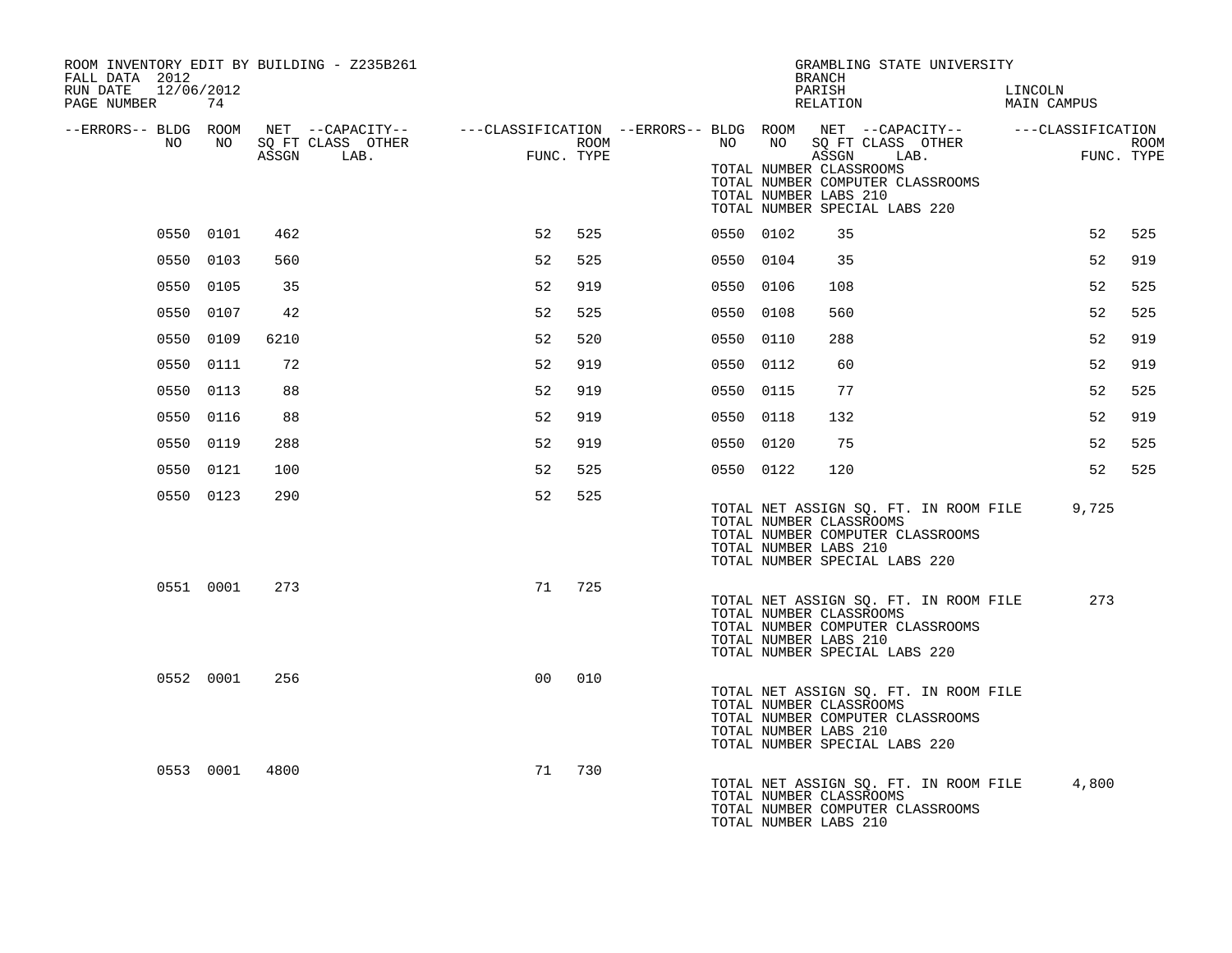ROOM INVENTORY EDIT BY BUILDING - Z235B261
FALL DATA 2012
RUN DATE 12/06/2012

GRAMBLING STATE UNIVERSITY
BRANCH
PARISH LINCOLN
RELATION MAIN CAMPUS

| --ERRORS-- | BLDG NO | ROOM NO | NET SQ FT ASSGN | --CAPACITY-- CLASS | LAB. | OTHER | ---CLASSIFICATION FUNC. | ROOM TYPE | --ERRORS-- | BLDG NO | ROOM NO | NET SQ FT ASSGN | --CAPACITY-- CLASS | LAB. | OTHER | ---CLASSIFICATION FUNC. | ROOM TYPE |
|---|---|---|---|---|---|---|---|---|---|---|---|---|---|---|---|---|---|
| | | | | | | | | | | TOTAL NUMBER CLASSROOMS | | | | | | | |
| | | | | | | | | | | TOTAL NUMBER COMPUTER CLASSROOMS | | | | | | | |
| | | | | | | | | | | TOTAL NUMBER LABS 210 | | | | | | | |
| | | | | | | | | | | TOTAL NUMBER SPECIAL LABS 220 | | | | | | | |
| | 0550 | 0101 | 462 | | | | 52 | 525 | | 0550 | 0102 | 35 | | | | 52 | 525 |
| | 0550 | 0103 | 560 | | | | 52 | 525 | | 0550 | 0104 | 35 | | | | 52 | 919 |
| | 0550 | 0105 | 35 | | | | 52 | 919 | | 0550 | 0106 | 108 | | | | 52 | 525 |
| | 0550 | 0107 | 42 | | | | 52 | 525 | | 0550 | 0108 | 560 | | | | 52 | 525 |
| | 0550 | 0109 | 6210 | | | | 52 | 520 | | 0550 | 0110 | 288 | | | | 52 | 919 |
| | 0550 | 0111 | 72 | | | | 52 | 919 | | 0550 | 0112 | 60 | | | | 52 | 919 |
| | 0550 | 0113 | 88 | | | | 52 | 919 | | 0550 | 0115 | 77 | | | | 52 | 525 |
| | 0550 | 0116 | 88 | | | | 52 | 919 | | 0550 | 0118 | 132 | | | | 52 | 919 |
| | 0550 | 0119 | 288 | | | | 52 | 919 | | 0550 | 0120 | 75 | | | | 52 | 525 |
| | 0550 | 0121 | 100 | | | | 52 | 525 | | 0550 | 0122 | 120 | | | | 52 | 525 |
| | 0550 | 0123 | 290 | | | | 52 | 525 | | TOTAL NET ASSIGN SQ. FT. IN ROOM FILE | | | | | | 9,725 | |
| | | | | | | | | | | TOTAL NUMBER CLASSROOMS | | | | | | | |
| | | | | | | | | | | TOTAL NUMBER COMPUTER CLASSROOMS | | | | | | | |
| | | | | | | | | | | TOTAL NUMBER LABS 210 | | | | | | | |
| | | | | | | | | | | TOTAL NUMBER SPECIAL LABS 220 | | | | | | | |
| | 0551 | 0001 | 273 | | | | 71 | 725 | | TOTAL NET ASSIGN SQ. FT. IN ROOM FILE | | | | | | 273 | |
| | | | | | | | | | | TOTAL NUMBER CLASSROOMS | | | | | | | |
| | | | | | | | | | | TOTAL NUMBER COMPUTER CLASSROOMS | | | | | | | |
| | | | | | | | | | | TOTAL NUMBER LABS 210 | | | | | | | |
| | | | | | | | | | | TOTAL NUMBER SPECIAL LABS 220 | | | | | | | |
| | 0552 | 0001 | 256 | | | | 00 | 010 | | TOTAL NET ASSIGN SQ. FT. IN ROOM FILE | | | | | | | |
| | | | | | | | | | | TOTAL NUMBER CLASSROOMS | | | | | | | |
| | | | | | | | | | | TOTAL NUMBER COMPUTER CLASSROOMS | | | | | | | |
| | | | | | | | | | | TOTAL NUMBER LABS 210 | | | | | | | |
| | | | | | | | | | | TOTAL NUMBER SPECIAL LABS 220 | | | | | | | |
| | 0553 | 0001 | 4800 | | | | 71 | 730 | | TOTAL NET ASSIGN SQ. FT. IN ROOM FILE | | | | | | 4,800 | |
| | | | | | | | | | | TOTAL NUMBER CLASSROOMS | | | | | | | |
| | | | | | | | | | | TOTAL NUMBER COMPUTER CLASSROOMS | | | | | | | |
| | | | | | | | | | | TOTAL NUMBER LABS 210 | | | | | | | |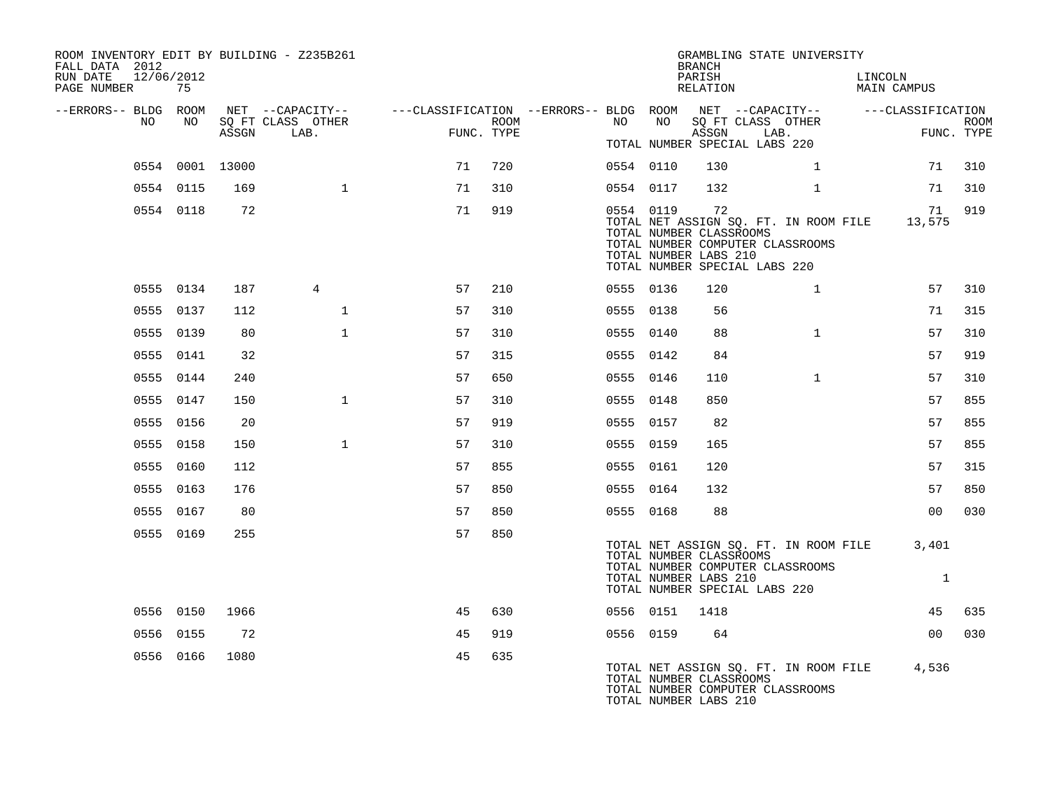ROOM INVENTORY EDIT BY BUILDING - Z235B261
FALL DATA 2012
RUN DATE 12/06/2012
PAGE NUMBER 75

GRAMBLING STATE UNIVERSITY
BRANCH
PARISH LINCOLN
RELATION MAIN CAMPUS

| --ERRORS-- | BLDG NO | ROOM NO | NET SQ FT ASSGN | CAPACITY CLASS LAB. | CAPACITY OTHER | CLASSIFICATION FUNC. | ROOM TYPE | --ERRORS-- | BLDG NO | ROOM NO | NET SQ FT ASSGN | CAPACITY CLASS LAB. | CAPACITY OTHER | CLASSIFICATION FUNC. | ROOM TYPE |
|---|---|---|---|---|---|---|---|---|---|---|---|---|---|---|---|
| | | | | | | | | | TOTAL NUMBER SPECIAL LABS 220 | | | | | | |
| | 0554 | 0001 | 13000 | | | 71 | 720 | | 0554 | 0110 | 130 | | 1 | 71 | 310 |
| | 0554 | 0115 | 169 | | 1 | 71 | 310 | | 0554 | 0117 | 132 | | 1 | 71 | 310 |
| | 0554 | 0118 | 72 | | | 71 | 919 | | 0554 | 0119 | 72 | | | 71 | 919 |
| | | | | | | | | | TOTAL NET ASSIGN SQ. FT. IN ROOM FILE | | | | | 13,575 | |
| | | | | | | | | | TOTAL NUMBER CLASSROOMS | | | | | | |
| | | | | | | | | | TOTAL NUMBER COMPUTER CLASSROOMS | | | | | | |
| | | | | | | | | | TOTAL NUMBER LABS 210 | | | | | | |
| | | | | | | | | | TOTAL NUMBER SPECIAL LABS 220 | | | | | | |
| | 0555 | 0134 | 187 | 4 | | 57 | 210 | | 0555 | 0136 | 120 | | 1 | 57 | 310 |
| | 0555 | 0137 | 112 | | 1 | 57 | 310 | | 0555 | 0138 | 56 | | | 71 | 315 |
| | 0555 | 0139 | 80 | | 1 | 57 | 310 | | 0555 | 0140 | 88 | | 1 | 57 | 310 |
| | 0555 | 0141 | 32 | | | 57 | 315 | | 0555 | 0142 | 84 | | | 57 | 919 |
| | 0555 | 0144 | 240 | | | 57 | 650 | | 0555 | 0146 | 110 | | 1 | 57 | 310 |
| | 0555 | 0147 | 150 | | 1 | 57 | 310 | | 0555 | 0148 | 850 | | | 57 | 855 |
| | 0555 | 0156 | 20 | | | 57 | 919 | | 0555 | 0157 | 82 | | | 57 | 855 |
| | 0555 | 0158 | 150 | | 1 | 57 | 310 | | 0555 | 0159 | 165 | | | 57 | 855 |
| | 0555 | 0160 | 112 | | | 57 | 855 | | 0555 | 0161 | 120 | | | 57 | 315 |
| | 0555 | 0163 | 176 | | | 57 | 850 | | 0555 | 0164 | 132 | | | 57 | 850 |
| | 0555 | 0167 | 80 | | | 57 | 850 | | 0555 | 0168 | 88 | | | 00 | 030 |
| | 0555 | 0169 | 255 | | | 57 | 850 | | | | | | | | |
| | | | | | | | | | TOTAL NET ASSIGN SQ. FT. IN ROOM FILE | | | | | 3,401 | |
| | | | | | | | | | TOTAL NUMBER CLASSROOMS | | | | | | |
| | | | | | | | | | TOTAL NUMBER COMPUTER CLASSROOMS | | | | | | |
| | | | | | | | | | TOTAL NUMBER LABS 210 | | | | | 1 | |
| | | | | | | | | | TOTAL NUMBER SPECIAL LABS 220 | | | | | | |
| | 0556 | 0150 | 1966 | | | 45 | 630 | | 0556 | 0151 | 1418 | | | 45 | 635 |
| | 0556 | 0155 | 72 | | | 45 | 919 | | 0556 | 0159 | 64 | | | 00 | 030 |
| | 0556 | 0166 | 1080 | | | 45 | 635 | | | | | | | | |
| | | | | | | | | | TOTAL NET ASSIGN SQ. FT. IN ROOM FILE | | | | | 4,536 | |
| | | | | | | | | | TOTAL NUMBER CLASSROOMS | | | | | | |
| | | | | | | | | | TOTAL NUMBER COMPUTER CLASSROOMS | | | | | | |
| | | | | | | | | | TOTAL NUMBER LABS 210 | | | | | | |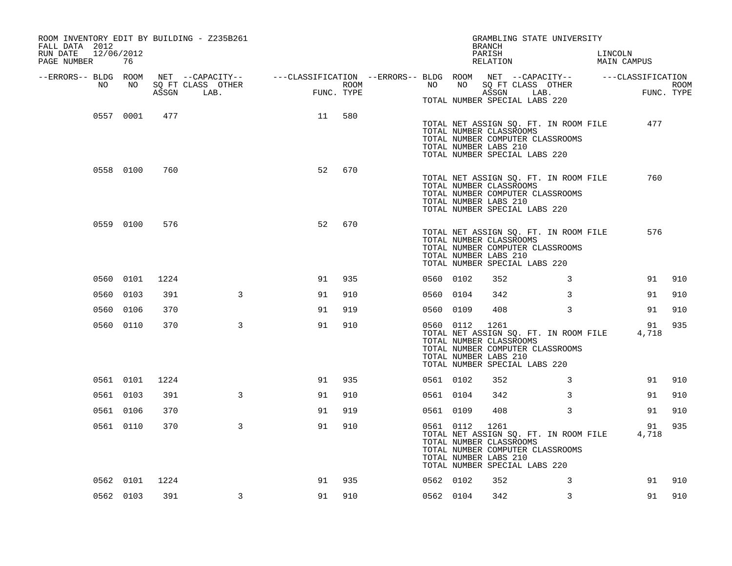ROOM INVENTORY EDIT BY BUILDING - Z235B261
FALL DATA 2012
RUN DATE 12/06/2012
PAGE NUMBER 76

GRAMBLING STATE UNIVERSITY
BRANCH
PARISH LINCOLN
RELATION MAIN CAMPUS

| --ERRORS-- | BLDG NO | ROOM NO | NET ASSGN SQ FT | --CAPACITY-- CLASS LAB. | OTHER | ---CLASSIFICATION FUNC. | ROOM TYPE | --ERRORS-- | BLDG NO | ROOM NO | NET ASSGN SQ FT | --CAPACITY-- CLASS LAB. | OTHER | ---CLASSIFICATION FUNC. | ROOM TYPE |
|---|---|---|---|---|---|---|---|---|---|---|---|---|---|---|---|
| | | | | | | | | | TOTAL NUMBER SPECIAL LABS 220 | | | | | | |
| | 0557 | 0001 | 477 | | | 11 | 580 | | | | | | | | |
| | | | | | | | | | TOTAL NET ASSIGN SQ. FT. IN ROOM FILE | | | | | 477 | |
| | | | | | | | | | TOTAL NUMBER CLASSROOMS | | | | | | |
| | | | | | | | | | TOTAL NUMBER COMPUTER CLASSROOMS | | | | | | |
| | | | | | | | | | TOTAL NUMBER LABS 210 | | | | | | |
| | | | | | | | | | TOTAL NUMBER SPECIAL LABS 220 | | | | | | |
| | 0558 | 0100 | 760 | | | 52 | 670 | | | | | | | | |
| | | | | | | | | | TOTAL NET ASSIGN SQ. FT. IN ROOM FILE | | | | | 760 | |
| | | | | | | | | | TOTAL NUMBER CLASSROOMS | | | | | | |
| | | | | | | | | | TOTAL NUMBER COMPUTER CLASSROOMS | | | | | | |
| | | | | | | | | | TOTAL NUMBER LABS 210 | | | | | | |
| | | | | | | | | | TOTAL NUMBER SPECIAL LABS 220 | | | | | | |
| | 0559 | 0100 | 576 | | | 52 | 670 | | | | | | | | |
| | | | | | | | | | TOTAL NET ASSIGN SQ. FT. IN ROOM FILE | | | | | 576 | |
| | | | | | | | | | TOTAL NUMBER CLASSROOMS | | | | | | |
| | | | | | | | | | TOTAL NUMBER COMPUTER CLASSROOMS | | | | | | |
| | | | | | | | | | TOTAL NUMBER LABS 210 | | | | | | |
| | | | | | | | | | TOTAL NUMBER SPECIAL LABS 220 | | | | | | |
| | 0560 | 0101 | 1224 | | | 91 | 935 | | 0560 | 0102 | 352 | | 3 | 91 | 910 |
| | 0560 | 0103 | 391 | | 3 | 91 | 910 | | 0560 | 0104 | 342 | | 3 | 91 | 910 |
| | 0560 | 0106 | 370 | | | 91 | 919 | | 0560 | 0109 | 408 | | 3 | 91 | 910 |
| | 0560 | 0110 | 370 | | 3 | 91 | 910 | | 0560 | 0112 | 1261 | | | 91 | 935 |
| | | | | | | | | | TOTAL NET ASSIGN SQ. FT. IN ROOM FILE | | | | | 4,718 | |
| | | | | | | | | | TOTAL NUMBER CLASSROOMS | | | | | | |
| | | | | | | | | | TOTAL NUMBER COMPUTER CLASSROOMS | | | | | | |
| | | | | | | | | | TOTAL NUMBER LABS 210 | | | | | | |
| | | | | | | | | | TOTAL NUMBER SPECIAL LABS 220 | | | | | | |
| | 0561 | 0101 | 1224 | | | 91 | 935 | | 0561 | 0102 | 352 | | 3 | 91 | 910 |
| | 0561 | 0103 | 391 | | 3 | 91 | 910 | | 0561 | 0104 | 342 | | 3 | 91 | 910 |
| | 0561 | 0106 | 370 | | | 91 | 919 | | 0561 | 0109 | 408 | | 3 | 91 | 910 |
| | 0561 | 0110 | 370 | | 3 | 91 | 910 | | 0561 | 0112 | 1261 | | | 91 | 935 |
| | | | | | | | | | TOTAL NET ASSIGN SQ. FT. IN ROOM FILE | | | | | 4,718 | |
| | | | | | | | | | TOTAL NUMBER CLASSROOMS | | | | | | |
| | | | | | | | | | TOTAL NUMBER COMPUTER CLASSROOMS | | | | | | |
| | | | | | | | | | TOTAL NUMBER LABS 210 | | | | | | |
| | | | | | | | | | TOTAL NUMBER SPECIAL LABS 220 | | | | | | |
| | 0562 | 0101 | 1224 | | | 91 | 935 | | 0562 | 0102 | 352 | | 3 | 91 | 910 |
| | 0562 | 0103 | 391 | | 3 | 91 | 910 | | 0562 | 0104 | 342 | | 3 | 91 | 910 |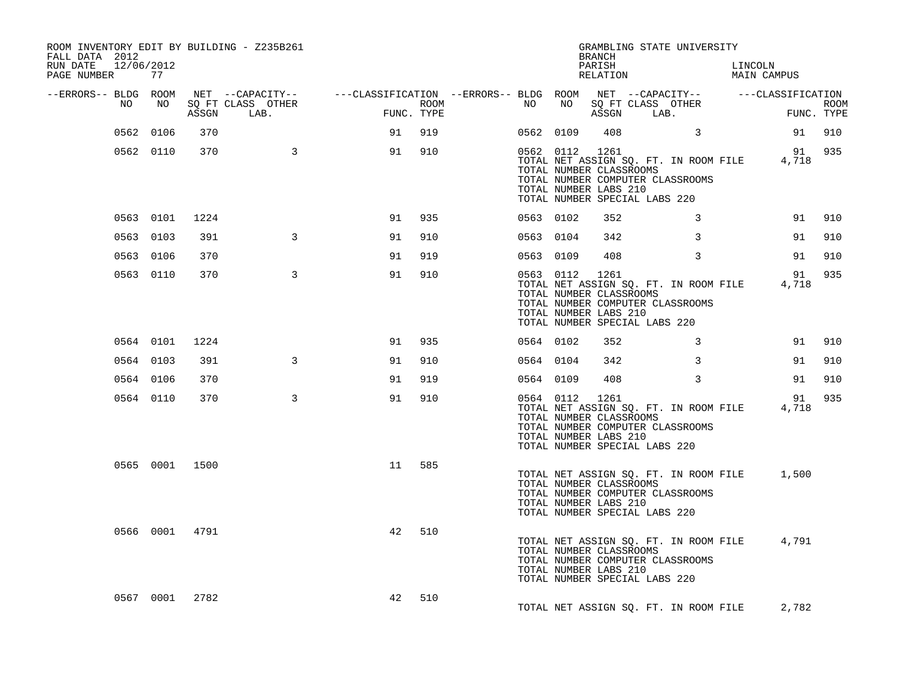ROOM INVENTORY EDIT BY BUILDING - Z235B261
FALL DATA 2012
RUN DATE 12/06/2012
PAGE NUMBER 77

GRAMBLING STATE UNIVERSITY
BRANCH
PARISH LINCOLN
RELATION MAIN CAMPUS

| --ERRORS-- | BLDG NO | ROOM NO | NET SQ FT ASSGN | --CAPACITY-- CLASS LAB. | OTHER | ---CLASSIFICATION FUNC. | ROOM TYPE | --ERRORS-- | BLDG NO | ROOM NO | NET SQ FT ASSGN | --CAPACITY-- CLASS LAB. | OTHER | ---CLASSIFICATION FUNC. | ROOM TYPE |
|---|---|---|---|---|---|---|---|---|---|---|---|---|---|---|---|
| | 0562 | 0106 | 370 | | | 91 | 919 | | 0562 | 0109 | 408 | | 3 | 91 | 910 |
| | 0562 | 0110 | 370 | | 3 | 91 | 910 | | 0562 | 0112 | 1261 | | | 91 | 935 |
| | | | | | | | | | TOTAL NET ASSIGN SQ. FT. IN ROOM FILE | | | | | 4,718 | |
| | | | | | | | | | TOTAL NUMBER CLASSROOMS | | | | | | |
| | | | | | | | | | TOTAL NUMBER COMPUTER CLASSROOMS | | | | | | |
| | | | | | | | | | TOTAL NUMBER LABS 210 | | | | | | |
| | | | | | | | | | TOTAL NUMBER SPECIAL LABS 220 | | | | | | |
| | 0563 | 0101 | 1224 | | | 91 | 935 | | 0563 | 0102 | 352 | | 3 | 91 | 910 |
| | 0563 | 0103 | 391 | | 3 | 91 | 910 | | 0563 | 0104 | 342 | | 3 | 91 | 910 |
| | 0563 | 0106 | 370 | | | 91 | 919 | | 0563 | 0109 | 408 | | 3 | 91 | 910 |
| | 0563 | 0110 | 370 | | 3 | 91 | 910 | | 0563 | 0112 | 1261 | | | 91 | 935 |
| | | | | | | | | | TOTAL NET ASSIGN SQ. FT. IN ROOM FILE | | | | | 4,718 | |
| | | | | | | | | | TOTAL NUMBER CLASSROOMS | | | | | | |
| | | | | | | | | | TOTAL NUMBER COMPUTER CLASSROOMS | | | | | | |
| | | | | | | | | | TOTAL NUMBER LABS 210 | | | | | | |
| | | | | | | | | | TOTAL NUMBER SPECIAL LABS 220 | | | | | | |
| | 0564 | 0101 | 1224 | | | 91 | 935 | | 0564 | 0102 | 352 | | 3 | 91 | 910 |
| | 0564 | 0103 | 391 | | 3 | 91 | 910 | | 0564 | 0104 | 342 | | 3 | 91 | 910 |
| | 0564 | 0106 | 370 | | | 91 | 919 | | 0564 | 0109 | 408 | | 3 | 91 | 910 |
| | 0564 | 0110 | 370 | | 3 | 91 | 910 | | 0564 | 0112 | 1261 | | | 91 | 935 |
| | | | | | | | | | TOTAL NET ASSIGN SQ. FT. IN ROOM FILE | | | | | 4,718 | |
| | | | | | | | | | TOTAL NUMBER CLASSROOMS | | | | | | |
| | | | | | | | | | TOTAL NUMBER COMPUTER CLASSROOMS | | | | | | |
| | | | | | | | | | TOTAL NUMBER LABS 210 | | | | | | |
| | | | | | | | | | TOTAL NUMBER SPECIAL LABS 220 | | | | | | |
| | 0565 | 0001 | 1500 | | | 11 | 585 | | | | | | | | |
| | | | | | | | | | TOTAL NET ASSIGN SQ. FT. IN ROOM FILE | | | | | 1,500 | |
| | | | | | | | | | TOTAL NUMBER CLASSROOMS | | | | | | |
| | | | | | | | | | TOTAL NUMBER COMPUTER CLASSROOMS | | | | | | |
| | | | | | | | | | TOTAL NUMBER LABS 210 | | | | | | |
| | | | | | | | | | TOTAL NUMBER SPECIAL LABS 220 | | | | | | |
| | 0566 | 0001 | 4791 | | | 42 | 510 | | | | | | | | |
| | | | | | | | | | TOTAL NET ASSIGN SQ. FT. IN ROOM FILE | | | | | 4,791 | |
| | | | | | | | | | TOTAL NUMBER CLASSROOMS | | | | | | |
| | | | | | | | | | TOTAL NUMBER COMPUTER CLASSROOMS | | | | | | |
| | | | | | | | | | TOTAL NUMBER LABS 210 | | | | | | |
| | | | | | | | | | TOTAL NUMBER SPECIAL LABS 220 | | | | | | |
| | 0567 | 0001 | 2782 | | | 42 | 510 | | | | | | | | |
| | | | | | | | | | TOTAL NET ASSIGN SQ. FT. IN ROOM FILE | | | | | 2,782 | |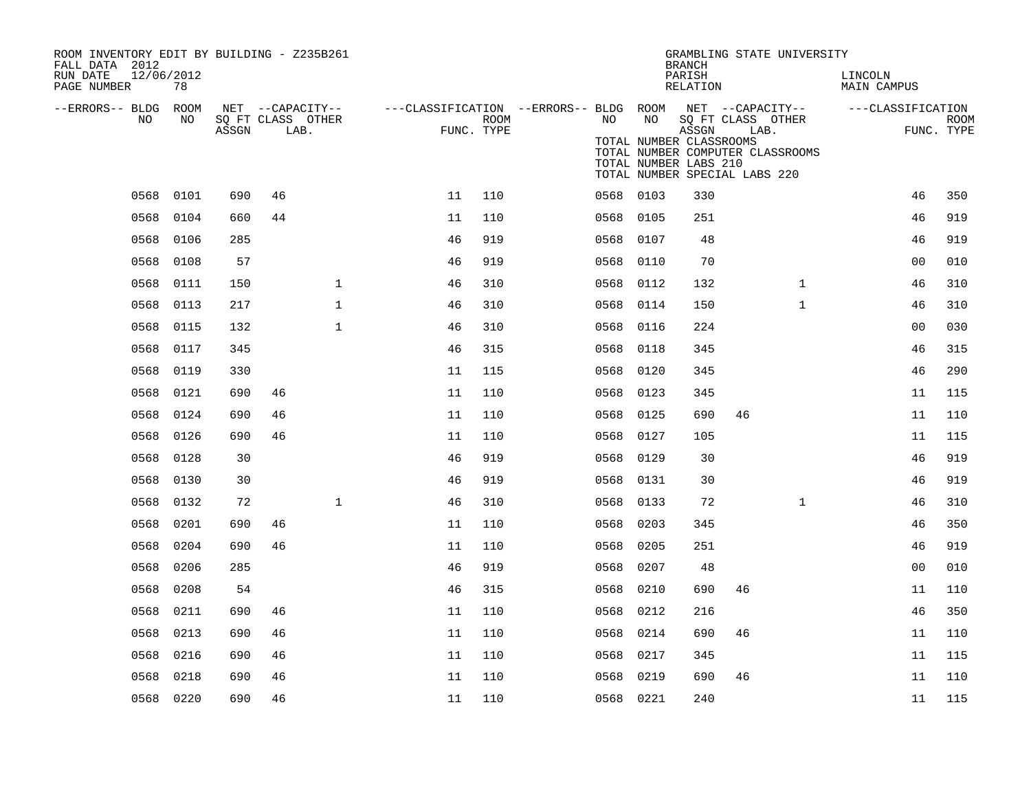ROOM INVENTORY EDIT BY BUILDING - Z235B261
FALL DATA 2012
RUN DATE 12/06/2012
PAGE NUMBER 78

GRAMBLING STATE UNIVERSITY
BRANCH
PARISH LINCOLN
RELATION MAIN CAMPUS

TOTAL NUMBER CLASSROOMS
TOTAL NUMBER COMPUTER CLASSROOMS
TOTAL NUMBER LABS 210
TOTAL NUMBER SPECIAL LABS 220

| --ERRORS-- | BLDG NO | ROOM NO | NET ASSGN SQ FT | CAPACITY CLASS LAB. | CAPACITY OTHER | CLASSIFICATION FUNC. | ROOM TYPE | --ERRORS-- | BLDG NO | ROOM NO | NET ASSGN SQ FT | CAPACITY CLASS LAB. | CAPACITY OTHER | CLASSIFICATION FUNC. | ROOM TYPE |
|---|---|---|---|---|---|---|---|---|---|---|---|---|---|---|---|
| | 0568 | 0101 | 690 | 46 | | 11 | 110 | | 0568 | 0103 | 330 | | | 46 | 350 |
| | 0568 | 0104 | 660 | 44 | | 11 | 110 | | 0568 | 0105 | 251 | | | 46 | 919 |
| | 0568 | 0106 | 285 | | | 46 | 919 | | 0568 | 0107 | 48 | | | 46 | 919 |
| | 0568 | 0108 | 57 | | | 46 | 919 | | 0568 | 0110 | 70 | | | 00 | 010 |
| | 0568 | 0111 | 150 | | 1 | 46 | 310 | | 0568 | 0112 | 132 | | 1 | 46 | 310 |
| | 0568 | 0113 | 217 | | 1 | 46 | 310 | | 0568 | 0114 | 150 | | 1 | 46 | 310 |
| | 0568 | 0115 | 132 | | 1 | 46 | 310 | | 0568 | 0116 | 224 | | | 00 | 030 |
| | 0568 | 0117 | 345 | | | 46 | 315 | | 0568 | 0118 | 345 | | | 46 | 315 |
| | 0568 | 0119 | 330 | | | 11 | 115 | | 0568 | 0120 | 345 | | | 46 | 290 |
| | 0568 | 0121 | 690 | 46 | | 11 | 110 | | 0568 | 0123 | 345 | | | 11 | 115 |
| | 0568 | 0124 | 690 | 46 | | 11 | 110 | | 0568 | 0125 | 690 | 46 | | 11 | 110 |
| | 0568 | 0126 | 690 | 46 | | 11 | 110 | | 0568 | 0127 | 105 | | | 11 | 115 |
| | 0568 | 0128 | 30 | | | 46 | 919 | | 0568 | 0129 | 30 | | | 46 | 919 |
| | 0568 | 0130 | 30 | | | 46 | 919 | | 0568 | 0131 | 30 | | | 46 | 919 |
| | 0568 | 0132 | 72 | | 1 | 46 | 310 | | 0568 | 0133 | 72 | | 1 | 46 | 310 |
| | 0568 | 0201 | 690 | 46 | | 11 | 110 | | 0568 | 0203 | 345 | | | 46 | 350 |
| | 0568 | 0204 | 690 | 46 | | 11 | 110 | | 0568 | 0205 | 251 | | | 46 | 919 |
| | 0568 | 0206 | 285 | | | 46 | 919 | | 0568 | 0207 | 48 | | | 00 | 010 |
| | 0568 | 0208 | 54 | | | 46 | 315 | | 0568 | 0210 | 690 | 46 | | 11 | 110 |
| | 0568 | 0211 | 690 | 46 | | 11 | 110 | | 0568 | 0212 | 216 | | | 46 | 350 |
| | 0568 | 0213 | 690 | 46 | | 11 | 110 | | 0568 | 0214 | 690 | 46 | | 11 | 110 |
| | 0568 | 0216 | 690 | 46 | | 11 | 110 | | 0568 | 0217 | 345 | | | 11 | 115 |
| | 0568 | 0218 | 690 | 46 | | 11 | 110 | | 0568 | 0219 | 690 | 46 | | 11 | 110 |
| | 0568 | 0220 | 690 | 46 | | 11 | 110 | | 0568 | 0221 | 240 | | | 11 | 115 |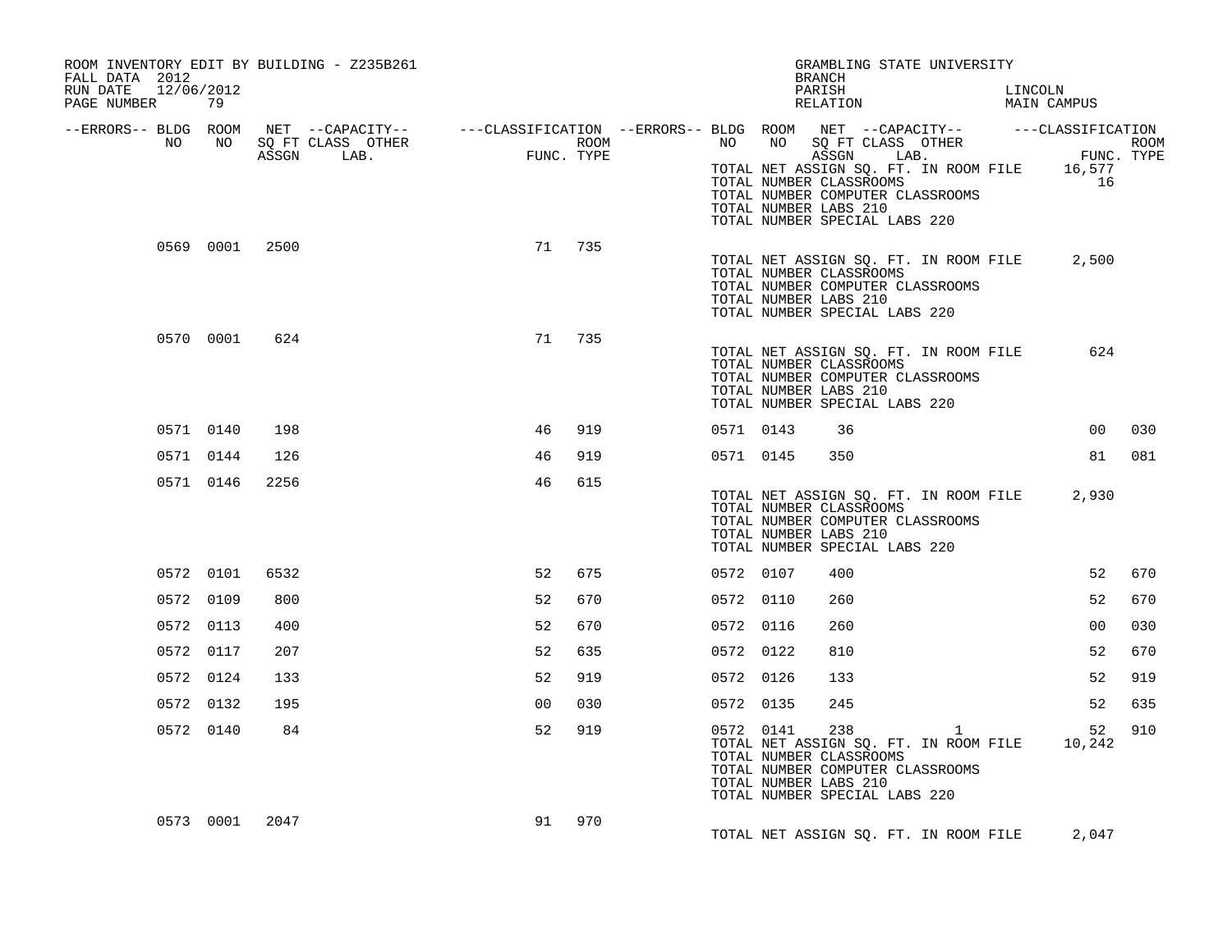ROOM INVENTORY EDIT BY BUILDING - Z235B261
FALL DATA 2012
RUN DATE 12/06/2012
PAGE NUMBER 79

GRAMBLING STATE UNIVERSITY
BRANCH
PARISH LINCOLN
RELATION MAIN CAMPUS

| --ERRORS-- | BLDG NO | ROOM NO | NET ASSGN | CAPACITY CLASS | CAPACITY LAB. | OTHER | FUNC. | ROOM TYPE | --ERRORS-- | BLDG NO | ROOM NO | NET ASSGN | CAPACITY CLASS | CAPACITY LAB. | OTHER | FUNC. | ROOM TYPE |
|---|---|---|---|---|---|---|---|---|---|---|---|---|---|---|---|---|---|
| | | | | | | | | | | TOTAL NET ASSIGN SQ. FT. IN ROOM FILE | | | | | | 16,577 | |
| | | | | | | | | | | TOTAL NUMBER CLASSROOMS | | | | | | 16 | |
| | | | | | | | | | | TOTAL NUMBER COMPUTER CLASSROOMS | | | | | | | |
| | | | | | | | | | | TOTAL NUMBER LABS 210 | | | | | | | |
| | | | | | | | | | | TOTAL NUMBER SPECIAL LABS 220 | | | | | | | |
| | 0569 | 0001 | 2500 | | | | 71 | 735 | | | | | | | | | |
| | | | | | | | | | | TOTAL NET ASSIGN SQ. FT. IN ROOM FILE | | | | | | 2,500 | |
| | | | | | | | | | | TOTAL NUMBER CLASSROOMS | | | | | | | |
| | | | | | | | | | | TOTAL NUMBER COMPUTER CLASSROOMS | | | | | | | |
| | | | | | | | | | | TOTAL NUMBER LABS 210 | | | | | | | |
| | | | | | | | | | | TOTAL NUMBER SPECIAL LABS 220 | | | | | | | |
| | 0570 | 0001 | 624 | | | | 71 | 735 | | | | | | | | | |
| | | | | | | | | | | TOTAL NET ASSIGN SQ. FT. IN ROOM FILE | | | | | | 624 | |
| | | | | | | | | | | TOTAL NUMBER CLASSROOMS | | | | | | | |
| | | | | | | | | | | TOTAL NUMBER COMPUTER CLASSROOMS | | | | | | | |
| | | | | | | | | | | TOTAL NUMBER LABS 210 | | | | | | | |
| | | | | | | | | | | TOTAL NUMBER SPECIAL LABS 220 | | | | | | | |
| | 0571 | 0140 | 198 | | | | 46 | 919 | | 0571 | 0143 | 36 | | | | 00 | 030 |
| | 0571 | 0144 | 126 | | | | 46 | 919 | | 0571 | 0145 | 350 | | | | 81 | 081 |
| | 0571 | 0146 | 2256 | | | | 46 | 615 | | | | | | | | | |
| | | | | | | | | | | TOTAL NET ASSIGN SQ. FT. IN ROOM FILE | | | | | | 2,930 | |
| | | | | | | | | | | TOTAL NUMBER CLASSROOMS | | | | | | | |
| | | | | | | | | | | TOTAL NUMBER COMPUTER CLASSROOMS | | | | | | | |
| | | | | | | | | | | TOTAL NUMBER LABS 210 | | | | | | | |
| | | | | | | | | | | TOTAL NUMBER SPECIAL LABS 220 | | | | | | | |
| | 0572 | 0101 | 6532 | | | | 52 | 675 | | 0572 | 0107 | 400 | | | | 52 | 670 |
| | 0572 | 0109 | 800 | | | | 52 | 670 | | 0572 | 0110 | 260 | | | | 52 | 670 |
| | 0572 | 0113 | 400 | | | | 52 | 670 | | 0572 | 0116 | 260 | | | | 00 | 030 |
| | 0572 | 0117 | 207 | | | | 52 | 635 | | 0572 | 0122 | 810 | | | | 52 | 670 |
| | 0572 | 0124 | 133 | | | | 52 | 919 | | 0572 | 0126 | 133 | | | | 52 | 919 |
| | 0572 | 0132 | 195 | | | | 00 | 030 | | 0572 | 0135 | 245 | | | | 52 | 635 |
| | 0572 | 0140 | 84 | | | | 52 | 919 | | 0572 | 0141 | 238 | | 1 | | 52 | 910 |
| | | | | | | | | | | TOTAL NET ASSIGN SQ. FT. IN ROOM FILE | | | | | | 10,242 | |
| | | | | | | | | | | TOTAL NUMBER CLASSROOMS | | | | | | | |
| | | | | | | | | | | TOTAL NUMBER COMPUTER CLASSROOMS | | | | | | | |
| | | | | | | | | | | TOTAL NUMBER LABS 210 | | | | | | | |
| | | | | | | | | | | TOTAL NUMBER SPECIAL LABS 220 | | | | | | | |
| | 0573 | 0001 | 2047 | | | | 91 | 970 | | | | | | | | | |
| | | | | | | | | | | TOTAL NET ASSIGN SQ. FT. IN ROOM FILE | | | | | | 2,047 | |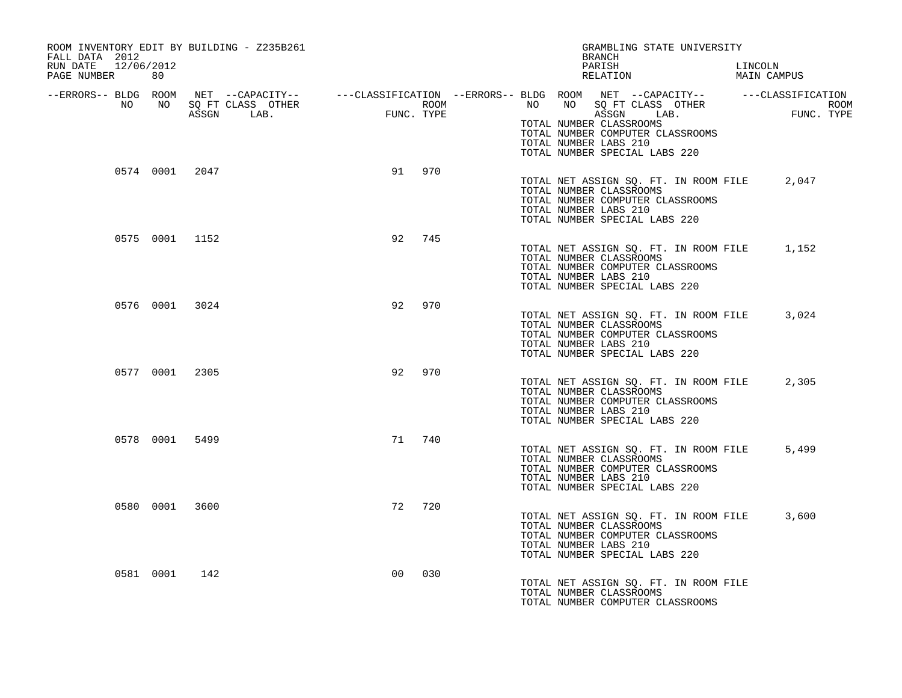ROOM INVENTORY EDIT BY BUILDING - Z235B261
FALL DATA 2012
RUN DATE 12/06/2012

GRAMBLING STATE UNIVERSITY
BRANCH
PARISH LINCOLN
RELATION MAIN CAMPUS

| --ERRORS-- | BLDG NO | ROOM NO | NET SQ FT ASSGN | --CAPACITY-- CLASS LAB. | OTHER | ---CLASSIFICATION FUNC. | ROOM TYPE |
|---|---|---|---|---|---|---|---|
| | 0574 | 0001 | 2047 | | | 91 | 970 |
| | 0575 | 0001 | 1152 | | | 92 | 745 |
| | 0576 | 0001 | 3024 | | | 92 | 970 |
| | 0577 | 0001 | 2305 | | | 92 | 970 |
| | 0578 | 0001 | 5499 | | | 71 | 740 |
| | 0580 | 0001 | 3600 | | | 72 | 720 |
| | 0581 | 0001 | 142 | | | 00 | 030 |

TOTAL NUMBER CLASSROOMS
TOTAL NUMBER COMPUTER CLASSROOMS
TOTAL NUMBER LABS 210
TOTAL NUMBER SPECIAL LABS 220

TOTAL NET ASSIGN SQ. FT. IN ROOM FILE 2,047
TOTAL NUMBER CLASSROOMS
TOTAL NUMBER COMPUTER CLASSROOMS
TOTAL NUMBER LABS 210
TOTAL NUMBER SPECIAL LABS 220

TOTAL NET ASSIGN SQ. FT. IN ROOM FILE 1,152
TOTAL NUMBER CLASSROOMS
TOTAL NUMBER COMPUTER CLASSROOMS
TOTAL NUMBER LABS 210
TOTAL NUMBER SPECIAL LABS 220

TOTAL NET ASSIGN SQ. FT. IN ROOM FILE 3,024
TOTAL NUMBER CLASSROOMS
TOTAL NUMBER COMPUTER CLASSROOMS
TOTAL NUMBER LABS 210
TOTAL NUMBER SPECIAL LABS 220

TOTAL NET ASSIGN SQ. FT. IN ROOM FILE 2,305
TOTAL NUMBER CLASSROOMS
TOTAL NUMBER COMPUTER CLASSROOMS
TOTAL NUMBER LABS 210
TOTAL NUMBER SPECIAL LABS 220

TOTAL NET ASSIGN SQ. FT. IN ROOM FILE 5,499
TOTAL NUMBER CLASSROOMS
TOTAL NUMBER COMPUTER CLASSROOMS
TOTAL NUMBER LABS 210
TOTAL NUMBER SPECIAL LABS 220

TOTAL NET ASSIGN SQ. FT. IN ROOM FILE 3,600
TOTAL NUMBER CLASSROOMS
TOTAL NUMBER COMPUTER CLASSROOMS
TOTAL NUMBER LABS 210
TOTAL NUMBER SPECIAL LABS 220

TOTAL NET ASSIGN SQ. FT. IN ROOM FILE
TOTAL NUMBER CLASSROOMS
TOTAL NUMBER COMPUTER CLASSROOMS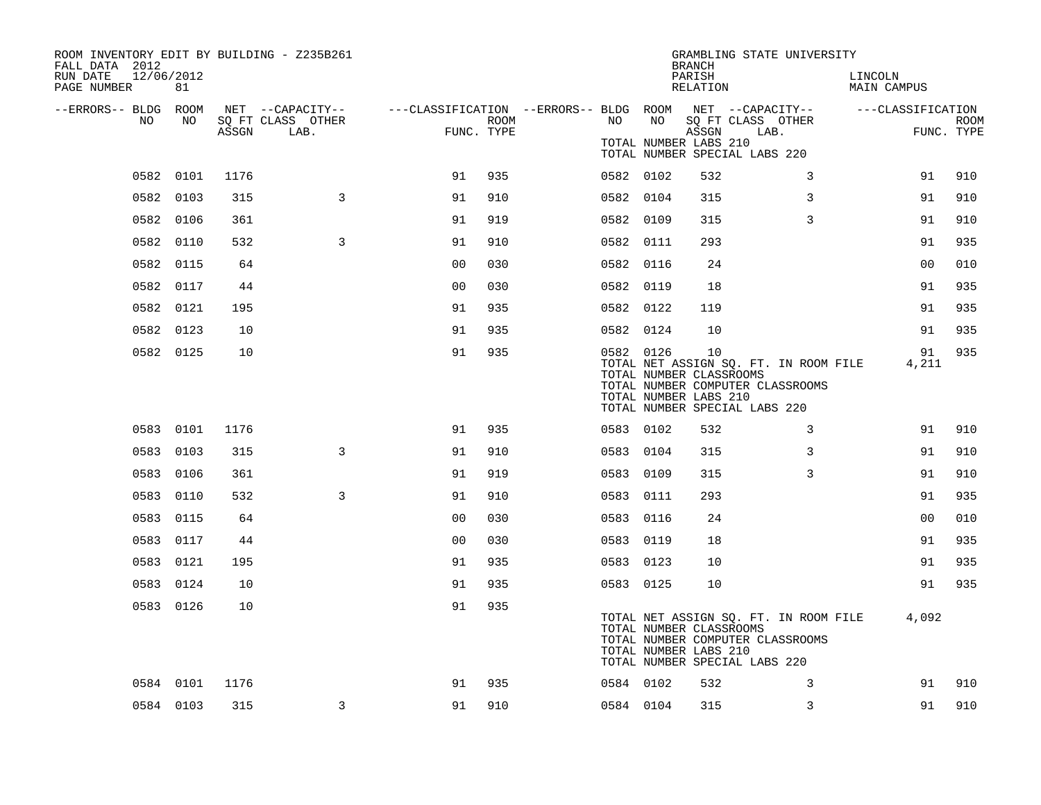ROOM INVENTORY EDIT BY BUILDING - Z235B261
FALL DATA 2012
RUN DATE 12/06/2012
PAGE NUMBER 81

GRAMBLING STATE UNIVERSITY
BRANCH
PARISH LINCOLN
RELATION MAIN CAMPUS

| --ERRORS-- | BLDG NO | ROOM NO | NET SQ FT ASSGN | CAPACITY CLASS LAB. | CAPACITY OTHER | FUNC. | ROOM TYPE | --ERRORS-- | BLDG NO | ROOM NO | NET SQ FT ASSGN | CAPACITY CLASS LAB. | CAPACITY OTHER | FUNC. | ROOM TYPE |
|---|---|---|---|---|---|---|---|---|---|---|---|---|---|---|---|
| | | | | | | | | | TOTAL NUMBER LABS 210 | | | | | | |
| | | | | | | | | | TOTAL NUMBER SPECIAL LABS 220 | | | | | | |
| | 0582 | 0101 | 1176 | | | 91 | 935 | | 0582 | 0102 | 532 | | 3 | 91 | 910 |
| | 0582 | 0103 | 315 | | 3 | 91 | 910 | | 0582 | 0104 | 315 | | 3 | 91 | 910 |
| | 0582 | 0106 | 361 | | | 91 | 919 | | 0582 | 0109 | 315 | | 3 | 91 | 910 |
| | 0582 | 0110 | 532 | | 3 | 91 | 910 | | 0582 | 0111 | 293 | | | 91 | 935 |
| | 0582 | 0115 | 64 | | | 00 | 030 | | 0582 | 0116 | 24 | | | 00 | 010 |
| | 0582 | 0117 | 44 | | | 00 | 030 | | 0582 | 0119 | 18 | | | 91 | 935 |
| | 0582 | 0121 | 195 | | | 91 | 935 | | 0582 | 0122 | 119 | | | 91 | 935 |
| | 0582 | 0123 | 10 | | | 91 | 935 | | 0582 | 0124 | 10 | | | 91 | 935 |
| | 0582 | 0125 | 10 | | | 91 | 935 | | 0582 | 0126 | 10 | | | 91 | 935 |
| | | | | | | | | | TOTAL NET ASSIGN SQ. FT. IN ROOM FILE | | | | | 4,211 | |
| | | | | | | | | | TOTAL NUMBER CLASSROOMS | | | | | | |
| | | | | | | | | | TOTAL NUMBER COMPUTER CLASSROOMS | | | | | | |
| | | | | | | | | | TOTAL NUMBER LABS 210 | | | | | | |
| | | | | | | | | | TOTAL NUMBER SPECIAL LABS 220 | | | | | | |
| | 0583 | 0101 | 1176 | | | 91 | 935 | | 0583 | 0102 | 532 | | 3 | 91 | 910 |
| | 0583 | 0103 | 315 | | 3 | 91 | 910 | | 0583 | 0104 | 315 | | 3 | 91 | 910 |
| | 0583 | 0106 | 361 | | | 91 | 919 | | 0583 | 0109 | 315 | | 3 | 91 | 910 |
| | 0583 | 0110 | 532 | | 3 | 91 | 910 | | 0583 | 0111 | 293 | | | 91 | 935 |
| | 0583 | 0115 | 64 | | | 00 | 030 | | 0583 | 0116 | 24 | | | 00 | 010 |
| | 0583 | 0117 | 44 | | | 00 | 030 | | 0583 | 0119 | 18 | | | 91 | 935 |
| | 0583 | 0121 | 195 | | | 91 | 935 | | 0583 | 0123 | 10 | | | 91 | 935 |
| | 0583 | 0124 | 10 | | | 91 | 935 | | 0583 | 0125 | 10 | | | 91 | 935 |
| | 0583 | 0126 | 10 | | | 91 | 935 | | | | | | | | |
| | | | | | | | | | TOTAL NET ASSIGN SQ. FT. IN ROOM FILE | | | | | 4,092 | |
| | | | | | | | | | TOTAL NUMBER CLASSROOMS | | | | | | |
| | | | | | | | | | TOTAL NUMBER COMPUTER CLASSROOMS | | | | | | |
| | | | | | | | | | TOTAL NUMBER LABS 210 | | | | | | |
| | | | | | | | | | TOTAL NUMBER SPECIAL LABS 220 | | | | | | |
| | 0584 | 0101 | 1176 | | | 91 | 935 | | 0584 | 0102 | 532 | | 3 | 91 | 910 |
| | 0584 | 0103 | 315 | | 3 | 91 | 910 | | 0584 | 0104 | 315 | | 3 | 91 | 910 |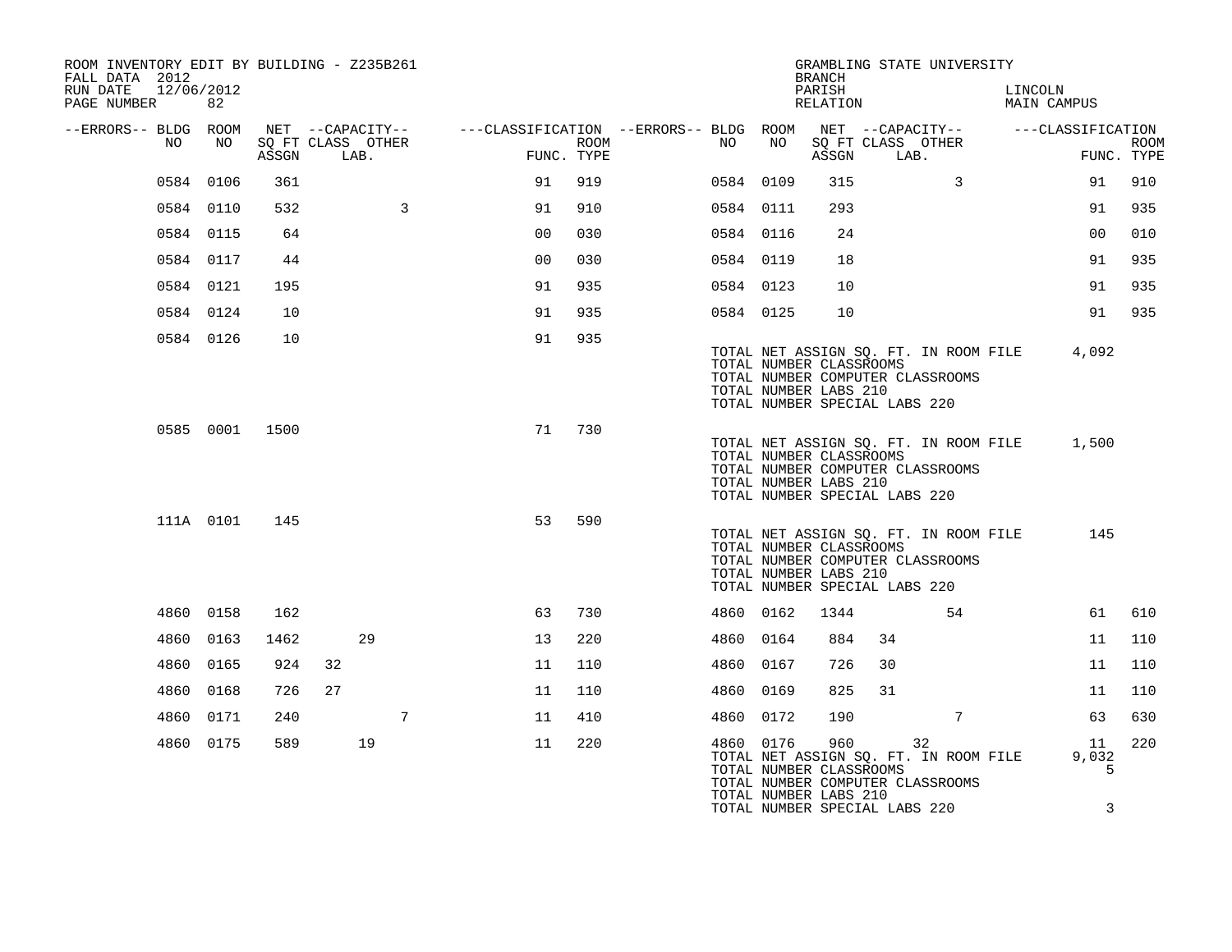ROOM INVENTORY EDIT BY BUILDING - Z235B261
FALL DATA 2012
RUN DATE 12/06/2012
PAGE NUMBER 82

GRAMBLING STATE UNIVERSITY
BRANCH
PARISH LINCOLN
RELATION MAIN CAMPUS

| --ERRORS-- | BLDG NO | ROOM NO | NET SQ FT ASSGN | CAPACITY CLASS | CAPACITY LAB. | CAPACITY OTHER | FUNC. | ROOM TYPE | --ERRORS-- | BLDG NO | ROOM NO | NET SQ FT ASSGN | CAPACITY CLASS | CAPACITY LAB. | CAPACITY OTHER | FUNC. | ROOM TYPE |
|---|---|---|---|---|---|---|---|---|---|---|---|---|---|---|---|---|---|
| | 0584 | 0106 | 361 | | | | 91 | 919 | | 0584 | 0109 | 315 | | | 3 | 91 | 910 |
| | 0584 | 0110 | 532 | | | 3 | 91 | 910 | | 0584 | 0111 | 293 | | | | 91 | 935 |
| | 0584 | 0115 | 64 | | | | 00 | 030 | | 0584 | 0116 | 24 | | | | 00 | 010 |
| | 0584 | 0117 | 44 | | | | 00 | 030 | | 0584 | 0119 | 18 | | | | 91 | 935 |
| | 0584 | 0121 | 195 | | | | 91 | 935 | | 0584 | 0123 | 10 | | | | 91 | 935 |
| | 0584 | 0124 | 10 | | | | 91 | 935 | | 0584 | 0125 | 10 | | | | 91 | 935 |
| | 0584 | 0126 | 10 | | | | 91 | 935 | | | | | | | | | |

TOTAL NET ASSIGN SQ. FT. IN ROOM FILE 4,092
TOTAL NUMBER CLASSROOMS
TOTAL NUMBER COMPUTER CLASSROOMS
TOTAL NUMBER LABS 210
TOTAL NUMBER SPECIAL LABS 220

| --ERRORS-- | BLDG NO | ROOM NO | NET SQ FT ASSGN | CAPACITY CLASS | CAPACITY LAB. | CAPACITY OTHER | FUNC. | ROOM TYPE |
|---|---|---|---|---|---|---|---|---|
| | 0585 | 0001 | 1500 | | | | 71 | 730 |

TOTAL NET ASSIGN SQ. FT. IN ROOM FILE 1,500
TOTAL NUMBER CLASSROOMS
TOTAL NUMBER COMPUTER CLASSROOMS
TOTAL NUMBER LABS 210
TOTAL NUMBER SPECIAL LABS 220

| --ERRORS-- | BLDG NO | ROOM NO | NET SQ FT ASSGN | CAPACITY CLASS | CAPACITY LAB. | CAPACITY OTHER | FUNC. | ROOM TYPE |
|---|---|---|---|---|---|---|---|---|
| | 111A | 0101 | 145 | | | | 53 | 590 |

TOTAL NET ASSIGN SQ. FT. IN ROOM FILE 145
TOTAL NUMBER CLASSROOMS
TOTAL NUMBER COMPUTER CLASSROOMS
TOTAL NUMBER LABS 210
TOTAL NUMBER SPECIAL LABS 220

| --ERRORS-- | BLDG NO | ROOM NO | NET SQ FT ASSGN | CAPACITY CLASS | CAPACITY LAB. | CAPACITY OTHER | FUNC. | ROOM TYPE | --ERRORS-- | BLDG NO | ROOM NO | NET SQ FT ASSGN | CAPACITY CLASS | CAPACITY LAB. | CAPACITY OTHER | FUNC. | ROOM TYPE |
|---|---|---|---|---|---|---|---|---|---|---|---|---|---|---|---|---|---|
| | 4860 | 0158 | 162 | | | | 63 | 730 | | 4860 | 0162 | 1344 | | | 54 | 61 | 610 |
| | 4860 | 0163 | 1462 | | 29 | | 13 | 220 | | 4860 | 0164 | 884 | 34 | | | 11 | 110 |
| | 4860 | 0165 | 924 | 32 | | | 11 | 110 | | 4860 | 0167 | 726 | 30 | | | 11 | 110 |
| | 4860 | 0168 | 726 | 27 | | | 11 | 110 | | 4860 | 0169 | 825 | 31 | | | 11 | 110 |
| | 4860 | 0171 | 240 | | | 7 | 11 | 410 | | 4860 | 0172 | 190 | | | 7 | 63 | 630 |
| | 4860 | 0175 | 589 | | 19 | | 11 | 220 | | 4860 | 0176 | 960 | | 32 | | 11 | 220 |

TOTAL NET ASSIGN SQ. FT. IN ROOM FILE 9,032
TOTAL NUMBER CLASSROOMS 5
TOTAL NUMBER COMPUTER CLASSROOMS
TOTAL NUMBER LABS 210
TOTAL NUMBER SPECIAL LABS 220 3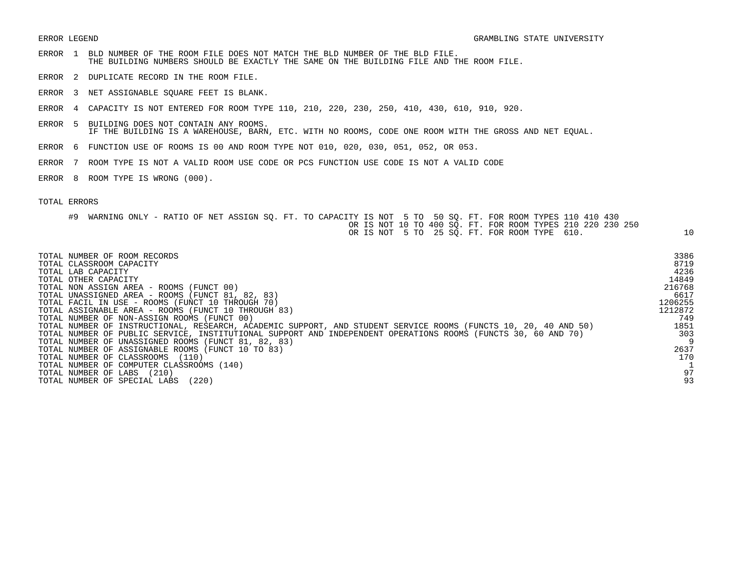ERROR LEGEND GRAMBLING STATE UNIVERSITY

ERROR 1 BLD NUMBER OF THE ROOM FILE DOES NOT MATCH THE BLD NUMBER OF THE BLD FILE.
THE BUILDING NUMBERS SHOULD BE EXACTLY THE SAME ON THE BUILDING FILE AND THE ROOM FILE.

ERROR 2 DUPLICATE RECORD IN THE ROOM FILE.

ERROR 3 NET ASSIGNABLE SQUARE FEET IS BLANK.

ERROR 4 CAPACITY IS NOT ENTERED FOR ROOM TYPE 110, 210, 220, 230, 250, 410, 430, 610, 910, 920.

ERROR 5 BUILDING DOES NOT CONTAIN ANY ROOMS.
IF THE BUILDING IS A WAREHOUSE, BARN, ETC. WITH NO ROOMS, CODE ONE ROOM WITH THE GROSS AND NET EQUAL.

ERROR 6 FUNCTION USE OF ROOMS IS 00 AND ROOM TYPE NOT 010, 020, 030, 051, 052, OR 053.

ERROR 7 ROOM TYPE IS NOT A VALID ROOM USE CODE OR PCS FUNCTION USE CODE IS NOT A VALID CODE

ERROR 8 ROOM TYPE IS WRONG (000).

TOTAL ERRORS

#9 WARNING ONLY - RATIO OF NET ASSIGN SQ. FT. TO CAPACITY IS NOT 5 TO 50 SQ. FT. FOR ROOM TYPES 110 410 430
OR IS NOT 10 TO 400 SQ. FT. FOR ROOM TYPES 210 220 230 250
OR IS NOT 5 TO 25 SQ. FT. FOR ROOM TYPE 610. 10

| | |
|---|---|
| TOTAL NUMBER OF ROOM RECORDS | 3386 |
| TOTAL CLASSROOM CAPACITY | 8719 |
| TOTAL LAB CAPACITY | 4236 |
| TOTAL OTHER CAPACITY | 14849 |
| TOTAL NON ASSIGN AREA - ROOMS (FUNCT 00) | 216768 |
| TOTAL UNASSIGNED AREA - ROOMS (FUNCT 81, 82, 83) | 6617 |
| TOTAL FACIL IN USE - ROOMS (FUNCT 10 THROUGH 70) | 1206255 |
| TOTAL ASSIGNABLE AREA - ROOMS (FUNCT 10 THROUGH 83) | 1212872 |
| TOTAL NUMBER OF NON-ASSIGN ROOMS (FUNCT 00) | 749 |
| TOTAL NUMBER OF INSTRUCTIONAL, RESEARCH, ACADEMIC SUPPORT, AND STUDENT SERVICE ROOMS (FUNCTS 10, 20, 40 AND 50) | 1851 |
| TOTAL NUMBER OF PUBLIC SERVICE, INSTITUTIONAL SUPPORT AND INDEPENDENT OPERATIONS ROOMS (FUNCTS 30, 60 AND 70) | 303 |
| TOTAL NUMBER OF UNASSIGNED ROOMS (FUNCT 81, 82, 83) | 9 |
| TOTAL NUMBER OF ASSIGNABLE ROOMS (FUNCT 10 TO 83) | 2637 |
| TOTAL NUMBER OF CLASSROOMS (110) | 170 |
| TOTAL NUMBER OF COMPUTER CLASSROOMS (140) | 1 |
| TOTAL NUMBER OF LABS (210) | 97 |
| TOTAL NUMBER OF SPECIAL LABS (220) | 93 |